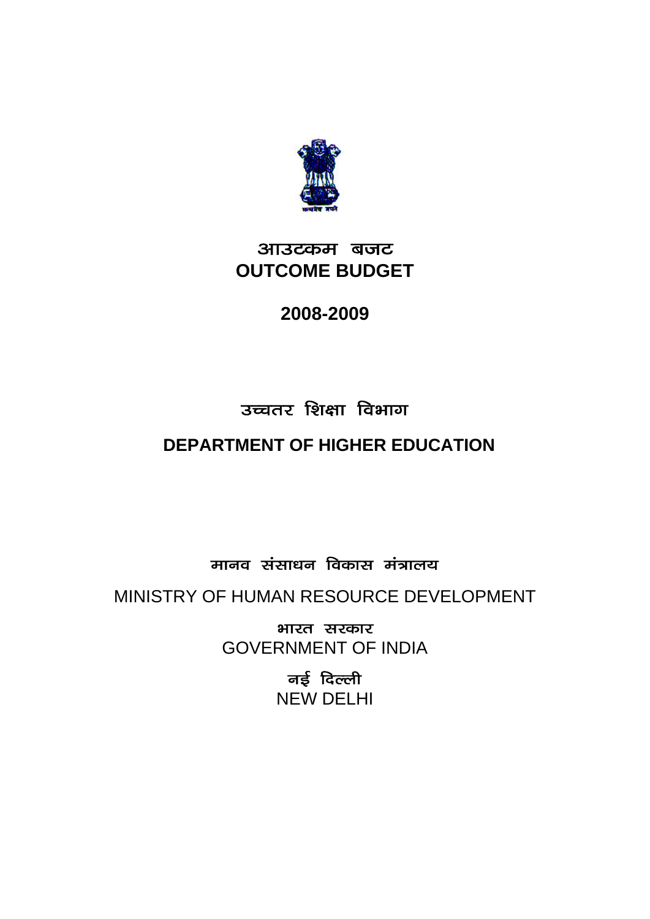# आउटकम बजट
# OUTCOME BUDGET

## 2008-2009

## उच्चतर शिक्षा विभाग
## DEPARTMENT OF HIGHER EDUCATION

मानव संसाधन विकास मंत्रालय

MINISTRY OF HUMAN RESOURCE DEVELOPMENT

भारत सरकार

GOVERNMENT OF INDIA

नई दिल्ली

NEW DELHI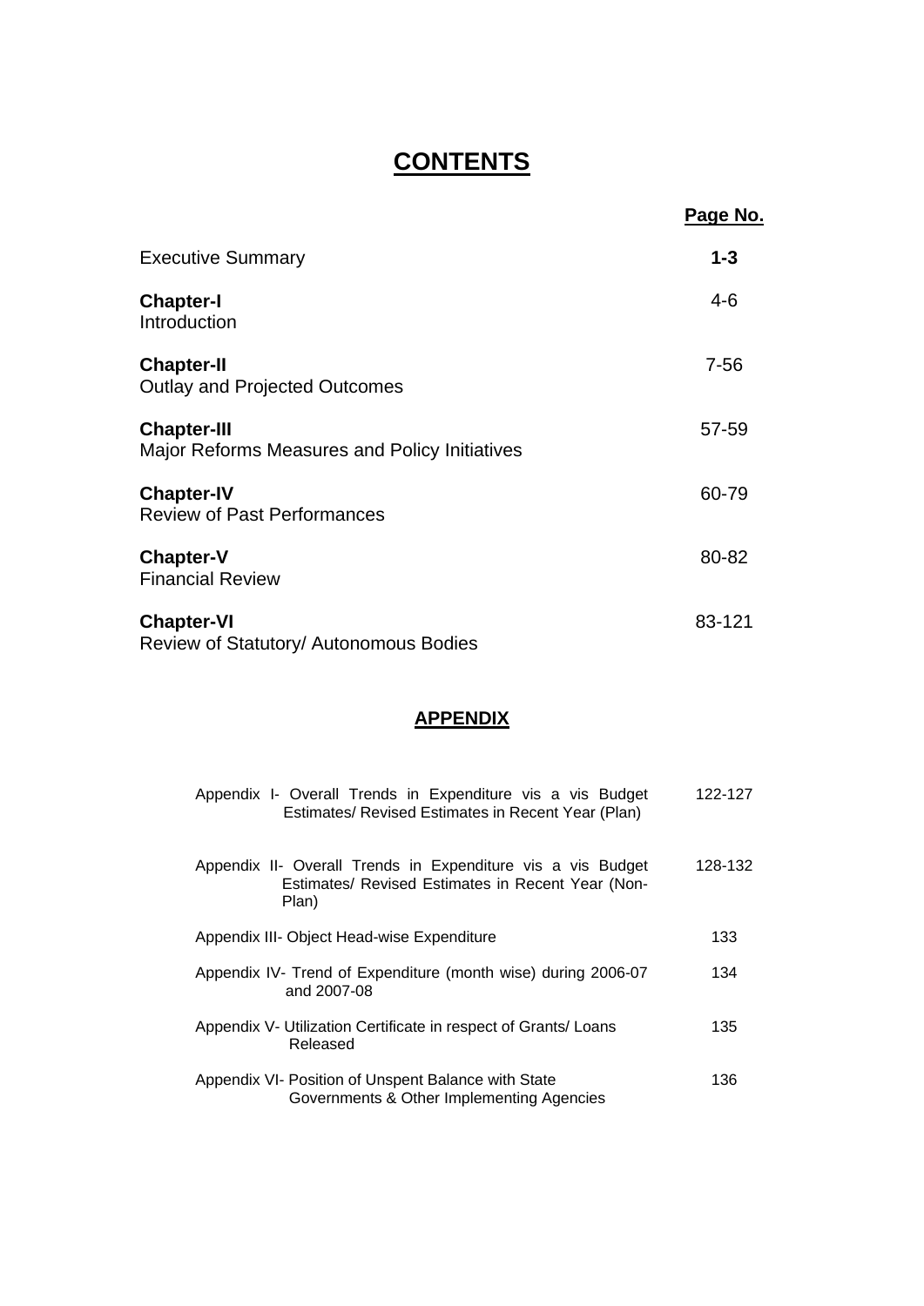# CONTENTS

| | Page No. |
|---|---|
| Executive Summary | **1-3** |
| **Chapter-I** Introduction | 4-6 |
| **Chapter-II** Outlay and Projected Outcomes | 7-56 |
| **Chapter-III** Major Reforms Measures and Policy Initiatives | 57-59 |
| **Chapter-IV** Review of Past Performances | 60-79 |
| **Chapter-V** Financial Review | 80-82 |
| **Chapter-VI** Review of Statutory/ Autonomous Bodies | 83-121 |

## APPENDIX

| | |
|---|---|
| Appendix I- Overall Trends in Expenditure vis a vis Budget Estimates/ Revised Estimates in Recent Year (Plan) | 122-127 |
| Appendix II- Overall Trends in Expenditure vis a vis Budget Estimates/ Revised Estimates in Recent Year (Non-Plan) | 128-132 |
| Appendix III- Object Head-wise Expenditure | 133 |
| Appendix IV- Trend of Expenditure (month wise) during 2006-07 and 2007-08 | 134 |
| Appendix V- Utilization Certificate in respect of Grants/ Loans Released | 135 |
| Appendix VI- Position of Unspent Balance with State Governments & Other Implementing Agencies | 136 |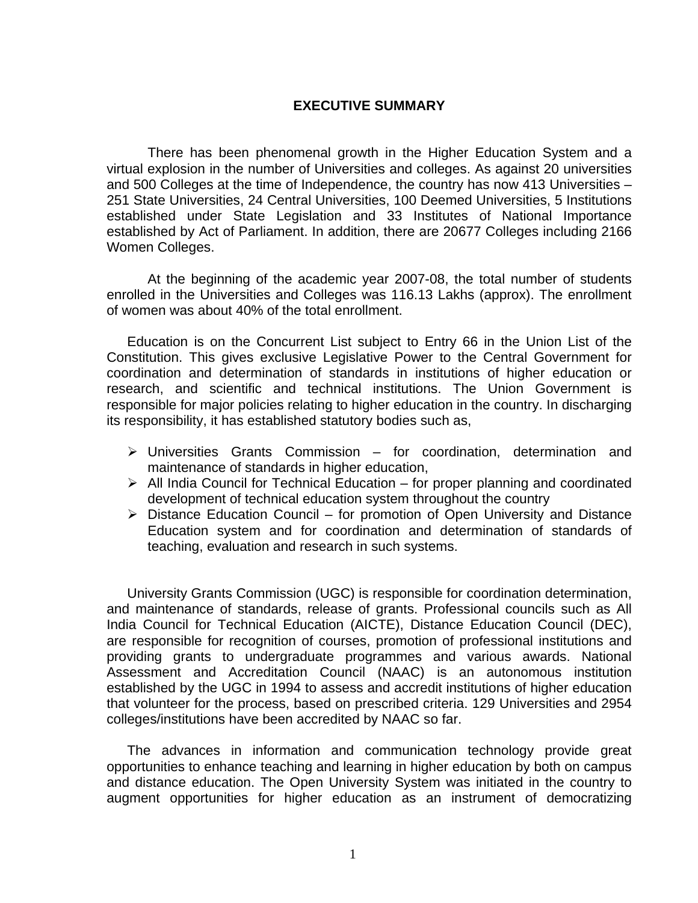# EXECUTIVE SUMMARY

There has been phenomenal growth in the Higher Education System and a virtual explosion in the number of Universities and colleges. As against 20 universities and 500 Colleges at the time of Independence, the country has now 413 Universities – 251 State Universities, 24 Central Universities, 100 Deemed Universities, 5 Institutions established under State Legislation and 33 Institutes of National Importance established by Act of Parliament. In addition, there are 20677 Colleges including 2166 Women Colleges.

At the beginning of the academic year 2007-08, the total number of students enrolled in the Universities and Colleges was 116.13 Lakhs (approx). The enrollment of women was about 40% of the total enrollment.

Education is on the Concurrent List subject to Entry 66 in the Union List of the Constitution. This gives exclusive Legislative Power to the Central Government for coordination and determination of standards in institutions of higher education or research, and scientific and technical institutions. The Union Government is responsible for major policies relating to higher education in the country. In discharging its responsibility, it has established statutory bodies such as,

- Universities Grants Commission – for coordination, determination and maintenance of standards in higher education,
- All India Council for Technical Education – for proper planning and coordinated development of technical education system throughout the country
- Distance Education Council – for promotion of Open University and Distance Education system and for coordination and determination of standards of teaching, evaluation and research in such systems.

University Grants Commission (UGC) is responsible for coordination determination, and maintenance of standards, release of grants. Professional councils such as All India Council for Technical Education (AICTE), Distance Education Council (DEC), are responsible for recognition of courses, promotion of professional institutions and providing grants to undergraduate programmes and various awards. National Assessment and Accreditation Council (NAAC) is an autonomous institution established by the UGC in 1994 to assess and accredit institutions of higher education that volunteer for the process, based on prescribed criteria. 129 Universities and 2954 colleges/institutions have been accredited by NAAC so far.

The advances in information and communication technology provide great opportunities to enhance teaching and learning in higher education by both on campus and distance education. The Open University System was initiated in the country to augment opportunities for higher education as an instrument of democratizing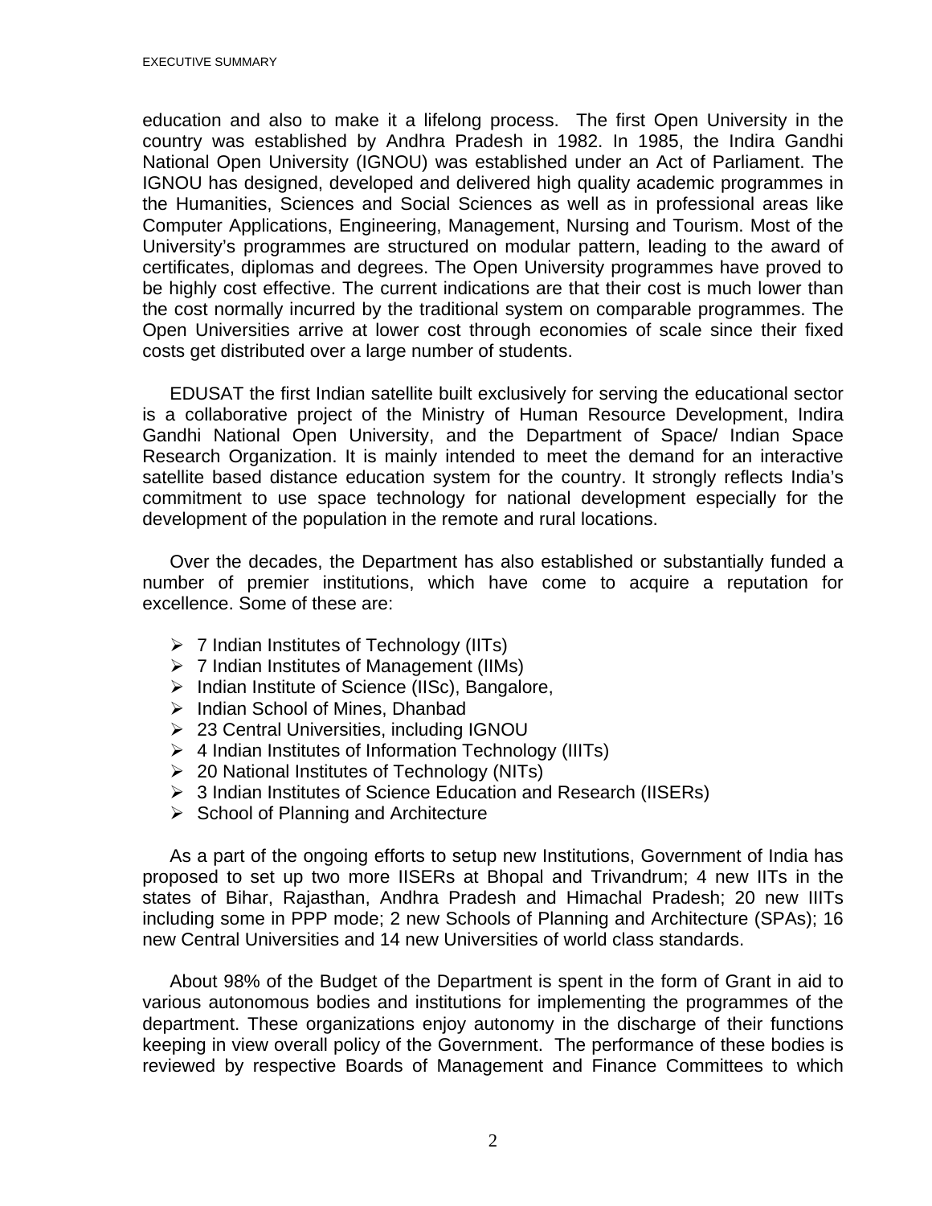education and also to make it a lifelong process. The first Open University in the country was established by Andhra Pradesh in 1982. In 1985, the Indira Gandhi National Open University (IGNOU) was established under an Act of Parliament. The IGNOU has designed, developed and delivered high quality academic programmes in the Humanities, Sciences and Social Sciences as well as in professional areas like Computer Applications, Engineering, Management, Nursing and Tourism. Most of the University's programmes are structured on modular pattern, leading to the award of certificates, diplomas and degrees. The Open University programmes have proved to be highly cost effective. The current indications are that their cost is much lower than the cost normally incurred by the traditional system on comparable programmes. The Open Universities arrive at lower cost through economies of scale since their fixed costs get distributed over a large number of students.

EDUSAT the first Indian satellite built exclusively for serving the educational sector is a collaborative project of the Ministry of Human Resource Development, Indira Gandhi National Open University, and the Department of Space/ Indian Space Research Organization. It is mainly intended to meet the demand for an interactive satellite based distance education system for the country. It strongly reflects India's commitment to use space technology for national development especially for the development of the population in the remote and rural locations.

Over the decades, the Department has also established or substantially funded a number of premier institutions, which have come to acquire a reputation for excellence. Some of these are:

- 7 Indian Institutes of Technology (IITs)
- 7 Indian Institutes of Management (IIMs)
- Indian Institute of Science (IISc), Bangalore,
- Indian School of Mines, Dhanbad
- 23 Central Universities, including IGNOU
- 4 Indian Institutes of Information Technology (IIITs)
- 20 National Institutes of Technology (NITs)
- 3 Indian Institutes of Science Education and Research (IISERs)
- School of Planning and Architecture

As a part of the ongoing efforts to setup new Institutions, Government of India has proposed to set up two more IISERs at Bhopal and Trivandrum; 4 new IITs in the states of Bihar, Rajasthan, Andhra Pradesh and Himachal Pradesh; 20 new IIITs including some in PPP mode; 2 new Schools of Planning and Architecture (SPAs); 16 new Central Universities and 14 new Universities of world class standards.

About 98% of the Budget of the Department is spent in the form of Grant in aid to various autonomous bodies and institutions for implementing the programmes of the department. These organizations enjoy autonomy in the discharge of their functions keeping in view overall policy of the Government. The performance of these bodies is reviewed by respective Boards of Management and Finance Committees to which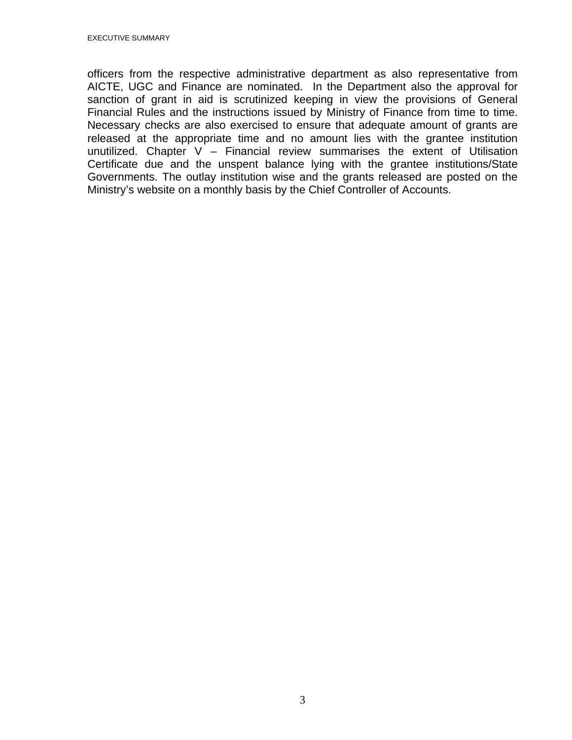officers from the respective administrative department as also representative from AICTE, UGC and Finance are nominated. In the Department also the approval for sanction of grant in aid is scrutinized keeping in view the provisions of General Financial Rules and the instructions issued by Ministry of Finance from time to time. Necessary checks are also exercised to ensure that adequate amount of grants are released at the appropriate time and no amount lies with the grantee institution unutilized. Chapter V – Financial review summarises the extent of Utilisation Certificate due and the unspent balance lying with the grantee institutions/State Governments. The outlay institution wise and the grants released are posted on the Ministry's website on a monthly basis by the Chief Controller of Accounts.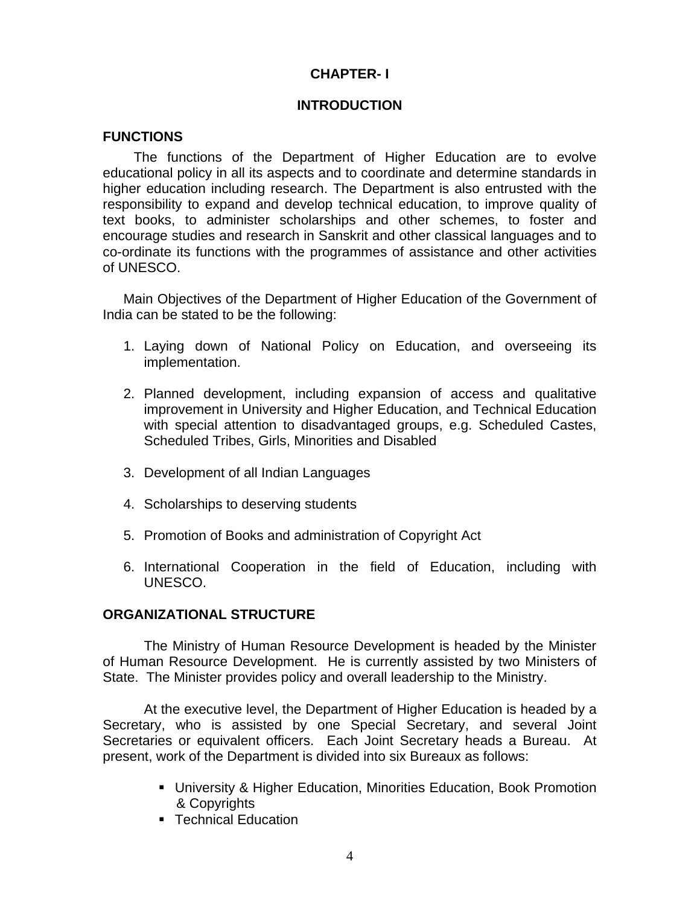# CHAPTER- I

## INTRODUCTION

### FUNCTIONS

The functions of the Department of Higher Education are to evolve educational policy in all its aspects and to coordinate and determine standards in higher education including research. The Department is also entrusted with the responsibility to expand and develop technical education, to improve quality of text books, to administer scholarships and other schemes, to foster and encourage studies and research in Sanskrit and other classical languages and to co-ordinate its functions with the programmes of assistance and other activities of UNESCO.

Main Objectives of the Department of Higher Education of the Government of India can be stated to be the following:

1. Laying down of National Policy on Education, and overseeing its implementation.

2. Planned development, including expansion of access and qualitative improvement in University and Higher Education, and Technical Education with special attention to disadvantaged groups, e.g. Scheduled Castes, Scheduled Tribes, Girls, Minorities and Disabled

3. Development of all Indian Languages

4. Scholarships to deserving students

5. Promotion of Books and administration of Copyright Act

6. International Cooperation in the field of Education, including with UNESCO.

### ORGANIZATIONAL STRUCTURE

The Ministry of Human Resource Development is headed by the Minister of Human Resource Development. He is currently assisted by two Ministers of State. The Minister provides policy and overall leadership to the Ministry.

At the executive level, the Department of Higher Education is headed by a Secretary, who is assisted by one Special Secretary, and several Joint Secretaries or equivalent officers. Each Joint Secretary heads a Bureau. At present, work of the Department is divided into six Bureaux as follows:

- University & Higher Education, Minorities Education, Book Promotion & Copyrights
- Technical Education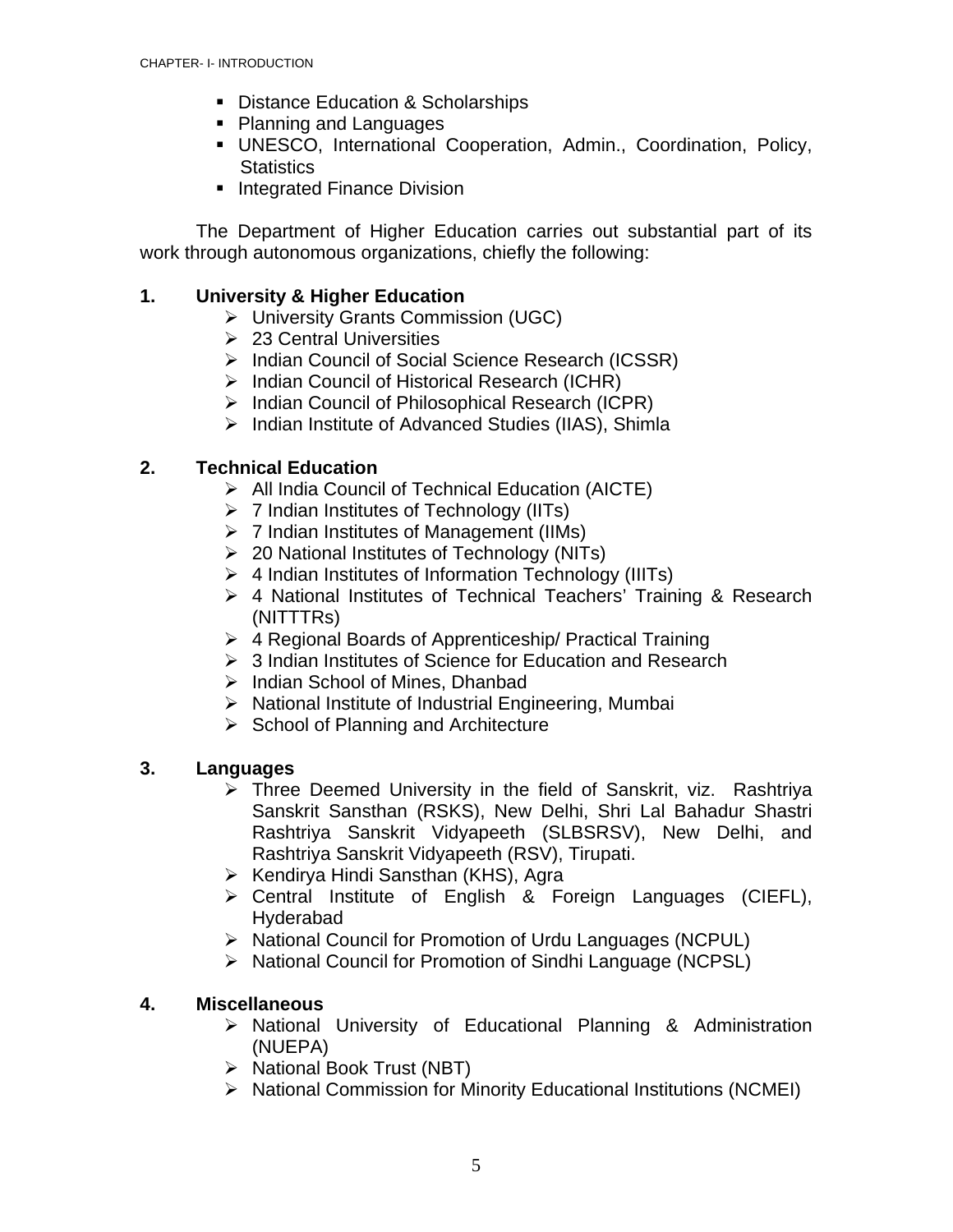- Distance Education & Scholarships
- Planning and Languages
- UNESCO, International Cooperation, Admin., Coordination, Policy, Statistics
- Integrated Finance Division

The Department of Higher Education carries out substantial part of its work through autonomous organizations, chiefly the following:

**1. University & Higher Education**

- University Grants Commission (UGC)
- 23 Central Universities
- Indian Council of Social Science Research (ICSSR)
- Indian Council of Historical Research (ICHR)
- Indian Council of Philosophical Research (ICPR)
- Indian Institute of Advanced Studies (IIAS), Shimla

**2. Technical Education**

- All India Council of Technical Education (AICTE)
- 7 Indian Institutes of Technology (IITs)
- 7 Indian Institutes of Management (IIMs)
- 20 National Institutes of Technology (NITs)
- 4 Indian Institutes of Information Technology (IIITs)
- 4 National Institutes of Technical Teachers' Training & Research (NITTTRs)
- 4 Regional Boards of Apprenticeship/ Practical Training
- 3 Indian Institutes of Science for Education and Research
- Indian School of Mines, Dhanbad
- National Institute of Industrial Engineering, Mumbai
- School of Planning and Architecture

**3. Languages**

- Three Deemed University in the field of Sanskrit, viz. Rashtriya Sanskrit Sansthan (RSKS), New Delhi, Shri Lal Bahadur Shastri Rashtriya Sanskrit Vidyapeeth (SLBSRSV), New Delhi, and Rashtriya Sanskrit Vidyapeeth (RSV), Tirupati.
- Kendirya Hindi Sansthan (KHS), Agra
- Central Institute of English & Foreign Languages (CIEFL), Hyderabad
- National Council for Promotion of Urdu Languages (NCPUL)
- National Council for Promotion of Sindhi Language (NCPSL)

**4. Miscellaneous**

- National University of Educational Planning & Administration (NUEPA)
- National Book Trust (NBT)
- National Commission for Minority Educational Institutions (NCMEI)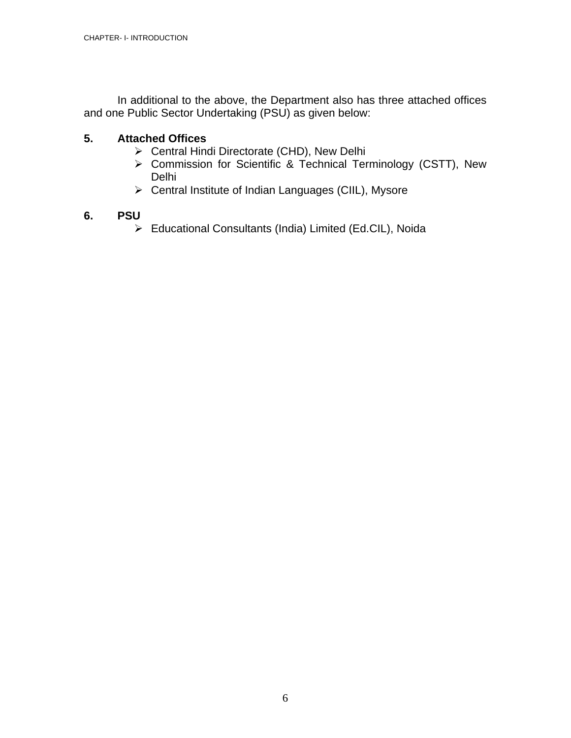In additional to the above, the Department also has three attached offices and one Public Sector Undertaking (PSU) as given below:

**5. Attached Offices**

- Central Hindi Directorate (CHD), New Delhi
- Commission for Scientific & Technical Terminology (CSTT), New Delhi
- Central Institute of Indian Languages (CIIL), Mysore

**6. PSU**

- Educational Consultants (India) Limited (Ed.CIL), Noida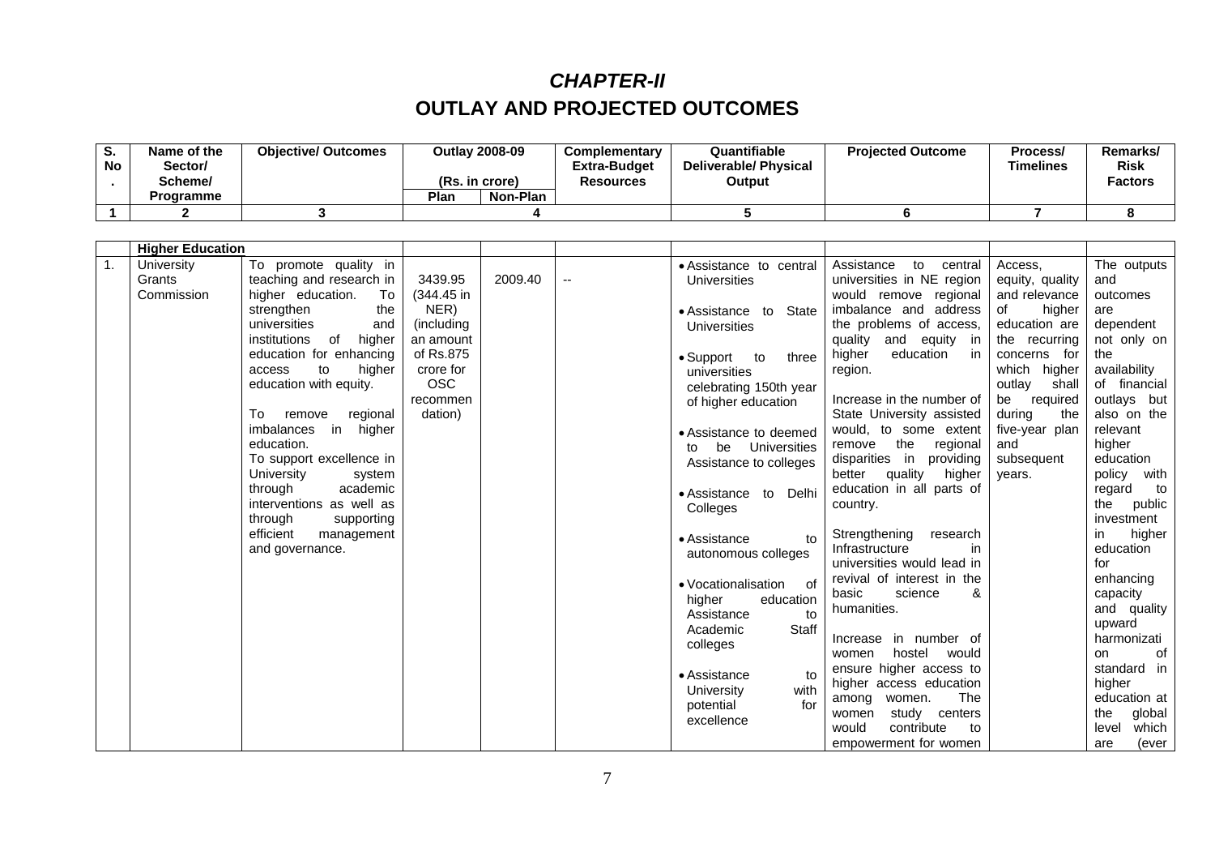# *CHAPTER-II*

## OUTLAY AND PROJECTED OUTCOMES

| S. No. | Name of the Sector/ Scheme/ Programme | Objective/ Outcomes | Outlay 2008-09 (Rs. in crore) | | Complementary Extra-Budget Resources | Quantifiable Deliverable/ Physical Output | Projected Outcome | Process/ Timelines | Remarks/ Risk Factors |
|---|---|---|---|---|---|---|---|---|---|
| | | | Plan | Non-Plan | | | | | |
| 1 | 2 | 3 | 4 | | | 5 | 6 | 7 | 8 |
| | **Higher Education** | | | | | | | | |
| 1. | University Grants Commission | To promote quality in teaching and research in higher education. To strengthen the universities and institutions of higher education for enhancing access to higher education with equity.<br><br>To remove regional imbalances in higher education.<br>To support excellence in University system through academic interventions as well as through supporting efficient management and governance. | 3439.95 (344.45 in NER) (including an amount of Rs.875 crore for OSC recommendation) | 2009.40 | -- | • Assistance to central Universities<br><br>• Assistance to State Universities<br><br>• Support to three universities celebrating 150th year of higher education<br><br>• Assistance to deemed to be Universities Assistance to colleges<br><br>• Assistance to Delhi Colleges<br><br>• Assistance to autonomous colleges<br><br>• Vocationalisation of higher education Assistance to Academic Staff colleges<br><br>• Assistance to University with potential for excellence | Assistance to central universities in NE region would remove regional imbalance and address the problems of access, quality and equity in higher education in region.<br><br>Increase in the number of State University assisted would, to some extent remove the regional disparities in providing better quality higher education in all parts of country.<br><br>Strengthening research Infrastructure in universities would lead in revival of interest in the basic science & humanities.<br><br>Increase in number of women hostel would ensure higher access to higher access education among women. The women study centers would contribute to empowerment for women | Access, equity, quality and relevance of higher education are the recurring concerns for which higher outlay shall be required during the five-year plan and subsequent years. | The outputs and outcomes are dependent not only on the availability of financial outlays but also on the relevant higher education policy with regard to the public investment in higher education for enhancing capacity and quality upward harmonization of standard in higher education at the global level which are (ever |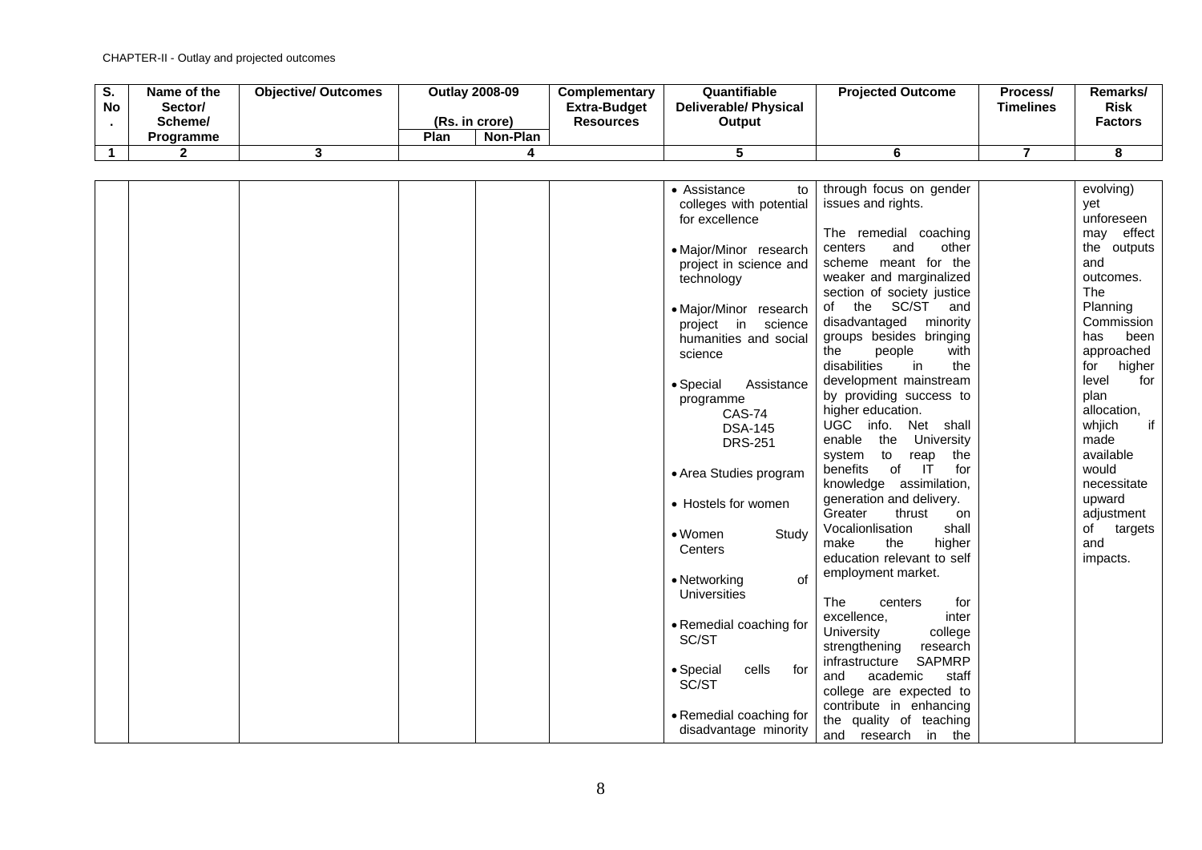| S. No. | Name of the Sector/ Scheme/ Programme | Objective/ Outcomes | Outlay 2008-09 (Rs. in crore) | | Complementary Extra-Budget Resources | Quantifiable Deliverable/ Physical Output | Projected Outcome | Process/ Timelines | Remarks/ Risk Factors |
|---|---|---|---|---|---|---|---|---|---|
| | | | Plan | Non-Plan | | | | | |
| 1 | 2 | 3 | 4 | | | 5 | 6 | 7 | 8 |
| | | | | | | • Assistance to colleges with potential for excellence<br><br>• Major/Minor research project in science and technology<br><br>• Major/Minor research project in science humanities and social science<br><br>• Special Assistance programme<br>CAS-74<br>DSA-145<br>DRS-251<br><br>• Area Studies program<br><br>• Hostels for women<br><br>• Women Study Centers<br><br>• Networking of Universities<br><br>• Remedial coaching for SC/ST<br><br>• Special cells for SC/ST<br><br>• Remedial coaching for disadvantage minority | through focus on gender issues and rights.<br><br>The remedial coaching centers and other scheme meant for the weaker and marginalized section of society justice of the SC/ST and disadvantaged minority groups besides bringing the people with disabilities in the development mainstream by providing success to higher education.<br>UGC info. Net shall enable the University system to reap the benefits of IT for knowledge assimilation, generation and delivery.<br>Greater thrust on Vocalionlisation shall make the higher education relevant to self employment market.<br><br>The centers for excellence, inter University college strengthening research infrastructure SAPMRP and academic staff college are expected to contribute in enhancing the quality of teaching and research in the | | evolving) yet unforeseen may effect the outputs and outcomes. The Planning Commission has been approached for higher level for plan allocation, whjich if made available would necessitate upward adjustment of targets and impacts. |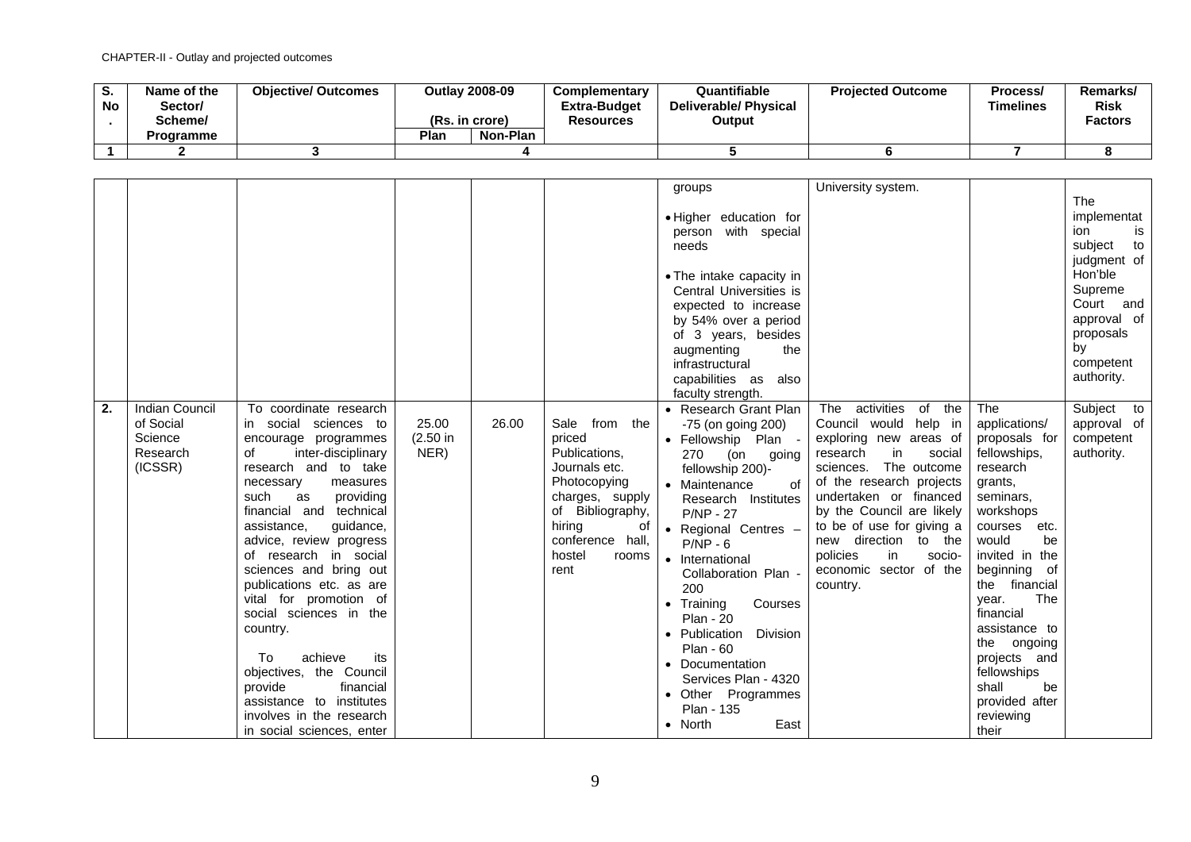| S. No. | Name of the Sector/ Scheme/ Programme | Objective/ Outcomes | Outlay 2008-09 (Rs. in crore) | | Complementary Extra-Budget Resources | Quantifiable Deliverable/ Physical Output | Projected Outcome | Process/ Timelines | Remarks/ Risk Factors |
|---|---|---|---|---|---|---|---|---|---|
| | | | Plan | Non-Plan | | | | | |
| 1 | 2 | 3 | 4 | | | 5 | 6 | 7 | 8 |
| | | | | | | groups<br><br>• Higher education for person with special needs<br><br>• The intake capacity in Central Universities is expected to increase by 54% over a period of 3 years, besides augmenting the infrastructural capabilities as also faculty strength. | University system. | | The implementation is subject to judgment of Hon'ble Supreme Court and approval of proposals by competent authority. |
| 2. | Indian Council of Social Science Research (ICSSR) | To coordinate research in social sciences to encourage programmes of inter-disciplinary research and to take necessary measures such as providing financial and technical assistance, guidance, advice, review progress of research in social sciences and bring out publications etc. as are vital for promotion of social sciences in the country.<br><br>To achieve its objectives, the Council provide financial assistance to institutes involves in the research in social sciences, enter | 25.00 (2.50 in NER) | 26.00 | Sale from the priced Publications, Journals etc. Photocopying charges, supply of Bibliography, hiring of conference hall, hostel rooms rent | • Research Grant Plan -75 (on going 200)<br>• Fellowship Plan - 270 (on going fellowship 200)-<br>• Maintenance of Research Institutes P/NP - 27<br>• Regional Centres – P/NP - 6<br>• International Collaboration Plan - 200<br>• Training Courses Plan - 20<br>• Publication Division Plan - 60<br>• Documentation Services Plan - 4320<br>• Other Programmes Plan - 135<br>• North East | The activities of the Council would help in exploring new areas of research in social sciences. The outcome of the research projects undertaken or financed by the Council are likely to be of use for giving a new direction to the policies in socio-economic sector of the country. | The applications/ proposals for fellowships, research grants, seminars, workshops courses etc. would be invited in the beginning of the financial year. The financial assistance to the ongoing projects and fellowships shall be provided after reviewing their | Subject to approval of competent authority. |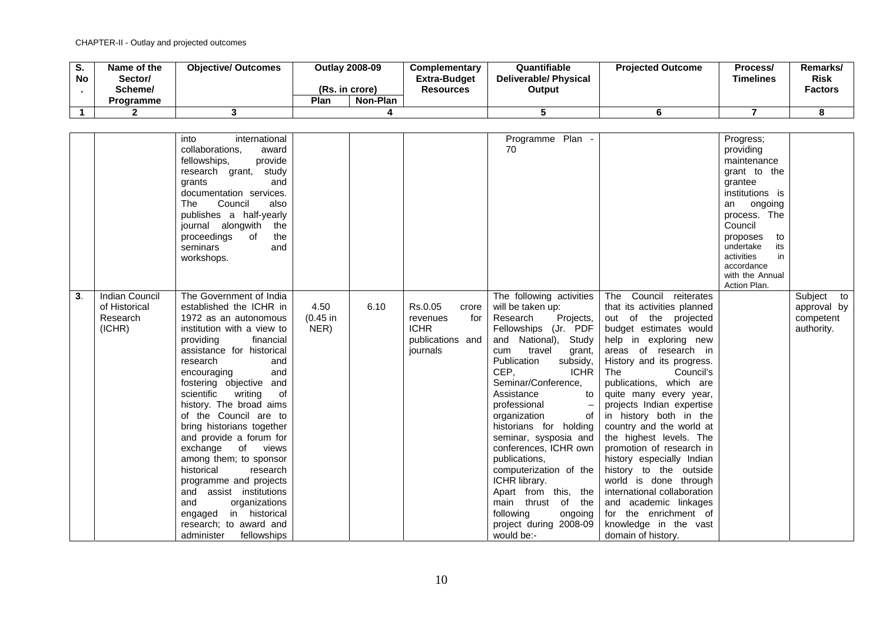CHAPTER-II - Outlay and projected outcomes

| S. No. | Name of the Sector/ Scheme/ Programme | Objective/ Outcomes | Outlay 2008-09 (Rs. in crore) | | Complementary Extra-Budget Resources | Quantifiable Deliverable/ Physical Output | Projected Outcome | Process/ Timelines | Remarks/ Risk Factors |
|---|---|---|---|---|---|---|---|---|---|
| | | | Plan | Non-Plan | | | | | |
| 1 | 2 | 3 | 4 | | | 5 | 6 | 7 | 8 |
| | | into international collaborations, award fellowships, provide research grant, study grants and documentation services. The Council also publishes a half-yearly journal alongwith the proceedings of the seminars and workshops. | | | | Programme Plan - 70 | | Progress; providing maintenance grant to the grantee institutions is an ongoing process. The Council proposes to undertake its activities in accordance with the Annual Action Plan. | |
| 3. | Indian Council of Historical Research (ICHR) | The Government of India established the ICHR in 1972 as an autonomous institution with a view to providing financial assistance for historical research and encouraging and fostering objective and scientific writing of history. The broad aims of the Council are to bring historians together and provide a forum for exchange of views among them; to sponsor historical research programme and projects and assist institutions and organizations engaged in historical research; to award and administer fellowships | 4.50 (0.45 in NER) | 6.10 | Rs.0.05 crore revenues for ICHR publications and journals | The following activities will be taken up: Research Projects, Fellowships (Jr. PDF and National), Study cum travel grant, Publication subsidy, CEP, ICHR Seminar/Conference, Assistance to professional – organization of historians for holding seminar, sysposia and conferences, ICHR own publications, computerization of the ICHR library. Apart from this, the main thrust of the following ongoing project during 2008-09 would be:- | The Council reiterates that its activities planned out of the projected budget estimates would help in exploring new areas of research in History and its progress. The Council's publications, which are quite many every year, projects Indian expertise in history both in the country and the world at the highest levels. The promotion of research in history especially Indian history to the outside world is done through international collaboration and academic linkages for the enrichment of knowledge in the vast domain of history. | | Subject to approval by competent authority. |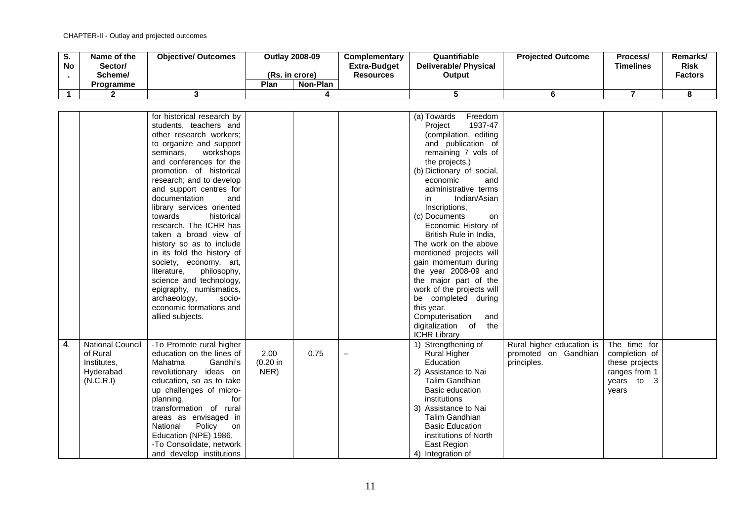CHAPTER-II - Outlay and projected outcomes

| S. No. | Name of the Sector/ Scheme/ Programme | Objective/ Outcomes | Outlay 2008-09 (Rs. in crore) | | Complementary Extra-Budget Resources | Quantifiable Deliverable/ Physical Output | Projected Outcome | Process/ Timelines | Remarks/ Risk Factors |
|---|---|---|---|---|---|---|---|---|---|
| | | | Plan | Non-Plan | | | | | |
| 1 | 2 | 3 | 4 | | | 5 | 6 | 7 | 8 |
| | | for historical research by students, teachers and other research workers; to organize and support seminars, workshops and conferences for the promotion of historical research; and to develop and support centres for documentation and library services oriented towards historical research. The ICHR has taken a broad view of history so as to include in its fold the history of society, economy, art, literature, philosophy, science and technology, epigraphy, numismatics, archaeology, socio-economic formations and allied subjects. | | | | (a) Towards Freedom Project 1937-47 (compilation, editing and publication of remaining 7 vols of the projects.)<br>(b) Dictionary of social, economic and administrative terms in Indian/Asian Inscriptions,<br>(c) Documents on Economic History of British Rule in India,<br>The work on the above mentioned projects will gain momentum during the year 2008-09 and the major part of the work of the projects will be completed during this year.<br>Computerisation and digitalization of the ICHR Library | | | |
| 4. | National Council of Rural Institutes, Hyderabad (N.C.R.I) | -To Promote rural higher education on the lines of Mahatma Gandhi's revolutionary ideas on education, so as to take up challenges of micro-planning, for transformation of rural areas as envisaged in National Policy on Education (NPE) 1986,<br>-To Consolidate, network and develop institutions | 2.00 (0.20 in NER) | 0.75 | -- | 1) Strengthening of Rural Higher Education<br>2) Assistance to Nai Talim Gandhian Basic education institutions<br>3) Assistance to Nai Talim Gandhian Basic Education institutions of North East Region<br>4) Integration of | Rural higher education is promoted on Gandhian principles. | The time for completion of these projects ranges from 1 years to 3 years | |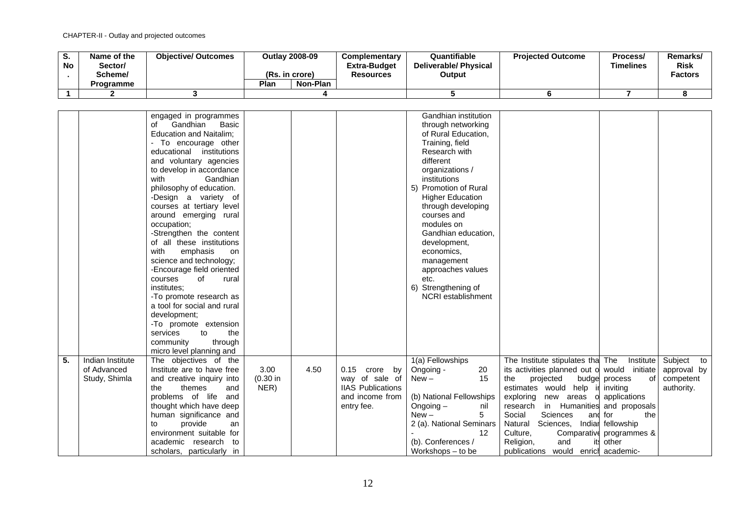CHAPTER-II - Outlay and projected outcomes

| S. No. | Name of the Sector/ Scheme/ Programme | Objective/ Outcomes | Outlay 2008-09 (Rs. in crore) | | Complementary Extra-Budget Resources | Quantifiable Deliverable/ Physical Output | Projected Outcome | Process/ Timelines | Remarks/ Risk Factors |
|---|---|---|---|---|---|---|---|---|---|
| | | | Plan | Non-Plan | | | | | |
| 1 | 2 | 3 | 4 | | | 5 | 6 | 7 | 8 |
| | | engaged in programmes of Gandhian Basic Education and Naitalim;<br>- To encourage other educational institutions and voluntary agencies to develop in accordance with Gandhian philosophy of education.<br>-Design a variety of courses at tertiary level around emerging rural occupation;<br>-Strengthen the content of all these institutions with emphasis on science and technology;<br>-Encourage field oriented courses of rural institutes;<br>-To promote research as a tool for social and rural development;<br>-To promote extension services to the community through micro level planning and | | | | Gandhian institution through networking of Rural Education, Training, field Research with different organizations / institutions<br>5) Promotion of Rural Higher Education through developing courses and modules on Gandhian education, development, economics, management approaches values etc.<br>6) Strengthening of NCRI establishment | | | |
| 5. | Indian Institute of Advanced Study, Shimla | The objectives of the Institute are to have free and creative inquiry into the themes and problems of life and thought which have deep human significance and to provide an environment suitable for academic research to scholars, particularly in | 3.00 (0.30 in NER) | 4.50 | 0.15 crore by way of sale of IIAS Publications and income from entry fee. | 1(a) Fellowships<br>Ongoing - 20<br>New – 15<br><br>(b) National Fellowships<br>Ongoing – nil<br>New – 5<br>2 (a). National Seminars - 12<br>(b). Conferences / Workshops – to be | The Institute stipulates that its activities planned out of the projected budget estimates would help in exploring new areas of research in Humanities, Social Sciences and Natural Sciences, Indian Culture, Comparative Religion, and its publications would enrich | The Institute would initiate process of inviting applications and proposals for the fellowship programmes & other academic- | Subject to approval by competent authority. |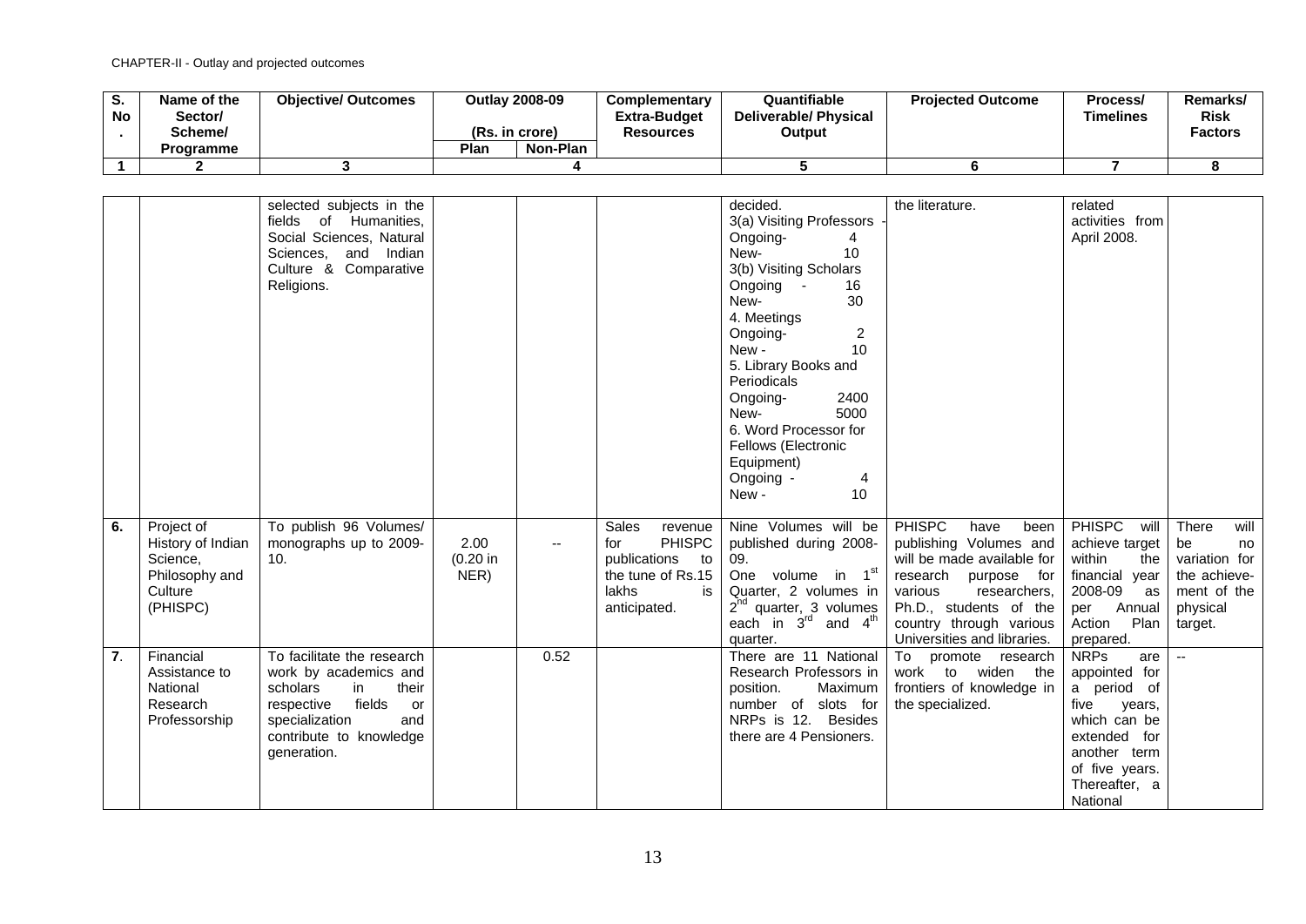| S. No. | Name of the Sector/ Scheme/ Programme | Objective/ Outcomes | Outlay 2008-09 (Rs. in crore) | | Complementary Extra-Budget Resources | Quantifiable Deliverable/ Physical Output | Projected Outcome | Process/ Timelines | Remarks/ Risk Factors |
|---|---|---|---|---|---|---|---|---|---|
| | | | Plan | Non-Plan | | | | | |
| 1 | 2 | 3 | 4 | | | 5 | 6 | 7 | 8 |
| | | selected subjects in the fields of Humanities, Social Sciences, Natural Sciences, and Indian Culture & Comparative Religions. | | | | decided.<br>3(a) Visiting Professors - Ongoing- 4<br>New- 10<br>3(b) Visiting Scholars<br>Ongoing - 16<br>New- 30<br>4. Meetings<br>Ongoing- 2<br>New - 10<br>5. Library Books and Periodicals<br>Ongoing- 2400<br>New- 5000<br>6. Word Processor for Fellows (Electronic Equipment)<br>Ongoing - 4<br>New - 10 | the literature. | related activities from April 2008. | |
| 6. | Project of History of Indian Science, Philosophy and Culture (PHISPC) | To publish 96 Volumes/ monographs up to 2009-10. | 2.00 (0.20 in NER) | -- | Sales revenue for PHISPC publications to the tune of Rs.15 lakhs is anticipated. | Nine Volumes will be published during 2008-09.<br>One volume in 1st Quarter, 2 volumes in 2nd quarter, 3 volumes each in 3rd and 4th quarter. | PHISPC have been publishing Volumes and will be made available for research purpose for various researchers, Ph.D., students of the country through various Universities and libraries. | PHISPC will achieve target within the financial year 2008-09 as per Annual Action Plan prepared. | There will be no variation for the achieve-ment of the physical target. |
| 7. | Financial Assistance to National Research Professorship | To facilitate the research work by academics and scholars in their respective fields or specialization and contribute to knowledge generation. | | 0.52 | | There are 11 National Research Professors in position. Maximum number of slots for NRPs is 12. Besides there are 4 Pensioners. | To promote research work to widen the frontiers of knowledge in the specialized. | NRPs are appointed for a period of five years, which can be extended for another term of five years. Thereafter, a National | -- |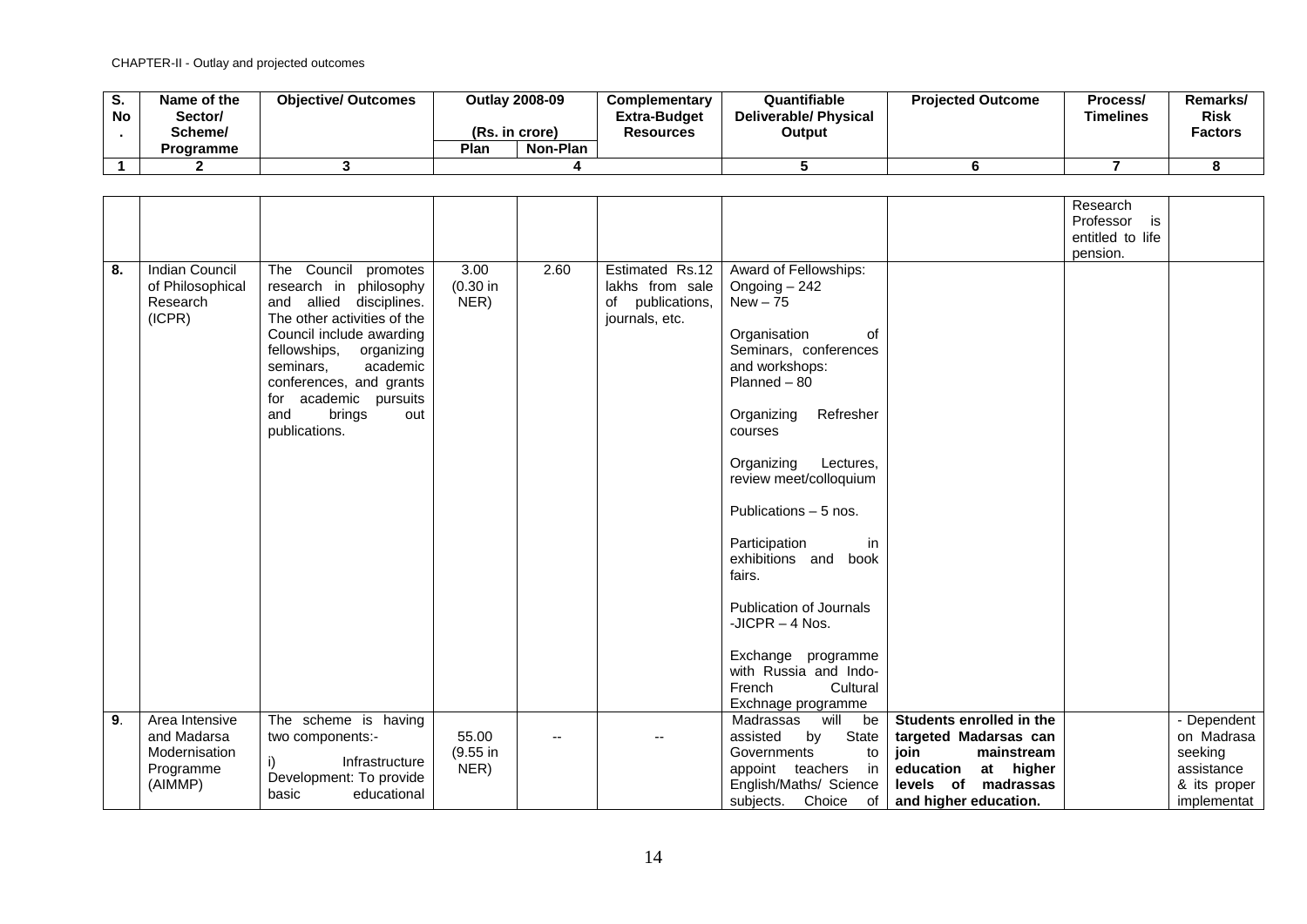CHAPTER-II - Outlay and projected outcomes

| S. No. | Name of the Sector/ Scheme/ Programme | Objective/ Outcomes | Outlay 2008-09 (Rs. in crore) | | Complementary Extra-Budget Resources | Quantifiable Deliverable/ Physical Output | Projected Outcome | Process/ Timelines | Remarks/ Risk Factors |
|---|---|---|---|---|---|---|---|---|---|
| | | | Plan | Non-Plan | | | | | |
| 1 | 2 | 3 | 4 | | | 5 | 6 | 7 | 8 |
| | | | | | | | | Research Professor is entitled to life pension. | |
| 8. | Indian Council of Philosophical Research (ICPR) | The Council promotes research in philosophy and allied disciplines. The other activities of the Council include awarding fellowships, organizing seminars, academic conferences, and grants for academic pursuits and brings out publications. | 3.00 (0.30 in NER) | 2.60 | Estimated Rs.12 lakhs from sale of publications, journals, etc. | Award of Fellowships: Ongoing – 242 New – 75<br><br>Organisation of Seminars, conferences and workshops: Planned – 80<br><br>Organizing Refresher courses<br><br>Organizing Lectures, review meet/colloquium<br><br>Publications – 5 nos.<br><br>Participation in exhibitions and book fairs.<br><br>Publication of Journals -JICPR – 4 Nos.<br><br>Exchange programme with Russia and Indo-French Cultural Exchnage programme | | | |
| 9. | Area Intensive and Madarsa Modernisation Programme (AIMMP) | The scheme is having two components:-<br>i) Infrastructure Development: To provide basic educational | 55.00 (9.55 in NER) | -- | -- | Madrassas will be assisted by State Governments to appoint teachers in English/Maths/ Science subjects. Choice of | **Students enrolled in the targeted Madarsas can join mainstream education at higher levels of madrassas and higher education.** | | - Dependent on Madrasa seeking assistance & its proper implementat |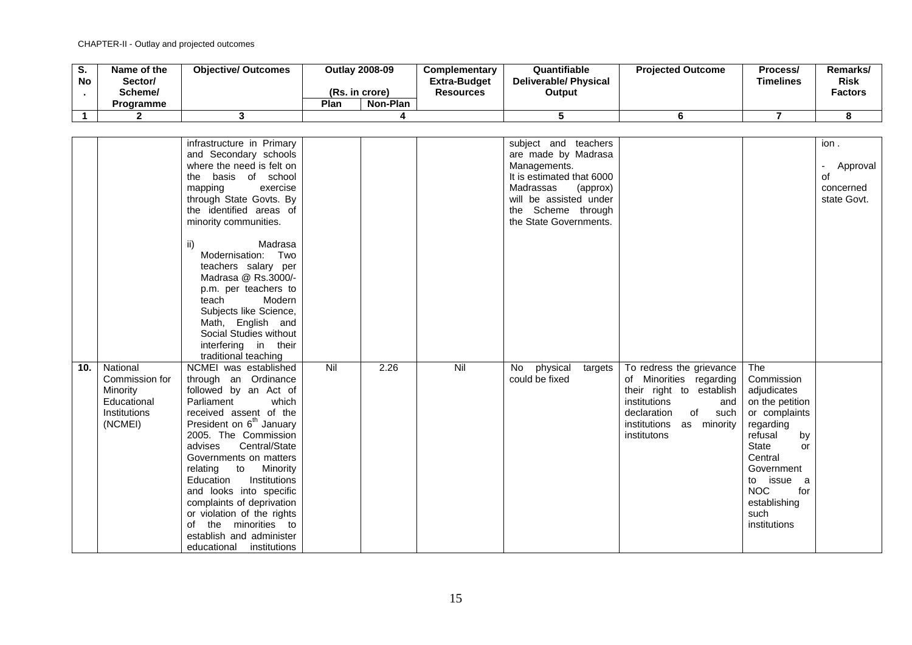CHAPTER-II - Outlay and projected outcomes

| S. No. | Name of the Sector/ Scheme/ Programme | Objective/ Outcomes | Outlay 2008-09 (Rs. in crore) | | Complementary Extra-Budget Resources | Quantifiable Deliverable/ Physical Output | Projected Outcome | Process/ Timelines | Remarks/ Risk Factors |
|---|---|---|---|---|---|---|---|---|---|
| | | | Plan | Non-Plan | | | | | |
| 1 | 2 | 3 | 4 | | | 5 | 6 | 7 | 8 |
| | | infrastructure in Primary and Secondary schools where the need is felt on the basis of school mapping exercise through State Govts. By the identified areas of minority communities.<br><br>ii) Madrasa Modernisation: Two teachers salary per Madrasa @ Rs.3000/- p.m. per teachers to teach Modern Subjects like Science, Math, English and Social Studies without interfering in their traditional teaching | | | | subject and teachers are made by Madrasa Managements.<br>It is estimated that 6000 Madrassas (approx) will be assisted under the Scheme through the State Governments. | | | ion .<br><br>- Approval of concerned state Govt. |
| 10. | National Commission for Minority Educational Institutions (NCMEI) | NCMEI was established through an Ordinance followed by an Act of Parliament which received assent of the President on 6th January 2005. The Commission advises Central/State Governments on matters relating to Minority Education Institutions and looks into specific complaints of deprivation or violation of the rights of the minorities to establish and administer educational institutions | Nil | 2.26 | Nil | No physical targets could be fixed | To redress the grievance of Minorities regarding their right to establish institutions and declaration of such institutions as minority institutons | The Commission adjudicates on the petition or complaints regarding refusal by State or Central Government to issue a NOC for establishing such institutions | |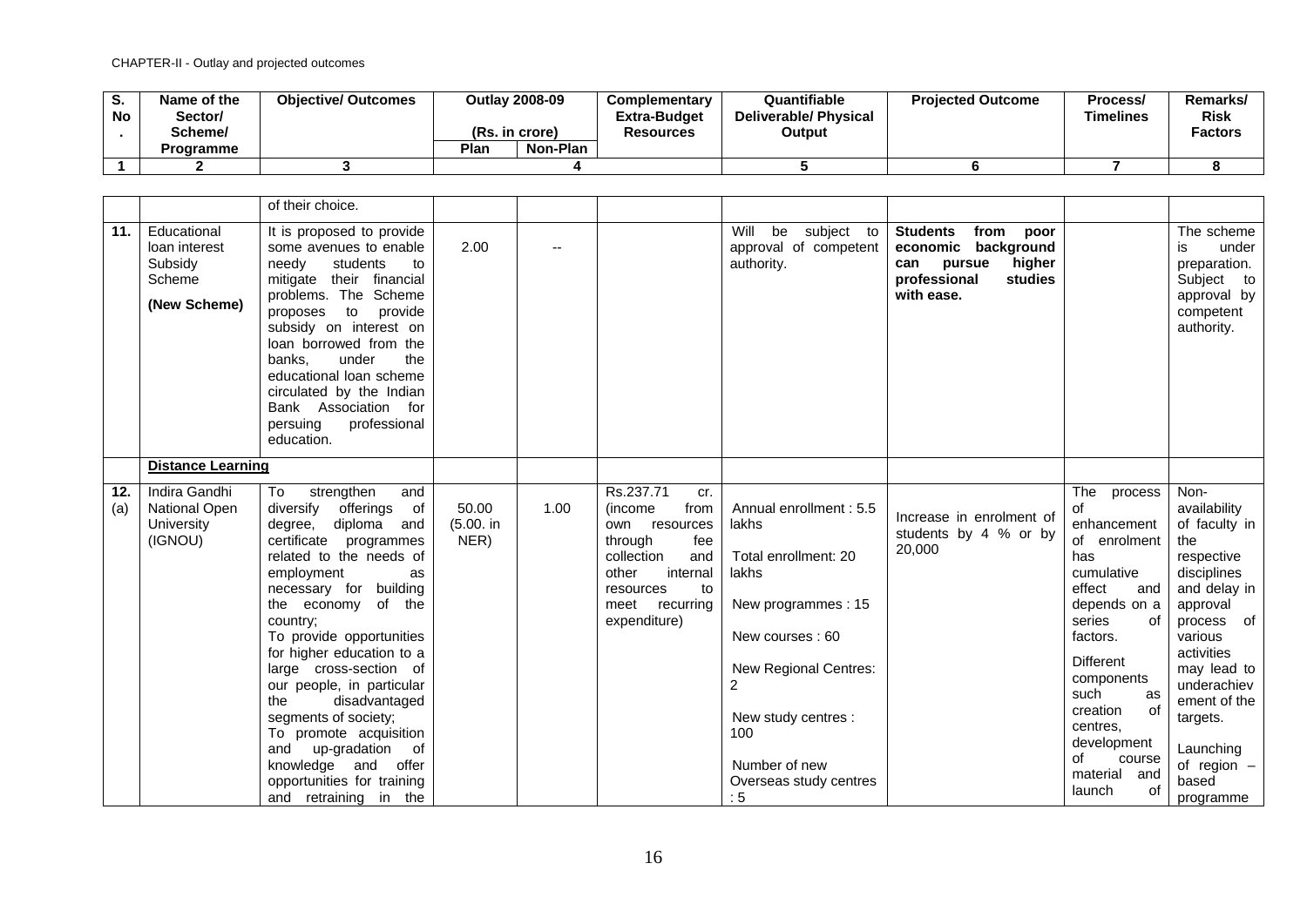CHAPTER-II - Outlay and projected outcomes

| S. No. | Name of the Sector/ Scheme/ Programme | Objective/ Outcomes | Outlay 2008-09 (Rs. in crore) | | Complementary Extra-Budget Resources | Quantifiable Deliverable/ Physical Output | Projected Outcome | Process/ Timelines | Remarks/ Risk Factors |
|---|---|---|---|---|---|---|---|---|---|
| | | | Plan | Non-Plan | | | | | |
| 1 | 2 | 3 | 4 | | | 5 | 6 | 7 | 8 |
| | | of their choice. | | | | | | | |
| 11. | Educational loan interest Subsidy Scheme **(New Scheme)** | It is proposed to provide some avenues to enable needy students to mitigate their financial problems. The Scheme proposes to provide subsidy on interest on loan borrowed from the banks, under the educational loan scheme circulated by the Indian Bank Association for persuing professional education. | 2.00 | -- | | Will be subject to approval of competent authority. | **Students from poor economic background can pursue higher professional studies with ease.** | | The scheme is under preparation. Subject to approval by competent authority. |
| | **Distance Learning** | | | | | | | | |
| 12. (a) | Indira Gandhi National Open University (IGNOU) | To strengthen and diversify offerings of degree, diploma and certificate programmes related to the needs of employment as necessary for building the economy of the country; To provide opportunities for higher education to a large cross-section of our people, in particular the disadvantaged segments of society; To promote acquisition and up-gradation of knowledge and offer opportunities for training and retraining in the | 50.00 (5.00. in NER) | 1.00 | Rs.237.71 cr. (income from own resources through fee collection and other internal resources to meet recurring expenditure) | Annual enrollment : 5.5 lakhs<br><br>Total enrollment: 20 lakhs<br><br>New programmes : 15<br><br>New courses : 60<br><br>New Regional Centres: 2<br><br>New study centres : 100<br><br>Number of new Overseas study centres : 5 | Increase in enrolment of students by 4 % or by 20,000 | The process of enhancement of enrolment has cumulative effect and depends on a series of factors.<br><br>Different components such as creation of centres, development of course material and launch of | Non-availability of faculty in the respective disciplines and delay in approval process of various activities may lead to underachievement of the targets.<br><br>Launching of region – based programme |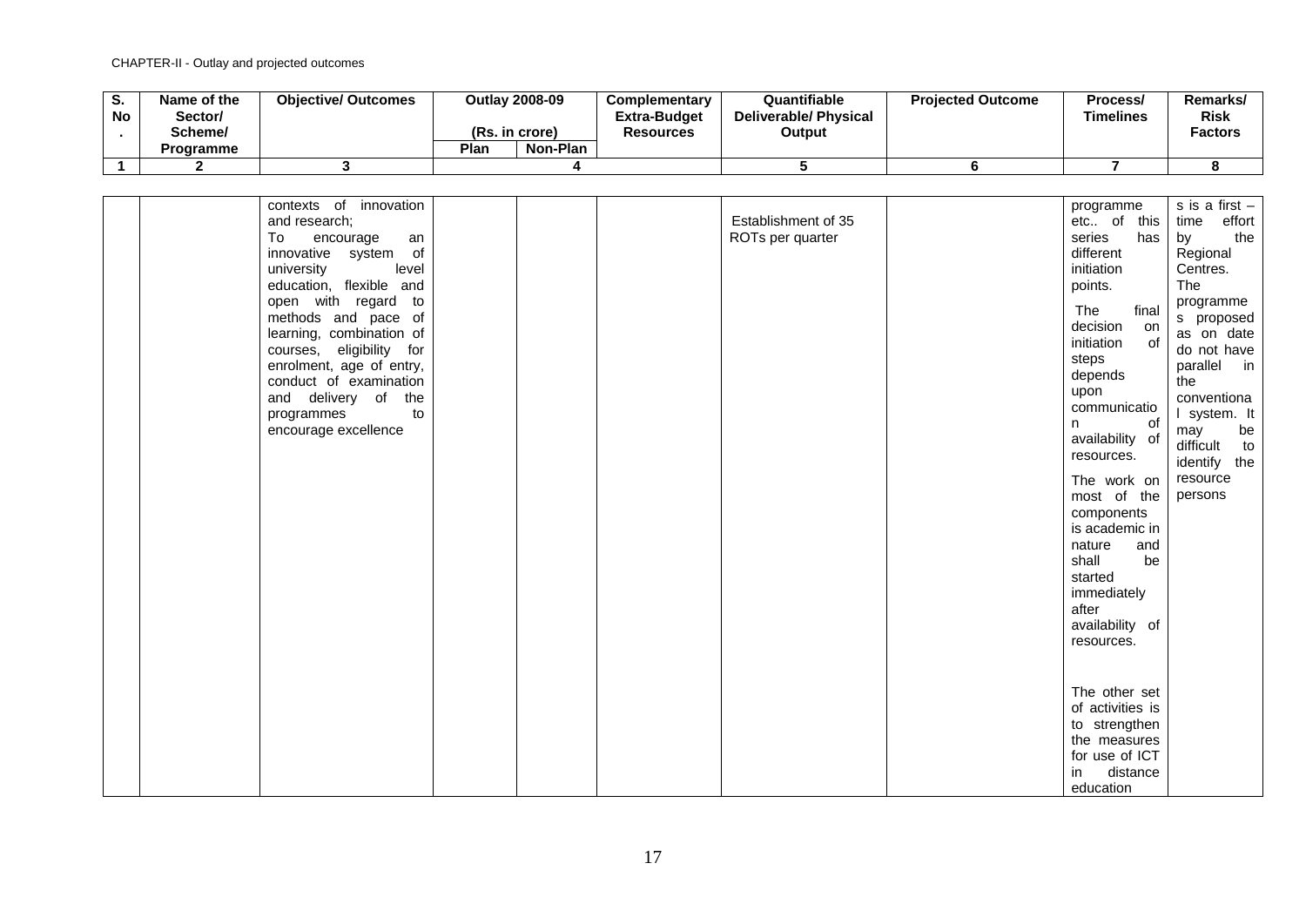CHAPTER-II - Outlay and projected outcomes

| S. No. | Name of the Sector/ Scheme/ Programme | Objective/ Outcomes | Outlay 2008-09 (Rs. in crore) | | Complementary Extra-Budget Resources | Quantifiable Deliverable/ Physical Output | Projected Outcome | Process/ Timelines | Remarks/ Risk Factors |
|---|---|---|---|---|---|---|---|---|---|
| | | | Plan | Non-Plan | | | | | |
| 1 | 2 | 3 | 4 | | | 5 | 6 | 7 | 8 |
| | | contexts of innovation and research; To encourage an innovative system of university level education, flexible and open with regard to methods and pace of learning, combination of courses, eligibility for enrolment, age of entry, conduct of examination and delivery of the programmes to encourage excellence | | | | Establishment of 35 ROTs per quarter | | programme etc.. of this series has different initiation points. The final decision on initiation of steps depends upon communication of availability of resources. The work on most of the components is academic in nature and shall be started immediately after availability of resources. The other set of activities is to strengthen the measures for use of ICT in distance education | s is a first – time effort by the Regional Centres. The programmes proposed as on date do not have parallel in the conventional system. It may be difficult to identify the resource persons |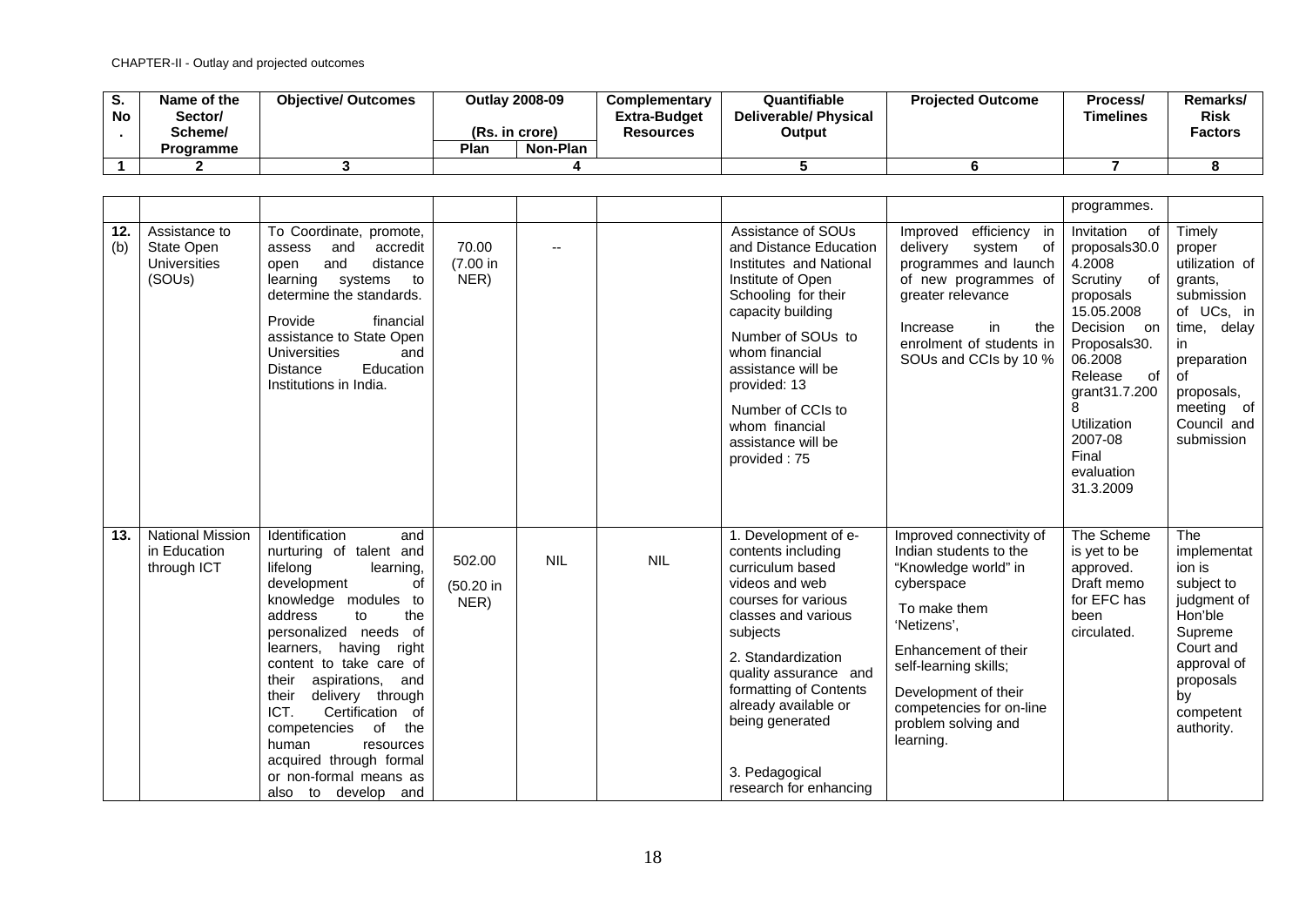CHAPTER-II - Outlay and projected outcomes

| S. No. | Name of the Sector/ Scheme/ Programme | Objective/ Outcomes | Outlay 2008-09 (Rs. in crore) | | Complementary Extra-Budget Resources | Quantifiable Deliverable/ Physical Output | Projected Outcome | Process/ Timelines | Remarks/ Risk Factors |
|---|---|---|---|---|---|---|---|---|---|
| | | | Plan | Non-Plan | | | | | |
| 1 | 2 | 3 | 4 | | | 5 | 6 | 7 | 8 |
| | | | | | | | | programmes. | |
| 12. (b) | Assistance to State Open Universities (SOUs) | To Coordinate, promote, assess and accredit open and distance learning systems to determine the standards.<br><br>Provide financial assistance to State Open Universities and Distance Education Institutions in India. | 70.00 (7.00 in NER) | -- | | Assistance of SOUs and Distance Education Institutes and National Institute of Open Schooling for their capacity building<br><br>Number of SOUs to whom financial assistance will be provided: 13<br><br>Number of CCIs to whom financial assistance will be provided : 75 | Improved efficiency in delivery system of programmes and launch of new programmes of greater relevance<br><br>Increase in the enrolment of students in SOUs and CCIs by 10 % | Invitation of proposals30.04.2008<br>Scrutiny of proposals 15.05.2008<br>Decision on Proposals30.06.2008<br>Release of grant31.7.2008<br>Utilization 2007-08<br>Final evaluation 31.3.2009 | Timely proper utilization of grants, submission of UCs, in time, delay in preparation of proposals, meeting of Council and submission |
| 13. | National Mission in Education through ICT | Identification and nurturing of talent and lifelong learning, development of knowledge modules to address to the personalized needs of learners, having right content to take care of their aspirations, and their delivery through ICT. Certification of competencies of the human resources acquired through formal or non-formal means as also to develop and | 502.00 (50.20 in NER) | NIL | NIL | 1. Development of e-contents including curriculum based videos and web courses for various classes and various subjects<br><br>2. Standardization quality assurance and formatting of Contents already available or being generated<br><br>3. Pedagogical research for enhancing | Improved connectivity of Indian students to the "Knowledge world" in cyberspace<br><br>To make them 'Netizens',<br><br>Enhancement of their self-learning skills;<br><br>Development of their competencies for on-line problem solving and learning. | The Scheme is yet to be approved. Draft memo for EFC has been circulated. | The implementation is subject to judgment of Hon'ble Supreme Court and approval of proposals by competent authority. |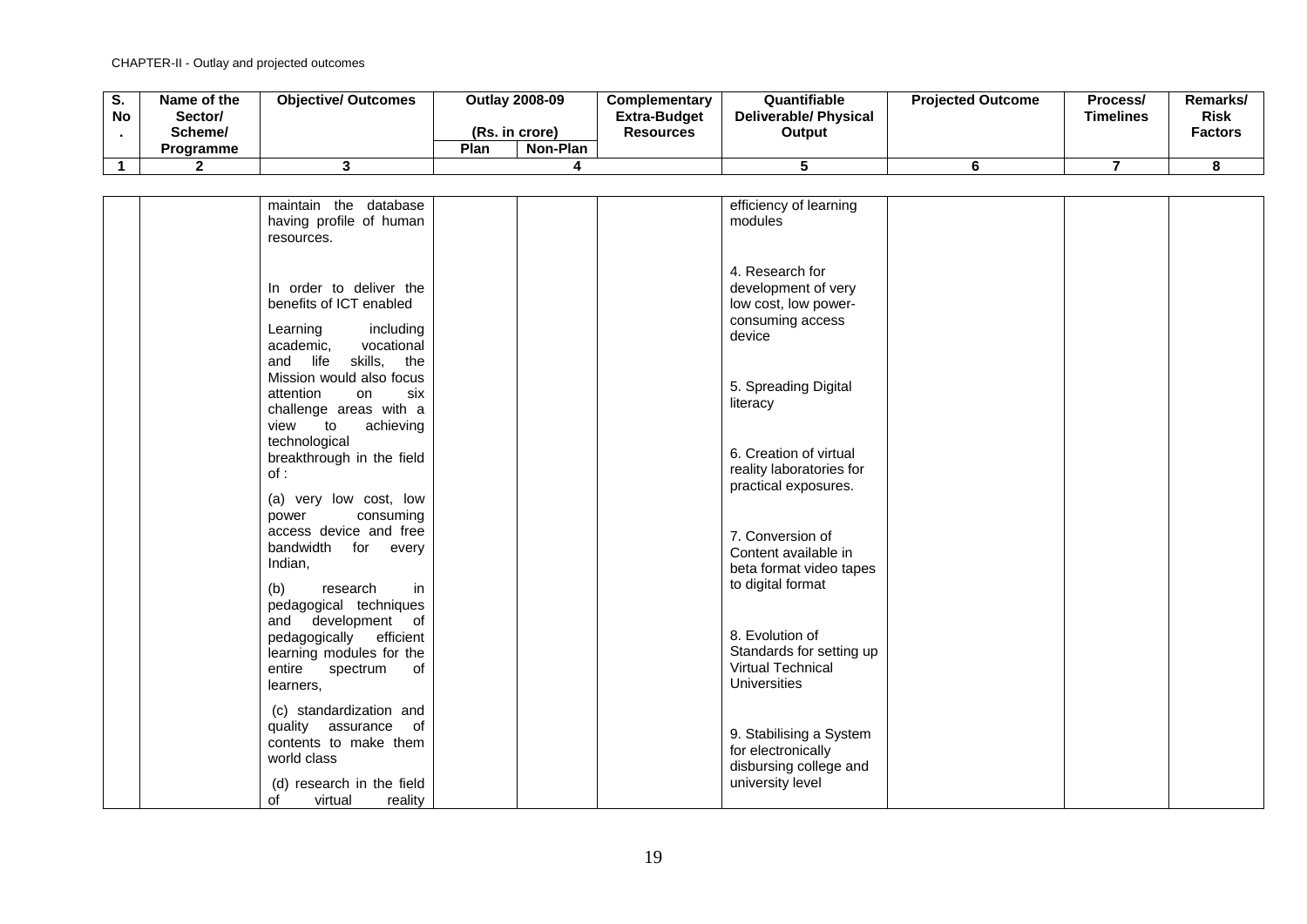CHAPTER-II - Outlay and projected outcomes

| S. No. | Name of the Sector/ Scheme/ Programme | Objective/ Outcomes | Outlay 2008-09 (Rs. in crore) | | Complementary Extra-Budget Resources | Quantifiable Deliverable/ Physical Output | Projected Outcome | Process/ Timelines | Remarks/ Risk Factors |
|---|---|---|---|---|---|---|---|---|---|
| | | | Plan | Non-Plan | | | | | |
| 1 | 2 | 3 | 4 | | | 5 | 6 | 7 | 8 |
| | | maintain the database having profile of human resources.<br><br>In order to deliver the benefits of ICT enabled<br><br>Learning including academic, vocational and life skills, the Mission would also focus attention on six challenge areas with a view to achieving technological breakthrough in the field of :<br><br>(a) very low cost, low power consuming access device and free bandwidth for every Indian,<br><br>(b) research in pedagogical techniques and development of pedagogically efficient learning modules for the entire spectrum of learners,<br><br>(c) standardization and quality assurance of contents to make them world class<br><br>(d) research in the field of virtual reality | | | | efficiency of learning modules<br><br>4. Research for development of very low cost, low power-consuming access device<br><br>5. Spreading Digital literacy<br><br>6. Creation of virtual reality laboratories for practical exposures.<br><br>7. Conversion of Content available in beta format video tapes to digital format<br><br>8. Evolution of Standards for setting up Virtual Technical Universities<br><br>9. Stabilising a System for electronically disbursing college and university level | | | |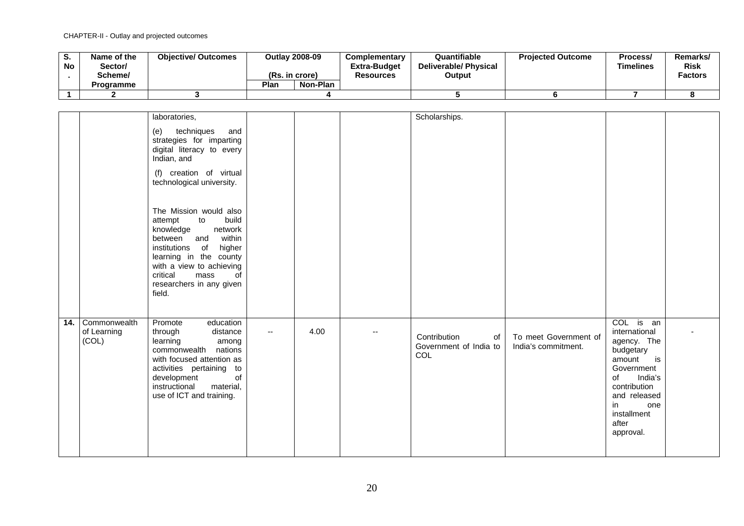| S. No. | Name of the Sector/ Scheme/ Programme | Objective/ Outcomes | Outlay 2008-09 (Rs. in crore) | | | Quantifiable Deliverable/ Physical Output | Projected Outcome | Process/ Timelines | Remarks/ Risk Factors |
|---|---|---|---|---|---|---|---|---|---|
| | | | Plan | Non-Plan | Complementary Extra-Budget Resources | | | | |
| 1 | 2 | 3 | 4 | | | 5 | 6 | 7 | 8 |
| | | laboratories, (e) techniques and strategies for imparting digital literacy to every Indian, and (f) creation of virtual technological university. The Mission would also attempt to build knowledge network between and within institutions of higher learning in the county with a view to achieving critical mass of researchers in any given field. | | | | Scholarships. | | | |
| 14. | Commonwealth of Learning (COL) | Promote education through distance learning among commonwealth nations with focused attention as activities pertaining to development of instructional material, use of ICT and training. | -- | 4.00 | -- | Contribution of Government of India to COL | To meet Government of India's commitment. | COL is an international agency. The budgetary amount is Government of India's contribution and released in one installment after approval. | - |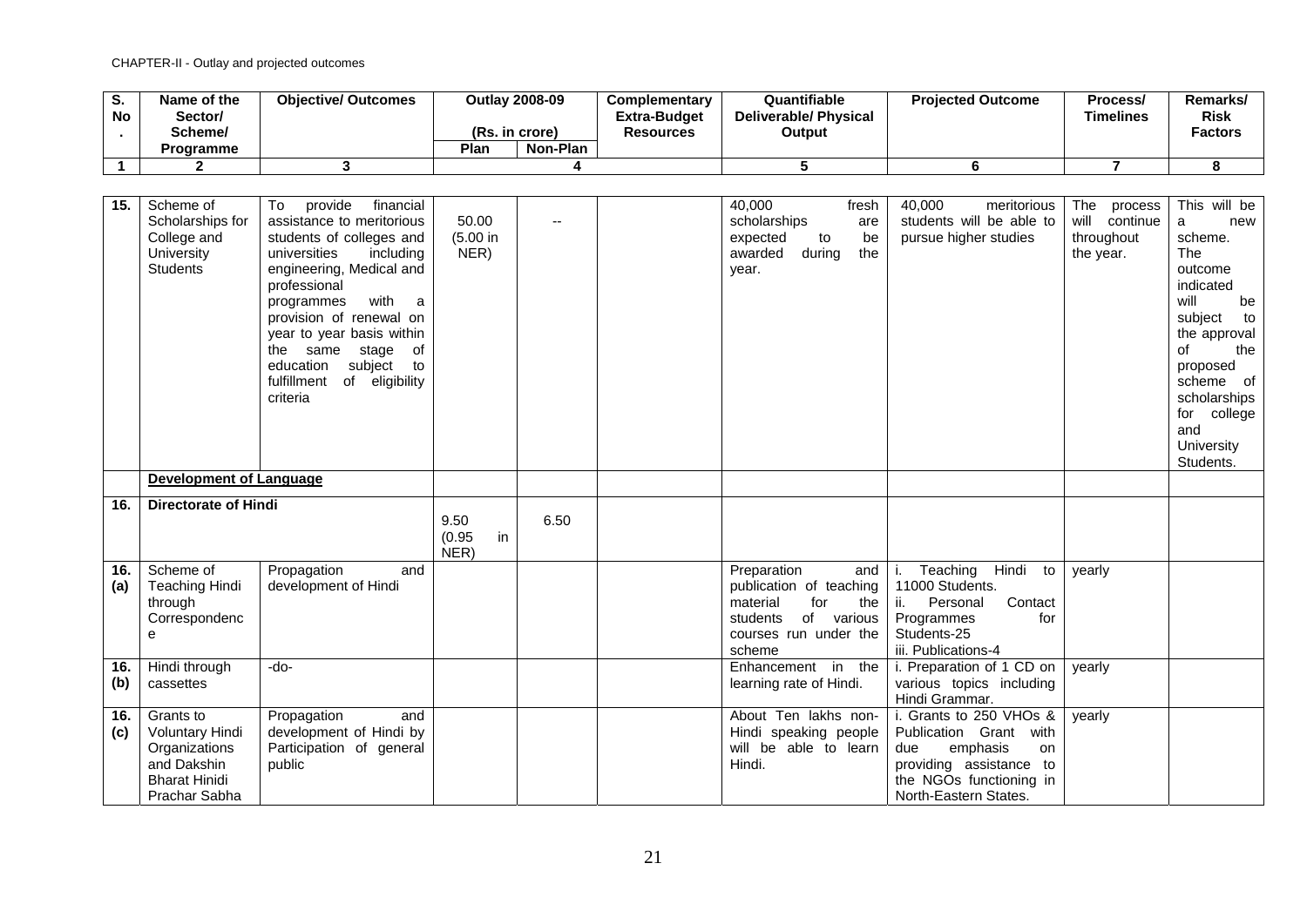CHAPTER-II - Outlay and projected outcomes

| S. No. | Name of the Sector/ Scheme/ Programme | Objective/ Outcomes | Outlay 2008-09 (Rs. in crore) | | Complementary Extra-Budget Resources | Quantifiable Deliverable/ Physical Output | Projected Outcome | Process/ Timelines | Remarks/ Risk Factors |
|---|---|---|---|---|---|---|---|---|---|
| | | | Plan | Non-Plan | | | | | |
| 1 | 2 | 3 | 4 | | | 5 | 6 | 7 | 8 |
| 15. | Scheme of Scholarships for College and University Students | To provide financial assistance to meritorious students of colleges and universities including engineering, Medical and professional programmes with a provision of renewal on year to year basis within the same stage of education subject to fulfillment of eligibility criteria | 50.00 (5.00 in NER) | -- | | 40,000 fresh scholarships are expected to be awarded during the year. | 40,000 meritorious students will be able to pursue higher studies | The process will continue throughout the year. | This will be a new scheme. The outcome indicated will be subject to the approval of the proposed scheme of scholarships for college and University Students. |
| | **Development of Language** | | | | | | | | |
| 16. | **Directorate of Hindi** | | 9.50 (0.95 in NER) | 6.50 | | | | | |
| 16. (a) | Scheme of Teaching Hindi through Correspondence | Propagation and development of Hindi | | | | Preparation and publication of teaching material for the students of various courses run under the scheme | i. Teaching Hindi to 11000 Students.<br>ii. Personal Contact Programmes for Students-25<br>iii. Publications-4 | yearly | |
| 16. (b) | Hindi through cassettes | -do- | | | | Enhancement in the learning rate of Hindi. | i. Preparation of 1 CD on various topics including Hindi Grammar. | yearly | |
| 16. (c) | Grants to Voluntary Hindi Organizations and Dakshin Bharat Hinidi Prachar Sabha | Propagation and development of Hindi by Participation of general public | | | | About Ten lakhs non-Hindi speaking people will be able to learn Hindi. | i. Grants to 250 VHOs & Publication Grant with due emphasis on providing assistance to the NGOs functioning in North-Eastern States. | yearly | |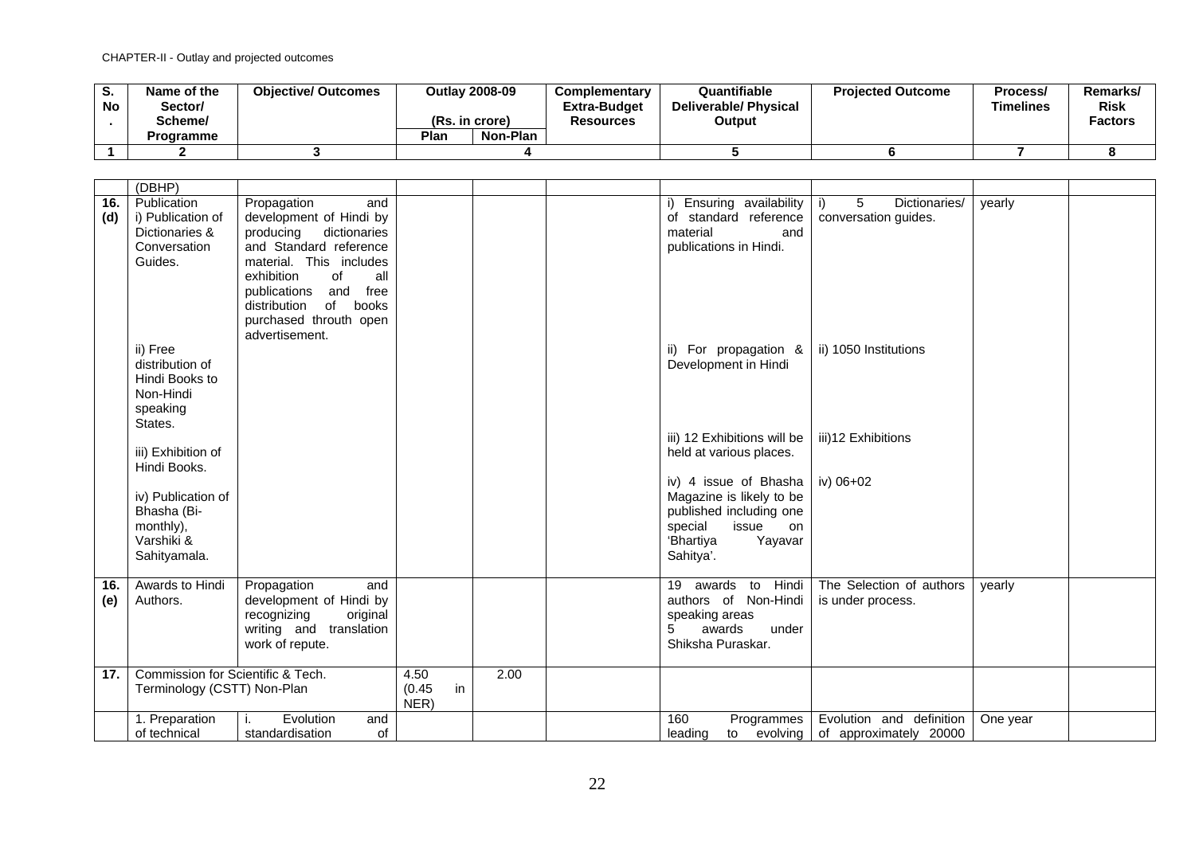CHAPTER-II - Outlay and projected outcomes

| S. No. | Name of the Sector/ Scheme/ Programme | Objective/ Outcomes | Outlay 2008-09 (Rs. in crore) | | Complementary Extra-Budget Resources | Quantifiable Deliverable/ Physical Output | Projected Outcome | Process/ Timelines | Remarks/ Risk Factors |
|---|---|---|---|---|---|---|---|---|---|
| | | | Plan | Non-Plan | | | | | |
| 1 | 2 | 3 | 4 | | | 5 | 6 | 7 | 8 |
| | (DBHP) | | | | | | | | |
| 16. (d) | Publication i) Publication of Dictionaries & Conversation Guides. | Propagation and development of Hindi by producing dictionaries and Standard reference material. This includes exhibition of all publications and free distribution of books purchased throuth open advertisement. | | | | i) Ensuring availability of standard reference material and publications in Hindi. | i) 5 Dictionaries/ conversation guides. | yearly | |
| | ii) Free distribution of Hindi Books to Non-Hindi speaking States. | | | | | ii) For propagation & Development in Hindi | ii) 1050 Institutions | | |
| | iii) Exhibition of Hindi Books. | | | | | iii) 12 Exhibitions will be held at various places. | iii)12 Exhibitions | | |
| | iv) Publication of Bhasha (Bi-monthly), Varshiki & Sahityamala. | | | | | iv) 4 issue of Bhasha Magazine is likely to be published including one special issue on 'Bhartiya Yayavar Sahitya'. | iv) 06+02 | | |
| 16. (e) | Awards to Hindi Authors. | Propagation and development of Hindi by recognizing original writing and translation work of repute. | | | | 19 awards to Hindi authors of Non-Hindi speaking areas 5 awards under Shiksha Puraskar. | The Selection of authors is under process. | yearly | |
| 17. | Commission for Scientific & Tech. Terminology (CSTT) Non-Plan | | 4.50 (0.45 in NER) | 2.00 | | | | | |
| | 1. Preparation of technical | i. Evolution and standardisation of | | | | 160 Programmes leading to evolving | Evolution and definition of approximately 20000 | One year | |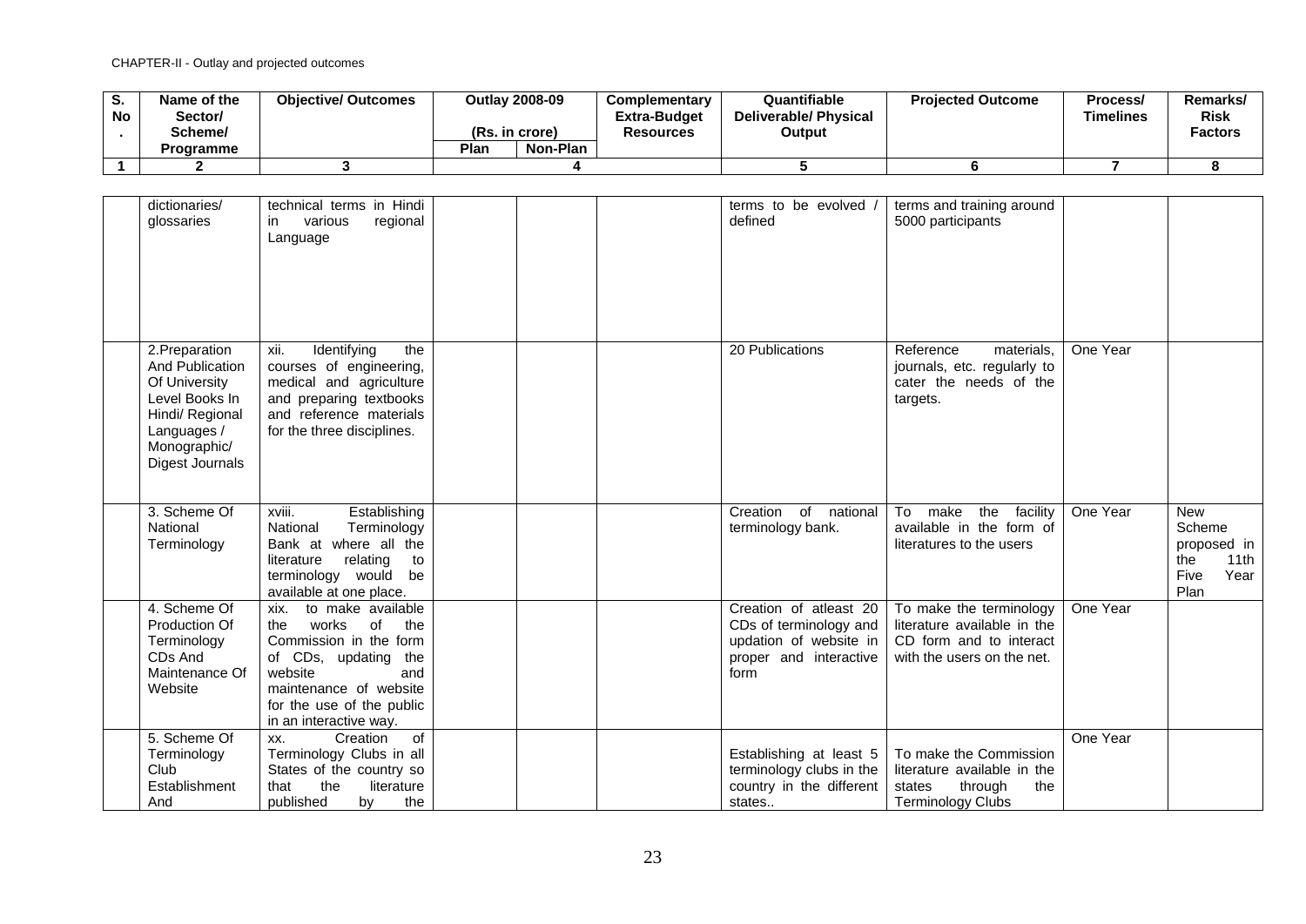CHAPTER-II - Outlay and projected outcomes

| S. No. | Name of the Sector/ Scheme/ Programme | Objective/ Outcomes | Outlay 2008-09 (Rs. in crore) | | Complementary Extra-Budget Resources | Quantifiable Deliverable/ Physical Output | Projected Outcome | Process/ Timelines | Remarks/ Risk Factors |
|---|---|---|---|---|---|---|---|---|---|
| | | | Plan | Non-Plan | | | | | |
| 1 | 2 | 3 | 4 | | | 5 | 6 | 7 | 8 |
| | dictionaries/ glossaries | technical terms in Hindi in various regional Language | | | | terms to be evolved / defined | terms and training around 5000 participants | | |
| | 2.Preparation And Publication Of University Level Books In Hindi/ Regional Languages / Monographic/ Digest Journals | xii. Identifying the courses of engineering, medical and agriculture and preparing textbooks and reference materials for the three disciplines. | | | | 20 Publications | Reference materials, journals, etc. regularly to cater the needs of the targets. | One Year | |
| | 3. Scheme Of National Terminology | xviii. Establishing National Terminology Bank at where all the literature relating to terminology would be available at one place. | | | | Creation of national terminology bank. | To make the facility available in the form of literatures to the users | One Year | New Scheme proposed in the 11th Five Year Plan |
| | 4. Scheme Of Production Of Terminology CDs And Maintenance Of Website | xix. to make available the works of the Commission in the form of CDs, updating the website and maintenance of website for the use of the public in an interactive way. | | | | Creation of atleast 20 CDs of terminology and updation of website in proper and interactive form | To make the terminology literature available in the CD form and to interact with the users on the net. | One Year | |
| | 5. Scheme Of Terminology Club Establishment And | xx. Creation of Terminology Clubs in all States of the country so that the literature published by the | | | | Establishing at least 5 terminology clubs in the country in the different states.. | To make the Commission literature available in the states through the Terminology Clubs | One Year | |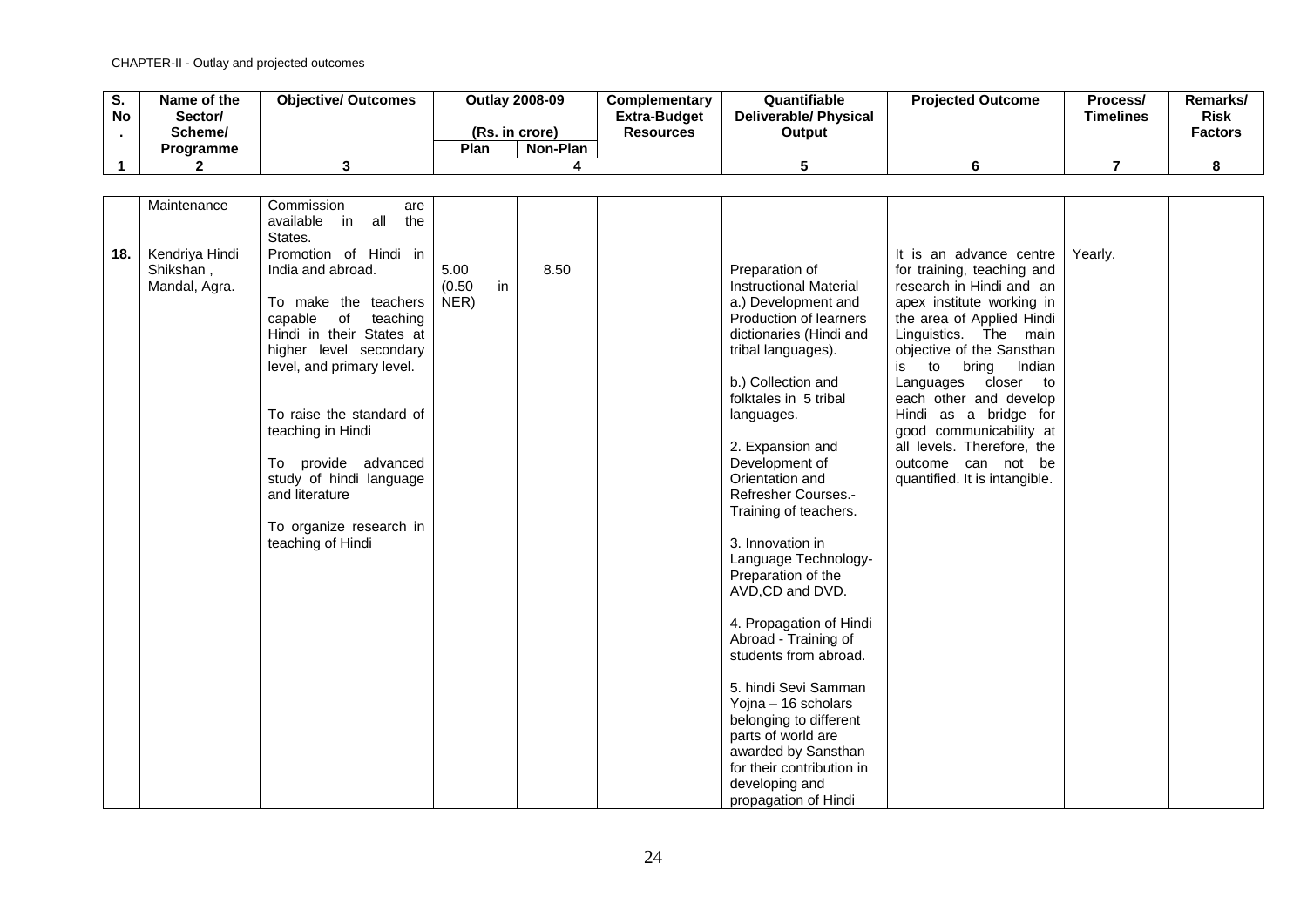| S. No. | Name of the Sector/ Scheme/ Programme | Objective/ Outcomes | Outlay 2008-09 (Rs. in crore) | | Complementary Extra-Budget Resources | Quantifiable Deliverable/ Physical Output | Projected Outcome | Process/ Timelines | Remarks/ Risk Factors |
|---|---|---|---|---|---|---|---|---|---|
| | | | Plan | Non-Plan | | | | | |
| 1 | 2 | 3 | 4 | | | 5 | 6 | 7 | 8 |
| | Maintenance | Commission are available in all the States. | | | | | | | |
| 18. | Kendriya Hindi Shikshan , Mandal, Agra. | Promotion of Hindi in India and abroad.<br><br>To make the teachers capable of teaching Hindi in their States at higher level secondary level, and primary level.<br><br>To raise the standard of teaching in Hindi<br><br>To provide advanced study of hindi language and literature<br><br>To organize research in teaching of Hindi | 5.00 (0.50 in NER) | 8.50 | | Preparation of Instructional Material a.) Development and Production of learners dictionaries (Hindi and tribal languages).<br><br>b.) Collection and folktales in 5 tribal languages.<br><br>2. Expansion and Development of Orientation and Refresher Courses.- Training of teachers.<br><br>3. Innovation in Language Technology- Preparation of the AVD,CD and DVD.<br><br>4. Propagation of Hindi Abroad - Training of students from abroad.<br><br>5. hindi Sevi Samman Yojna – 16 scholars belonging to different parts of world are awarded by Sansthan for their contribution in developing and propagation of Hindi | It is an advance centre for training, teaching and research in Hindi and an apex institute working in the area of Applied Hindi Linguistics. The main objective of the Sansthan is to bring Indian Languages closer to each other and develop Hindi as a bridge for good communicability at all levels. Therefore, the outcome can not be quantified. It is intangible. | Yearly. | |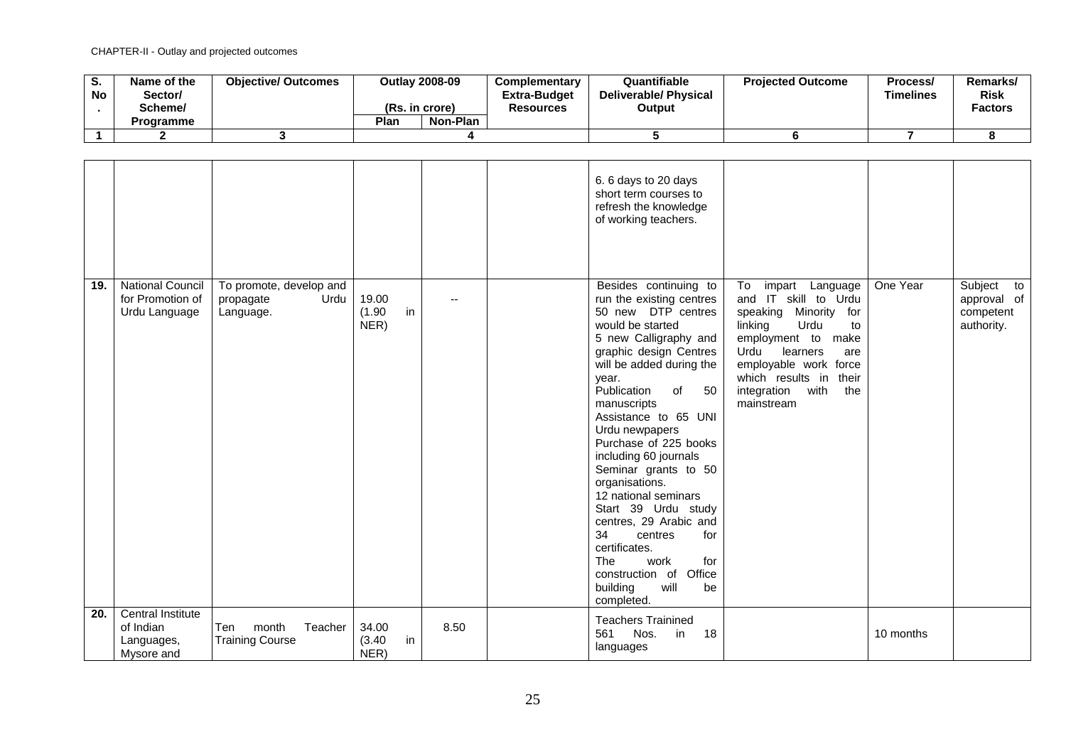| S. No. | Name of the Sector/ Scheme/ Programme | Objective/ Outcomes | Outlay 2008-09 (Rs. in crore) | | Complementary Extra-Budget Resources | Quantifiable Deliverable/ Physical Output | Projected Outcome | Process/ Timelines | Remarks/ Risk Factors |
|---|---|---|---|---|---|---|---|---|---|
| | | | Plan | Non-Plan | | | | | |
| 1 | 2 | 3 | 4 | | | 5 | 6 | 7 | 8 |
| | | | | | | 6. 6 days to 20 days short term courses to refresh the knowledge of working teachers. | | | |
| 19. | National Council for Promotion of Urdu Language | To promote, develop and propagate Urdu Language. | 19.00 (1.90 in NER) | -- | | Besides continuing to run the existing centres 50 new DTP centres would be started<br>5 new Calligraphy and graphic design Centres will be added during the year.<br>Publication of 50 manuscripts<br>Assistance to 65 UNI Urdu newpapers<br>Purchase of 225 books including 60 journals<br>Seminar grants to 50 organisations.<br>12 national seminars<br>Start 39 Urdu study centres, 29 Arabic and 34 centres for certificates.<br>The work for construction of Office building will be completed. | To impart Language and IT skill to Urdu speaking Minority for linking Urdu to employment to make Urdu learners are employable work force which results in their integration with the mainstream | One Year | Subject to approval of competent authority. |
| 20. | Central Institute of Indian Languages, Mysore and | Ten month Teacher Training Course | 34.00 (3.40 in NER) | 8.50 | | Teachers Trainined<br>561 Nos. in 18 languages | | 10 months | |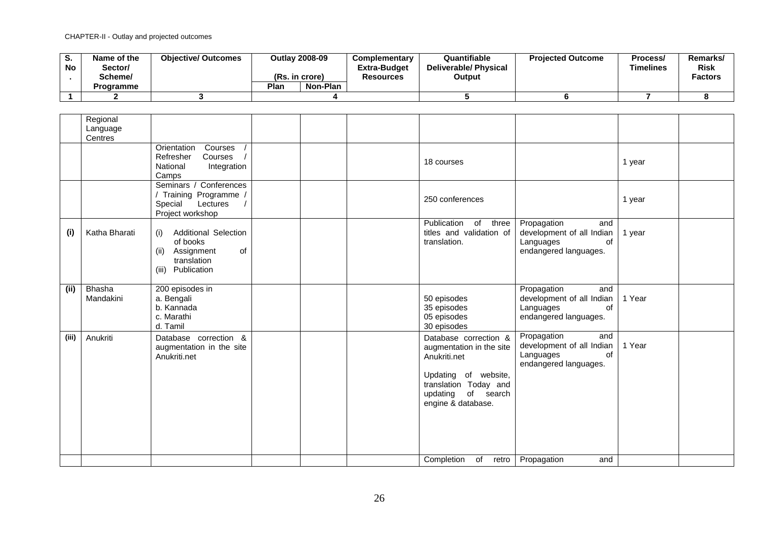| S. No. | Name of the Sector/ Scheme/ Programme | Objective/ Outcomes | Outlay 2008-09 (Rs. in crore) | | Complementary Extra-Budget Resources | Quantifiable Deliverable/ Physical Output | Projected Outcome | Process/ Timelines | Remarks/ Risk Factors |
|---|---|---|---|---|---|---|---|---|---|
| | | | Plan | Non-Plan | | | | | |
| 1 | 2 | 3 | 4 | | | 5 | 6 | 7 | 8 |
| | Regional Language Centres | | | | | | | | |
| | | Orientation Courses / Refresher Courses / National Integration Camps | | | | 18 courses | | 1 year | |
| | | Seminars / Conferences / Training Programme / Special Lectures / Project workshop | | | | 250 conferences | | 1 year | |
| (i) | Katha Bharati | (i) Additional Selection of books<br>(ii) Assignment of translation<br>(iii) Publication | | | | Publication of three titles and validation of translation. | Propagation and development of all Indian Languages of endangered languages. | 1 year | |
| (ii) | Bhasha Mandakini | 200 episodes in<br>a. Bengali<br>b. Kannada<br>c. Marathi<br>d. Tamil | | | | 50 episodes<br>35 episodes<br>05 episodes<br>30 episodes | Propagation and development of all Indian Languages of endangered languages. | 1 Year | |
| (iii) | Anukriti | Database correction & augmentation in the site Anukriti.net | | | | Database correction & augmentation in the site Anukriti.net<br><br>Updating of website, translation Today and updating of search engine & database. | Propagation and development of all Indian Languages of endangered languages. | 1 Year | |
| | | | | | | Completion of retro | Propagation and | | |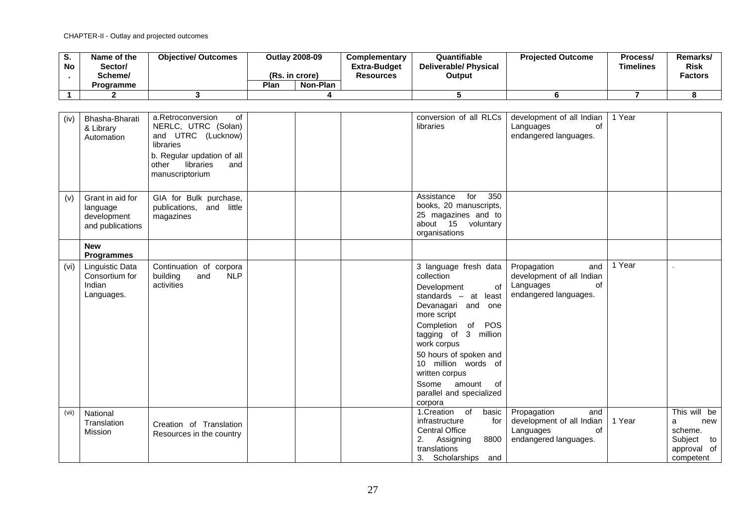CHAPTER-II - Outlay and projected outcomes

| S. No. | Name of the Sector/ Scheme/ Programme | Objective/ Outcomes | Outlay 2008-09 (Rs. in crore) | | Complementary Extra-Budget Resources | Quantifiable Deliverable/ Physical Output | Projected Outcome | Process/ Timelines | Remarks/ Risk Factors |
|---|---|---|---|---|---|---|---|---|---|
| | | | Plan | Non-Plan | | | | | |
| 1 | 2 | 3 | 4 | | | 5 | 6 | 7 | 8 |
| (iv) | Bhasha-Bharati & Library Automation | a.Retroconversion of NERLC, UTRC (Solan) and UTRC (Lucknow) libraries<br>b. Regular updation of all other libraries and manuscriptorium | | | | conversion of all RLCs libraries | development of all Indian Languages of endangered languages. | 1 Year | |
| (v) | Grant in aid for language development and publications | GIA for Bulk purchase, publications, and little magazines | | | | Assistance for 350 books, 20 manuscripts, 25 magazines and to about 15 voluntary organisations | | | |
| | **New Programmes** | | | | | | | | |
| (vi) | Linguistic Data Consortium for Indian Languages. | Continuation of corpora building and NLP activities | | | | 3 language fresh data collection<br>Development of standards – at least Devanagari and one more script<br>Completion of POS tagging of 3 million work corpus<br>50 hours of spoken and 10 million words of written corpus<br>Ssome amount of parallel and specialized corpora | Propagation and development of all Indian Languages of endangered languages. | 1 Year | . |
| (vii) | National Translation Mission | Creation of Translation Resources in the country | | | | 1.Creation of basic infrastructure for Central Office<br>2. Assigning 8800 translations<br>3. Scholarships and | Propagation and development of all Indian Languages of endangered languages. | 1 Year | This will be a new scheme. Subject to approval of competent |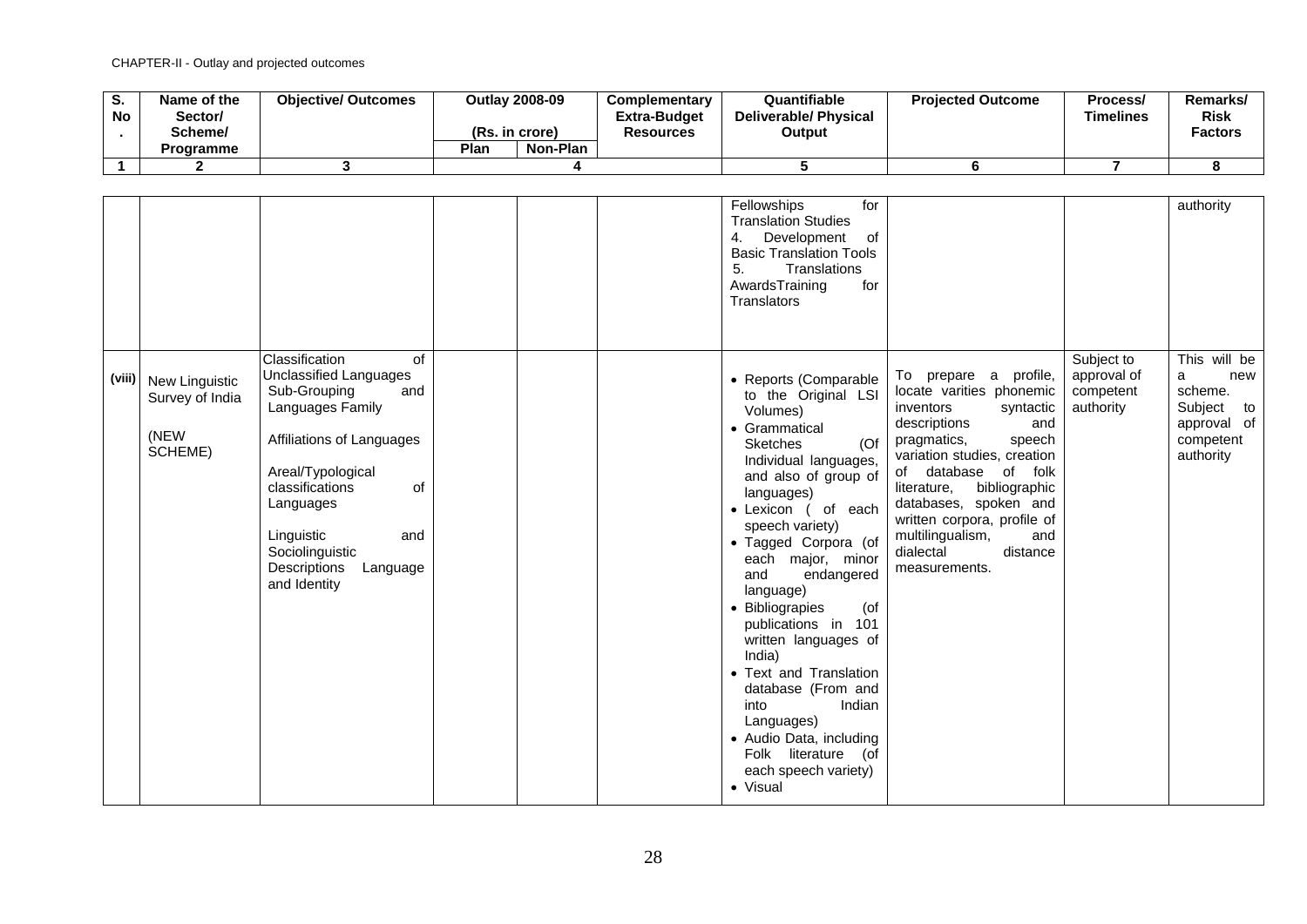CHAPTER-II - Outlay and projected outcomes

| S. No. | Name of the Sector/ Scheme/ Programme | Objective/ Outcomes | Outlay 2008-09 (Rs. in crore) | | Complementary Extra-Budget Resources | Quantifiable Deliverable/ Physical Output | Projected Outcome | Process/ Timelines | Remarks/ Risk Factors |
|---|---|---|---|---|---|---|---|---|---|
| | | | Plan | Non-Plan | | | | | |
| 1 | 2 | 3 | 4 | | | 5 | 6 | 7 | 8 |
| | | | | | | Fellowships for Translation Studies<br>4. Development of Basic Translation Tools<br>5. Translations AwardsTraining for Translators | | | authority |
| (viii) | New Linguistic Survey of India<br><br>(NEW SCHEME) | Classification of Unclassified Languages Sub-Grouping and Languages Family<br><br>Affiliations of Languages<br><br>Areal/Typological classifications of Languages<br><br>Linguistic and Sociolinguistic Descriptions Language and Identity | | | | • Reports (Comparable to the Original LSI Volumes)<br>• Grammatical Sketches (Of Individual languages, and also of group of languages)<br>• Lexicon ( of each speech variety)<br>• Tagged Corpora (of each major, minor and endangered language)<br>• Bibliograpies (of publications in 101 written languages of India)<br>• Text and Translation database (From and into Indian Languages)<br>• Audio Data, including Folk literature (of each speech variety)<br>• Visual | To prepare a profile, locate varities phonemic inventors syntactic descriptions and pragmatics, speech variation studies, creation of database of folk literature, bibliographic databases, spoken and written corpora, profile of multilingualism, and dialectal distance measurements. | Subject to approval of competent authority | This will be a new scheme. Subject to approval of competent authority |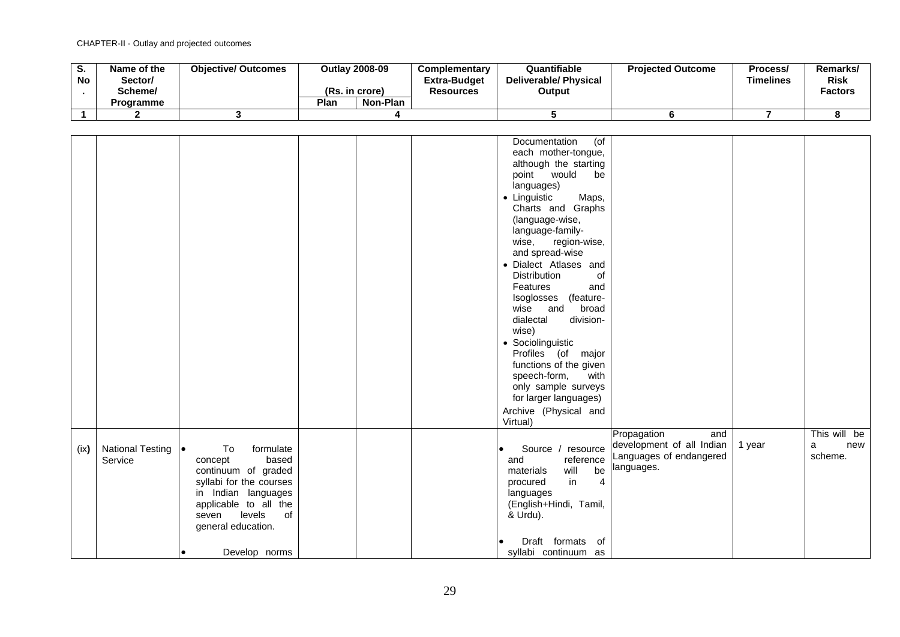| S. No. | Name of the Sector/ Scheme/ Programme | Objective/ Outcomes | Outlay 2008-09 (Rs. in crore) | | Complementary Extra-Budget Resources | Quantifiable Deliverable/ Physical Output | Projected Outcome | Process/ Timelines | Remarks/ Risk Factors |
|---|---|---|---|---|---|---|---|---|---|
| | | | Plan | Non-Plan | | | | | |
| 1 | 2 | 3 | 4 | | | 5 | 6 | 7 | 8 |
| | | | | | | Documentation (of each mother-tongue, although the starting point would be languages)<br>• Linguistic Maps, Charts and Graphs (language-wise, language-family-wise, region-wise, and spread-wise<br>• Dialect Atlases and Distribution of Features and Isoglosses (feature-wise and broad dialectal division-wise)<br>• Sociolinguistic Profiles (of major functions of the given speech-form, with only sample surveys for larger languages)<br>Archive (Physical and Virtual) | | | |
| (ix) | National Testing Service | • To formulate concept based continuum of graded syllabi for the courses in Indian languages applicable to all the seven levels of general education.<br>• Develop norms | | | | • Source / resource and reference materials will be procured in 4 languages (English+Hindi, Tamil, & Urdu).<br>• Draft formats of syllabi continuum as | Propagation and development of all Indian Languages of endangered languages. | 1 year | This will be a new scheme. |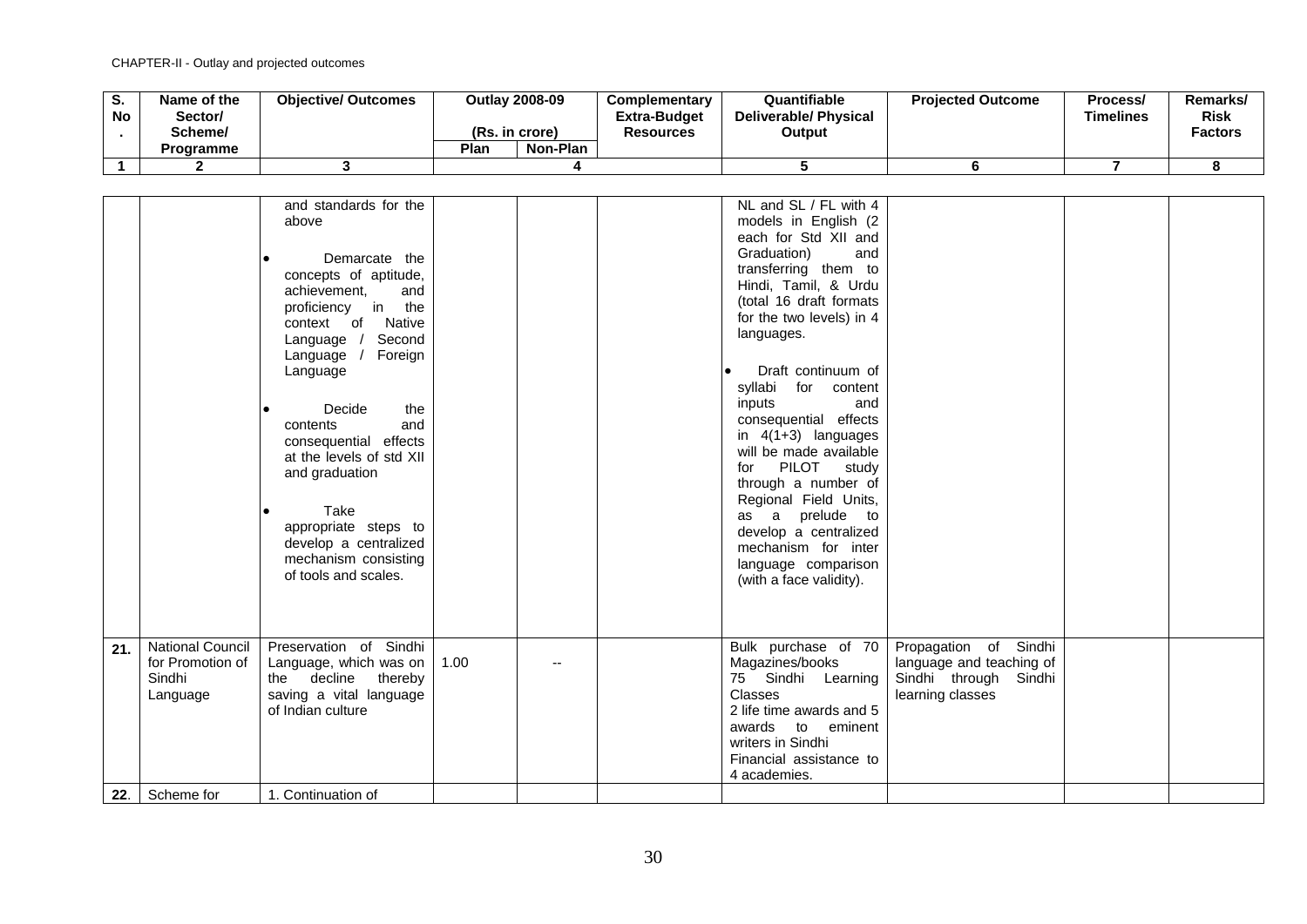| S. No. | Name of the Sector/ Scheme/ Programme | Objective/ Outcomes | Outlay 2008-09 (Rs. in crore) | | Complementary Extra-Budget Resources | Quantifiable Deliverable/ Physical Output | Projected Outcome | Process/ Timelines | Remarks/ Risk Factors |
|---|---|---|---|---|---|---|---|---|---|
| | | | Plan | Non-Plan | | | | | |
| 1 | 2 | 3 | 4 | | | 5 | 6 | 7 | 8 |
| | | and standards for the above<br><br>• Demarcate the concepts of aptitude, achievement, and proficiency in the context of Native Language / Second Language / Foreign Language<br><br>• Decide the contents and consequential effects at the levels of std XII and graduation<br><br>• Take appropriate steps to develop a centralized mechanism consisting of tools and scales. | | | | NL and SL / FL with 4 models in English (2 each for Std XII and Graduation) and transferring them to Hindi, Tamil, & Urdu (total 16 draft formats for the two levels) in 4 languages.<br><br>• Draft continuum of syllabi for content inputs and consequential effects in 4(1+3) languages will be made available for PILOT study through a number of Regional Field Units, as a prelude to develop a centralized mechanism for inter language comparison (with a face validity). | | | |
| 21. | National Council for Promotion of Sindhi Language | Preservation of Sindhi Language, which was on the decline thereby saving a vital language of Indian culture | 1.00 | -- | | Bulk purchase of 70 Magazines/books<br>75 Sindhi Learning Classes<br>2 life time awards and 5 awards to eminent writers in Sindhi<br>Financial assistance to 4 academies. | Propagation of Sindhi language and teaching of Sindhi through Sindhi learning classes | | |
| 22. | Scheme for | 1. Continuation of | | | | | | | |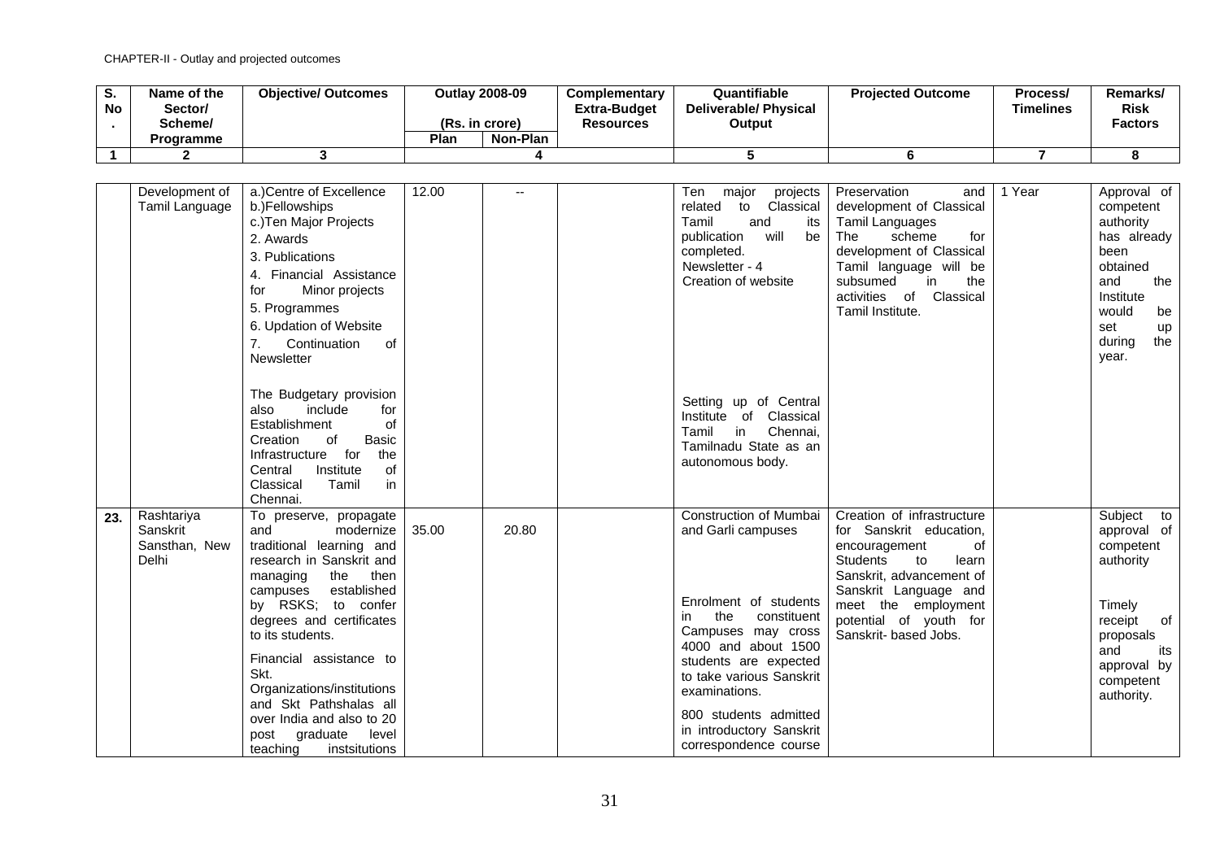CHAPTER-II - Outlay and projected outcomes

| S. No. | Name of the Sector/ Scheme/ Programme | Objective/ Outcomes | Outlay 2008-09 (Rs. in crore) | | Complementary Extra-Budget Resources | Quantifiable Deliverable/ Physical Output | Projected Outcome | Process/ Timelines | Remarks/ Risk Factors |
|---|---|---|---|---|---|---|---|---|---|
| | | | Plan | Non-Plan | | | | | |
| 1 | 2 | 3 | 4 | | | 5 | 6 | 7 | 8 |
| | Development of Tamil Language | a.)Centre of Excellence<br>b.)Fellowships<br>c.)Ten Major Projects<br>2. Awards<br>3. Publications<br>4. Financial Assistance for Minor projects<br>5. Programmes<br>6. Updation of Website<br>7. Continuation of Newsletter<br><br>The Budgetary provision also include for Establishment of Creation of Basic Infrastructure for the Central Institute of Classical Tamil in Chennai. | 12.00 | -- | | Ten major projects related to Classical Tamil and its publication will be completed.<br>Newsletter - 4<br>Creation of website<br><br>Setting up of Central Institute of Classical Tamil in Chennai, Tamilnadu State as an autonomous body. | Preservation and development of Classical Tamil Languages<br>The scheme for development of Classical Tamil language will be subsumed in the activities of Classical Tamil Institute. | 1 Year | Approval of competent authority has already been obtained and the Institute would be set up during the year. |
| 23. | Rashtariya Sanskrit Sansthan, New Delhi | To preserve, propagate and modernize traditional learning and research in Sanskrit and managing the then campuses established by RSKS; to confer degrees and certificates to its students.<br><br>Financial assistance to Skt. Organizations/institutions and Skt Pathshalas all over India and also to 20 post graduate level teaching instsitutions | 35.00 | 20.80 | | Construction of Mumbai and Garli campuses<br><br>Enrolment of students in the constituent Campuses may cross 4000 and about 1500 students are expected to take various Sanskrit examinations.<br><br>800 students admitted in introductory Sanskrit correspondence course | Creation of infrastructure for Sanskrit education, encouragement of Students to learn Sanskrit, advancement of Sanskrit Language and meet the employment potential of youth for Sanskrit- based Jobs. | | Subject to approval of competent authority<br><br>Timely receipt of proposals and its approval by competent authority. |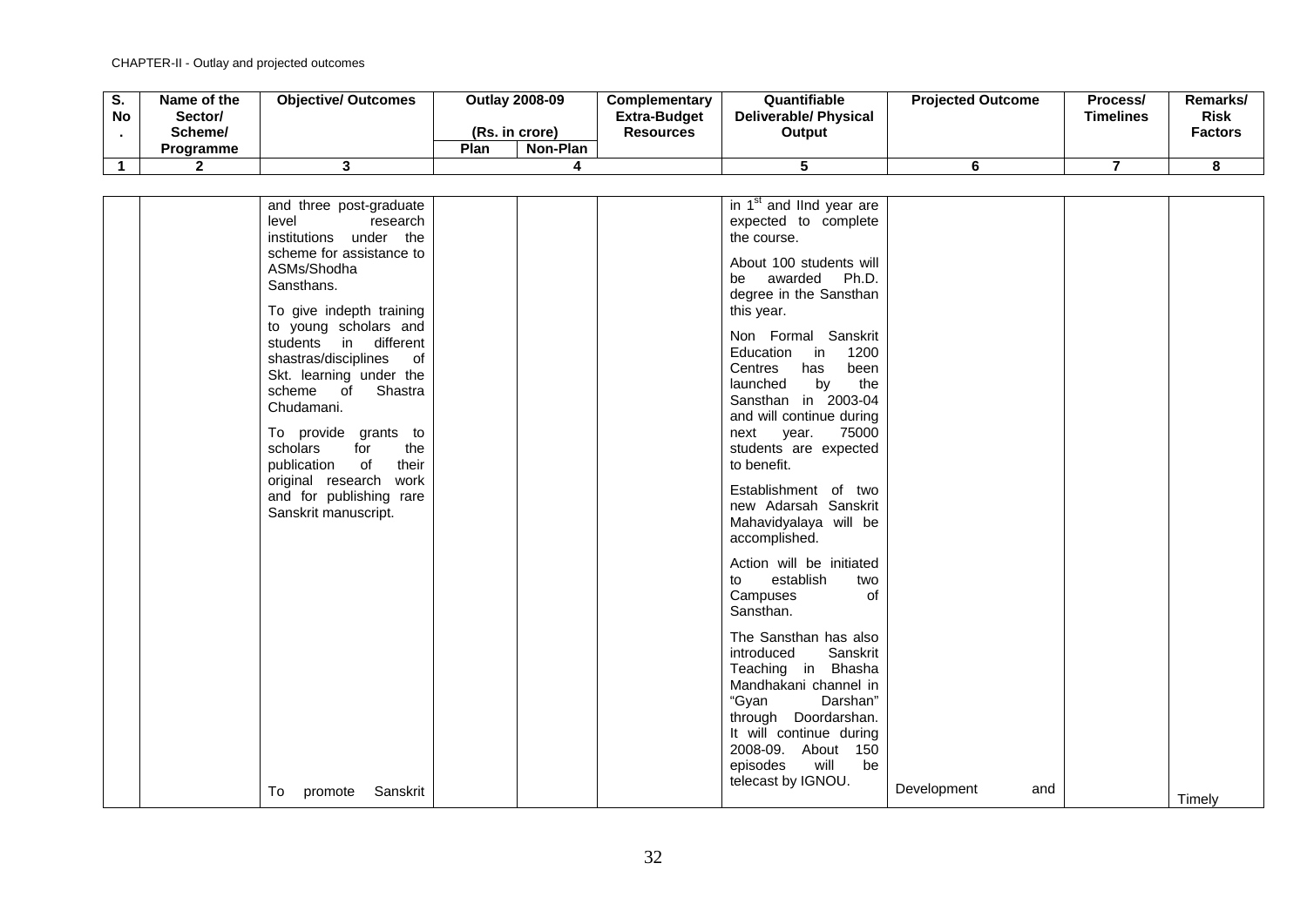CHAPTER-II - Outlay and projected outcomes

| S. No. | Name of the Sector/ Scheme/ Programme | Objective/ Outcomes | Outlay 2008-09 (Rs. in crore) | | Complementary Extra-Budget Resources | Quantifiable Deliverable/ Physical Output | Projected Outcome | Process/ Timelines | Remarks/ Risk Factors |
|---|---|---|---|---|---|---|---|---|---|
| | | | Plan | Non-Plan | | | | | |
| 1 | 2 | 3 | 4 | | | 5 | 6 | 7 | 8 |
| | | and three post-graduate level research institutions under the scheme for assistance to ASMs/Shodha Sansthans.<br><br>To give indepth training to young scholars and students in different shastras/disciplines of Skt. learning under the scheme of Shastra Chudamani.<br><br>To provide grants to scholars for the publication of their original research work and for publishing rare Sanskrit manuscript.<br><br>To promote Sanskrit | | | | in 1st and IInd year are expected to complete the course.<br><br>About 100 students will be awarded Ph.D. degree in the Sansthan this year.<br><br>Non Formal Sanskrit Education in 1200 Centres has been launched by the Sansthan in 2003-04 and will continue during next year. 75000 students are expected to benefit.<br><br>Establishment of two new Adarsah Sanskrit Mahavidyalaya will be accomplished.<br><br>Action will be initiated to establish two Campuses of Sansthan.<br><br>The Sansthan has also introduced Sanskrit Teaching in Bhasha Mandhakani channel in "Gyan Darshan" through Doordarshan. It will continue during 2008-09. About 150 episodes will be telecast by IGNOU. | Development and | | Timely |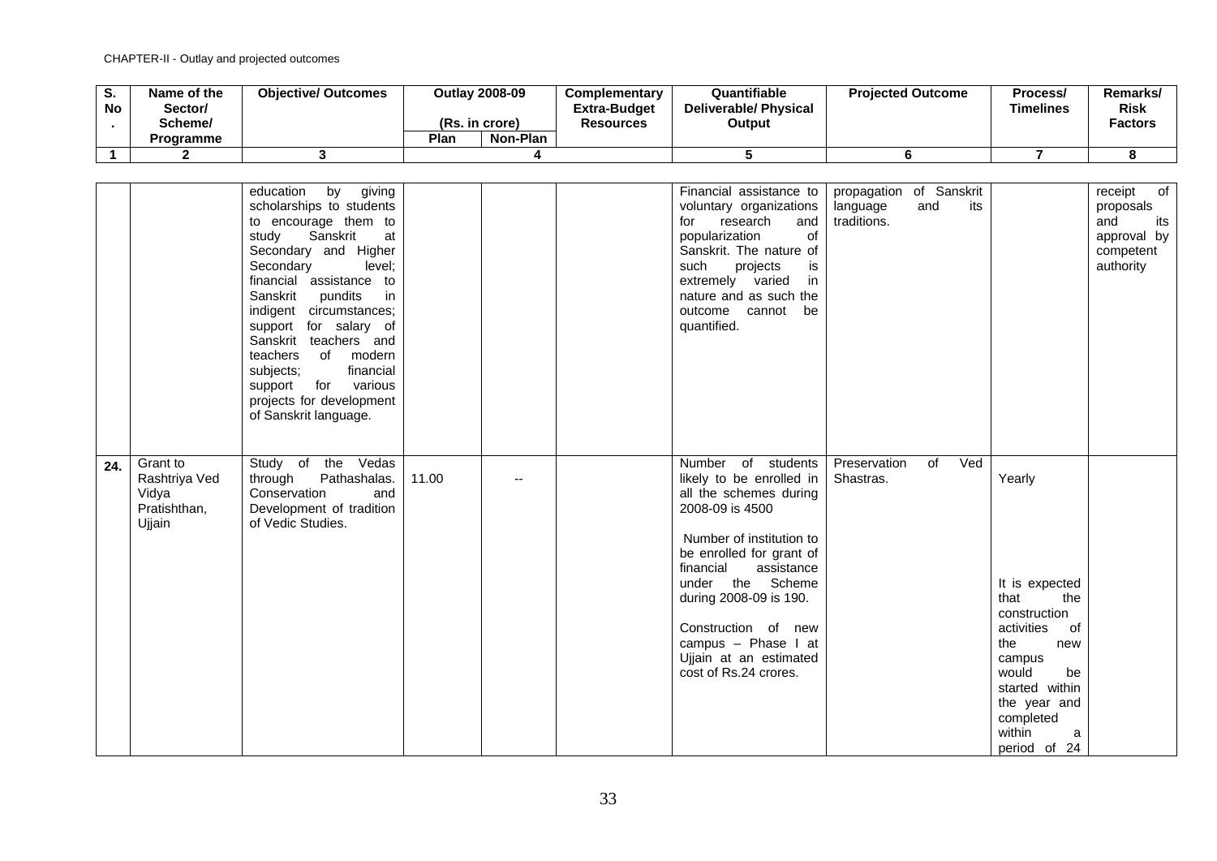CHAPTER-II - Outlay and projected outcomes

| S. No. | Name of the Sector/ Scheme/ Programme | Objective/ Outcomes | Outlay 2008-09 (Rs. in crore) | | Complementary Extra-Budget Resources | Quantifiable Deliverable/ Physical Output | Projected Outcome | Process/ Timelines | Remarks/ Risk Factors |
|---|---|---|---|---|---|---|---|---|---|
| | | | Plan | Non-Plan | | | | | |
| 1 | 2 | 3 | 4 | | | 5 | 6 | 7 | 8 |
| | | education by giving scholarships to students to encourage them to study Sanskrit at Secondary and Higher Secondary level; financial assistance to Sanskrit pundits in indigent circumstances; support for salary of Sanskrit teachers and teachers of modern subjects; financial support for various projects for development of Sanskrit language. | | | | Financial assistance to voluntary organizations for research and popularization of Sanskrit. The nature of such projects is extremely varied in nature and as such the outcome cannot be quantified. | propagation of Sanskrit language and its traditions. | | receipt of proposals and its approval by competent authority |
| 24. | Grant to Rashtriya Ved Vidya Pratishthan, Ujjain | Study of the Vedas through Pathashalas. Conservation and Development of tradition of Vedic Studies. | 11.00 | -- | | Number of students likely to be enrolled in all the schemes during 2008-09 is 4500<br><br>Number of institution to be enrolled for grant of financial assistance under the Scheme during 2008-09 is 190.<br><br>Construction of new campus – Phase I at Ujjain at an estimated cost of Rs.24 crores. | Preservation of Ved Shastras. | Yearly<br><br>It is expected that the construction activities of the new campus would be started within the year and completed within a period of 24 | |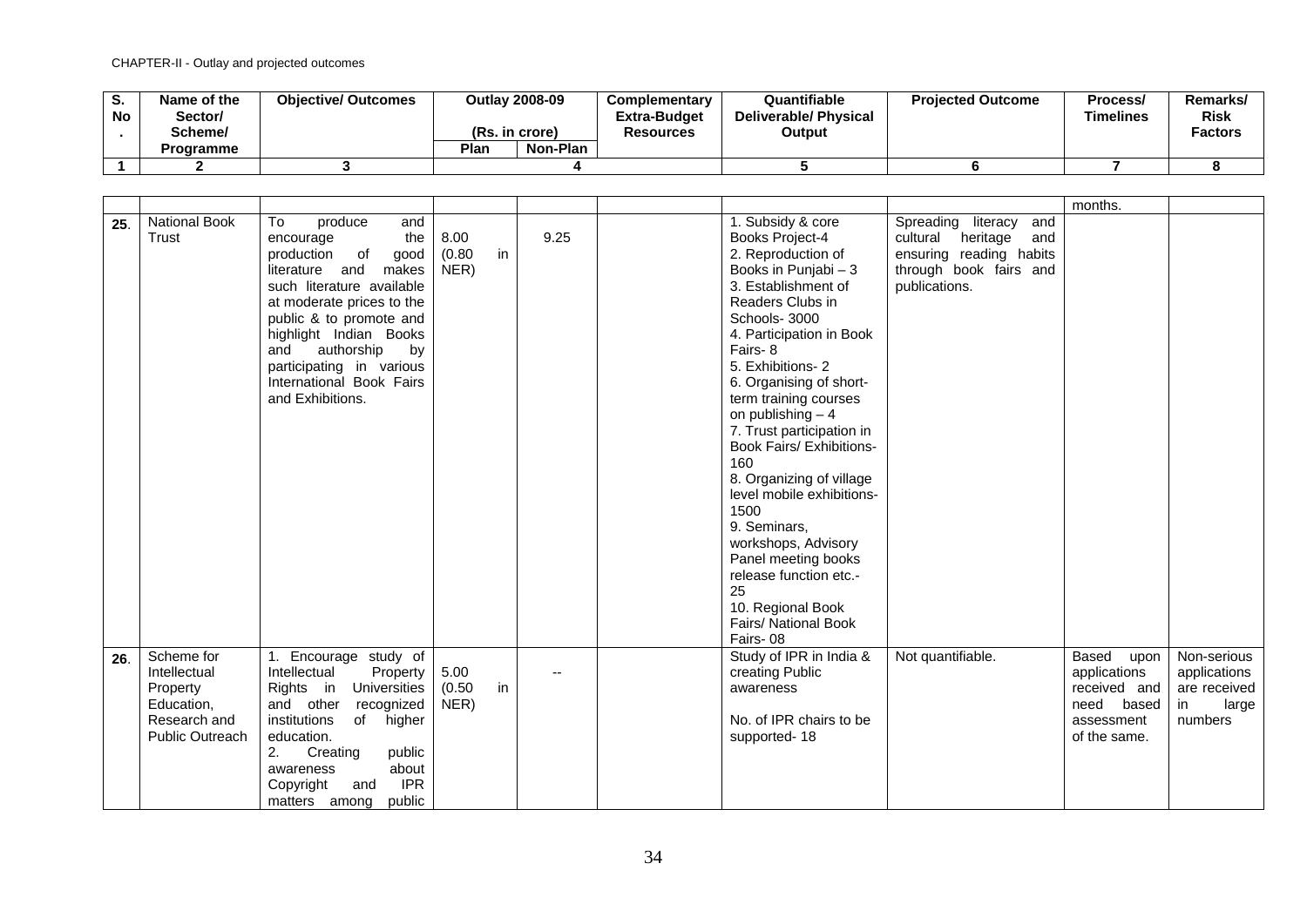CHAPTER-II - Outlay and projected outcomes

| S. No. | Name of the Sector/ Scheme/ Programme | Objective/ Outcomes | Outlay 2008-09 (Rs. in crore) | | Complementary Extra-Budget Resources | Quantifiable Deliverable/ Physical Output | Projected Outcome | Process/ Timelines | Remarks/ Risk Factors |
|---|---|---|---|---|---|---|---|---|---|
| | | | Plan | Non-Plan | | | | | |
| 1 | 2 | 3 | 4 | | | 5 | 6 | 7 | 8 |
| | | | | | | | | months. | |
| 25. | National Book Trust | To produce and encourage the production of good literature and makes such literature available at moderate prices to the public & to promote and highlight Indian Books and authorship by participating in various International Book Fairs and Exhibitions. | 8.00 (0.80 in NER) | 9.25 | | 1. Subsidy & core Books Project-4<br>2. Reproduction of Books in Punjabi – 3<br>3. Establishment of Readers Clubs in Schools- 3000<br>4. Participation in Book Fairs- 8<br>5. Exhibitions- 2<br>6. Organising of short-term training courses on publishing – 4<br>7. Trust participation in Book Fairs/ Exhibitions- 160<br>8. Organizing of village level mobile exhibitions- 1500<br>9. Seminars, workshops, Advisory Panel meeting books release function etc.- 25<br>10. Regional Book Fairs/ National Book Fairs- 08 | Spreading literacy and cultural heritage and ensuring reading habits through book fairs and publications. | | |
| 26. | Scheme for Intellectual Property Education, Research and Public Outreach | 1. Encourage study of Intellectual Property Rights in Universities and other recognized institutions of higher education.<br>2. Creating public awareness about Copyright and IPR matters among public | 5.00 (0.50 in NER) | -- | | Study of IPR in India & creating Public awareness<br><br>No. of IPR chairs to be supported- 18 | Not quantifiable. | Based upon applications received and need based assessment of the same. | Non-serious applications are received in large numbers |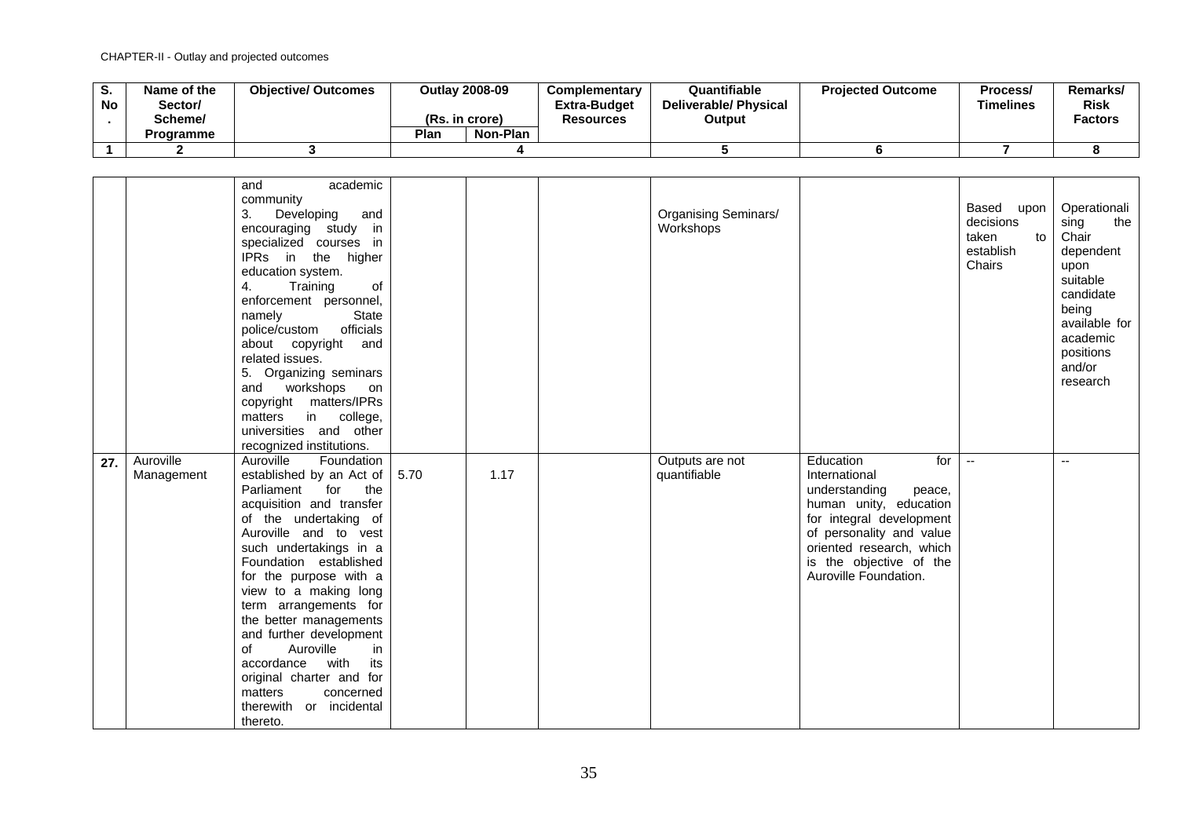CHAPTER-II - Outlay and projected outcomes

| S. No. | Name of the Sector/ Scheme/ Programme | Objective/ Outcomes | Outlay 2008-09 (Rs. in crore) | | Complementary Extra-Budget Resources | Quantifiable Deliverable/ Physical Output | Projected Outcome | Process/ Timelines | Remarks/ Risk Factors |
|---|---|---|---|---|---|---|---|---|---|
| | | | Plan | Non-Plan | | | | | |
| 1 | 2 | 3 | 4 | | | 5 | 6 | 7 | 8 |
| | | and academic community<br>3. Developing and encouraging study in specialized courses in IPRs in the higher education system.<br>4. Training of enforcement personnel, namely State police/custom officials about copyright and related issues.<br>5. Organizing seminars and workshops on copyright matters/IPRs matters in college, universities and other recognized institutions. | | | | Organising Seminars/ Workshops | | Based upon decisions taken to establish Chairs | Operationalising the Chair dependent upon suitable candidate being available for academic positions and/or research |
| 27. | Auroville Management | Auroville Foundation established by an Act of Parliament for the acquisition and transfer of the undertaking of Auroville and to vest such undertakings in a Foundation established for the purpose with a view to a making long term arrangements for the better managements and further development of Auroville in accordance with its original charter and for matters concerned therewith or incidental thereto. | 5.70 | 1.17 | | Outputs are not quantifiable | Education for International understanding peace, human unity, education for integral development of personality and value oriented research, which is the objective of the Auroville Foundation. | -- | -- |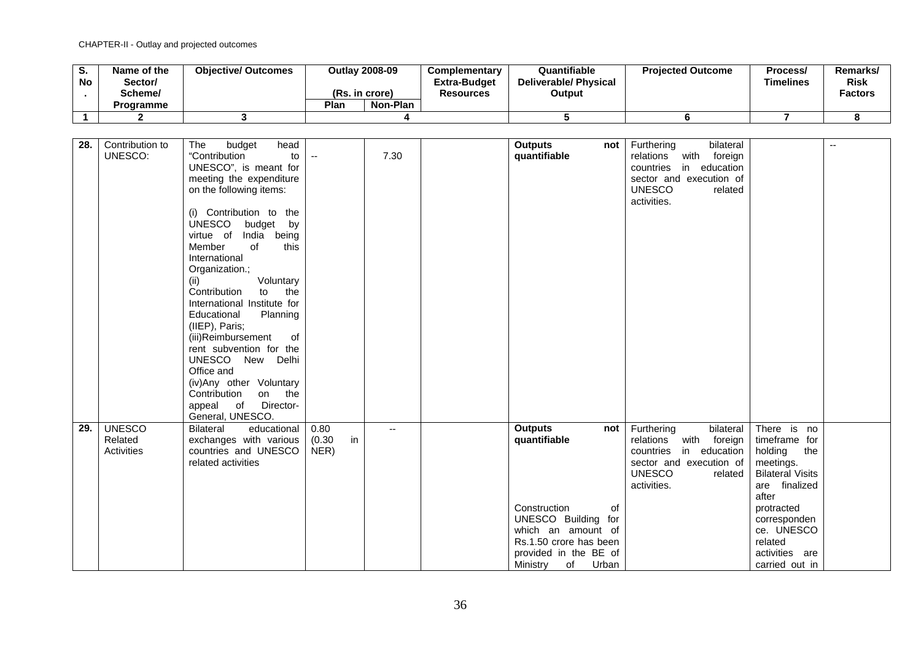CHAPTER-II - Outlay and projected outcomes

| S. No. | Name of the Sector/ Scheme/ Programme | Objective/ Outcomes | Outlay 2008-09 (Rs. in crore) | | Complementary Extra-Budget Resources | Quantifiable Deliverable/ Physical Output | Projected Outcome | Process/ Timelines | Remarks/ Risk Factors |
|---|---|---|---|---|---|---|---|---|---|
| | | | Plan | Non-Plan | | | | | |
| 1 | 2 | 3 | 4 | | | 5 | 6 | 7 | 8 |
| 28. | Contribution to UNESCO: | The budget head "Contribution to UNESCO", is meant for meeting the expenditure on the following items:<br><br>(i) Contribution to the UNESCO budget by virtue of India being Member of this International Organization.;<br>(ii) Voluntary Contribution to the International Institute for Educational Planning (IIEP), Paris;<br>(iii)Reimbursement of rent subvention for the UNESCO New Delhi Office and<br>(iv)Any other Voluntary Contribution on the appeal of Director-General, UNESCO. | -- | 7.30 | | **Outputs not quantifiable** | Furthering bilateral relations with foreign countries in education sector and execution of UNESCO related activities. | | -- |
| 29. | UNESCO Related Activities | Bilateral educational exchanges with various countries and UNESCO related activities | 0.80 (0.30 in NER) | -- | | **Outputs not quantifiable**<br><br>Construction of UNESCO Building for which an amount of Rs.1.50 crore has been provided in the BE of Ministry of Urban | Furthering bilateral relations with foreign countries in education sector and execution of UNESCO related activities. | There is no timeframe for holding the meetings. Bilateral Visits are finalized after protracted correspondence. UNESCO related activities are carried out in | |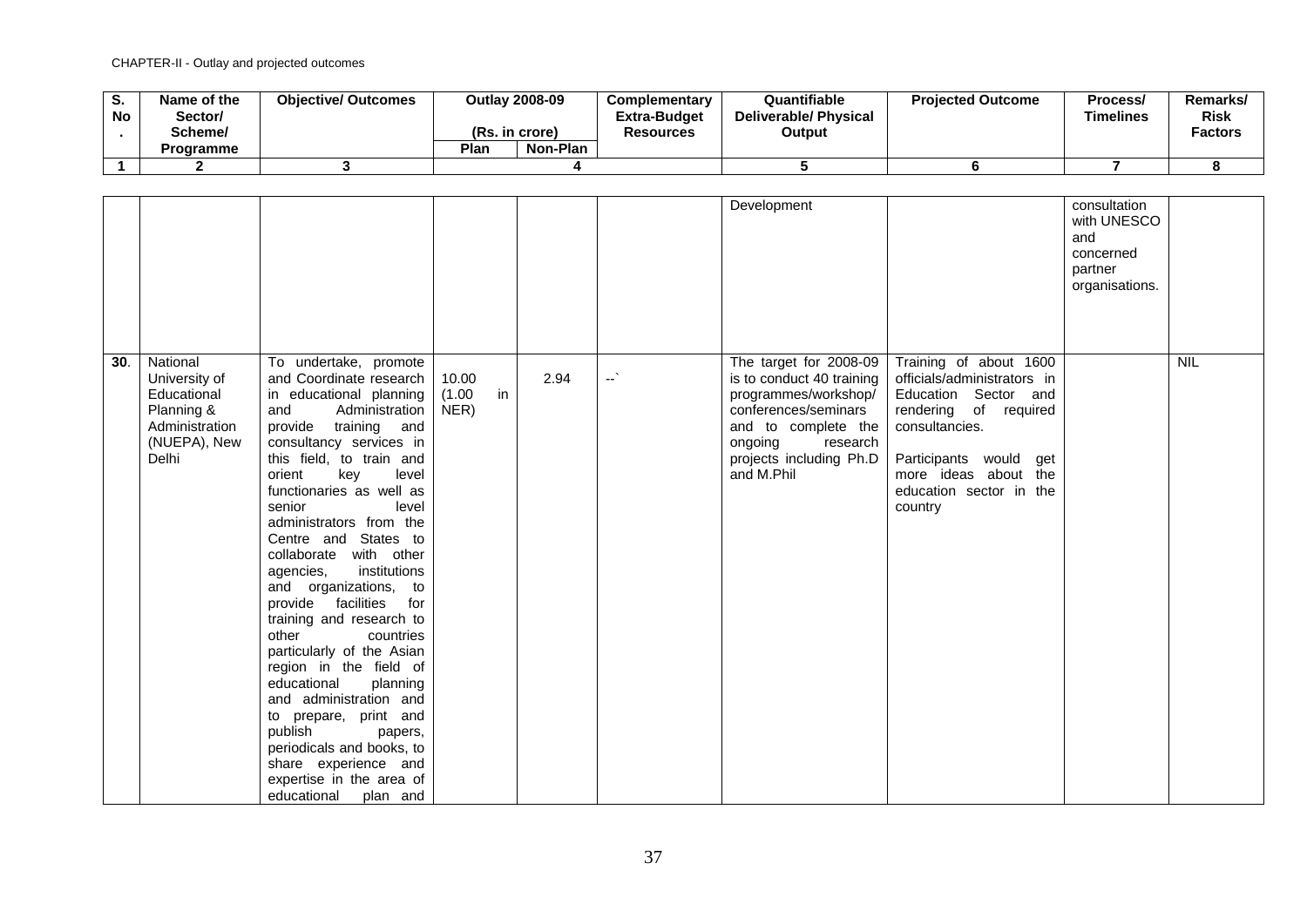CHAPTER-II - Outlay and projected outcomes

| S. No. | Name of the Sector/ Scheme/ Programme | Objective/ Outcomes | Outlay 2008-09 (Rs. in crore) | | Complementary Extra-Budget Resources | Quantifiable Deliverable/ Physical Output | Projected Outcome | Process/ Timelines | Remarks/ Risk Factors |
|---|---|---|---|---|---|---|---|---|---|
| | | | Plan | Non-Plan | | | | | |
| 1 | 2 | 3 | 4 | | | 5 | 6 | 7 | 8 |
| | | | | | | Development | | consultation with UNESCO and concerned partner organisations. | |
| 30. | National University of Educational Planning & Administration (NUEPA), New Delhi | To undertake, promote and Coordinate research in educational planning and Administration provide training and consultancy services in this field, to train and orient key level functionaries as well as senior level administrators from the Centre and States to collaborate with other agencies, institutions and organizations, to provide facilities for training and research to other countries particularly of the Asian region in the field of educational planning and administration and to prepare, print and publish papers, periodicals and books, to share experience and expertise in the area of educational plan and | 10.00 (1.00 in NER) | 2.94 | --` | The target for 2008-09 is to conduct 40 training programmes/workshop/ conferences/seminars and to complete the ongoing research projects including Ph.D and M.Phil | Training of about 1600 officials/administrators in Education Sector and rendering of required consultancies.<br><br>Participants would get more ideas about the education sector in the country | | NIL |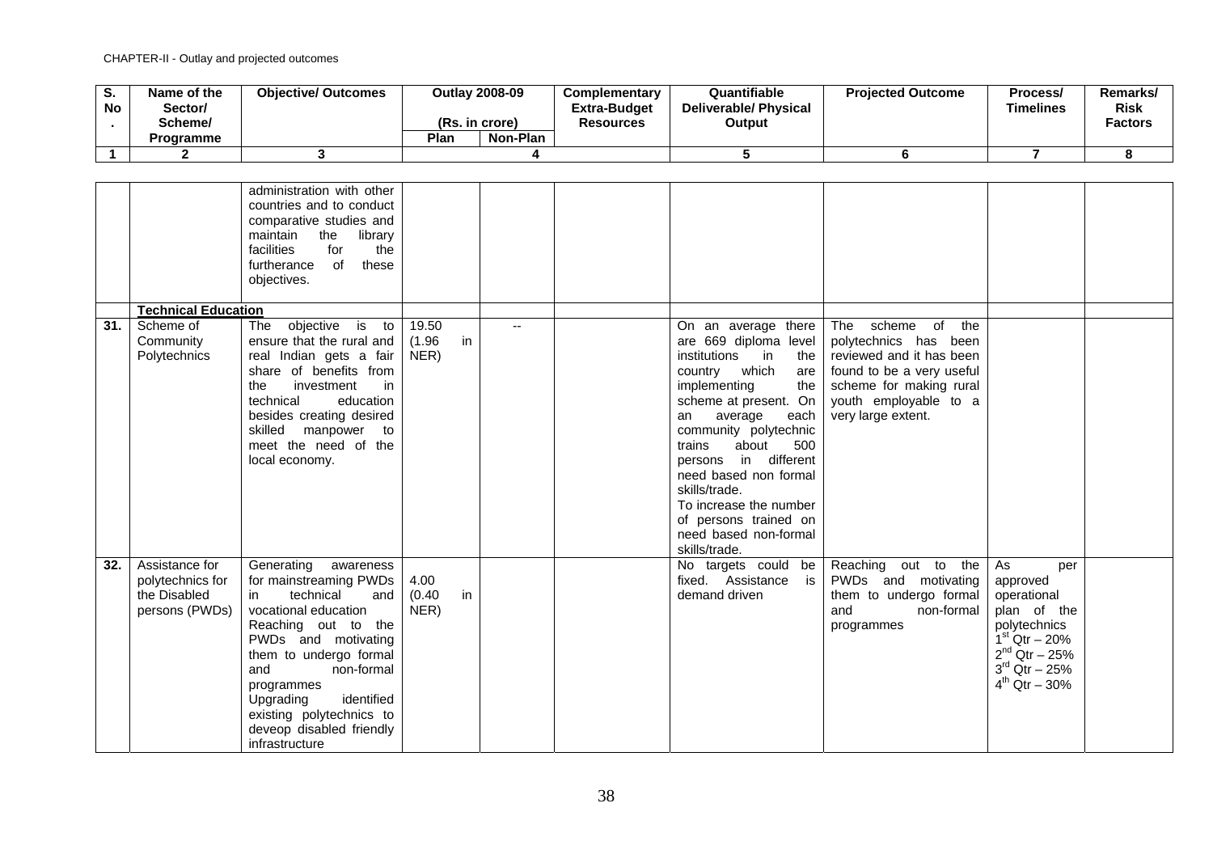| S. No. | Name of the Sector/ Scheme/ Programme | Objective/ Outcomes | Outlay 2008-09 (Rs. in crore) Plan | Non-Plan | Complementary Extra-Budget Resources | Quantifiable Deliverable/ Physical Output | Projected Outcome | Process/ Timelines | Remarks/ Risk Factors |
|---|---|---|---|---|---|---|---|---|---|
| 1 | 2 | 3 | 4 | | | 5 | 6 | 7 | 8 |
| | | administration with other countries and to conduct comparative studies and maintain the library facilities for the furtherance of these objectives. | | | | | | | |
| | **Technical Education** | | | | | | | | |
| 31. | Scheme of Community Polytechnics | The objective is to ensure that the rural and real Indian gets a fair share of benefits from the investment in technical education besides creating desired skilled manpower to meet the need of the local economy. | 19.50 (1.96 in NER) | -- | | On an average there are 669 diploma level institutions in the country which are implementing the scheme at present. On an average each community polytechnic trains about 500 persons in different need based non formal skills/trade.<br>To increase the number of persons trained on need based non-formal skills/trade. | The scheme of the polytechnics has been reviewed and it has been found to be a very useful scheme for making rural youth employable to a very large extent. | | |
| 32. | Assistance for polytechnics for the Disabled persons (PWDs) | Generating awareness for mainstreaming PWDs in technical and vocational education<br>Reaching out to the PWDs and motivating them to undergo formal and non-formal programmes<br>Upgrading identified existing polytechnics to deveop disabled friendly infrastructure | 4.00 (0.40 in NER) | | | No targets could be fixed. Assistance is demand driven | Reaching out to the PWDs and motivating them to undergo formal and non-formal programmes | As per approved operational plan of the polytechnics<br>1st Qtr – 20%<br>2nd Qtr – 25%<br>3rd Qtr – 25%<br>4th Qtr – 30% | |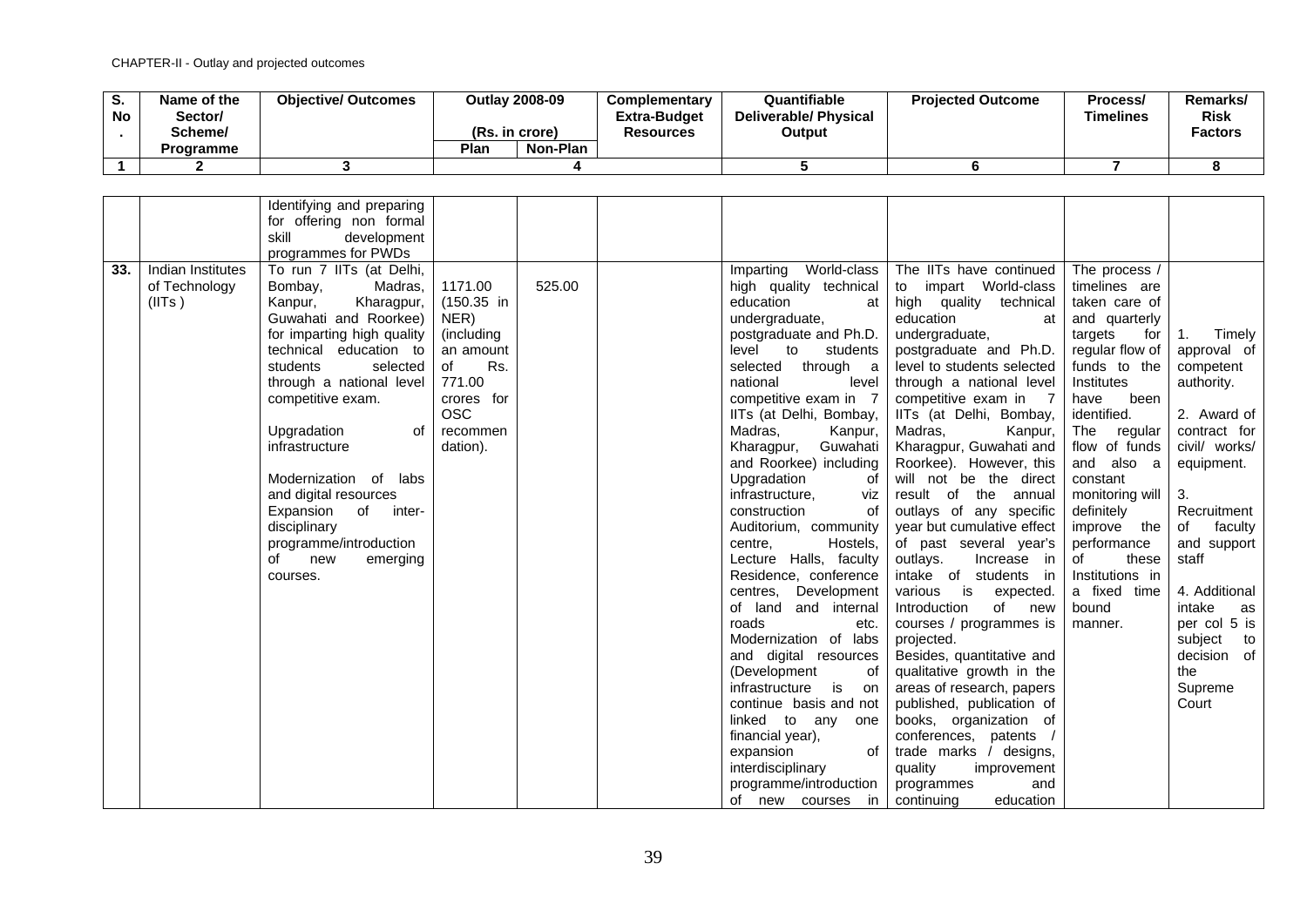CHAPTER-II - Outlay and projected outcomes

| S. No. | Name of the Sector/ Scheme/ Programme | Objective/ Outcomes | Outlay 2008-09 (Rs. in crore) | | Complementary Extra-Budget Resources | Quantifiable Deliverable/ Physical Output | Projected Outcome | Process/ Timelines | Remarks/ Risk Factors |
|---|---|---|---|---|---|---|---|---|---|
| | | | Plan | Non-Plan | | | | | |
| 1 | 2 | 3 | 4 | | | 5 | 6 | 7 | 8 |
| | | Identifying and preparing for offering non formal skill development programmes for PWDs | | | | | | | |
| 33. | Indian Institutes of Technology (IITs ) | To run 7 IITs (at Delhi, Bombay, Madras, Kanpur, Kharagpur, Guwahati and Roorkee) for imparting high quality technical education to students selected through a national level competitive exam.<br><br>Upgradation of infrastructure<br><br>Modernization of labs and digital resources<br>Expansion of inter-disciplinary programme/introduction of new emerging courses. | 1171.00 (150.35 in NER) (including an amount of Rs. 771.00 crores for OSC recommen dation). | 525.00 | | Imparting World-class high quality technical education at undergraduate, postgraduate and Ph.D. level to students selected through a national level competitive exam in 7 IITs (at Delhi, Bombay, Madras, Kanpur, Kharagpur, Guwahati and Roorkee) including Upgradation of infrastructure, viz construction of Auditorium, community centre, Hostels, Lecture Halls, faculty Residence, conference centres, Development of land and internal roads etc. Modernization of labs and digital resources (Development of infrastructure is on continue basis and not linked to any one financial year), expansion of interdisciplinary programme/introduction of new courses in | The IITs have continued to impart World-class high quality technical education at undergraduate, postgraduate and Ph.D. level to students selected through a national level competitive exam in 7 IITs (at Delhi, Bombay, Madras, Kanpur, Kharagpur, Guwahati and Roorkee). However, this will not be the direct result of the annual outlays of any specific year but cumulative effect of past several year's outlays. Increase in intake of students in various is expected. Introduction of new courses / programmes is projected.<br>Besides, quantitative and qualitative growth in the areas of research, papers published, publication of books, organization of conferences, patents / trade marks / designs, quality improvement programmes and continuing education | The process / timelines are taken care of and quarterly targets for regular flow of funds to the Institutes have been identified. The regular flow of funds and also a constant monitoring will definitely improve the performance of these Institutions in a fixed time bound manner. | 1. Timely approval of competent authority.<br><br>2. Award of contract for civil/ works/ equipment.<br><br>3. Recruitment of faculty and support staff<br><br>4. Additional intake as per col 5 is subject to decision of the Supreme Court |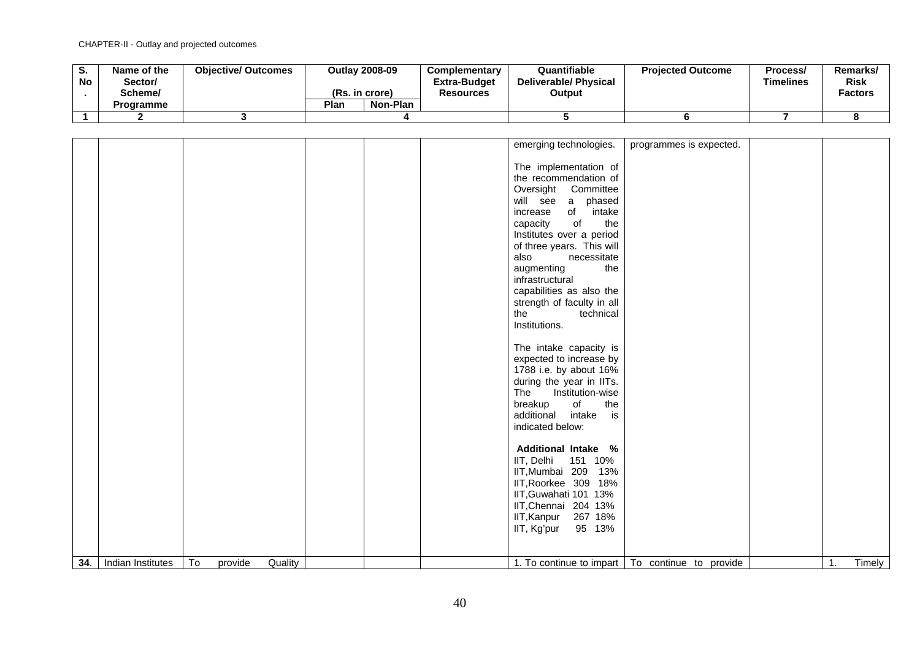CHAPTER-II - Outlay and projected outcomes

| S. No. | Name of the Sector/ Scheme/ Programme | Objective/ Outcomes | Outlay 2008-09 (Rs. in crore) Plan | Non-Plan | Complementary Extra-Budget Resources | Quantifiable Deliverable/ Physical Output | Projected Outcome | Process/ Timelines | Remarks/ Risk Factors |
|---|---|---|---|---|---|---|---|---|---|
| 1 | 2 | 3 | 4 | | | 5 | 6 | 7 | 8 |
| | | | | | | emerging technologies.<br><br>The implementation of the recommendation of Oversight Committee will see a phased increase of intake capacity of the Institutes over a period of three years. This will also necessitate augmenting the infrastructural capabilities as also the strength of faculty in all the technical Institutions.<br><br>The intake capacity is expected to increase by 1788 i.e. by about 16% during the year in IITs. The Institution-wise breakup of the additional intake is indicated below:<br><br>**Additional Intake %**<br>IIT, Delhi 151 10%<br>IIT,Mumbai 209 13%<br>IIT,Roorkee 309 18%<br>IIT,Guwahati 101 13%<br>IIT,Chennai 204 13%<br>IIT,Kanpur 267 18%<br>IIT, Kg'pur 95 13% | programmes is expected. | | |
| **34**. | Indian Institutes | To provide Quality | | | | 1. To continue to impart | To continue to provide | | 1. Timely |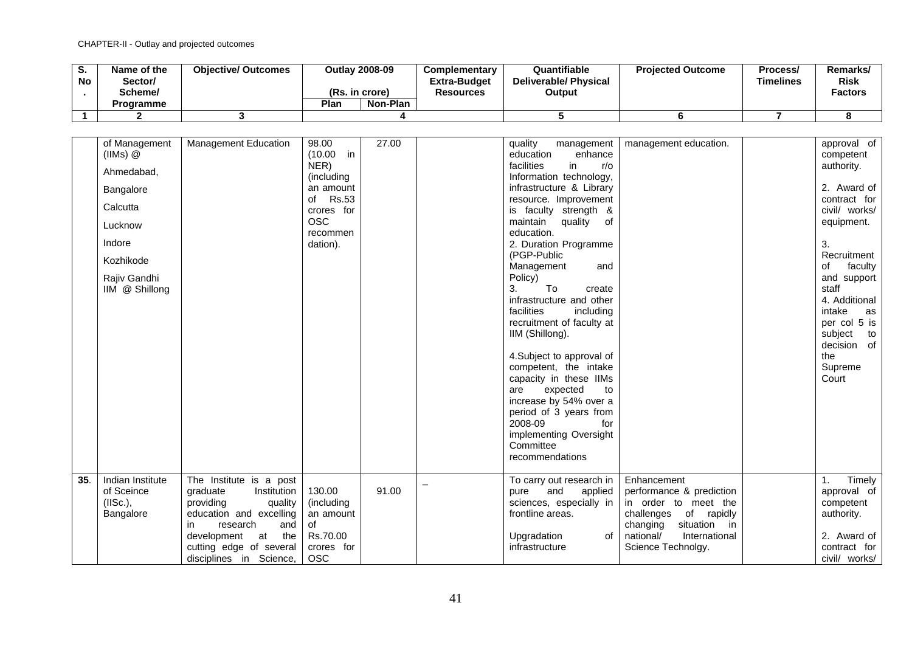CHAPTER-II - Outlay and projected outcomes

| S. No. | Name of the Sector/ Scheme/ Programme | Objective/ Outcomes | Outlay 2008-09 (Rs. in crore) | | Complementary Extra-Budget Resources | Quantifiable Deliverable/ Physical Output | Projected Outcome | Process/ Timelines | Remarks/ Risk Factors |
|---|---|---|---|---|---|---|---|---|---|
| | | | Plan | Non-Plan | | | | | |
| 1 | 2 | 3 | 4 | | | 5 | 6 | 7 | 8 |
| | of Management (IIMs) @ Ahmedabad, Bangalore Calcutta Lucknow Indore Kozhikode Rajiv Gandhi IIM @ Shillong | Management Education | 98.00 (10.00 in NER) (including an amount of Rs.53 crores for OSC recommendation). | 27.00 | | quality management education enhance facilities in r/o Information technology, infrastructure & Library resource. Improvement is faculty strength & maintain quality of education. 2. Duration Programme (PGP-Public Management and Policy) 3. To create infrastructure and other facilities including recruitment of faculty at IIM (Shillong). 4.Subject to approval of competent, the intake capacity in these IIMs are expected to increase by 54% over a period of 3 years from 2008-09 for implementing Oversight Committee recommendations | management education. | | approval of competent authority. 2. Award of contract for civil/ works/ equipment. 3. Recruitment of faculty and support staff 4. Additional intake as per col 5 is subject to decision of the Supreme Court |
| 35. | Indian Institute of Sceince (IISc.), Bangalore | The Institute is a post graduate Institution providing quality education and excelling in research and development at the cutting edge of several disciplines in Science, | 130.00 (including an amount of Rs.70.00 crores for OSC | 91.00 | – | To carry out research in pure and applied sciences, especially in frontline areas. Upgradation of infrastructure | Enhancement performance & prediction in order to meet the challenges of rapidly changing situation in national/ International Science Technolgy. | | 1. Timely approval of competent authority. 2. Award of contract for civil/ works/ |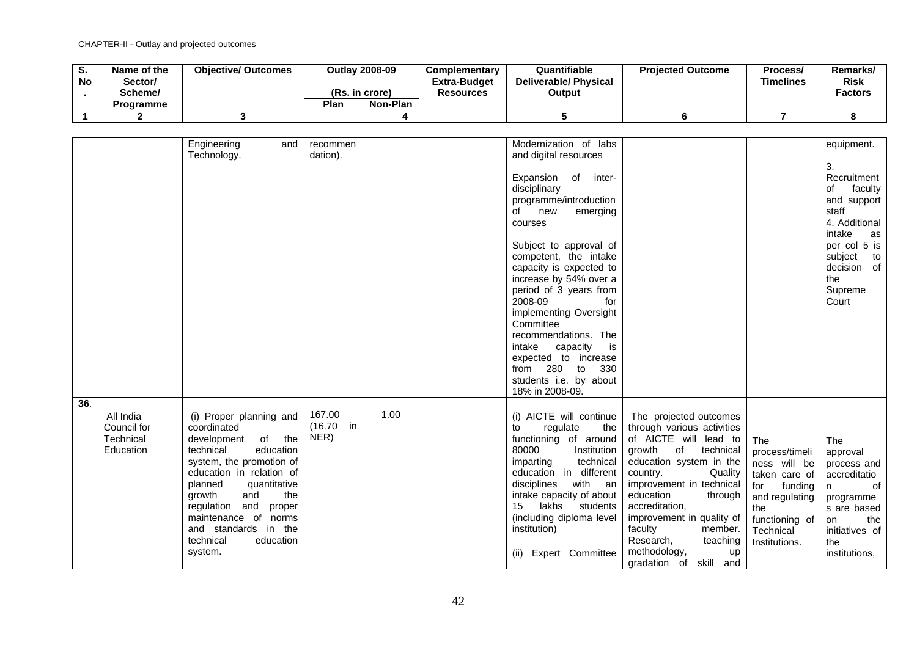CHAPTER-II - Outlay and projected outcomes

| S. No. | Name of the Sector/ Scheme/ Programme | Objective/ Outcomes | Outlay 2008-09 (Rs. in crore) | | Complementary Extra-Budget Resources | Quantifiable Deliverable/ Physical Output | Projected Outcome | Process/ Timelines | Remarks/ Risk Factors |
|---|---|---|---|---|---|---|---|---|---|
| | | | Plan | Non-Plan | | | | | |
| 1 | 2 | 3 | 4 | | | 5 | 6 | 7 | 8 |
| | | Engineering and Technology. | recommen dation). | | | Modernization of labs and digital resources<br><br>Expansion of inter-disciplinary programme/introduction of new emerging courses<br><br>Subject to approval of competent, the intake capacity is expected to increase by 54% over a period of 3 years from 2008-09 for implementing Oversight Committee recommendations. The intake capacity is expected to increase from 280 to 330 students i.e. by about 18% in 2008-09. | | | equipment.<br><br>3. Recruitment of faculty and support staff<br>4. Additional intake as per col 5 is subject to decision of the Supreme Court |
| 36. | All India Council for Technical Education | (i) Proper planning and coordinated development of the technical education system, the promotion of education in relation of planned quantitative growth and the regulation and proper maintenance of norms and standards in the technical education system. | 167.00 (16.70 in NER) | 1.00 | | (i) AICTE will continue to regulate the functioning of around 80000 Institution imparting technical education in different disciplines with an intake capacity of about 15 lakhs students (including diploma level institution)<br><br>(ii) Expert Committee | The projected outcomes through various activities of AICTE will lead to growth of technical education system in the country. Quality improvement in technical education through accreditation, improvement in quality of faculty member. Research, teaching methodology, up gradation of skill and | The process/timeliness will be taken care of for funding and regulating the functioning of Technical Institutions. | The approval process and accreditation of programmes are based on the initiatives of the institutions, |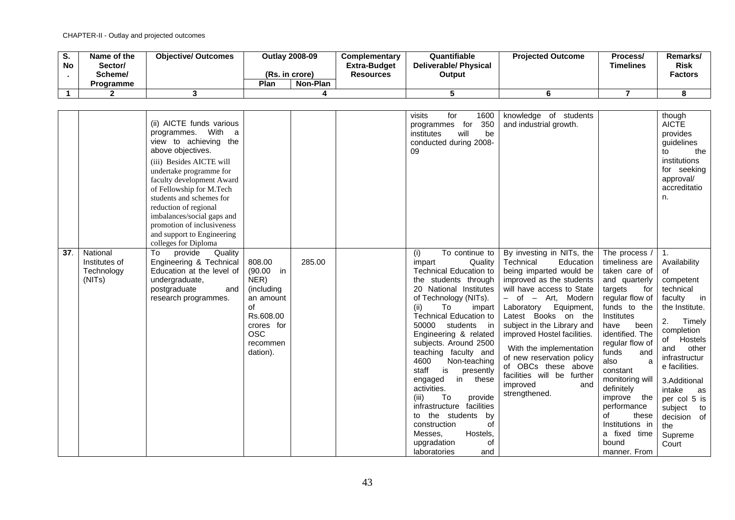CHAPTER-II - Outlay and projected outcomes

| S. No. | Name of the Sector/ Scheme/ Programme | Objective/ Outcomes | Outlay 2008-09 (Rs. in crore) | | Complementary Extra-Budget Resources | Quantifiable Deliverable/ Physical Output | Projected Outcome | Process/ Timelines | Remarks/ Risk Factors |
|---|---|---|---|---|---|---|---|---|---|
| | | | Plan | Non-Plan | | | | | |
| 1 | 2 | 3 | 4 | | | 5 | 6 | 7 | 8 |
| | | (ii) AICTE funds various programmes. With a view to achieving the above objectives.<br><br>(iii) Besides AICTE will undertake programme for faculty development Award of Fellowship for M.Tech students and schemes for reduction of regional imbalances/social gaps and promotion of inclusiveness and support to Engineering colleges for Diploma | | | | visits for 1600 programmes for 350 institutes will be conducted during 2008-09 | knowledge of students and industrial growth. | | though AICTE provides guidelines to the institutions for seeking approval/ accreditation. |
| 37. | National Institutes of Technology (NITs) | To provide Quality Engineering & Technical Education at the level of undergraduate, postgraduate and research programmes. | 808.00 (90.00 in NER) (including an amount of Rs.608.00 crores for OSC recommendation). | 285.00 | | (i) To continue to impart Quality Technical Education to the students through 20 National Institutes of Technology (NITs).<br>(ii) To impart Technical Education to 50000 students in Engineering & related subjects. Around 2500 teaching faculty and 4600 Non-teaching staff is presently engaged in these activities.<br>(iii) To provide infrastructure facilities to the students by construction of Messes, Hostels, upgradation of laboratories and | By investing in NITs, the Technical Education being imparted would be improved as the students will have access to State – of – Art, Modern Laboratory Equipment, Latest Books on the subject in the Library and improved Hostel facilities.<br><br>With the implementation of new reservation policy of OBCs these above facilities will be further improved and strengthened. | The process / timeliness are taken care of and quarterly targets for regular flow of funds to the Institutes have been identified. The regular flow of funds and also a constant monitoring will definitely improve the performance of these Institutions in a fixed time bound manner. From | 1. Availability of competent technical faculty in the Institute.<br><br>2. Timely completion of Hostels and other infrastructure facilities.<br><br>3.Additional intake as per col 5 is subject to decision of the Supreme Court |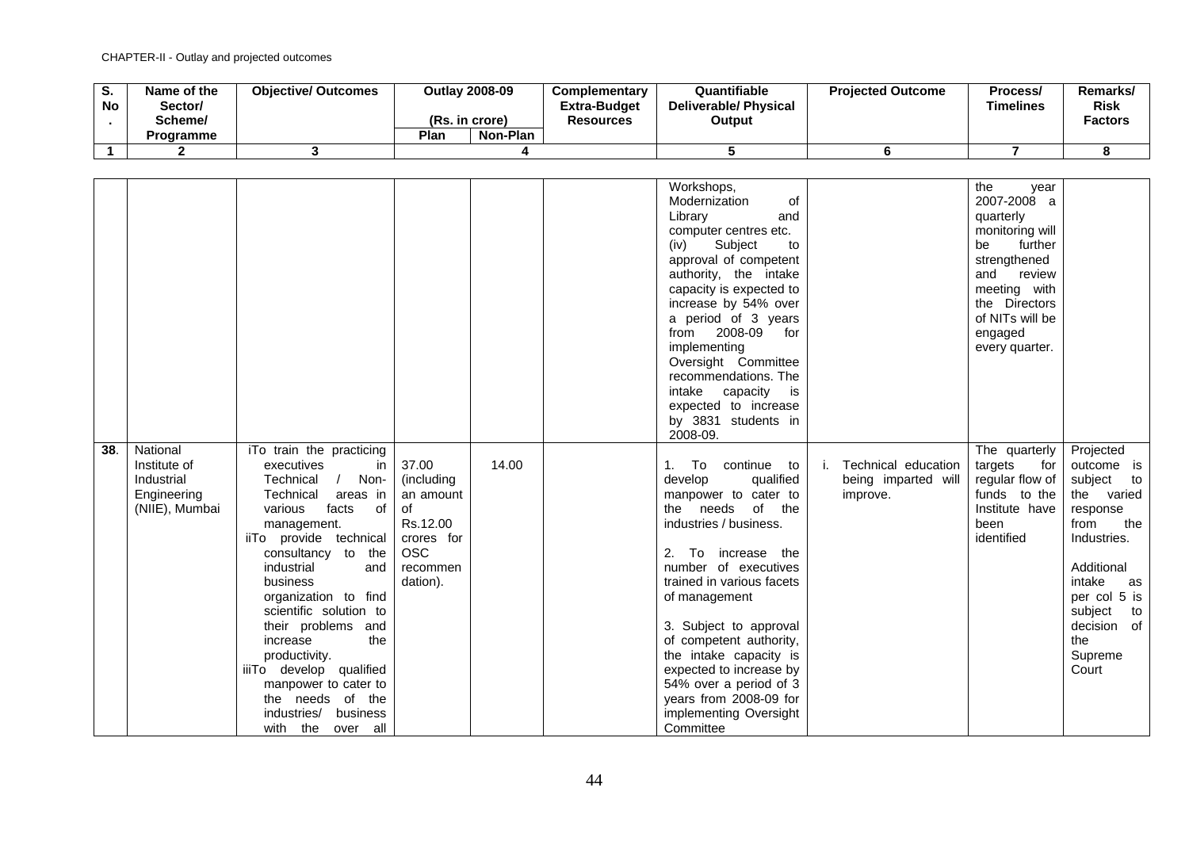CHAPTER-II - Outlay and projected outcomes

| S. No. | Name of the Sector/ Scheme/ Programme | Objective/ Outcomes | Outlay 2008-09 (Rs. in crore) | | Complementary Extra-Budget Resources | Quantifiable Deliverable/ Physical Output | Projected Outcome | Process/ Timelines | Remarks/ Risk Factors |
|---|---|---|---|---|---|---|---|---|---|
| | | | Plan | Non-Plan | | | | | |
| 1 | 2 | 3 | 4 | | | 5 | 6 | 7 | 8 |
| | | | | | | Workshops, Modernization of Library and computer centres etc.<br>(iv) Subject to approval of competent authority, the intake capacity is expected to increase by 54% over a period of 3 years from 2008-09 for implementing Oversight Committee recommendations. The intake capacity is expected to increase by 3831 students in 2008-09. | | the year 2007-2008 a quarterly monitoring will be further strengthened and review meeting with the Directors of NITs will be engaged every quarter. | |
| 38. | National Institute of Industrial Engineering (NIIE), Mumbai | iTo train the practicing executives in Technical / Non-Technical areas in various facts of management.<br>iiTo provide technical consultancy to the industrial and business organization to find scientific solution to their problems and increase the productivity.<br>iiiTo develop qualified manpower to cater to the needs of the industries/ business with the over all | 37.00 (including an amount of Rs.12.00 crores for OSC recommendation). | 14.00 | | 1. To continue to develop qualified manpower to cater to the needs of the industries / business.<br><br>2. To increase the number of executives trained in various facets of management<br><br>3. Subject to approval of competent authority, the intake capacity is expected to increase by 54% over a period of 3 years from 2008-09 for implementing Oversight Committee | i. Technical education being imparted will improve. | The quarterly targets for regular flow of funds to the Institute have been identified | Projected outcome is subject to the varied response from the Industries.<br><br>Additional intake as per col 5 is subject to decision of the Supreme Court |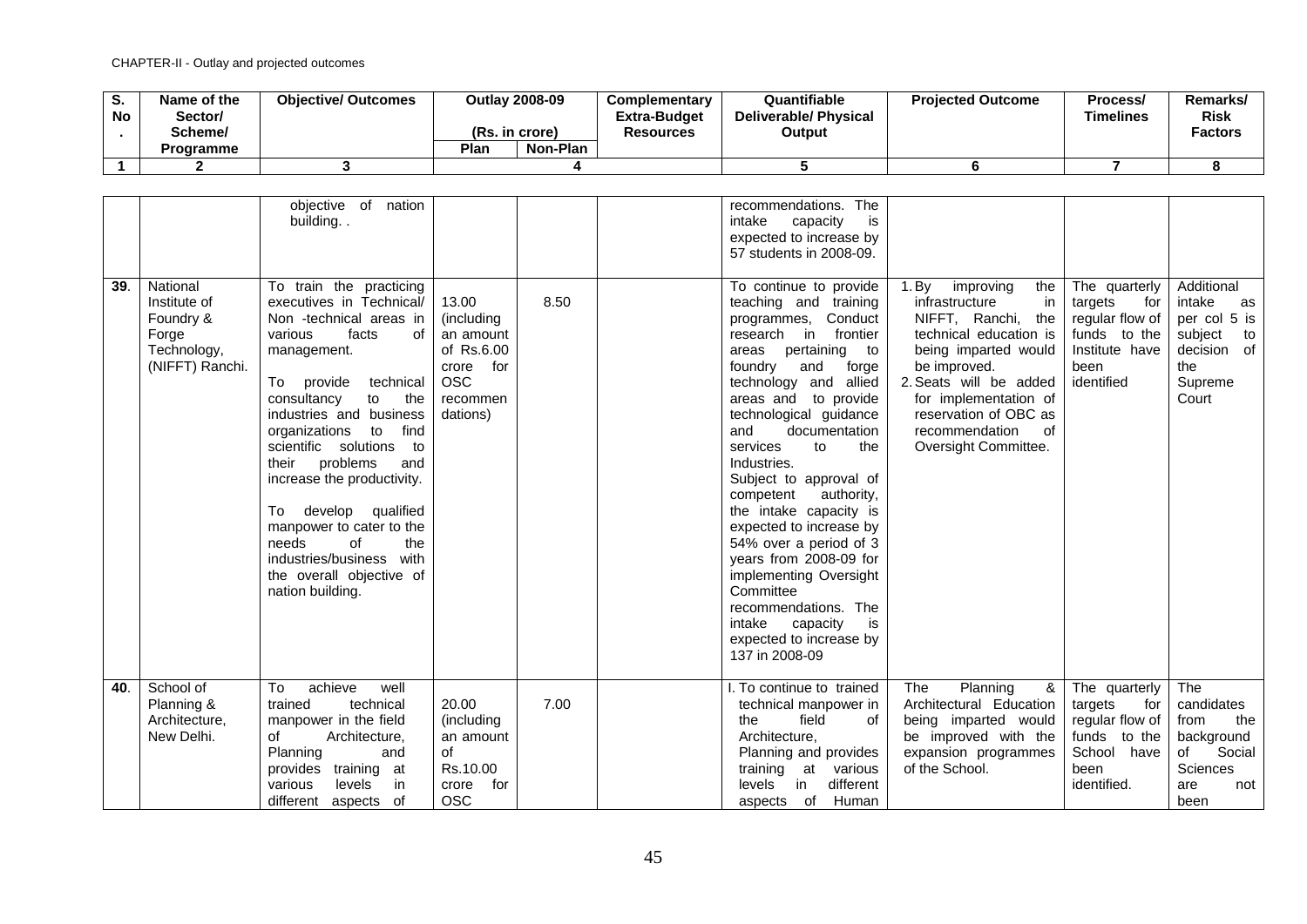| S. No. | Name of the Sector/ Scheme/ Programme | Objective/ Outcomes | Outlay 2008-09 (Rs. in crore) | | Complementary Extra-Budget Resources | Quantifiable Deliverable/ Physical Output | Projected Outcome | Process/ Timelines | Remarks/ Risk Factors |
|---|---|---|---|---|---|---|---|---|---|
| | | | Plan | Non-Plan | | | | | |
| 1 | 2 | 3 | 4 | | | 5 | 6 | 7 | 8 |
| | | objective of nation building. . | | | | recommendations. The intake capacity is expected to increase by 57 students in 2008-09. | | | |
| 39. | National Institute of Foundry & Forge Technology, (NIFFT) Ranchi. | To train the practicing executives in Technical/ Non -technical areas in various facts of management.<br><br>To provide technical consultancy to the industries and business organizations to find scientific solutions to their problems and increase the productivity.<br><br>To develop qualified manpower to cater to the needs of the industries/business with the overall objective of nation building. | 13.00 (including an amount of Rs.6.00 crore for OSC recommen dations) | 8.50 | | To continue to provide teaching and training programmes, Conduct research in frontier areas pertaining to foundry and forge technology and allied areas and to provide technological guidance and documentation services to the Industries.<br>Subject to approval of competent authority, the intake capacity is expected to increase by 54% over a period of 3 years from 2008-09 for implementing Oversight Committee recommendations. The intake capacity is expected to increase by 137 in 2008-09 | 1. By improving the infrastructure in NIFFT, Ranchi, the technical education is being imparted would be improved.<br>2. Seats will be added for implementation of reservation of OBC as recommendation of Oversight Committee. | The quarterly targets for regular flow of funds to the Institute have been identified | Additional intake as per col 5 is subject to decision of the Supreme Court |
| 40. | School of Planning & Architecture, New Delhi. | To achieve well trained technical manpower in the field of Architecture, Planning and provides training at various levels in different aspects of | 20.00 (including an amount of Rs.10.00 crore for OSC | 7.00 | | I. To continue to trained technical manpower in the field of Architecture, Planning and provides training at various levels in different aspects of Human | The Planning & Architectural Education being imparted would be improved with the expansion programmes of the School. | The quarterly targets for regular flow of funds to the School have been identified. | The candidates from the background of Social Sciences are not been |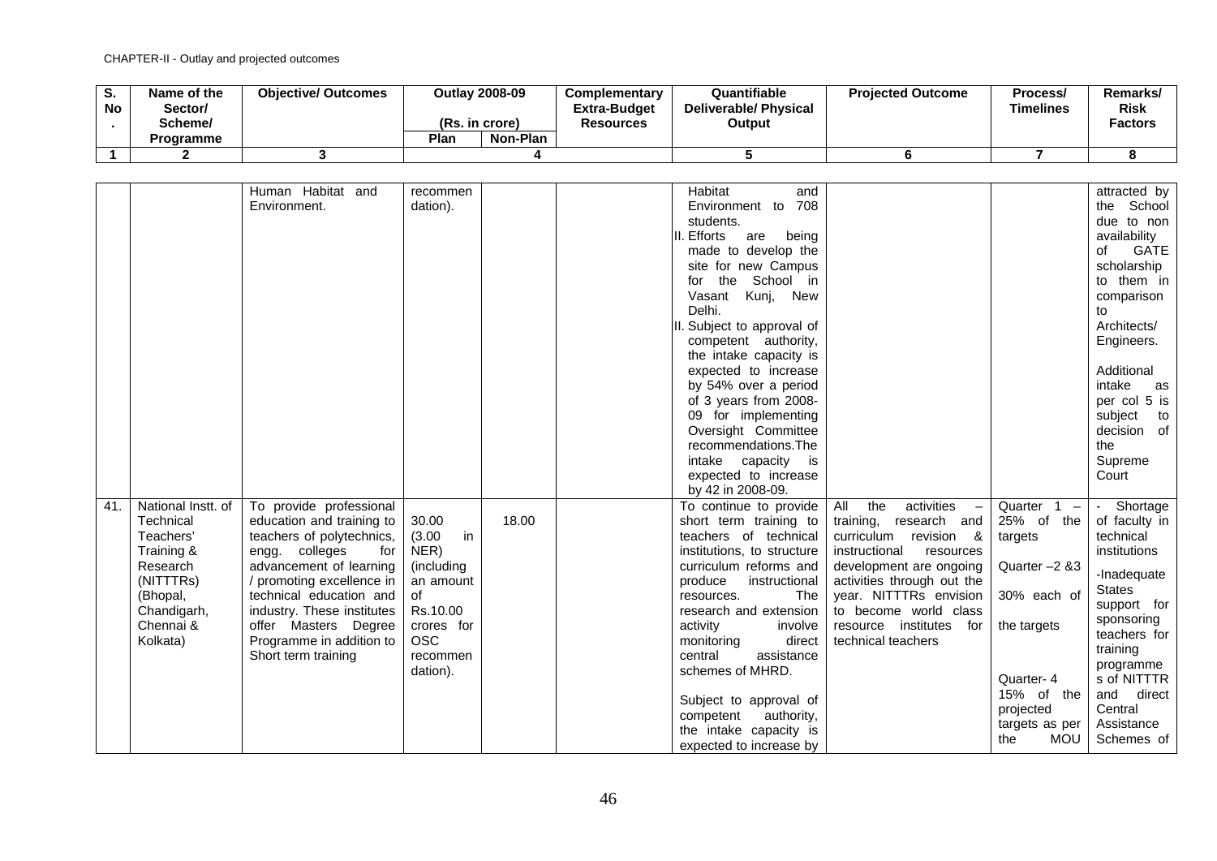CHAPTER-II - Outlay and projected outcomes

| S. No. | Name of the Sector/ Scheme/ Programme | Objective/ Outcomes | Outlay 2008-09 (Rs. in crore) | | Complementary Extra-Budget Resources | Quantifiable Deliverable/ Physical Output | Projected Outcome | Process/ Timelines | Remarks/ Risk Factors |
|---|---|---|---|---|---|---|---|---|---|
| | | | Plan | Non-Plan | | | | | |
| 1 | 2 | 3 | 4 | | | 5 | 6 | 7 | 8 |
| | | Human Habitat and Environment. | recommendation). | | | Habitat and Environment to 708 students.<br>II. Efforts are being made to develop the site for new Campus for the School in Vasant Kunj, New Delhi.<br>II. Subject to approval of competent authority, the intake capacity is expected to increase by 54% over a period of 3 years from 2008-09 for implementing Oversight Committee recommendations.The intake capacity is expected to increase by 42 in 2008-09. | | | attracted by the School due to non availability of GATE scholarship to them in comparison to Architects/ Engineers.<br><br>Additional intake as per col 5 is subject to decision of the Supreme Court |
| 41. | National Instt. of Technical Teachers' Training & Research (NITTTRs) (Bhopal, Chandigarh, Chennai & Kolkata) | To provide professional education and training to teachers of polytechnics, engg. colleges for advancement of learning / promoting excellence in technical education and industry. These institutes offer Masters Degree Programme in addition to Short term training | 30.00 (3.00 in NER) (including an amount of Rs.10.00 crores for OSC recommendation). | 18.00 | | To continue to provide short term training to teachers of technical institutions, to structure curriculum reforms and produce instructional resources. The research and extension activity involve monitoring direct central assistance schemes of MHRD.<br><br>Subject to approval of competent authority, the intake capacity is expected to increase by | All the activities – training, research and curriculum revision & instructional resources development are ongoing activities through out the year. NITTTRs envision to become world class resource institutes for technical teachers | Quarter 1 – 25% of the targets<br><br>Quarter –2 &3 30% each of the targets<br><br>Quarter- 4 15% of the projected targets as per the MOU | - Shortage of faculty in technical institutions<br><br>-Inadequate States support for sponsoring teachers for training programmes of NITTTR and direct Central Assistance Schemes of |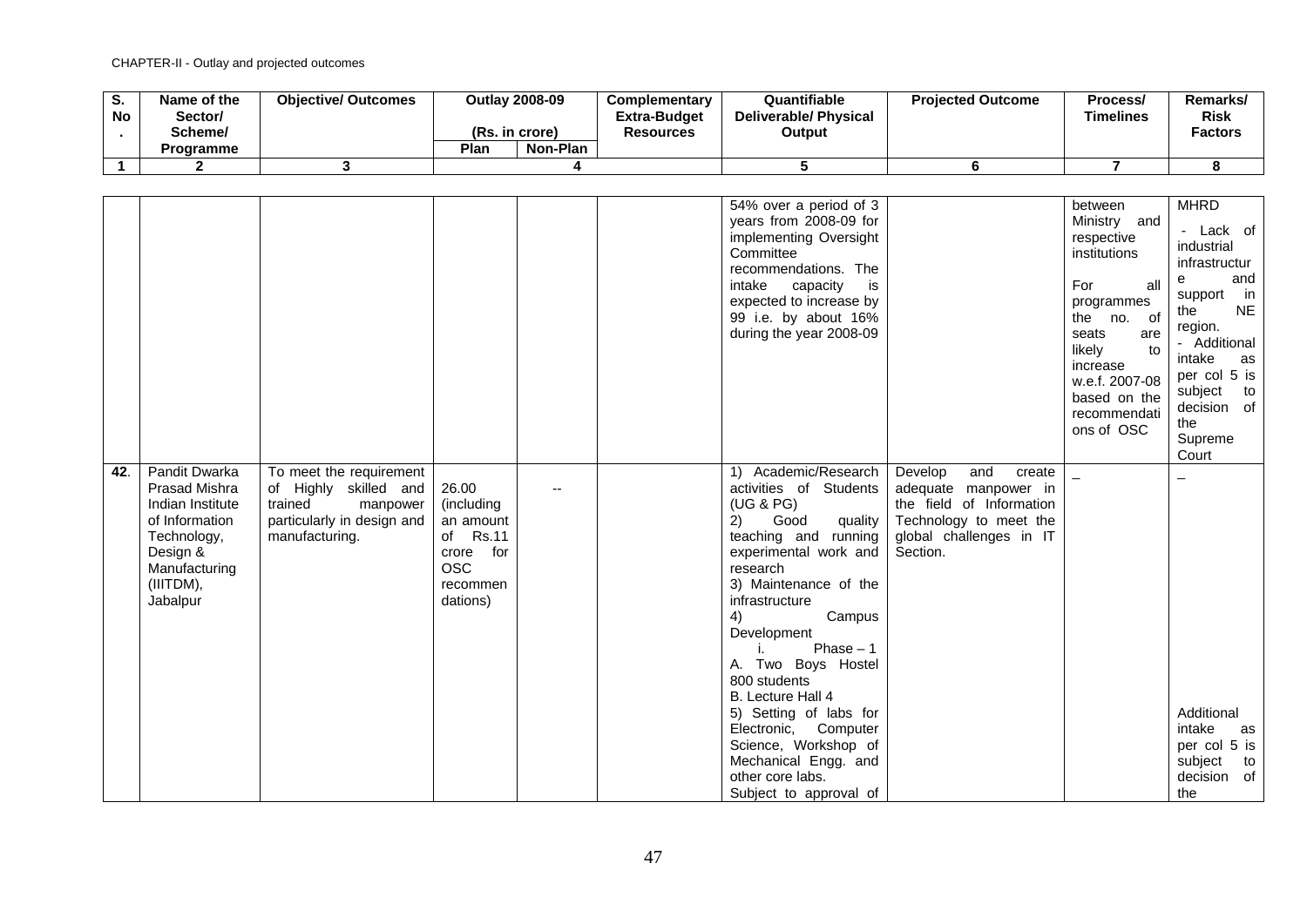CHAPTER-II - Outlay and projected outcomes

| S. No. | Name of the Sector/ Scheme/ Programme | Objective/ Outcomes | Outlay 2008-09 (Rs. in crore) Plan | Non-Plan | Complementary Extra-Budget Resources | Quantifiable Deliverable/ Physical Output | Projected Outcome | Process/ Timelines | Remarks/ Risk Factors |
|---|---|---|---|---|---|---|---|---|---|
| 1 | 2 | 3 | 4 | | | 5 | 6 | 7 | 8 |
| | | | | | | 54% over a period of 3 years from 2008-09 for implementing Oversight Committee recommendations. The intake capacity is expected to increase by 99 i.e. by about 16% during the year 2008-09 | | between Ministry and respective institutions<br><br>For all programmes the no. of seats are likely to increase w.e.f. 2007-08 based on the recommendations of OSC | MHRD<br>- Lack of industrial infrastructure and support in the NE region.<br>- Additional intake as per col 5 is subject to decision of the Supreme Court |
| 42. | Pandit Dwarka Prasad Mishra Indian Institute of Information Technology, Design & Manufacturing (IIITDM), Jabalpur | To meet the requirement of Highly skilled and trained manpower particularly in design and manufacturing. | 26.00 (including an amount of Rs.11 crore for OSC recommendations) | -- | | 1) Academic/Research activities of Students (UG & PG)<br>2) Good quality teaching and running experimental work and research<br>3) Maintenance of the infrastructure<br>4) Campus Development<br>i. Phase – 1<br>A. Two Boys Hostel 800 students<br>B. Lecture Hall 4<br>5) Setting of labs for Electronic, Computer Science, Workshop of Mechanical Engg. and other core labs.<br>Subject to approval of | Develop and create adequate manpower in the field of Information Technology to meet the global challenges in IT Section. | – | –<br><br>Additional intake as per col 5 is subject to decision of the |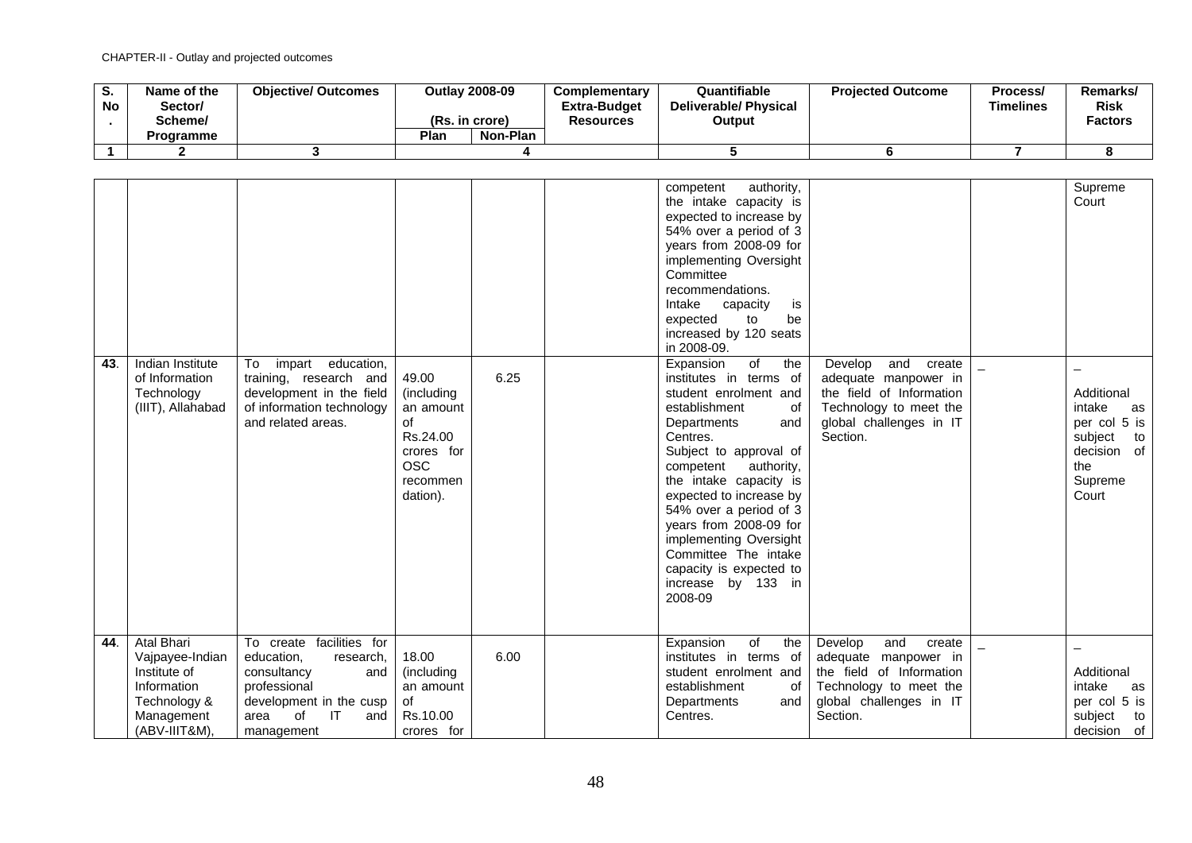CHAPTER-II - Outlay and projected outcomes

| S. No. | Name of the Sector/ Scheme/ Programme | Objective/ Outcomes | Outlay 2008-09 (Rs. in crore) | | Complementary Extra-Budget Resources | Quantifiable Deliverable/ Physical Output | Projected Outcome | Process/ Timelines | Remarks/ Risk Factors |
|---|---|---|---|---|---|---|---|---|---|
| | | | Plan | Non-Plan | | | | | |
| 1 | 2 | 3 | 4 | | | 5 | 6 | 7 | 8 |
| | | | | | | competent authority, the intake capacity is expected to increase by 54% over a period of 3 years from 2008-09 for implementing Oversight Committee recommendations. Intake capacity is expected to be increased by 120 seats in 2008-09. | | | Supreme Court |
| 43. | Indian Institute of Information Technology (IIIT), Allahabad | To impart education, training, research and development in the field of information technology and related areas. | 49.00 (including an amount of Rs.24.00 crores for OSC recommen dation). | 6.25 | | Expansion of the institutes in terms of student enrolment and establishment of Departments and Centres. Subject to approval of competent authority, the intake capacity is expected to increase by 54% over a period of 3 years from 2008-09 for implementing Oversight Committee The intake capacity is expected to increase by 133 in 2008-09 | Develop and create adequate manpower in the field of Information Technology to meet the global challenges in IT Section. | – | – Additional intake as per col 5 is subject to decision of the Supreme Court |
| 44. | Atal Bhari Vajpayee-Indian Institute of Information Technology & Management (ABV-IIIT&M), | To create facilities for education, research, consultancy and professional development in the cusp area of IT and management | 18.00 (including an amount of Rs.10.00 crores for | 6.00 | | Expansion of the institutes in terms of student enrolment and establishment of Departments and Centres. | Develop and create adequate manpower in the field of Information Technology to meet the global challenges in IT Section. | – | – Additional intake as per col 5 is subject to decision of |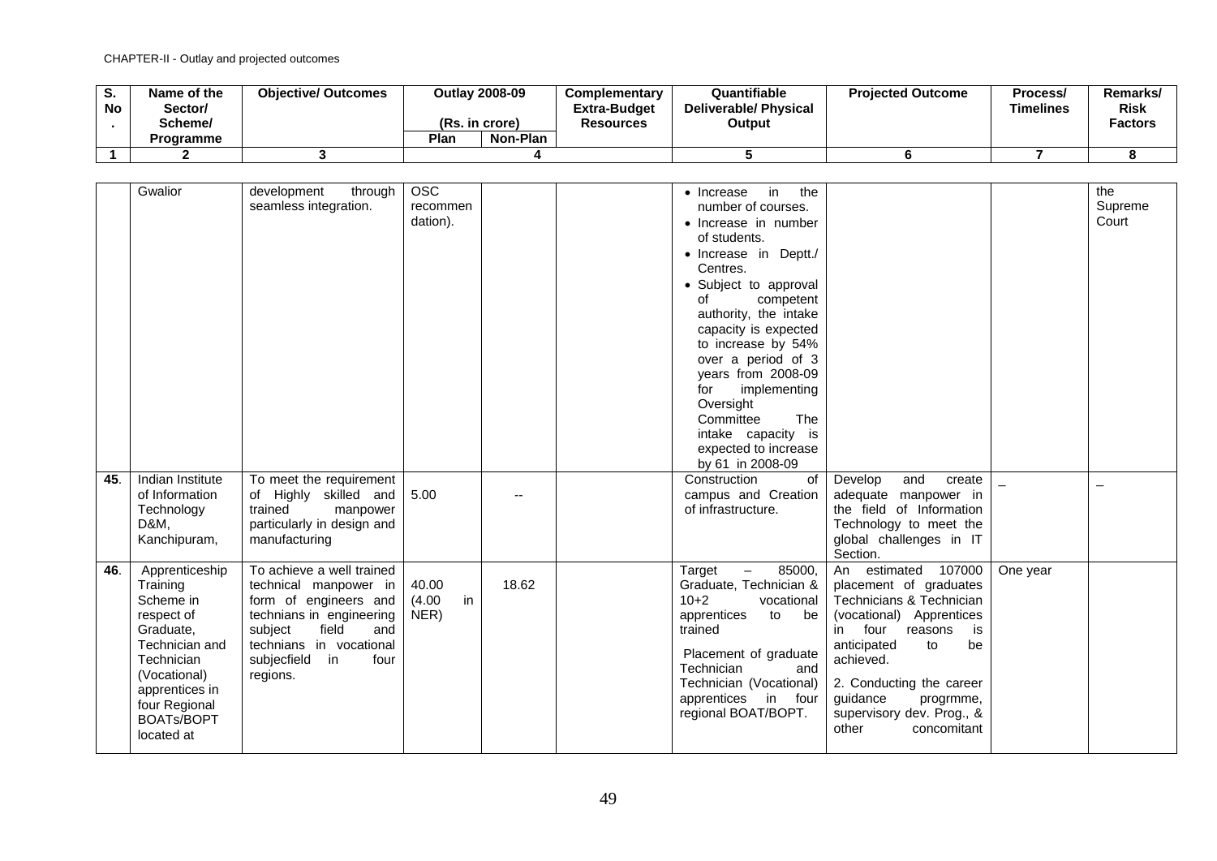| S. No. | Name of the Sector/ Scheme/ Programme | Objective/ Outcomes | Outlay 2008-09 (Rs. in crore) | | Complementary Extra-Budget Resources | Quantifiable Deliverable/ Physical Output | Projected Outcome | Process/ Timelines | Remarks/ Risk Factors |
|---|---|---|---|---|---|---|---|---|---|
| | | | Plan | Non-Plan | | | | | |
| 1 | 2 | 3 | 4 | | | 5 | 6 | 7 | 8 |
| | Gwalior | development through seamless integration. | OSC recommen dation). | | | • Increase in the number of courses.<br>• Increase in number of students.<br>• Increase in Deptt./ Centres.<br>• Subject to approval of competent authority, the intake capacity is expected to increase by 54% over a period of 3 years from 2008-09 for implementing Oversight Committee The intake capacity is expected to increase by 61 in 2008-09 | | | the Supreme Court |
| 45. | Indian Institute of Information Technology D&M, Kanchipuram, | To meet the requirement of Highly skilled and trained manpower particularly in design and manufacturing | 5.00 | -- | | Construction of campus and Creation of infrastructure. | Develop and create adequate manpower in the field of Information Technology to meet the global challenges in IT Section. | – | – |
| 46. | Apprenticeship Training Scheme in respect of Graduate, Technician and Technician (Vocational) apprentices in four Regional BOATs/BOPT located at | To achieve a well trained technical manpower in form of engineers and technians in engineering subject field and technians in vocational subjecfield in four regions. | 40.00 (4.00 in NER) | 18.62 | | Target – 85000, Graduate, Technician & 10+2 vocational apprentices to be trained<br><br>Placement of graduate Technician and Technician (Vocational) apprentices in four regional BOAT/BOPT. | An estimated 107000 placement of graduates Technicians & Technician (vocational) Apprentices in four reasons is anticipated to be achieved.<br><br>2. Conducting the career guidance progrmme, supervisory dev. Prog., & other concomitant | One year | |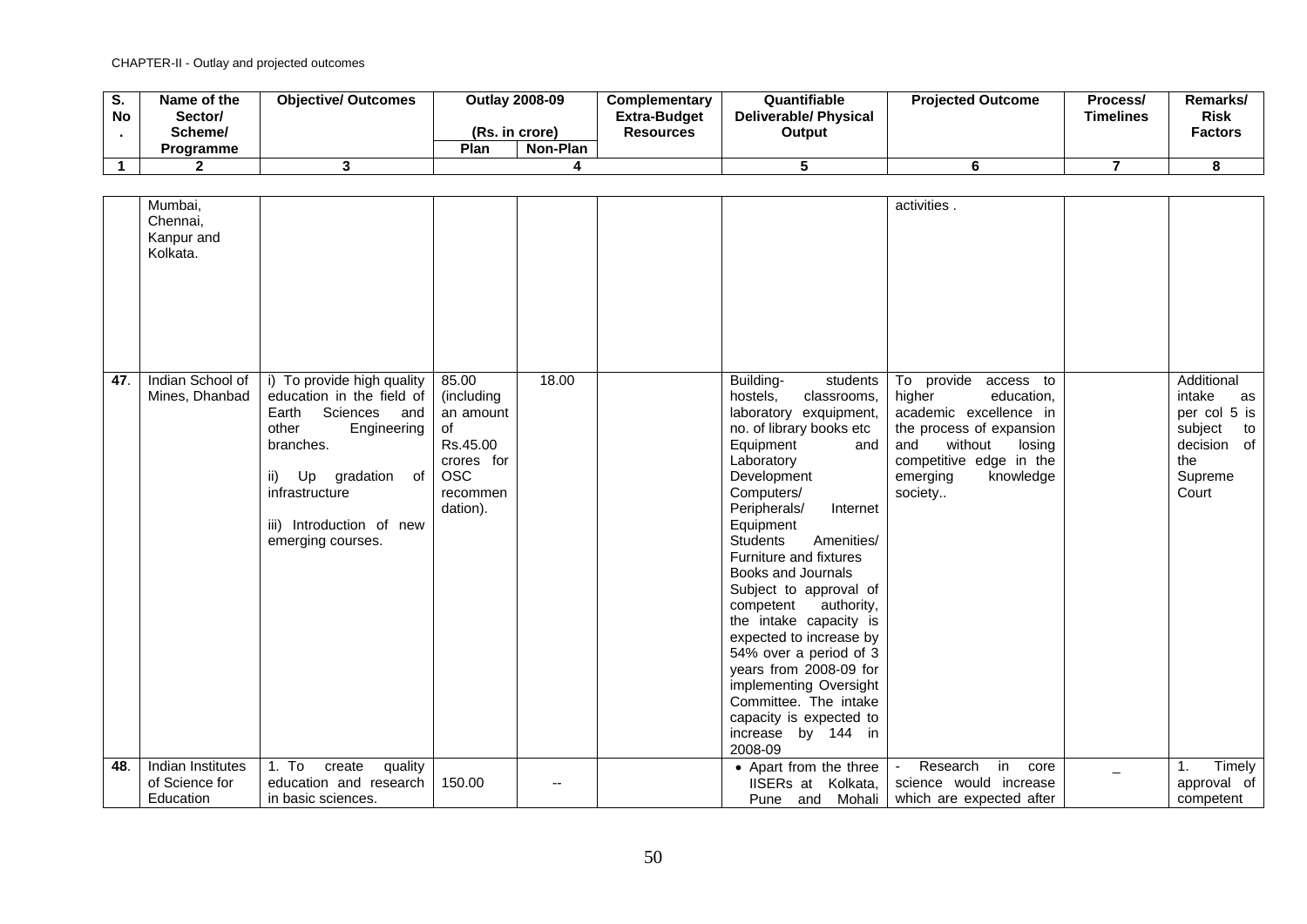| S. No. | Name of the Sector/ Scheme/ Programme | Objective/ Outcomes | Outlay 2008-09 (Rs. in crore) | | Complementary Extra-Budget Resources | Quantifiable Deliverable/ Physical Output | Projected Outcome | Process/ Timelines | Remarks/ Risk Factors |
|---|---|---|---|---|---|---|---|---|---|
| | | | Plan | Non-Plan | | | | | |
| 1 | 2 | 3 | 4 | | | 5 | 6 | 7 | 8 |
| | Mumbai, Chennai, Kanpur and Kolkata. | | | | | | activities . | | |
| 47. | Indian School of Mines, Dhanbad | i) To provide high quality education in the field of Earth Sciences and other Engineering branches.<br><br>ii) Up gradation of infrastructure<br><br>iii) Introduction of new emerging courses. | 85.00 (including an amount of Rs.45.00 crores for OSC recommen dation). | 18.00 | | Building- students hostels, classrooms, laboratory exquipment, no. of library books etc Equipment and Laboratory Development Computers/ Peripherals/ Internet Equipment Students Amenities/ Furniture and fixtures Books and Journals Subject to approval of competent authority, the intake capacity is expected to increase by 54% over a period of 3 years from 2008-09 for implementing Oversight Committee. The intake capacity is expected to increase by 144 in 2008-09 | To provide access to higher education, academic excellence in the process of expansion and without losing competitive edge in the emerging knowledge society.. | | Additional intake as per col 5 is subject to decision of the Supreme Court |
| 48. | Indian Institutes of Science for Education | 1. To create quality education and research in basic sciences. | 150.00 | -- | | • Apart from the three IISERs at Kolkata, Pune and Mohali | - Research in core science would increase which are expected after | _ | 1. Timely approval of competent |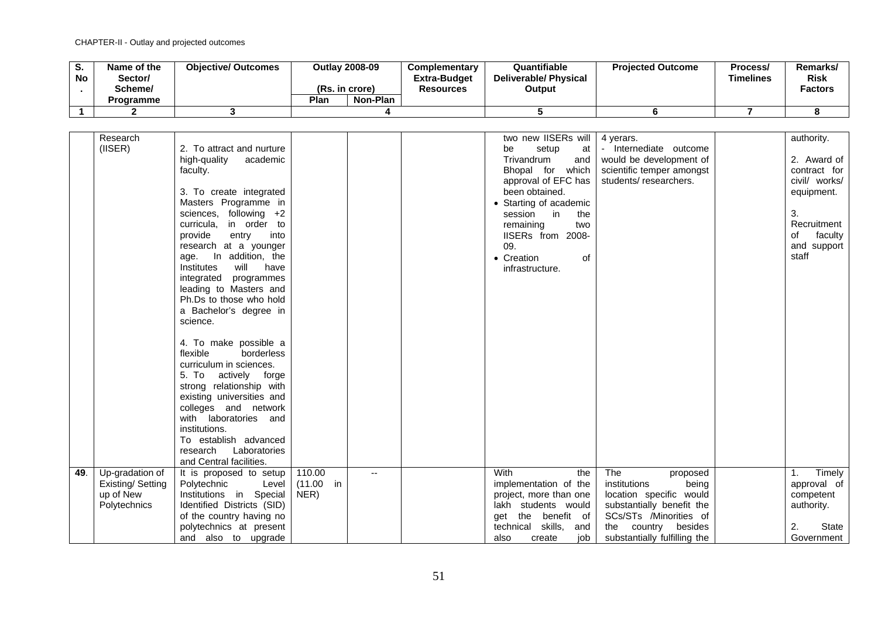CHAPTER-II - Outlay and projected outcomes

| S. No. | Name of the Sector/ Scheme/ Programme | Objective/ Outcomes | Outlay 2008-09 (Rs. in crore) Plan | Non-Plan | Complementary Extra-Budget Resources | Quantifiable Deliverable/ Physical Output | Projected Outcome | Process/ Timelines | Remarks/ Risk Factors |
|---|---|---|---|---|---|---|---|---|---|
| 1 | 2 | 3 | 4 | | | 5 | 6 | 7 | 8 |
| | Research (IISER) | 2. To attract and nurture high-quality academic faculty.<br><br>3. To create integrated Masters Programme in sciences, following +2 curricula, in order to provide entry into research at a younger age. In addition, the Institutes will have integrated programmes leading to Masters and Ph.Ds to those who hold a Bachelor's degree in science.<br><br>4. To make possible a flexible borderless curriculum in sciences.<br>5. To actively forge strong relationship with existing universities and colleges and network with laboratories and institutions.<br>To establish advanced research Laboratories and Central facilities. | | | | two new IISERs will be setup at Trivandrum and Bhopal for which approval of EFC has been obtained.<br>• Starting of academic session in the remaining two IISERs from 2008-09.<br>• Creation of infrastructure. | 4 yerars.<br>- Internediate outcome would be development of scientific temper amongst students/ researchers. | | authority.<br><br>2. Award of contract for civil/ works/ equipment.<br><br>3. Recruitment of faculty and support staff |
| 49. | Up-gradation of Existing/ Setting up of New Polytechnics | It is proposed to setup Polytechnic Level Institutions in Special Identified Districts (SID) of the country having no polytechnics at present and also to upgrade | 110.00 (11.00 in NER) | -- | | With the implementation of the project, more than one lakh students would get the benefit of technical skills, and also create job | The proposed institutions being location specific would substantially benefit the SCs/STs /Minorities of the country besides substantially fulfilling the | | 1. Timely approval of competent authority.<br><br>2. State Government |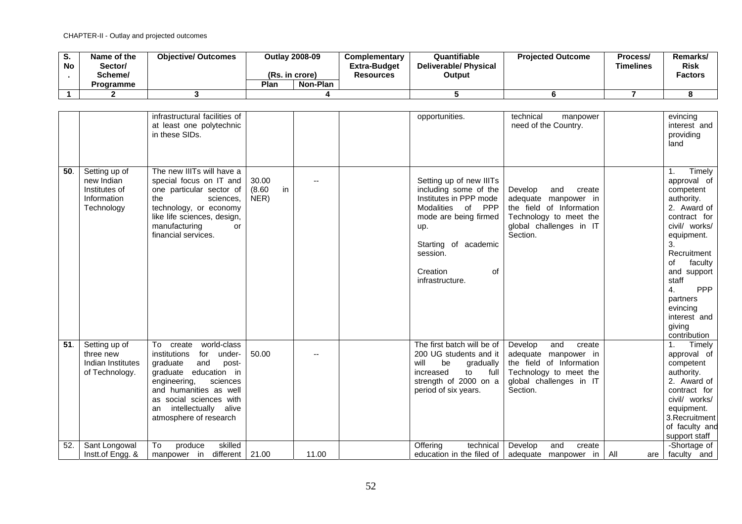CHAPTER-II - Outlay and projected outcomes

| S. No. | Name of the Sector/ Scheme/ Programme | Objective/ Outcomes | Outlay 2008-09 (Rs. in crore) | | | Quantifiable Deliverable/ Physical Output | Projected Outcome | Process/ Timelines | Remarks/ Risk Factors |
|---|---|---|---|---|---|---|---|---|---|
| | | | Plan | Non-Plan | Complementary Extra-Budget Resources | | | | |
| 1 | 2 | 3 | 4 | | | 5 | 6 | 7 | 8 |
| | | infrastructural facilities of at least one polytechnic in these SIDs. | | | | opportunities. | technical manpower need of the Country. | | evincing interest and providing land |
| 50. | Setting up of new Indian Institutes of Information Technology | The new IIITs will have a special focus on IT and one particular sector of the sciences, technology, or economy like life sciences, design, manufacturing or financial services. | 30.00 (8.60 in NER) | -- | | Setting up of new IIITs including some of the Institutes in PPP mode Modalities of PPP mode are being firmed up.<br><br>Starting of academic session.<br><br>Creation of infrastructure. | Develop and create adequate manpower in the field of Information Technology to meet the global challenges in IT Section. | | 1. Timely approval of competent authority.<br>2. Award of contract for civil/ works/ equipment.<br>3. Recruitment of faculty and support staff<br>4. PPP partners evincing interest and giving contribution |
| 51. | Setting up of three new Indian Institutes of Technology. | To create world-class institutions for under-graduate and post-graduate education in engineering, sciences and humanities as well as social sciences with an intellectually alive atmosphere of research | 50.00 | -- | | The first batch will be of 200 UG students and it will be gradually increased to full strength of 2000 on a period of six years. | Develop and create adequate manpower in the field of Information Technology to meet the global challenges in IT Section. | | 1. Timely approval of competent authority.<br>2. Award of contract for civil/ works/ equipment.<br>3.Recruitment of faculty and support staff |
| 52. | Sant Longowal Instt.of Engg. & | To produce skilled manpower in different | 21.00 | 11.00 | | Offering technical education in the filed of | Develop and create adequate manpower in | All are | -Shortage of faculty and |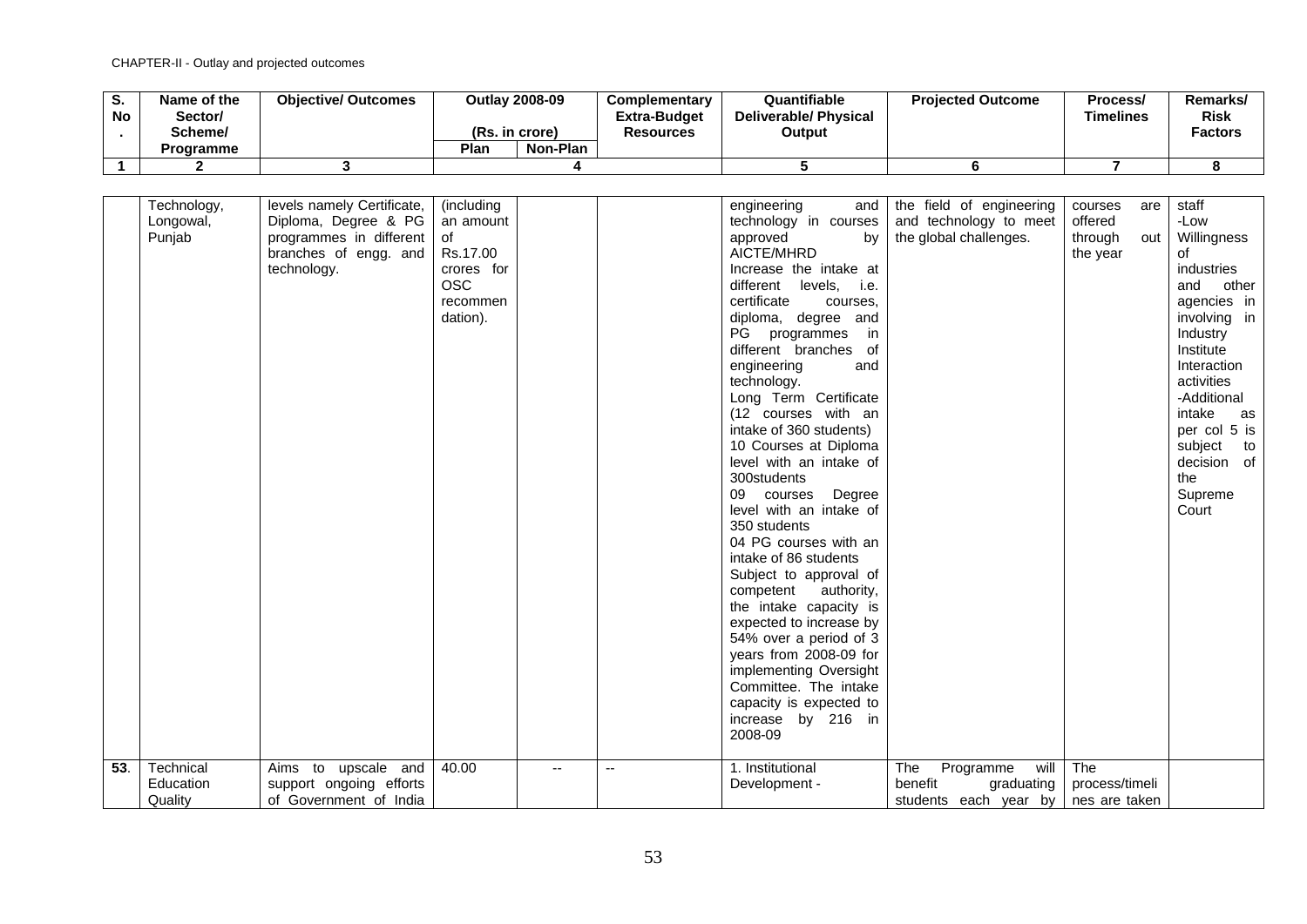| S. No. | Name of the Sector/ Scheme/ Programme | Objective/ Outcomes | Outlay 2008-09 (Rs. in crore) | | Complementary Extra-Budget Resources | Quantifiable Deliverable/ Physical Output | Projected Outcome | Process/ Timelines | Remarks/ Risk Factors |
|---|---|---|---|---|---|---|---|---|---|
| | | | Plan | Non-Plan | | | | | |
| 1 | 2 | 3 | 4 | | | 5 | 6 | 7 | 8 |
| | Technology, Longowal, Punjab | levels namely Certificate, Diploma, Degree & PG programmes in different branches of engg. and technology. | (including an amount of Rs.17.00 crores for OSC recommendation). | | | engineering and technology in courses approved by AICTE/MHRD Increase the intake at different levels, i.e. certificate courses, diploma, degree and PG programmes in different branches of engineering and technology. Long Term Certificate (12 courses with an intake of 360 students) 10 Courses at Diploma level with an intake of 300students 09 courses Degree level with an intake of 350 students 04 PG courses with an intake of 86 students Subject to approval of competent authority, the intake capacity is expected to increase by 54% over a period of 3 years from 2008-09 for implementing Oversight Committee. The intake capacity is expected to increase by 216 in 2008-09 | the field of engineering and technology to meet the global challenges. | courses are offered through out the year | staff -Low Willingness of industries and other agencies in involving in Industry Institute Interaction activities -Additional intake as per col 5 is subject to decision of the Supreme Court |
| 53. | Technical Education Quality | Aims to upscale and support ongoing efforts of Government of India | 40.00 | -- | -- | 1. Institutional Development - | The Programme will benefit graduating students each year by | The process/timelines are taken | |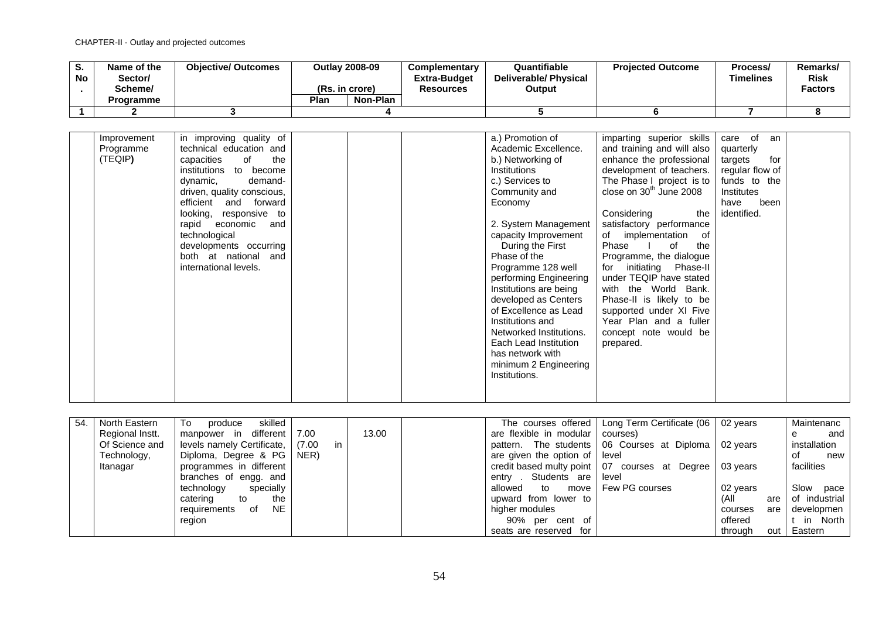CHAPTER-II - Outlay and projected outcomes

| S. No. | Name of the Sector/ Scheme/ Programme | Objective/ Outcomes | Outlay 2008-09 (Rs. in crore) | | Complementary Extra-Budget Resources | Quantifiable Deliverable/ Physical Output | Projected Outcome | Process/ Timelines | Remarks/ Risk Factors |
|---|---|---|---|---|---|---|---|---|---|
| | | | Plan | Non-Plan | | | | | |
| 1 | 2 | 3 | 4 | | | 5 | 6 | 7 | 8 |
| | Improvement Programme (TEQIP**)** | in improving quality of technical education and capacities of the institutions to become dynamic, demand-driven, quality conscious, efficient and forward looking, responsive to rapid economic and technological developments occurring both at national and international levels. | | | | a.) Promotion of Academic Excellence.<br>b.) Networking of Institutions<br>c.) Services to Community and Economy<br><br>2. System Management capacity Improvement<br>During the First Phase of the Programme 128 well performing Engineering Institutions are being developed as Centers of Excellence as Lead Institutions and Networked Institutions. Each Lead Institution has network with minimum 2 Engineering Institutions. | imparting superior skills and training and will also enhance the professional development of teachers. The Phase I project is to close on 30th June 2008<br><br>Considering the satisfactory performance of implementation of Phase I of the Programme, the dialogue for initiating Phase-II under TEQIP have stated with the World Bank. Phase-II is likely to be supported under XI Five Year Plan and a fuller concept note would be prepared. | care of an quarterly targets for regular flow of funds to the Institutes have been identified. | |
| 54. | North Eastern Regional Instt. Of Science and Technology, Itanagar | To produce skilled manpower in different levels namely Certificate, Diploma, Degree & PG programmes in different branches of engg. and technology specially catering to the requirements of NE region | 7.00 (7.00 in NER) | 13.00 | | The courses offered are flexible in modular pattern. The students are given the option of credit based multy point entry . Students are allowed to move upward from lower to higher modules<br>90% per cent of seats are reserved for | Long Term Certificate (06 courses)<br>06 Courses at Diploma level<br>07 courses at Degree level<br>Few PG courses | 02 years<br>02 years<br>03 years<br>02 years<br>(All courses are offered through out | Maintenance and installation of new facilities<br><br>Slow pace of industrial development in North Eastern |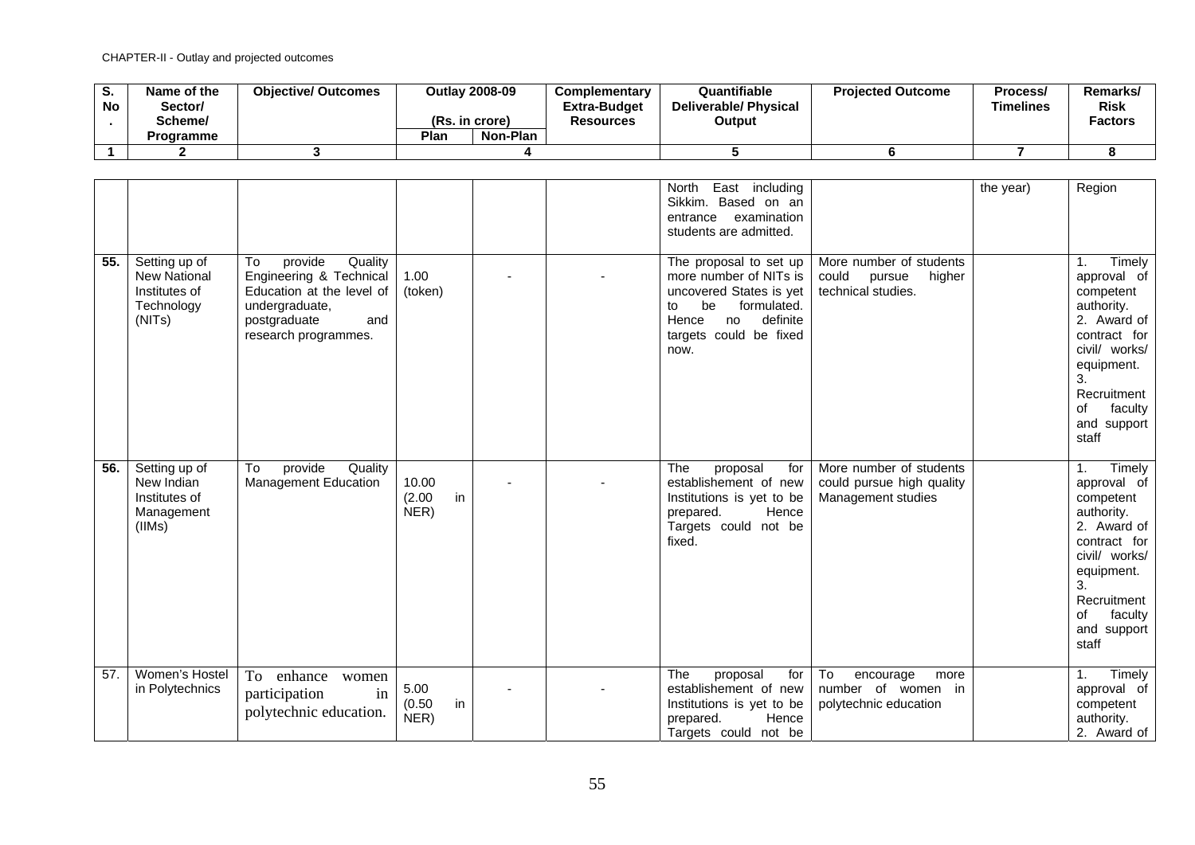| S. No. | Name of the Sector/ Scheme/ Programme | Objective/ Outcomes | Outlay 2008-09 (Rs. in crore) | | Complementary Extra-Budget Resources | Quantifiable Deliverable/ Physical Output | Projected Outcome | Process/ Timelines | Remarks/ Risk Factors |
|---|---|---|---|---|---|---|---|---|---|
| | | | Plan | Non-Plan | | | | | |
| 1 | 2 | 3 | 4 | | | 5 | 6 | 7 | 8 |
| | | | | | | North East including Sikkim. Based on an entrance examination students are admitted. | | the year) | Region |
| 55. | Setting up of New National Institutes of Technology (NITs) | To provide Quality Engineering & Technical Education at the level of undergraduate, postgraduate and research programmes. | 1.00 (token) | - | - | The proposal to set up more number of NITs is uncovered States is yet to be formulated. Hence no definite targets could be fixed now. | More number of students could pursue higher technical studies. | | 1. Timely approval of competent authority. 2. Award of contract for civil/ works/ equipment. 3. Recruitment of faculty and support staff |
| 56. | Setting up of New Indian Institutes of Management (IIMs) | To provide Quality Management Education | 10.00 (2.00 in NER) | - | - | The proposal for establishement of new Institutions is yet to be prepared. Hence Targets could not be fixed. | More number of students could pursue high quality Management studies | | 1. Timely approval of competent authority. 2. Award of contract for civil/ works/ equipment. 3. Recruitment of faculty and support staff |
| 57. | Women's Hostel in Polytechnics | To enhance women participation in polytechnic education. | 5.00 (0.50 in NER) | - | - | The proposal for establishement of new Institutions is yet to be prepared. Hence Targets could not be | To encourage more number of women in polytechnic education | | 1. Timely approval of competent authority. 2. Award of |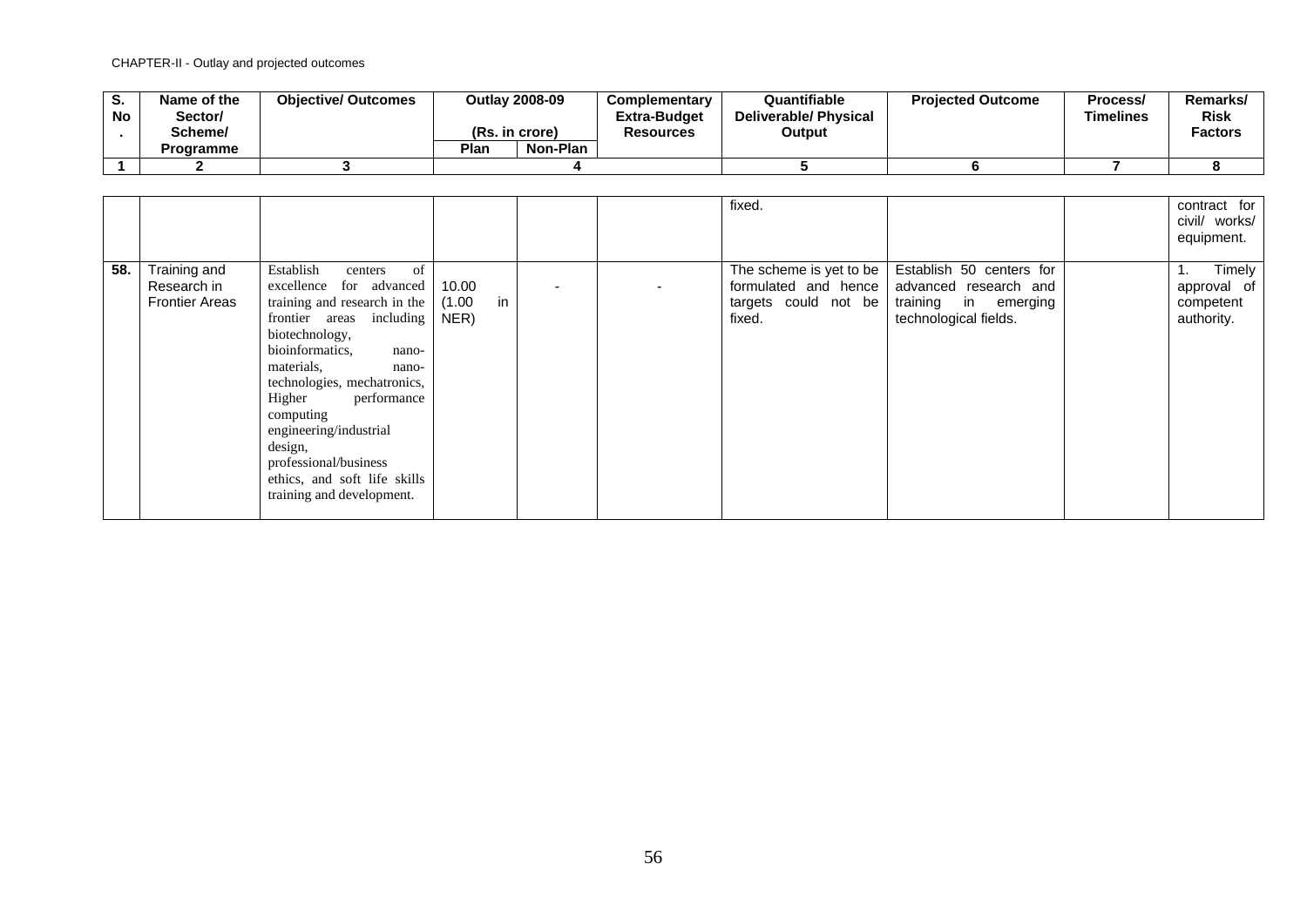CHAPTER-II - Outlay and projected outcomes

| S. No. | Name of the Sector/ Scheme/ Programme | Objective/ Outcomes | Outlay 2008-09 (Rs. in crore) | | Complementary Extra-Budget Resources | Quantifiable Deliverable/ Physical Output | Projected Outcome | Process/ Timelines | Remarks/ Risk Factors |
|---|---|---|---|---|---|---|---|---|---|
| | | | Plan | Non-Plan | | | | | |
| 1 | 2 | 3 | 4 | | | 5 | 6 | 7 | 8 |
| | | | | | | fixed. | | | contract for civil/ works/ equipment. |
| 58. | Training and Research in Frontier Areas | Establish centers of excellence for advanced training and research in the frontier areas including biotechnology, bioinformatics, nano-materials, nano-technologies, mechatronics, Higher performance computing engineering/industrial design, professional/business ethics, and soft life skills training and development. | 10.00 (1.00 in NER) | - | - | The scheme is yet to be formulated and hence targets could not be fixed. | Establish 50 centers for advanced research and training in emerging technological fields. | | 1. Timely approval of competent authority. |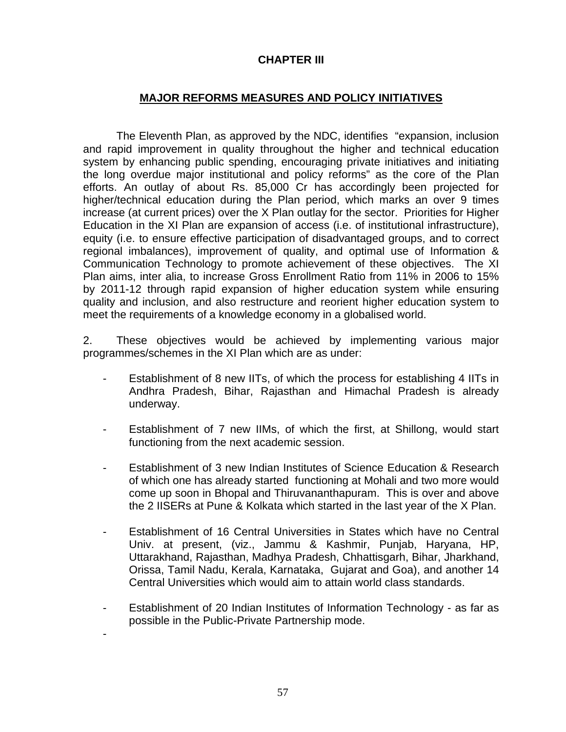**CHAPTER III**

## MAJOR REFORMS MEASURES AND POLICY INITIATIVES

The Eleventh Plan, as approved by the NDC, identifies "expansion, inclusion and rapid improvement in quality throughout the higher and technical education system by enhancing public spending, encouraging private initiatives and initiating the long overdue major institutional and policy reforms" as the core of the Plan efforts. An outlay of about Rs. 85,000 Cr has accordingly been projected for higher/technical education during the Plan period, which marks an over 9 times increase (at current prices) over the X Plan outlay for the sector. Priorities for Higher Education in the XI Plan are expansion of access (i.e. of institutional infrastructure), equity (i.e. to ensure effective participation of disadvantaged groups, and to correct regional imbalances), improvement of quality, and optimal use of Information & Communication Technology to promote achievement of these objectives. The XI Plan aims, inter alia, to increase Gross Enrollment Ratio from 11% in 2006 to 15% by 2011-12 through rapid expansion of higher education system while ensuring quality and inclusion, and also restructure and reorient higher education system to meet the requirements of a knowledge economy in a globalised world.

2. These objectives would be achieved by implementing various major programmes/schemes in the XI Plan which are as under:

- Establishment of 8 new IITs, of which the process for establishing 4 IITs in Andhra Pradesh, Bihar, Rajasthan and Himachal Pradesh is already underway.

- Establishment of 7 new IIMs, of which the first, at Shillong, would start functioning from the next academic session.

- Establishment of 3 new Indian Institutes of Science Education & Research of which one has already started functioning at Mohali and two more would come up soon in Bhopal and Thiruvananthapuram. This is over and above the 2 IISERs at Pune & Kolkata which started in the last year of the X Plan.

- Establishment of 16 Central Universities in States which have no Central Univ. at present, (viz., Jammu & Kashmir, Punjab, Haryana, HP, Uttarakhand, Rajasthan, Madhya Pradesh, Chhattisgarh, Bihar, Jharkhand, Orissa, Tamil Nadu, Kerala, Karnataka, Gujarat and Goa), and another 14 Central Universities which would aim to attain world class standards.

- Establishment of 20 Indian Institutes of Information Technology - as far as possible in the Public-Private Partnership mode.

-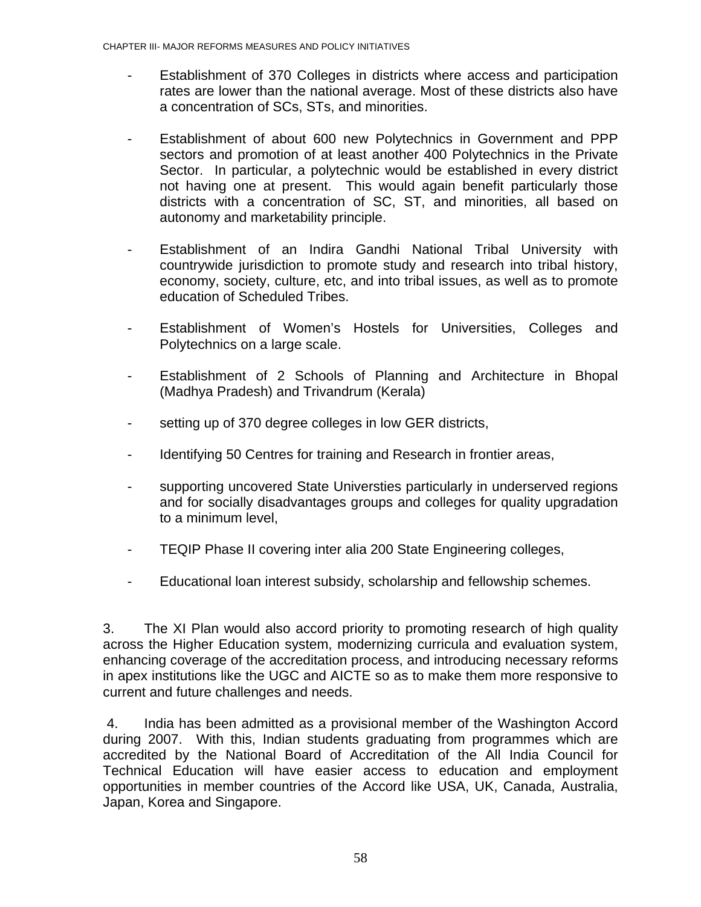- Establishment of 370 Colleges in districts where access and participation rates are lower than the national average. Most of these districts also have a concentration of SCs, STs, and minorities.

- Establishment of about 600 new Polytechnics in Government and PPP sectors and promotion of at least another 400 Polytechnics in the Private Sector. In particular, a polytechnic would be established in every district not having one at present. This would again benefit particularly those districts with a concentration of SC, ST, and minorities, all based on autonomy and marketability principle.

- Establishment of an Indira Gandhi National Tribal University with countrywide jurisdiction to promote study and research into tribal history, economy, society, culture, etc, and into tribal issues, as well as to promote education of Scheduled Tribes.

- Establishment of Women's Hostels for Universities, Colleges and Polytechnics on a large scale.

- Establishment of 2 Schools of Planning and Architecture in Bhopal (Madhya Pradesh) and Trivandrum (Kerala)

- setting up of 370 degree colleges in low GER districts,

- Identifying 50 Centres for training and Research in frontier areas,

- supporting uncovered State Universties particularly in underserved regions and for socially disadvantages groups and colleges for quality upgradation to a minimum level,

- TEQIP Phase II covering inter alia 200 State Engineering colleges,

- Educational loan interest subsidy, scholarship and fellowship schemes.

3. The XI Plan would also accord priority to promoting research of high quality across the Higher Education system, modernizing curricula and evaluation system, enhancing coverage of the accreditation process, and introducing necessary reforms in apex institutions like the UGC and AICTE so as to make them more responsive to current and future challenges and needs.

4. India has been admitted as a provisional member of the Washington Accord during 2007. With this, Indian students graduating from programmes which are accredited by the National Board of Accreditation of the All India Council for Technical Education will have easier access to education and employment opportunities in member countries of the Accord like USA, UK, Canada, Australia, Japan, Korea and Singapore.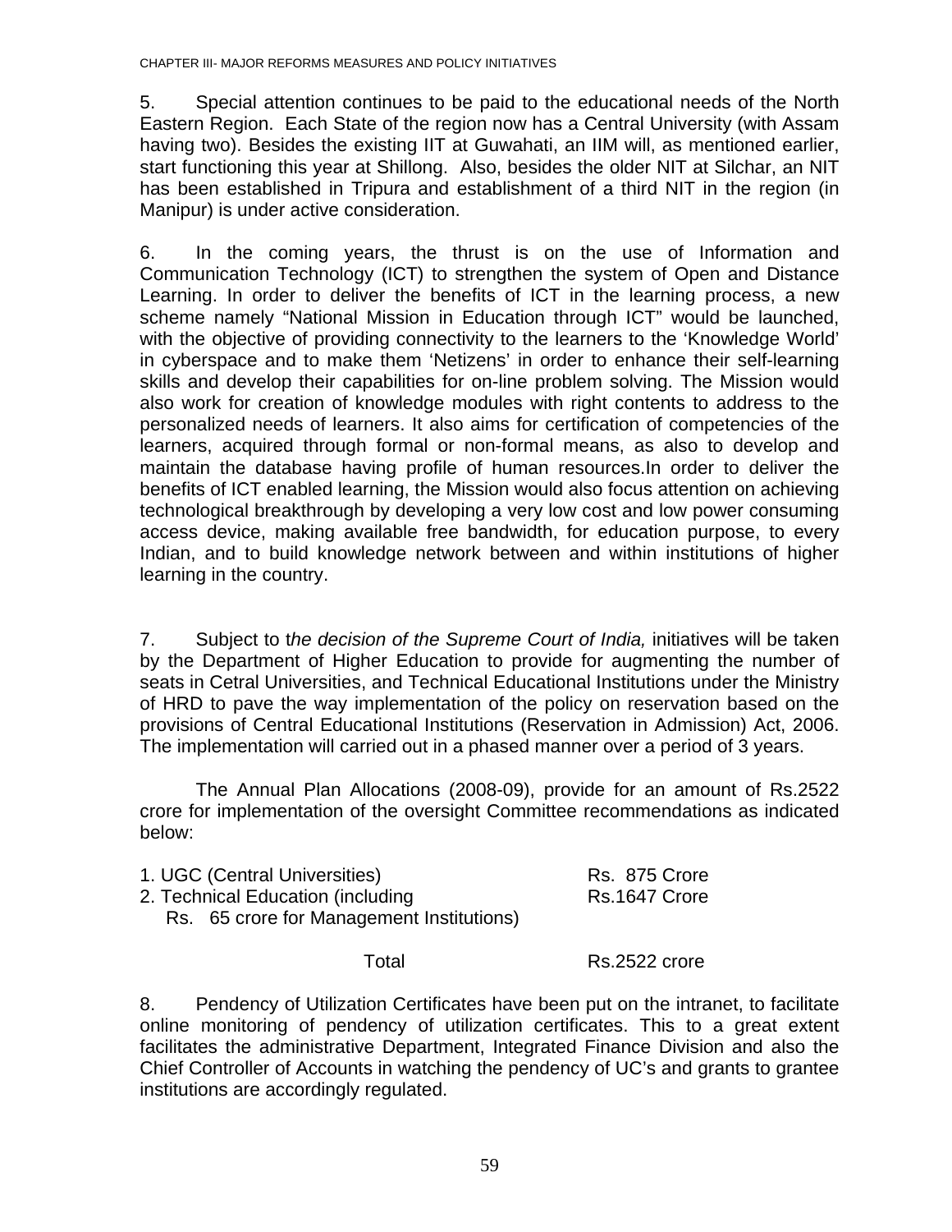5. Special attention continues to be paid to the educational needs of the North Eastern Region. Each State of the region now has a Central University (with Assam having two). Besides the existing IIT at Guwahati, an IIM will, as mentioned earlier, start functioning this year at Shillong. Also, besides the older NIT at Silchar, an NIT has been established in Tripura and establishment of a third NIT in the region (in Manipur) is under active consideration.

6. In the coming years, the thrust is on the use of Information and Communication Technology (ICT) to strengthen the system of Open and Distance Learning. In order to deliver the benefits of ICT in the learning process, a new scheme namely "National Mission in Education through ICT" would be launched, with the objective of providing connectivity to the learners to the 'Knowledge World' in cyberspace and to make them 'Netizens' in order to enhance their self-learning skills and develop their capabilities for on-line problem solving. The Mission would also work for creation of knowledge modules with right contents to address to the personalized needs of learners. It also aims for certification of competencies of the learners, acquired through formal or non-formal means, as also to develop and maintain the database having profile of human resources.In order to deliver the benefits of ICT enabled learning, the Mission would also focus attention on achieving technological breakthrough by developing a very low cost and low power consuming access device, making available free bandwidth, for education purpose, to every Indian, and to build knowledge network between and within institutions of higher learning in the country.

7. Subject to t*he decision of the Supreme Court of India,* initiatives will be taken by the Department of Higher Education to provide for augmenting the number of seats in Cetral Universities, and Technical Educational Institutions under the Ministry of HRD to pave the way implementation of the policy on reservation based on the provisions of Central Educational Institutions (Reservation in Admission) Act, 2006. The implementation will carried out in a phased manner over a period of 3 years.

The Annual Plan Allocations (2008-09), provide for an amount of Rs.2522 crore for implementation of the oversight Committee recommendations as indicated below:

| | |
|---|---|
| 1. UGC (Central Universities) | Rs. 875 Crore |
| 2. Technical Education (including Rs. 65 crore for Management Institutions) | Rs.1647 Crore |
| Total | Rs.2522 crore |

8. Pendency of Utilization Certificates have been put on the intranet, to facilitate online monitoring of pendency of utilization certificates. This to a great extent facilitates the administrative Department, Integrated Finance Division and also the Chief Controller of Accounts in watching the pendency of UC's and grants to grantee institutions are accordingly regulated.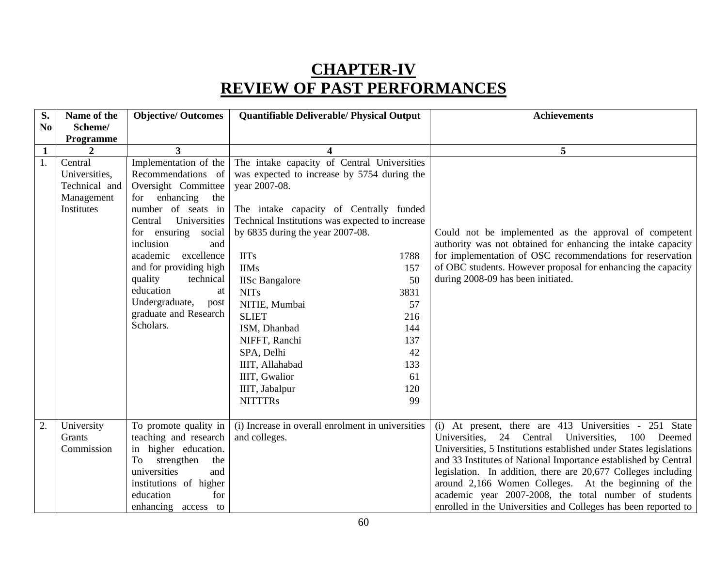# CHAPTER-IV
# REVIEW OF PAST PERFORMANCES

| S. No | Name of the Scheme/ Programme | Objective/ Outcomes | Quantifiable Deliverable/ Physical Output | Achievements |
|---|---|---|---|---|
| 1 | 2 | 3 | 4 | 5 |
| 1. | Central Universities, Technical and Management Institutes | Implementation of the Recommendations of Oversight Committee for enhancing the number of seats in Central Universities for ensuring social inclusion and academic excellence and for providing high quality technical education at Undergraduate, post graduate and Research Scholars. | The intake capacity of Central Universities was expected to increase by 5754 during the year 2007-08.<br><br>The intake capacity of Centrally funded Technical Institutions was expected to increase by 6835 during the year 2007-08.<br><br>IITs 1788<br>IIMs 157<br>IISc Bangalore 50<br>NITs 3831<br>NITIE, Mumbai 57<br>SLIET 216<br>ISM, Dhanbad 144<br>NIFFT, Ranchi 137<br>SPA, Delhi 42<br>IIIT, Allahabad 133<br>IIIT, Gwalior 61<br>IIIT, Jabalpur 120<br>NITTTRs 99 | Could not be implemented as the approval of competent authority was not obtained for enhancing the intake capacity for implementation of OSC recommendations for reservation of OBC students. However proposal for enhancing the capacity during 2008-09 has been initiated. |
| 2. | University Grants Commission | To promote quality in teaching and research in higher education. To strengthen the universities and institutions of higher education for enhancing access to | (i) Increase in overall enrolment in universities and colleges. | (i) At present, there are 413 Universities - 251 State Universities, 24 Central Universities, 100 Deemed Universities, 5 Institutions established under States legislations and 33 Institutes of National Importance established by Central legislation. In addition, there are 20,677 Colleges including around 2,166 Women Colleges. At the beginning of the academic year 2007-2008, the total number of students enrolled in the Universities and Colleges has been reported to |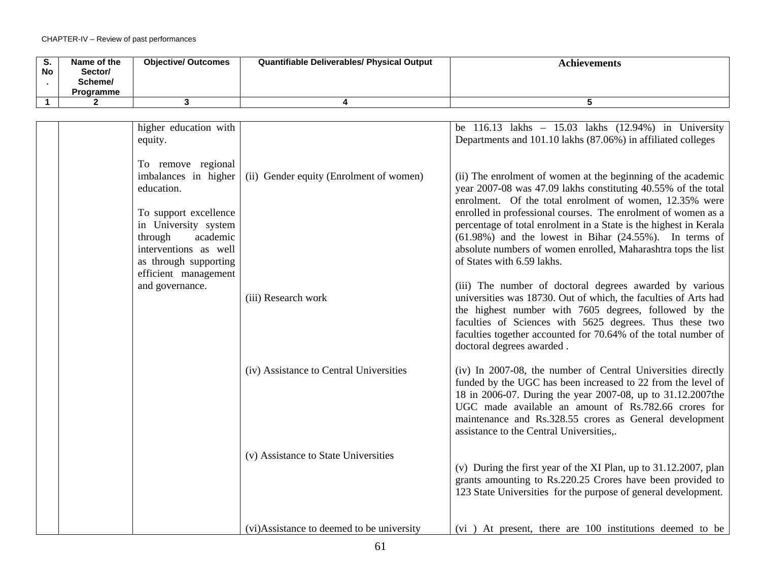| S. No. | Name of the Sector/ Scheme/ Programme | Objective/ Outcomes | Quantifiable Deliverables/ Physical Output | Achievements |
|---|---|---|---|---|
| 1 | 2 | 3 | 4 | 5 |
| | | higher education with equity.<br><br>To remove regional imbalances in higher education.<br><br>To support excellence in University system through academic interventions as well as through supporting efficient management and governance. | | be 116.13 lakhs – 15.03 lakhs (12.94%) in University Departments and 101.10 lakhs (87.06%) in affiliated colleges |
| | | | (ii) Gender equity (Enrolment of women) | (ii) The enrolment of women at the beginning of the academic year 2007-08 was 47.09 lakhs constituting 40.55% of the total enrolment. Of the total enrolment of women, 12.35% were enrolled in professional courses. The enrolment of women as a percentage of total enrolment in a State is the highest in Kerala (61.98%) and the lowest in Bihar (24.55%). In terms of absolute numbers of women enrolled, Maharashtra tops the list of States with 6.59 lakhs. |
| | | | (iii) Research work | (iii) The number of doctoral degrees awarded by various universities was 18730. Out of which, the faculties of Arts had the highest number with 7605 degrees, followed by the faculties of Sciences with 5625 degrees. Thus these two faculties together accounted for 70.64% of the total number of doctoral degrees awarded . |
| | | | (iv) Assistance to Central Universities | (iv) In 2007-08, the number of Central Universities directly funded by the UGC has been increased to 22 from the level of 18 in 2006-07. During the year 2007-08, up to 31.12.2007the UGC made available an amount of Rs.782.66 crores for maintenance and Rs.328.55 crores as General development assistance to the Central Universities,. |
| | | | (v) Assistance to State Universities | (v) During the first year of the XI Plan, up to 31.12.2007, plan grants amounting to Rs.220.25 Crores have been provided to 123 State Universities for the purpose of general development. |
| | | | (vi)Assistance to deemed to be university | (vi ) At present, there are 100 institutions deemed to be |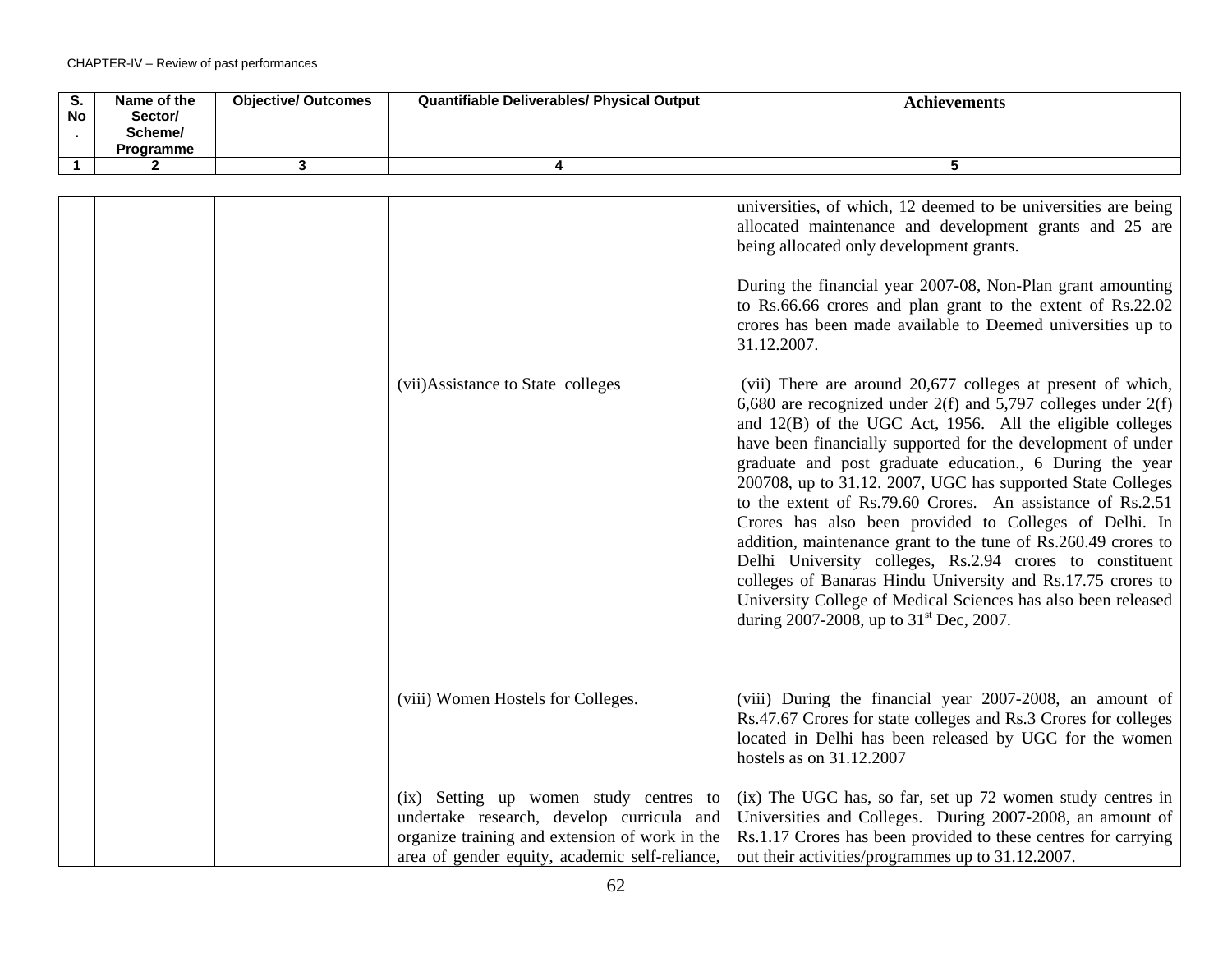| S. No. | Name of the Sector/ Scheme/ Programme | Objective/ Outcomes | Quantifiable Deliverables/ Physical Output | Achievements |
|---|---|---|---|---|
| 1 | 2 | 3 | 4 | 5 |
| | | | | universities, of which, 12 deemed to be universities are being allocated maintenance and development grants and 25 are being allocated only development grants.<br><br>During the financial year 2007-08, Non-Plan grant amounting to Rs.66.66 crores and plan grant to the extent of Rs.22.02 crores has been made available to Deemed universities up to 31.12.2007. |
| | | | (vii)Assistance to State colleges | (vii) There are around 20,677 colleges at present of which, 6,680 are recognized under 2(f) and 5,797 colleges under 2(f) and 12(B) of the UGC Act, 1956. All the eligible colleges have been financially supported for the development of under graduate and post graduate education., 6 During the year 200708, up to 31.12. 2007, UGC has supported State Colleges to the extent of Rs.79.60 Crores. An assistance of Rs.2.51 Crores has also been provided to Colleges of Delhi. In addition, maintenance grant to the tune of Rs.260.49 crores to Delhi University colleges, Rs.2.94 crores to constituent colleges of Banaras Hindu University and Rs.17.75 crores to University College of Medical Sciences has also been released during 2007-2008, up to 31st Dec, 2007. |
| | | | (viii) Women Hostels for Colleges. | (viii) During the financial year 2007-2008, an amount of Rs.47.67 Crores for state colleges and Rs.3 Crores for colleges located in Delhi has been released by UGC for the women hostels as on 31.12.2007 |
| | | | (ix) Setting up women study centres to undertake research, develop curricula and organize training and extension of work in the area of gender equity, academic self-reliance, | (ix) The UGC has, so far, set up 72 women study centres in Universities and Colleges. During 2007-2008, an amount of Rs.1.17 Crores has been provided to these centres for carrying out their activities/programmes up to 31.12.2007. |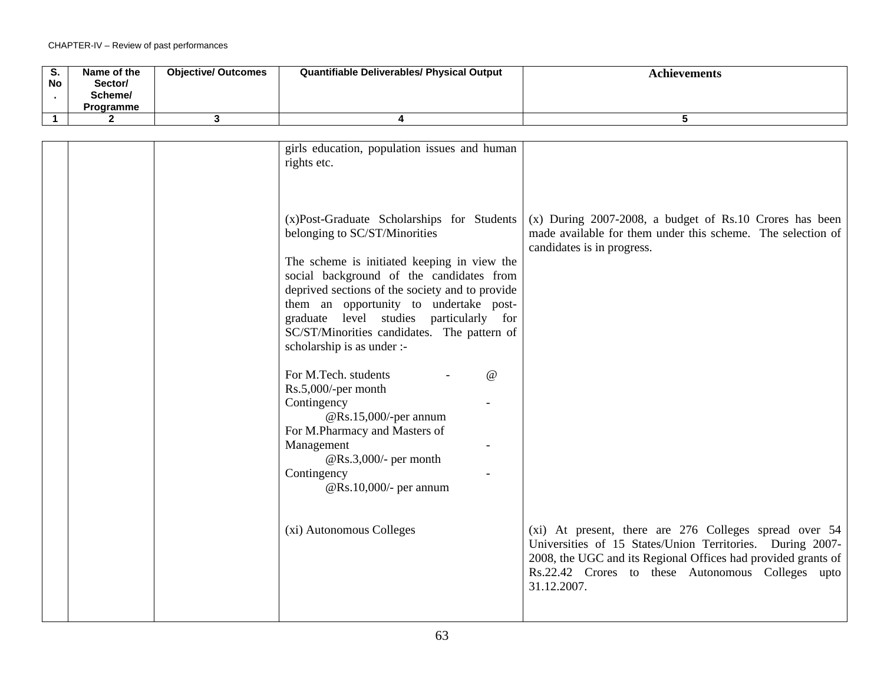| S. No. | Name of the Sector/ Scheme/ Programme | Objective/ Outcomes | Quantifiable Deliverables/ Physical Output | Achievements |
|---|---|---|---|---|
| 1 | 2 | 3 | 4 | 5 |
| | | | girls education, population issues and human rights etc. | |
| | | | (x)Post-Graduate Scholarships for Students belonging to SC/ST/Minorities<br><br>The scheme is initiated keeping in view the social background of the candidates from deprived sections of the society and to provide them an opportunity to undertake post-graduate level studies particularly for SC/ST/Minorities candidates. The pattern of scholarship is as under :-<br><br>For M.Tech. students - @ Rs.5,000/-per month<br>Contingency - @Rs.15,000/-per annum<br>For M.Pharmacy and Masters of Management - @Rs.3,000/- per month<br>Contingency - @Rs.10,000/- per annum | (x) During 2007-2008, a budget of Rs.10 Crores has been made available for them under this scheme. The selection of candidates is in progress. |
| | | | (xi) Autonomous Colleges | (xi) At present, there are 276 Colleges spread over 54 Universities of 15 States/Union Territories. During 2007-2008, the UGC and its Regional Offices had provided grants of Rs.22.42 Crores to these Autonomous Colleges upto 31.12.2007. |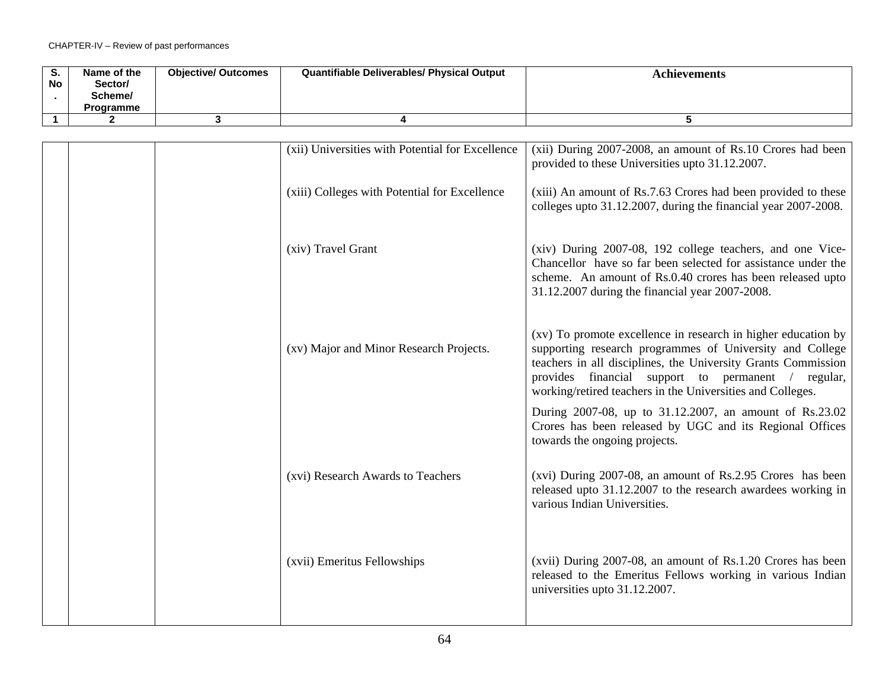| S. No. | Name of the Sector/ Scheme/ Programme | Objective/ Outcomes | Quantifiable Deliverables/ Physical Output | Achievements |
|---|---|---|---|---|
| 1 | 2 | 3 | 4 | 5 |
| | | | (xii) Universities with Potential for Excellence | (xii) During 2007-2008, an amount of Rs.10 Crores had been provided to these Universities upto 31.12.2007. |
| | | | (xiii) Colleges with Potential for Excellence | (xiii) An amount of Rs.7.63 Crores had been provided to these colleges upto 31.12.2007, during the financial year 2007-2008. |
| | | | (xiv) Travel Grant | (xiv) During 2007-08, 192 college teachers, and one Vice-Chancellor have so far been selected for assistance under the scheme. An amount of Rs.0.40 crores has been released upto 31.12.2007 during the financial year 2007-2008. |
| | | | (xv) Major and Minor Research Projects. | (xv) To promote excellence in research in higher education by supporting research programmes of University and College teachers in all disciplines, the University Grants Commission provides financial support to permanent / regular, working/retired teachers in the Universities and Colleges.<br><br>During 2007-08, up to 31.12.2007, an amount of Rs.23.02 Crores has been released by UGC and its Regional Offices towards the ongoing projects. |
| | | | (xvi) Research Awards to Teachers | (xvi) During 2007-08, an amount of Rs.2.95 Crores has been released upto 31.12.2007 to the research awardees working in various Indian Universities. |
| | | | (xvii) Emeritus Fellowships | (xvii) During 2007-08, an amount of Rs.1.20 Crores has been released to the Emeritus Fellows working in various Indian universities upto 31.12.2007. |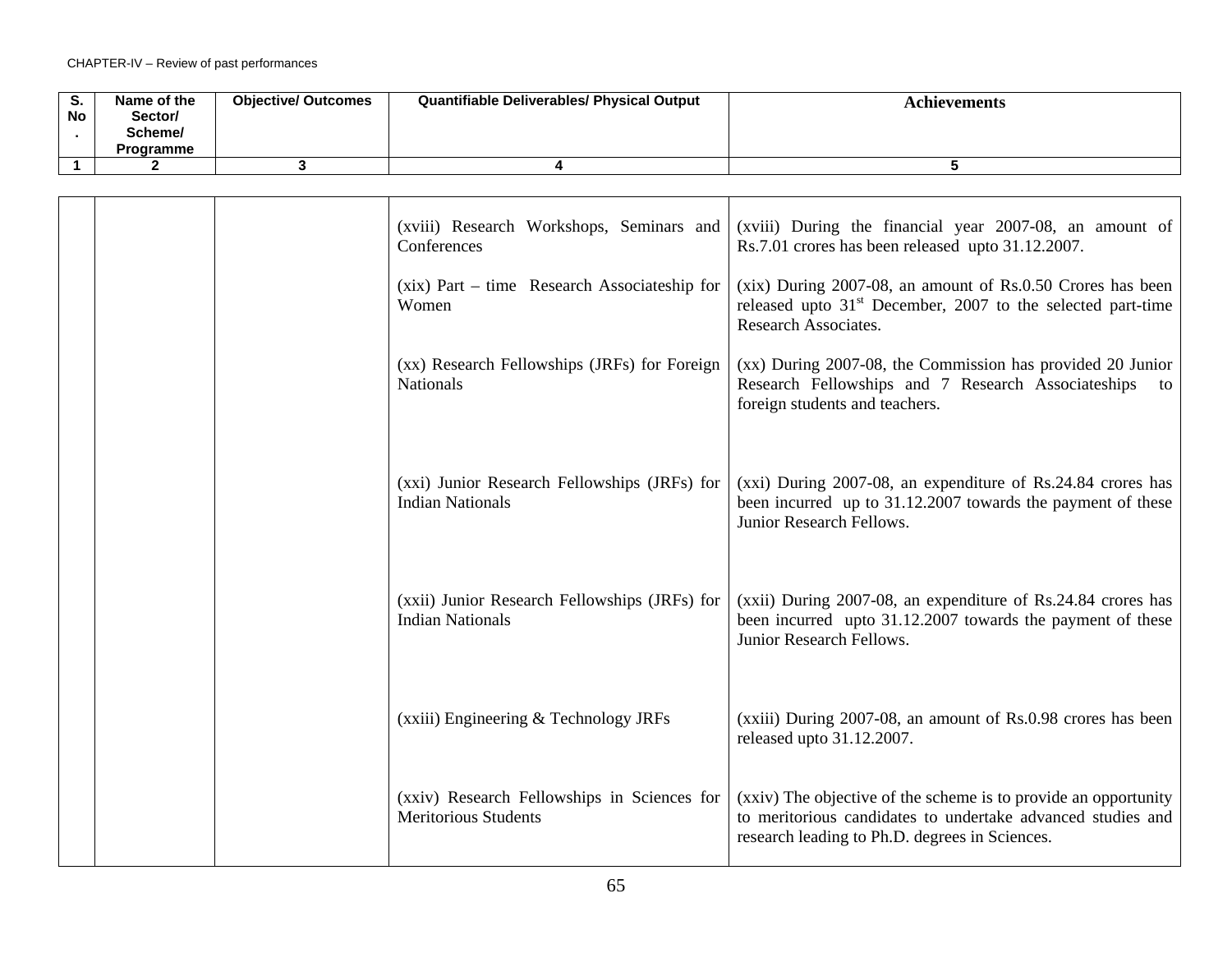CHAPTER-IV – Review of past performances

| S. No. | Name of the Sector/ Scheme/ Programme | Objective/ Outcomes | Quantifiable Deliverables/ Physical Output | Achievements |
|---|---|---|---|---|
| 1 | 2 | 3 | 4 | 5 |
| | | | (xviii) Research Workshops, Seminars and Conferences | (xviii) During the financial year 2007-08, an amount of Rs.7.01 crores has been released upto 31.12.2007. |
| | | | (xix) Part – time Research Associateship for Women | (xix) During 2007-08, an amount of Rs.0.50 Crores has been released upto 31st December, 2007 to the selected part-time Research Associates. |
| | | | (xx) Research Fellowships (JRFs) for Foreign Nationals | (xx) During 2007-08, the Commission has provided 20 Junior Research Fellowships and 7 Research Associateships to foreign students and teachers. |
| | | | (xxi) Junior Research Fellowships (JRFs) for Indian Nationals | (xxi) During 2007-08, an expenditure of Rs.24.84 crores has been incurred up to 31.12.2007 towards the payment of these Junior Research Fellows. |
| | | | (xxii) Junior Research Fellowships (JRFs) for Indian Nationals | (xxii) During 2007-08, an expenditure of Rs.24.84 crores has been incurred upto 31.12.2007 towards the payment of these Junior Research Fellows. |
| | | | (xxiii) Engineering & Technology JRFs | (xxiii) During 2007-08, an amount of Rs.0.98 crores has been released upto 31.12.2007. |
| | | | (xxiv) Research Fellowships in Sciences for Meritorious Students | (xxiv) The objective of the scheme is to provide an opportunity to meritorious candidates to undertake advanced studies and research leading to Ph.D. degrees in Sciences. |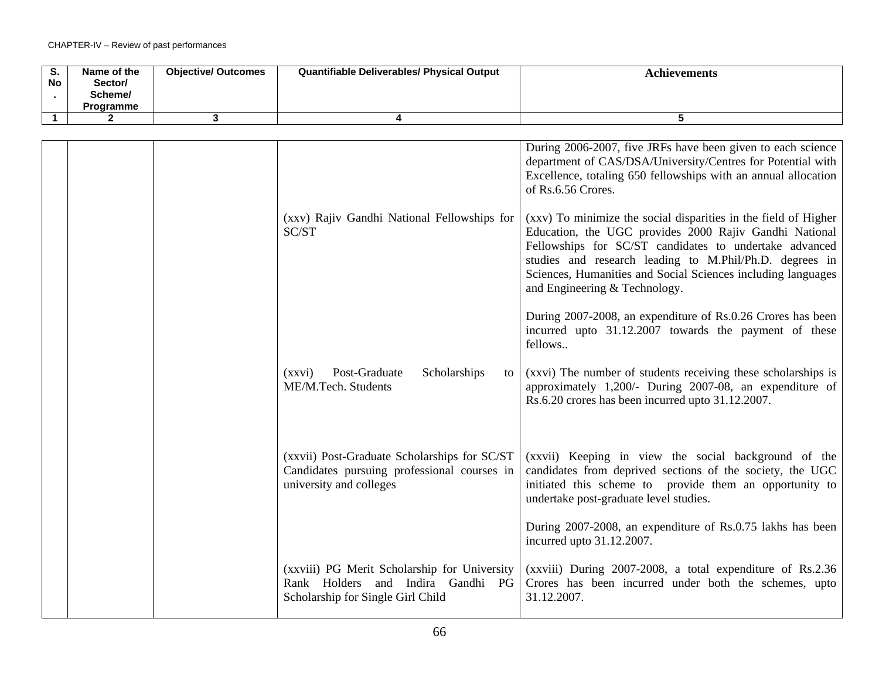| S. No. | Name of the Sector/ Scheme/ Programme | Objective/ Outcomes | Quantifiable Deliverables/ Physical Output | Achievements |
|---|---|---|---|---|
| 1 | 2 | 3 | 4 | 5 |
| | | | | During 2006-2007, five JRFs have been given to each science department of CAS/DSA/University/Centres for Potential with Excellence, totaling 650 fellowships with an annual allocation of Rs.6.56 Crores. |
| | | | (xxv) Rajiv Gandhi National Fellowships for SC/ST | (xxv) To minimize the social disparities in the field of Higher Education, the UGC provides 2000 Rajiv Gandhi National Fellowships for SC/ST candidates to undertake advanced studies and research leading to M.Phil/Ph.D. degrees in Sciences, Humanities and Social Sciences including languages and Engineering & Technology.<br><br>During 2007-2008, an expenditure of Rs.0.26 Crores has been incurred upto 31.12.2007 towards the payment of these fellows.. |
| | | | (xxvi) Post-Graduate Scholarships to ME/M.Tech. Students | (xxvi) The number of students receiving these scholarships is approximately 1,200/- During 2007-08, an expenditure of Rs.6.20 crores has been incurred upto 31.12.2007. |
| | | | (xxvii) Post-Graduate Scholarships for SC/ST Candidates pursuing professional courses in university and colleges | (xxvii) Keeping in view the social background of the candidates from deprived sections of the society, the UGC initiated this scheme to provide them an opportunity to undertake post-graduate level studies.<br><br>During 2007-2008, an expenditure of Rs.0.75 lakhs has been incurred upto 31.12.2007. |
| | | | (xxviii) PG Merit Scholarship for University Rank Holders and Indira Gandhi PG Scholarship for Single Girl Child | (xxviii) During 2007-2008, a total expenditure of Rs.2.36 Crores has been incurred under both the schemes, upto 31.12.2007. |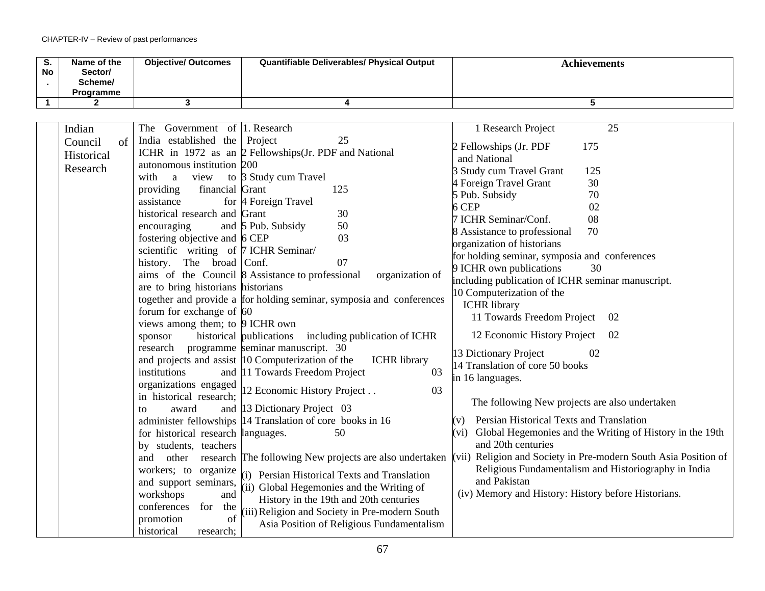CHAPTER-IV – Review of past performances

| S. No. | Name of the Sector/ Scheme/ Programme | Objective/ Outcomes | Quantifiable Deliverables/ Physical Output | Achievements |
|---|---|---|---|---|
| 1 | 2 | 3 | 4 | 5 |
| | Indian Council of Historical Research | The Government of India established the ICHR in 1972 as an autonomous institution with a view to providing financial assistance for historical research and encouraging and fostering objective and scientific writing of history. The broad aims of the Council are to bring historians together and provide a forum for exchange of views among them; to sponsor historical research programme and projects and assist institutions and organizations engaged in historical research; to award and administer fellowships for historical research by students, teachers and other research workers; to organize and support seminars, workshops and conferences for the promotion of historical research; | 1. Research Project 25<br>2 Fellowships(Jr. PDF and National 200<br>3 Study cum Travel Grant 125<br>4 Foreign Travel Grant 30<br>5 Pub. Subsidy 50<br>6 CEP 03<br>7 ICHR Seminar/ Conf. 07<br>8 Assistance to professional organization of historians for holding seminar, symposia and conferences 60<br>9 ICHR own publications including publication of ICHR seminar manuscript. 30<br>10 Computerization of the ICHR library<br>11 Towards Freedom Project 03<br>12 Economic History Project . . 03<br>13 Dictionary Project 03<br>14 Translation of core books in 16 languages. 50<br><br>The following New projects are also undertaken<br>(i) Persian Historical Texts and Translation<br>(ii) Global Hegemonies and the Writing of History in the 19th and 20th centuries<br>(iii) Religion and Society in Pre-modern South Asia Position of Religious Fundamentalism | 1 Research Project 25<br>2 Fellowships (Jr. PDF and National 175<br>3 Study cum Travel Grant 125<br>4 Foreign Travel Grant 30<br>5 Pub. Subsidy 70<br>6 CEP 02<br>7 ICHR Seminar/Conf. 08<br>8 Assistance to professional organization of historians for holding seminar, symposia and conferences 70<br>9 ICHR own publications 30 including publication of ICHR seminar manuscript.<br>10 Computerization of the ICHR library<br>11 Towards Freedom Project 02<br>12 Economic History Project 02<br>13 Dictionary Project 02<br>14 Translation of core 50 books in 16 languages.<br><br>The following New projects are also undertaken<br>(v) Persian Historical Texts and Translation<br>(vi) Global Hegemonies and the Writing of History in the 19th and 20th centuries<br>(vii) Religion and Society in Pre-modern South Asia Position of Religious Fundamentalism and Historiography in India and Pakistan<br>(iv) Memory and History: History before Historians. |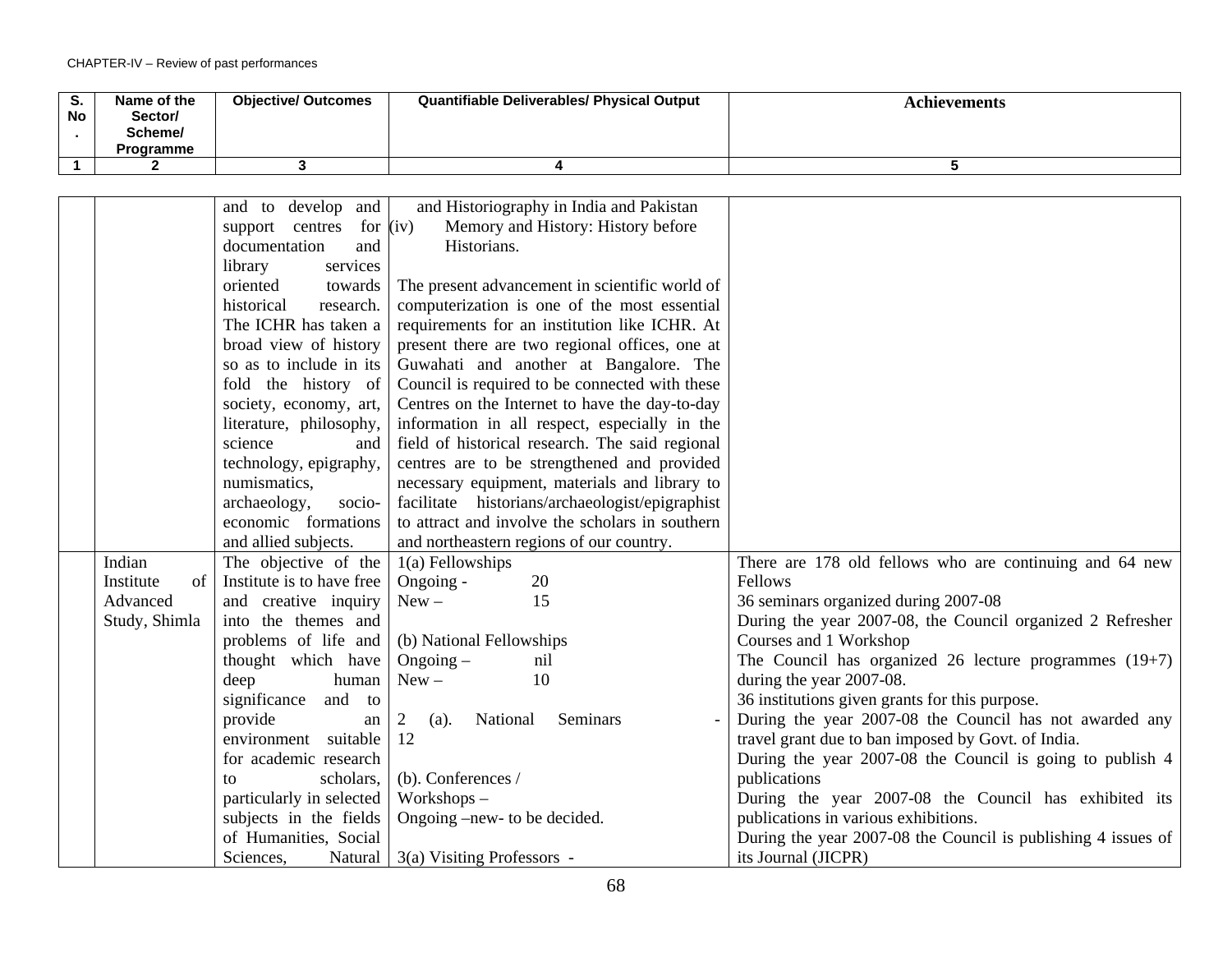| S. No. | Name of the Sector/ Scheme/ Programme | Objective/ Outcomes | Quantifiable Deliverables/ Physical Output | Achievements |
|---|---|---|---|---|
| 1 | 2 | 3 | 4 | 5 |
| | | and to develop and support centres for documentation and library services oriented towards historical research. The ICHR has taken a broad view of history so as to include in its fold the history of society, economy, art, literature, philosophy, science and technology, epigraphy, numismatics, archaeology, socio-economic formations and allied subjects. | and Historiography in India and Pakistan<br>(iv) Memory and History: History before Historians.<br><br>The present advancement in scientific world of computerization is one of the most essential requirements for an institution like ICHR. At present there are two regional offices, one at Guwahati and another at Bangalore. The Council is required to be connected with these Centres on the Internet to have the day-to-day information in all respect, especially in the field of historical research. The said regional centres are to be strengthened and provided necessary equipment, materials and library to facilitate historians/archaeologist/epigraphist to attract and involve the scholars in southern and northeastern regions of our country. | |
| | Indian Institute of Advanced Study, Shimla | The objective of the Institute is to have free and creative inquiry into the themes and problems of life and thought which have deep human significance and to provide an environment suitable for academic research to scholars, particularly in selected subjects in the fields of Humanities, Social Sciences, Natural | 1(a) Fellowships<br>Ongoing - 20<br>New – 15<br><br>(b) National Fellowships<br>Ongoing – nil<br>New – 10<br><br>2 (a). National Seminars - 12<br><br>(b). Conferences / Workshops –<br>Ongoing –new- to be decided.<br><br>3(a) Visiting Professors - | There are 178 old fellows who are continuing and 64 new Fellows<br>36 seminars organized during 2007-08<br>During the year 2007-08, the Council organized 2 Refresher Courses and 1 Workshop<br>The Council has organized 26 lecture programmes (19+7) during the year 2007-08.<br>36 institutions given grants for this purpose.<br>During the year 2007-08 the Council has not awarded any travel grant due to ban imposed by Govt. of India.<br>During the year 2007-08 the Council is going to publish 4 publications<br>During the year 2007-08 the Council has exhibited its publications in various exhibitions.<br>During the year 2007-08 the Council is publishing 4 issues of its Journal (JICPR) |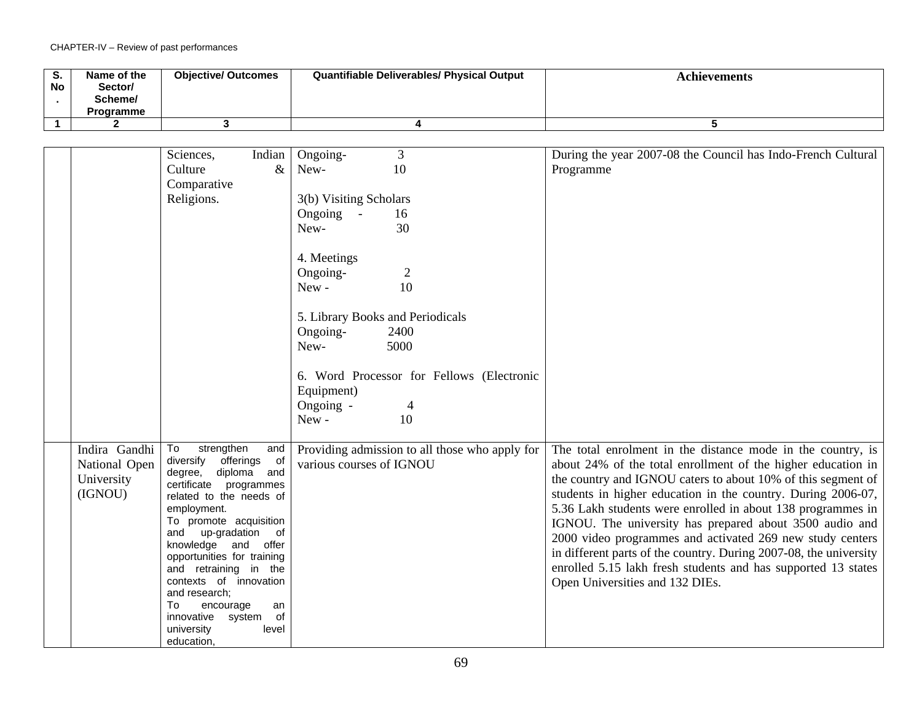CHAPTER-IV – Review of past performances

| S. No. | Name of the Sector/ Scheme/ Programme | Objective/ Outcomes | Quantifiable Deliverables/ Physical Output | Achievements |
|---|---|---|---|---|
| 1 | 2 | 3 | 4 | 5 |
| | | Sciences, Indian Culture & Comparative Religions. | Ongoing- 3<br>New- 10<br><br>3(b) Visiting Scholars<br>Ongoing - 16<br>New- 30<br><br>4. Meetings<br>Ongoing- 2<br>New - 10<br><br>5. Library Books and Periodicals<br>Ongoing- 2400<br>New- 5000<br><br>6. Word Processor for Fellows (Electronic Equipment)<br>Ongoing - 4<br>New - 10 | During the year 2007-08 the Council has Indo-French Cultural Programme |
| | Indira Gandhi National Open University (IGNOU) | To strengthen and diversify offerings of degree, diploma and certificate programmes related to the needs of employment.<br>To promote acquisition and up-gradation of knowledge and offer opportunities for training and retraining in the contexts of innovation and research;<br>To encourage an innovative system of university level education, | Providing admission to all those who apply for various courses of IGNOU | The total enrolment in the distance mode in the country, is about 24% of the total enrollment of the higher education in the country and IGNOU caters to about 10% of this segment of students in higher education in the country. During 2006-07, 5.36 Lakh students were enrolled in about 138 programmes in IGNOU. The university has prepared about 3500 audio and 2000 video programmes and activated 269 new study centers in different parts of the country. During 2007-08, the university enrolled 5.15 lakh fresh students and has supported 13 states Open Universities and 132 DIEs. |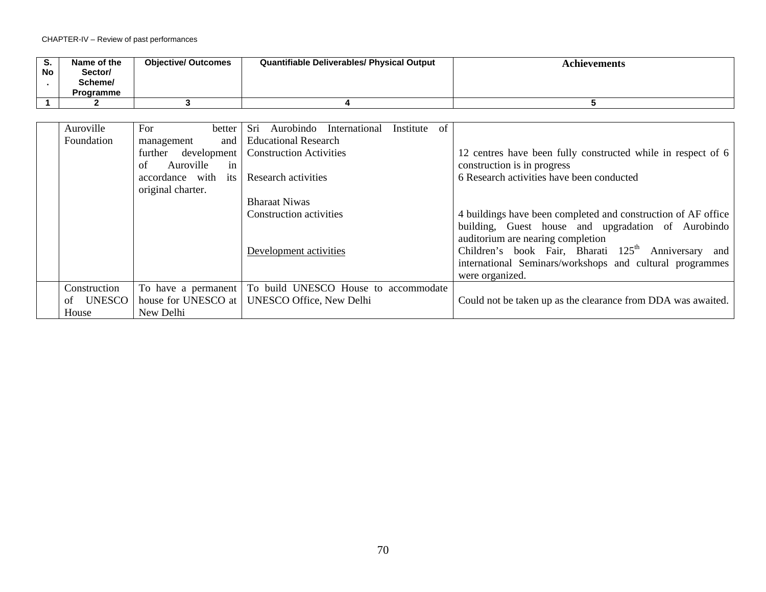| S. No. | Name of the Sector/ Scheme/ Programme | Objective/ Outcomes | Quantifiable Deliverables/ Physical Output | Achievements |
|---|---|---|---|---|
| 1 | 2 | 3 | 4 | 5 |
| | Auroville Foundation | For better management and further development of Auroville in accordance with its original charter. | Sri Aurobindo International Institute of Educational Research<br>Construction Activities<br><br>Research activities<br><br>Bharaat Niwas<br>Construction activities<br><br><br>Development activities | <br><br>12 centres have been fully constructed while in respect of 6 construction is in progress<br>6 Research activities have been conducted<br><br>4 buildings have been completed and construction of AF office building, Guest house and upgradation of Aurobindo auditorium are nearing completion<br>Children's book Fair, Bharati 125th Anniversary and international Seminars/workshops and cultural programmes were organized. |
| | Construction of UNESCO House | To have a permanent house for UNESCO at New Delhi | To build UNESCO House to accommodate UNESCO Office, New Delhi | Could not be taken up as the clearance from DDA was awaited. |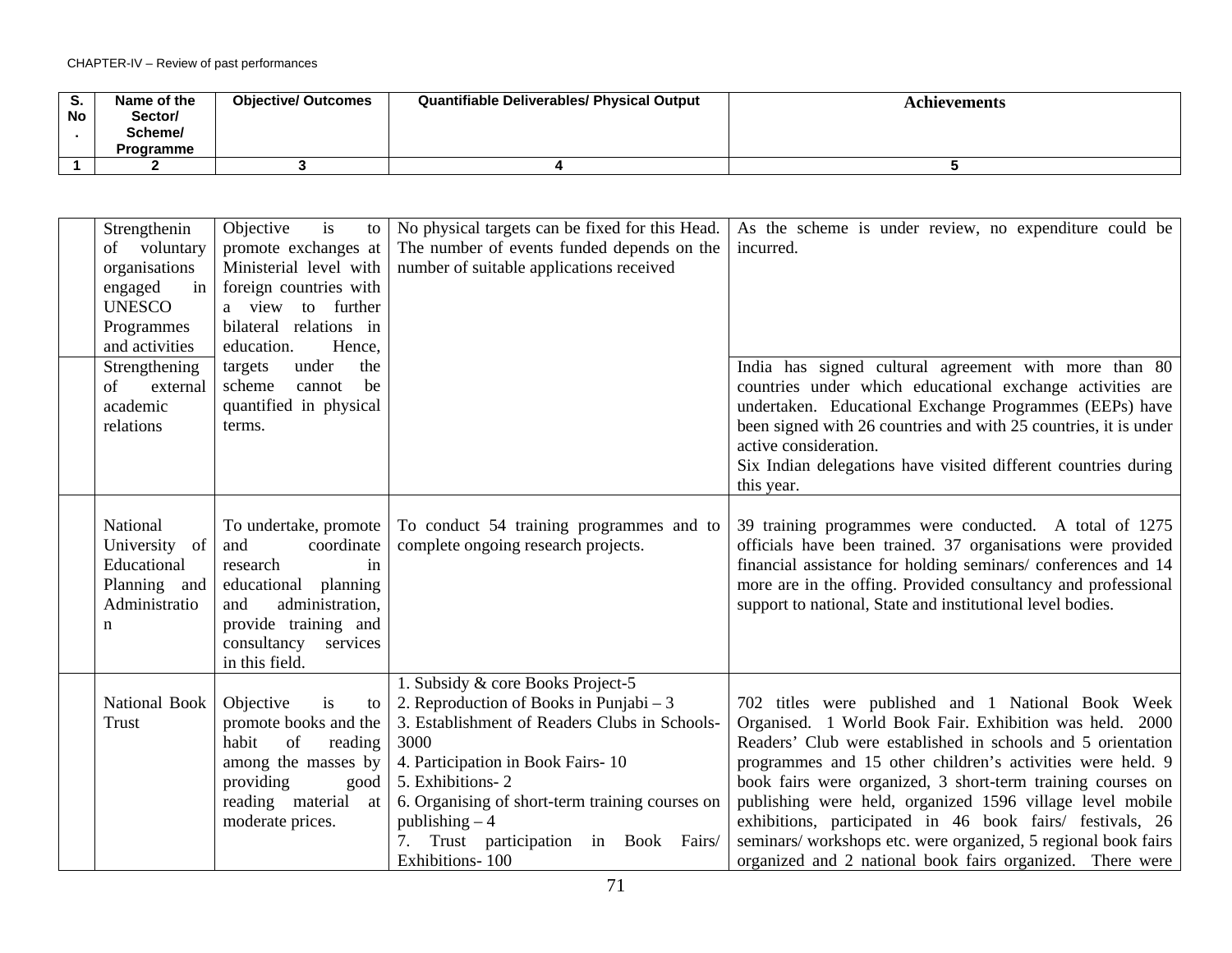CHAPTER-IV – Review of past performances

| S. No. | Name of the Sector/ Scheme/ Programme | Objective/ Outcomes | Quantifiable Deliverables/ Physical Output | Achievements |
|---|---|---|---|---|
| 1 | 2 | 3 | 4 | 5 |
| | Strengthenin of voluntary organisations engaged in UNESCO Programmes and activities | Objective is to promote exchanges at Ministerial level with foreign countries with a view to further bilateral relations in education. Hence, targets under the scheme cannot be quantified in physical terms. | No physical targets can be fixed for this Head. The number of events funded depends on the number of suitable applications received | As the scheme is under review, no expenditure could be incurred. |
| | Strengthening of external academic relations | | | India has signed cultural agreement with more than 80 countries under which educational exchange activities are undertaken. Educational Exchange Programmes (EEPs) have been signed with 26 countries and with 25 countries, it is under active consideration.<br>Six Indian delegations have visited different countries during this year. |
| | National University of Educational Planning and Administration | To undertake, promote and coordinate research in educational planning and administration, provide training and consultancy services in this field. | To conduct 54 training programmes and to complete ongoing research projects. | 39 training programmes were conducted. A total of 1275 officials have been trained. 37 organisations were provided financial assistance for holding seminars/ conferences and 14 more are in the offing. Provided consultancy and professional support to national, State and institutional level bodies. |
| | National Book Trust | Objective is to promote books and the habit of reading among the masses by providing good reading material at moderate prices. | 1. Subsidy & core Books Project-5<br>2. Reproduction of Books in Punjabi – 3<br>3. Establishment of Readers Clubs in Schools-3000<br>4. Participation in Book Fairs- 10<br>5. Exhibitions- 2<br>6. Organising of short-term training courses on publishing – 4<br>7. Trust participation in Book Fairs/ Exhibitions- 100 | 702 titles were published and 1 National Book Week Organised. 1 World Book Fair. Exhibition was held. 2000 Readers' Club were established in schools and 5 orientation programmes and 15 other children's activities were held. 9 book fairs were organized, 3 short-term training courses on publishing were held, organized 1596 village level mobile exhibitions, participated in 46 book fairs/ festivals, 26 seminars/ workshops etc. were organized, 5 regional book fairs organized and 2 national book fairs organized. There were |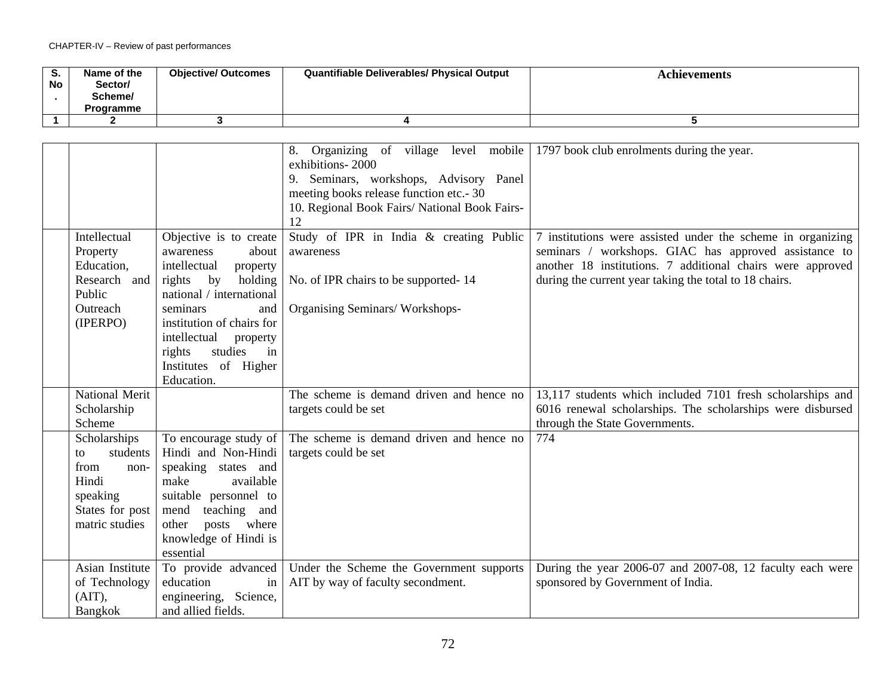CHAPTER-IV – Review of past performances

| S. No. | Name of the Sector/ Scheme/ Programme | Objective/ Outcomes | Quantifiable Deliverables/ Physical Output | Achievements |
|---|---|---|---|---|
| 1 | 2 | 3 | 4 | 5 |
| | | | 8. Organizing of village level mobile exhibitions- 2000<br>9. Seminars, workshops, Advisory Panel meeting books release function etc.- 30<br>10. Regional Book Fairs/ National Book Fairs- 12 | 1797 book club enrolments during the year. |
| | Intellectual Property Education, Research and Public Outreach (IPERPO) | Objective is to create awareness about intellectual property rights by holding national / international seminars and institution of chairs for intellectual property rights studies in Institutes of Higher Education. | Study of IPR in India & creating Public awareness<br><br>No. of IPR chairs to be supported- 14<br><br>Organising Seminars/ Workshops- | 7 institutions were assisted under the scheme in organizing seminars / workshops. GIAC has approved assistance to another 18 institutions. 7 additional chairs were approved during the current year taking the total to 18 chairs. |
| | National Merit Scholarship Scheme | | The scheme is demand driven and hence no targets could be set | 13,117 students which included 7101 fresh scholarships and 6016 renewal scholarships. The scholarships were disbursed through the State Governments. |
| | Scholarships to students from non-Hindi speaking States for post matric studies | To encourage study of Hindi and Non-Hindi speaking states and make available suitable personnel to mend teaching and other posts where knowledge of Hindi is essential | The scheme is demand driven and hence no targets could be set | 774 |
| | Asian Institute of Technology (AIT), Bangkok | To provide advanced education in engineering, Science, and allied fields. | Under the Scheme the Government supports AIT by way of faculty secondment. | During the year 2006-07 and 2007-08, 12 faculty each were sponsored by Government of India. |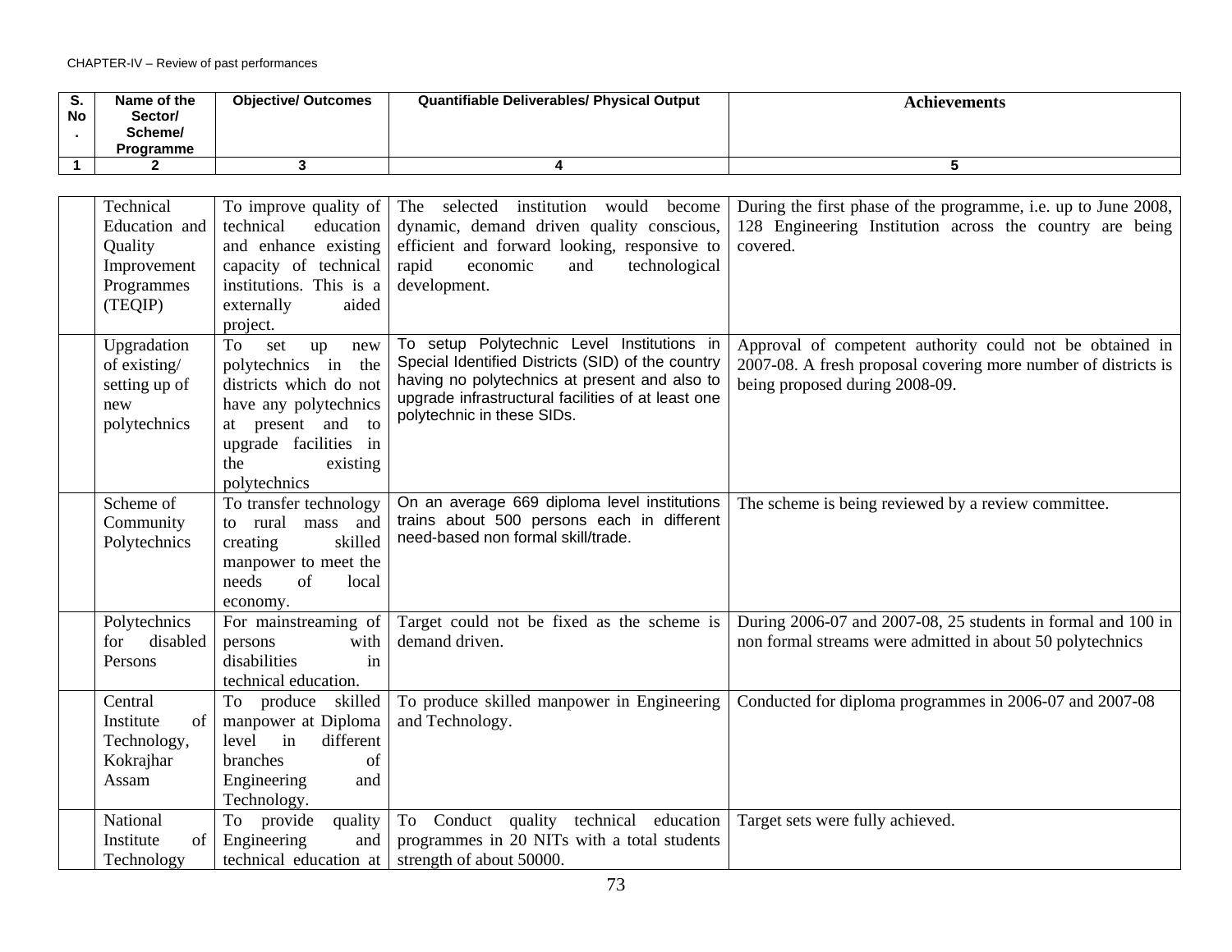CHAPTER-IV – Review of past performances

| S. No. | Name of the Sector/ Scheme/ Programme | Objective/ Outcomes | Quantifiable Deliverables/ Physical Output | Achievements |
|---|---|---|---|---|
| 1 | 2 | 3 | 4 | 5 |
| | Technical Education and Quality Improvement Programmes (TEQIP) | To improve quality of technical education and enhance existing capacity of technical institutions. This is a externally aided project. | The selected institution would become dynamic, demand driven quality conscious, efficient and forward looking, responsive to rapid economic and technological development. | During the first phase of the programme, i.e. up to June 2008, 128 Engineering Institution across the country are being covered. |
| | Upgradation of existing/ setting up of new polytechnics | To set up new polytechnics in the districts which do not have any polytechnics at present and to upgrade facilities in the existing polytechnics | To setup Polytechnic Level Institutions in Special Identified Districts (SID) of the country having no polytechnics at present and also to upgrade infrastructural facilities of at least one polytechnic in these SIDs. | Approval of competent authority could not be obtained in 2007-08. A fresh proposal covering more number of districts is being proposed during 2008-09. |
| | Scheme of Community Polytechnics | To transfer technology to rural mass and creating skilled manpower to meet the needs of local economy. | On an average 669 diploma level institutions trains about 500 persons each in different need-based non formal skill/trade. | The scheme is being reviewed by a review committee. |
| | Polytechnics for disabled Persons | For mainstreaming of persons with disabilities in technical education. | Target could not be fixed as the scheme is demand driven. | During 2006-07 and 2007-08, 25 students in formal and 100 in non formal streams were admitted in about 50 polytechnics |
| | Central Institute of Technology, Kokrajhar Assam | To produce skilled manpower at Diploma level in different branches of Engineering and Technology. | To produce skilled manpower in Engineering and Technology. | Conducted for diploma programmes in 2006-07 and 2007-08 |
| | National Institute of Technology | To provide quality Engineering and technical education at | To Conduct quality technical education programmes in 20 NITs with a total students strength of about 50000. | Target sets were fully achieved. |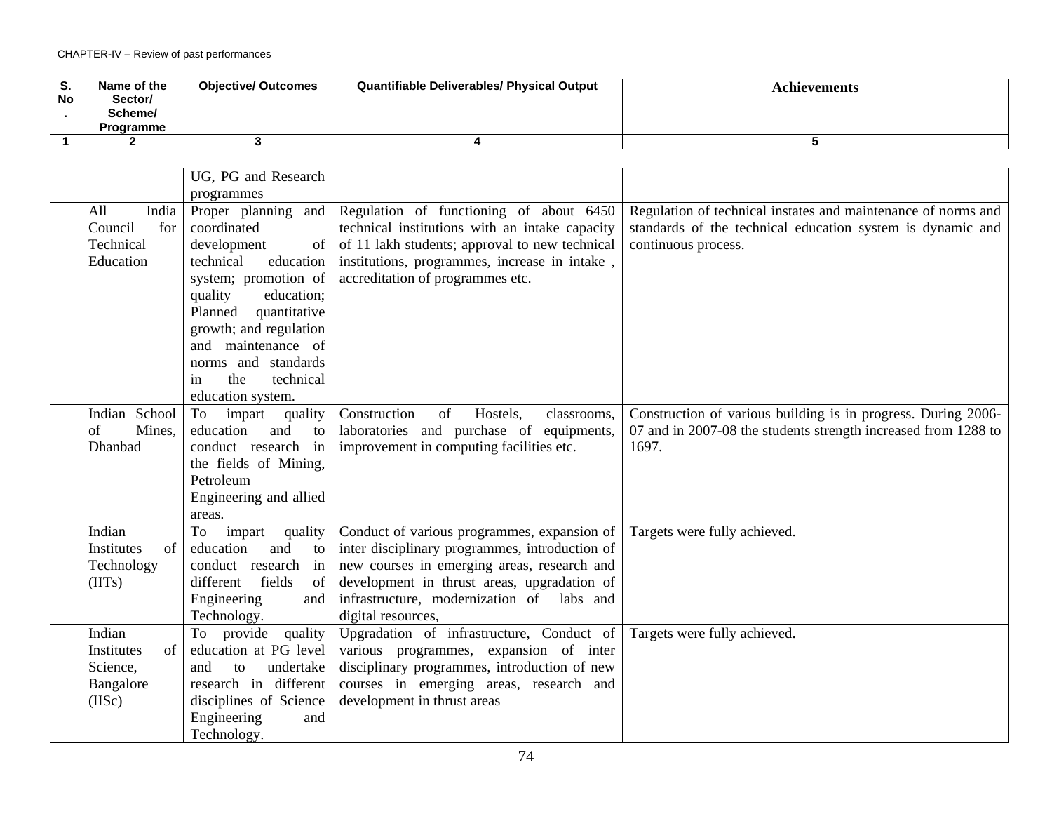| S. No. | Name of the Sector/ Scheme/ Programme | Objective/ Outcomes | Quantifiable Deliverables/ Physical Output | Achievements |
|---|---|---|---|---|
| 1 | 2 | 3 | 4 | 5 |
| | | UG, PG and Research programmes | | |
| | All India Council for Technical Education | Proper planning and coordinated development of technical education system; promotion of quality education; Planned quantitative growth; and regulation and maintenance of norms and standards in the technical education system. | Regulation of functioning of about 6450 technical institutions with an intake capacity of 11 lakh students; approval to new technical institutions, programmes, increase in intake , accreditation of programmes etc. | Regulation of technical instates and maintenance of norms and standards of the technical education system is dynamic and continuous process. |
| | Indian School of Mines, Dhanbad | To impart quality education and to conduct research in the fields of Mining, Petroleum Engineering and allied areas. | Construction of Hostels, classrooms, laboratories and purchase of equipments, improvement in computing facilities etc. | Construction of various building is in progress. During 2006-07 and in 2007-08 the students strength increased from 1288 to 1697. |
| | Indian Institutes of Technology (IITs) | To impart quality education and to conduct research in different fields of Engineering and Technology. | Conduct of various programmes, expansion of inter disciplinary programmes, introduction of new courses in emerging areas, research and development in thrust areas, upgradation of infrastructure, modernization of labs and digital resources, | Targets were fully achieved. |
| | Indian Institutes of Science, Bangalore (IISc) | To provide quality education at PG level and to undertake research in different disciplines of Science Engineering and Technology. | Upgradation of infrastructure, Conduct of various programmes, expansion of inter disciplinary programmes, introduction of new courses in emerging areas, research and development in thrust areas | Targets were fully achieved. |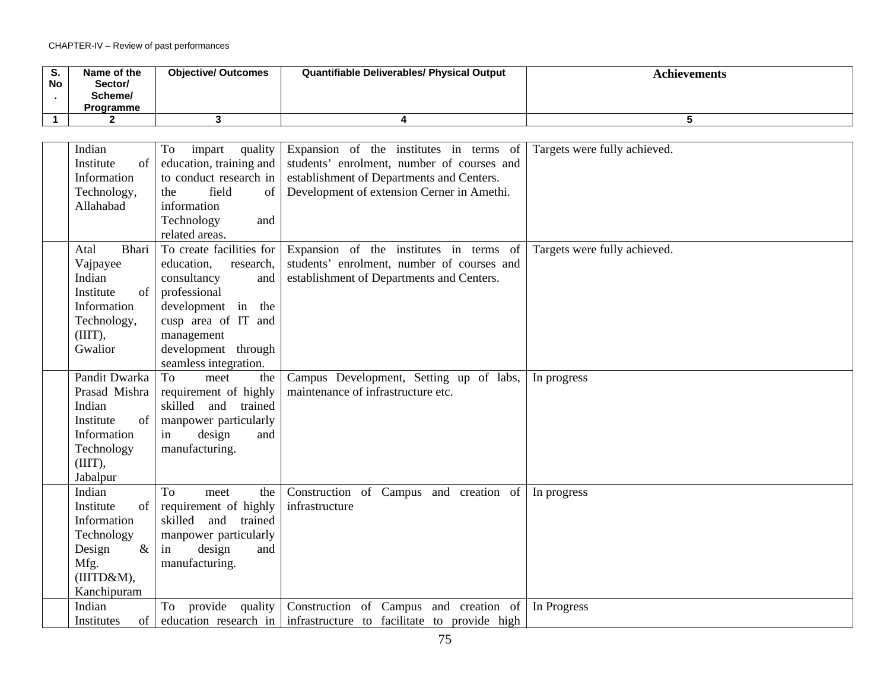| S. No. | Name of the Sector/ Scheme/ Programme | Objective/ Outcomes | Quantifiable Deliverables/ Physical Output | Achievements |
|---|---|---|---|---|
| 1 | 2 | 3 | 4 | 5 |
| | Indian Institute of Information Technology, Allahabad | To impart quality education, training and to conduct research in the field of information Technology and related areas. | Expansion of the institutes in terms of students' enrolment, number of courses and establishment of Departments and Centers. Development of extension Cerner in Amethi. | Targets were fully achieved. |
| | Atal Bhari Vajpayee Indian Institute of Information Technology, (IIIT), Gwalior | To create facilities for education, research, consultancy and professional development in the cusp area of IT and management development through seamless integration. | Expansion of the institutes in terms of students' enrolment, number of courses and establishment of Departments and Centers. | Targets were fully achieved. |
| | Pandit Dwarka Prasad Mishra Indian Institute of Information Technology (IIIT), Jabalpur | To meet the requirement of highly skilled and trained manpower particularly in design and manufacturing. | Campus Development, Setting up of labs, maintenance of infrastructure etc. | In progress |
| | Indian Institute of Information Technology Design & Mfg. (IIITD&M), Kanchipuram | To meet the requirement of highly skilled and trained manpower particularly in design and manufacturing. | Construction of Campus and creation of infrastructure | In progress |
| | Indian Institutes of | To provide quality education research in | Construction of Campus and creation of infrastructure to facilitate to provide high | In Progress |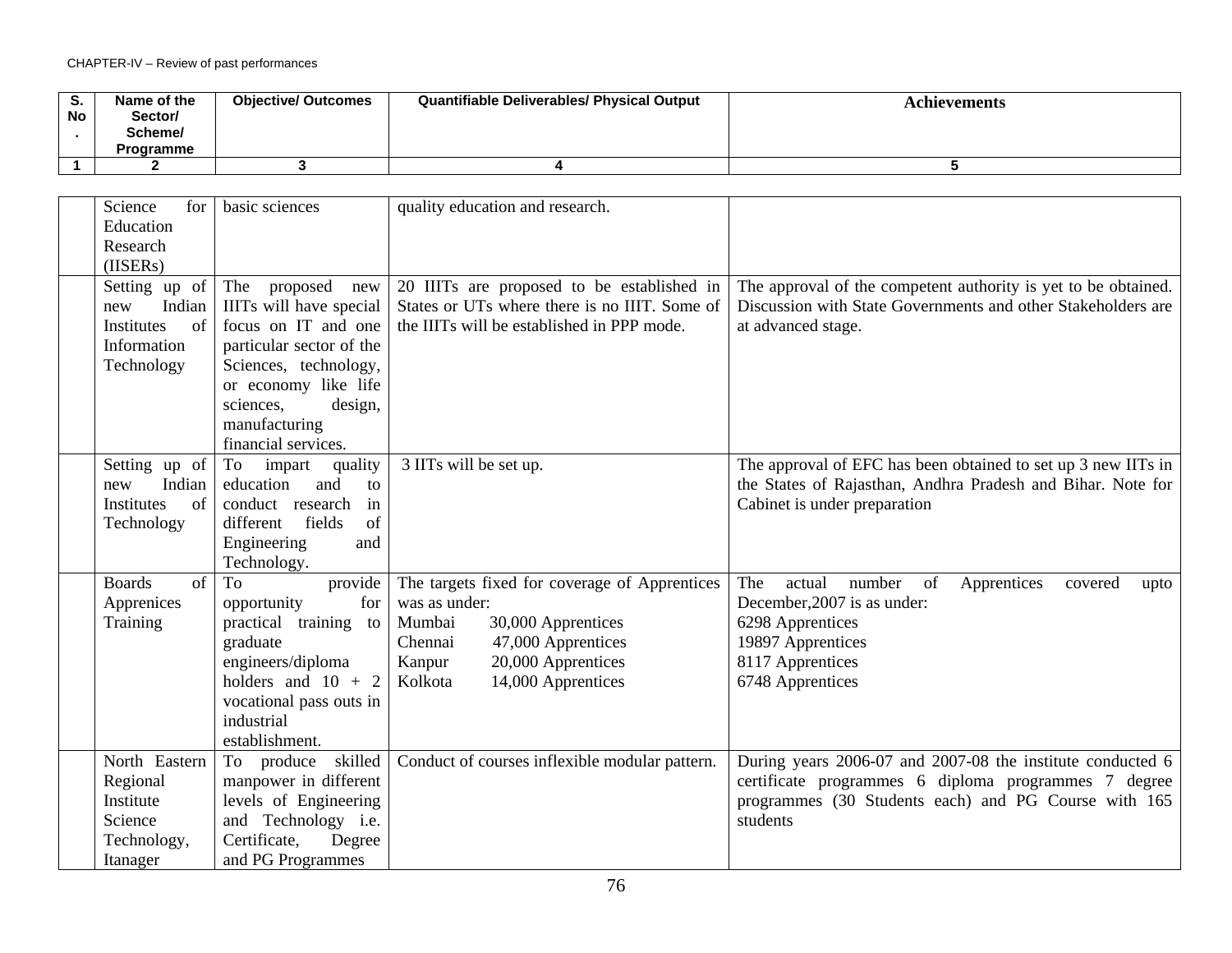CHAPTER-IV – Review of past performances

| S. No. | Name of the Sector/ Scheme/ Programme | Objective/ Outcomes | Quantifiable Deliverables/ Physical Output | Achievements |
|---|---|---|---|---|
| 1 | 2 | 3 | 4 | 5 |
| | Science for Education Research (IISERs) | basic sciences | quality education and research. | |
| | Setting up of new Indian Institutes of Information Technology | The proposed new IIITs will have special focus on IT and one particular sector of the Sciences, technology, or economy like life sciences, design, manufacturing financial services. | 20 IIITs are proposed to be established in States or UTs where there is no IIIT. Some of the IIITs will be established in PPP mode. | The approval of the competent authority is yet to be obtained. Discussion with State Governments and other Stakeholders are at advanced stage. |
| | Setting up of new Indian Institutes of Technology | To impart quality education and to conduct research in different fields of Engineering and Technology. | 3 IITs will be set up. | The approval of EFC has been obtained to set up 3 new IITs in the States of Rajasthan, Andhra Pradesh and Bihar. Note for Cabinet is under preparation |
| | Boards of Apprenices Training | To provide opportunity for practical training to graduate engineers/diploma holders and 10 + 2 vocational pass outs in industrial establishment. | The targets fixed for coverage of Apprentices was as under:<br>Mumbai 30,000 Apprentices<br>Chennai 47,000 Apprentices<br>Kanpur 20,000 Apprentices<br>Kolkota 14,000 Apprentices | The actual number of Apprentices covered upto December,2007 is as under:<br>6298 Apprentices<br>19897 Apprentices<br>8117 Apprentices<br>6748 Apprentices |
| | North Eastern Regional Institute Science Technology, Itanager | To produce skilled manpower in different levels of Engineering and Technology i.e. Certificate, Degree and PG Programmes | Conduct of courses inflexible modular pattern. | During years 2006-07 and 2007-08 the institute conducted 6 certificate programmes 6 diploma programmes 7 degree programmes (30 Students each) and PG Course with 165 students |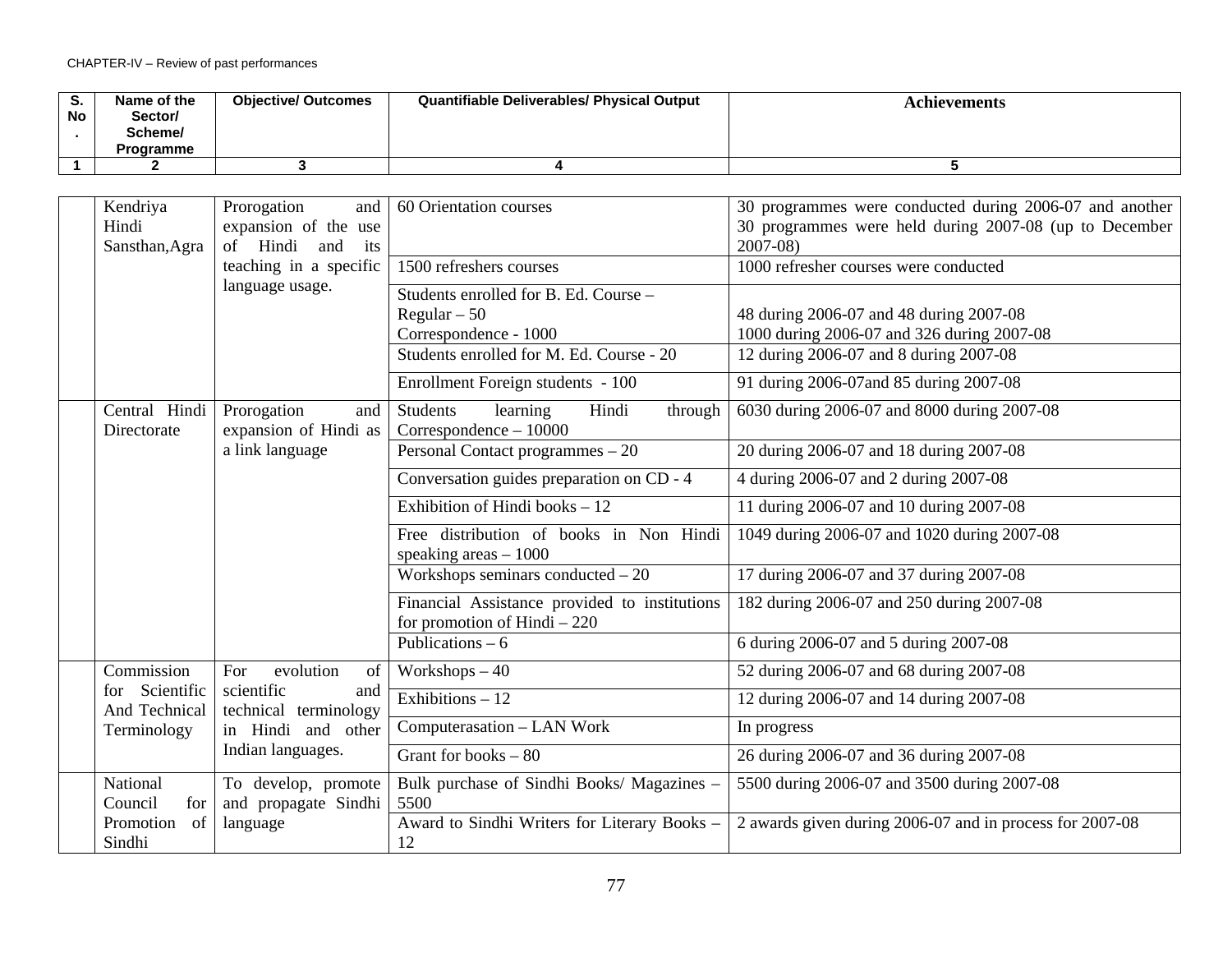CHAPTER-IV – Review of past performances

| S. No. | Name of the Sector/ Scheme/ Programme | Objective/ Outcomes | Quantifiable Deliverables/ Physical Output | Achievements |
|---|---|---|---|---|
| 1 | 2 | 3 | 4 | 5 |
| | Kendriya Hindi Sansthan,Agra | Prorogation and expansion of the use of Hindi and its teaching in a specific language usage. | 60 Orientation courses | 30 programmes were conducted during 2006-07 and another 30 programmes were held during 2007-08 (up to December 2007-08) |
| | | | 1500 refreshers courses | 1000 refresher courses were conducted |
| | | | Students enrolled for B. Ed. Course – Regular – 50 Correspondence - 1000 | 48 during 2006-07 and 48 during 2007-08 1000 during 2006-07 and 326 during 2007-08 |
| | | | Students enrolled for M. Ed. Course - 20 | 12 during 2006-07 and 8 during 2007-08 |
| | | | Enrollment Foreign students - 100 | 91 during 2006-07and 85 during 2007-08 |
| | Central Hindi Directorate | Prorogation and expansion of Hindi as a link language | Students learning Hindi through Correspondence – 10000 | 6030 during 2006-07 and 8000 during 2007-08 |
| | | | Personal Contact programmes – 20 | 20 during 2006-07 and 18 during 2007-08 |
| | | | Conversation guides preparation on CD - 4 | 4 during 2006-07 and 2 during 2007-08 |
| | | | Exhibition of Hindi books – 12 | 11 during 2006-07 and 10 during 2007-08 |
| | | | Free distribution of books in Non Hindi speaking areas – 1000 | 1049 during 2006-07 and 1020 during 2007-08 |
| | | | Workshops seminars conducted – 20 | 17 during 2006-07 and 37 during 2007-08 |
| | | | Financial Assistance provided to institutions for promotion of Hindi – 220 | 182 during 2006-07 and 250 during 2007-08 |
| | | | Publications – 6 | 6 during 2006-07 and 5 during 2007-08 |
| | Commission for Scientific And Technical Terminology | For evolution of scientific and technical terminology in Hindi and other Indian languages. | Workshops – 40 | 52 during 2006-07 and 68 during 2007-08 |
| | | | Exhibitions – 12 | 12 during 2006-07 and 14 during 2007-08 |
| | | | Computerasation – LAN Work | In progress |
| | | | Grant for books – 80 | 26 during 2006-07 and 36 during 2007-08 |
| | National Council for Promotion of Sindhi | To develop, promote and propagate Sindhi language | Bulk purchase of Sindhi Books/ Magazines – 5500 | 5500 during 2006-07 and 3500 during 2007-08 |
| | | | Award to Sindhi Writers for Literary Books – 12 | 2 awards given during 2006-07 and in process for 2007-08 |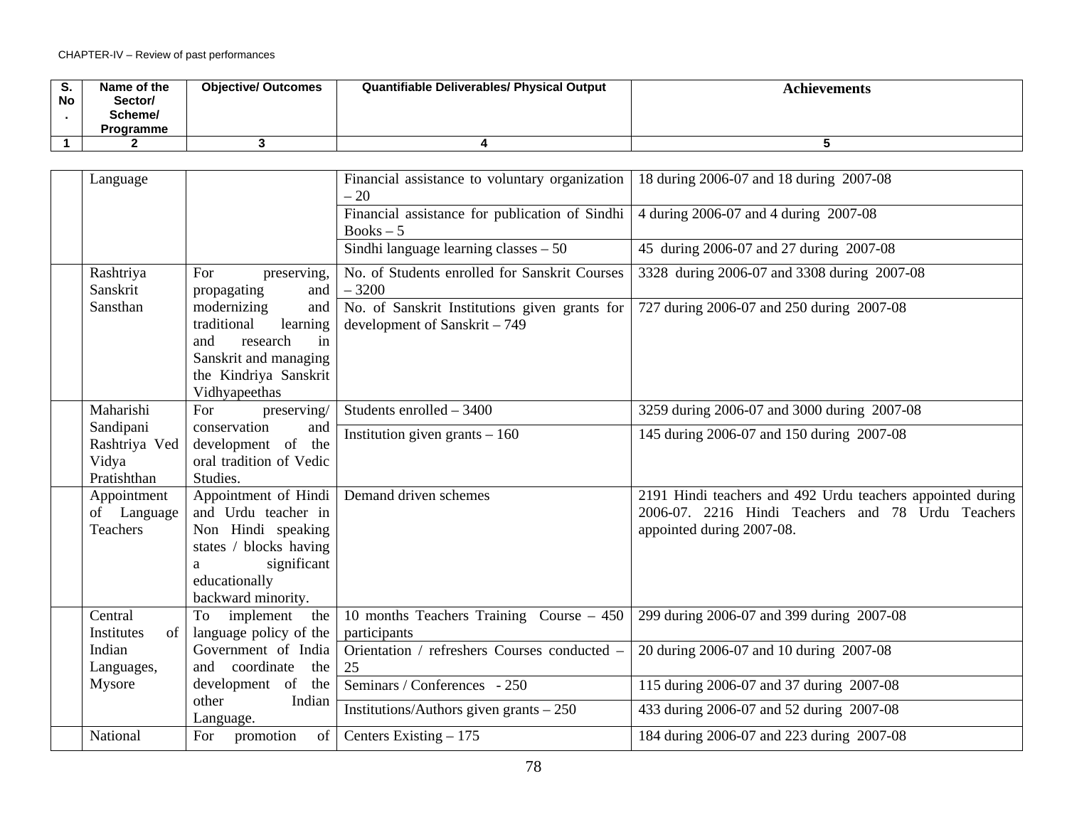CHAPTER-IV – Review of past performances

| S. No. | Name of the Sector/ Scheme/ Programme | Objective/ Outcomes | Quantifiable Deliverables/ Physical Output | Achievements |
|---|---|---|---|---|
| 1 | 2 | 3 | 4 | 5 |
| | Language | | Financial assistance to voluntary organization – 20 | 18 during 2006-07 and 18 during 2007-08 |
| | | | Financial assistance for publication of Sindhi Books – 5 | 4 during 2006-07 and 4 during 2007-08 |
| | | | Sindhi language learning classes – 50 | 45 during 2006-07 and 27 during 2007-08 |
| | Rashtriya Sanskrit Sansthan | For preserving, propagating and modernizing and traditional learning and research in Sanskrit and managing the Kindriya Sanskrit Vidhyapeethas | No. of Students enrolled for Sanskrit Courses – 3200 | 3328 during 2006-07 and 3308 during 2007-08 |
| | | | No. of Sanskrit Institutions given grants for development of Sanskrit – 749 | 727 during 2006-07 and 250 during 2007-08 |
| | Maharishi Sandipani Rashtriya Ved Vidya Pratishthan | For preserving/ conservation and development of the oral tradition of Vedic Studies. | Students enrolled – 3400 | 3259 during 2006-07 and 3000 during 2007-08 |
| | | | Institution given grants – 160 | 145 during 2006-07 and 150 during 2007-08 |
| | Appointment of Language Teachers | Appointment of Hindi and Urdu teacher in Non Hindi speaking states / blocks having a significant educationally backward minority. | Demand driven schemes | 2191 Hindi teachers and 492 Urdu teachers appointed during 2006-07. 2216 Hindi Teachers and 78 Urdu Teachers appointed during 2007-08. |
| | Central Institutes of Indian Languages, Mysore | To implement the language policy of the Government of India and coordinate the development of the other Indian Language. | 10 months Teachers Training Course – 450 participants | 299 during 2006-07 and 399 during 2007-08 |
| | | | Orientation / refreshers Courses conducted – 25 | 20 during 2006-07 and 10 during 2007-08 |
| | | | Seminars / Conferences - 250 | 115 during 2006-07 and 37 during 2007-08 |
| | | | Institutions/Authors given grants – 250 | 433 during 2006-07 and 52 during 2007-08 |
| | National | For promotion of | Centers Existing – 175 | 184 during 2006-07 and 223 during 2007-08 |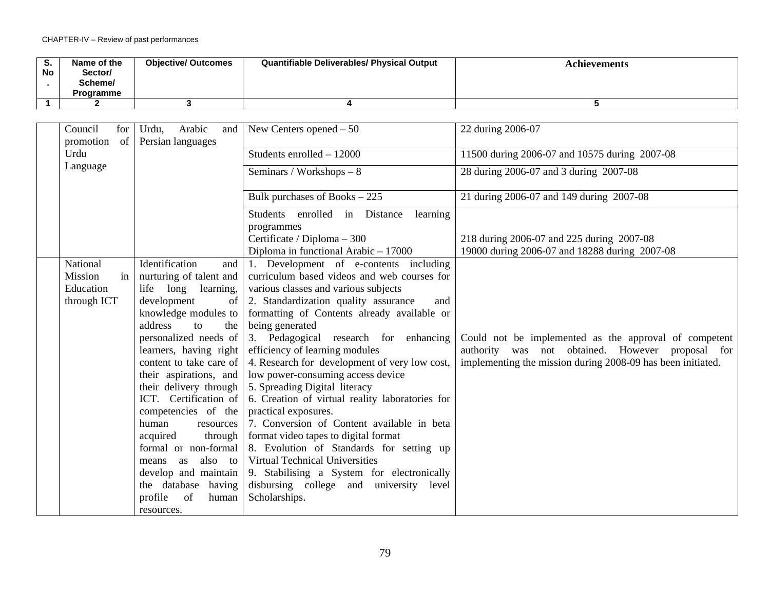CHAPTER-IV – Review of past performances

| S. No. | Name of the Sector/ Scheme/ Programme | Objective/ Outcomes | Quantifiable Deliverables/ Physical Output | Achievements |
|---|---|---|---|---|
| 1 | 2 | 3 | 4 | 5 |
| | Council for promotion of Urdu Language | Urdu, Arabic and Persian languages | New Centers opened – 50 | 22 during 2006-07 |
| | | | Students enrolled – 12000 | 11500 during 2006-07 and 10575 during 2007-08 |
| | | | Seminars / Workshops – 8 | 28 during 2006-07 and 3 during 2007-08 |
| | | | Bulk purchases of Books – 225 | 21 during 2006-07 and 149 during 2007-08 |
| | | | Students enrolled in Distance learning programmes<br>Certificate / Diploma – 300<br>Diploma in functional Arabic – 17000 | <br><br>218 during 2006-07 and 225 during 2007-08<br>19000 during 2006-07 and 18288 during 2007-08 |
| | National Mission in Education through ICT | Identification and nurturing of talent and life long learning, development of knowledge modules to address the personalized needs of learners, having right content to take care of their aspirations, and their delivery through ICT. Certification of competencies of the human resources acquired through formal or non-formal means as also to develop and maintain the database having profile of human resources. | 1. Development of e-contents including curriculum based videos and web courses for various classes and various subjects<br>2. Standardization quality assurance and formatting of Contents already available or being generated<br>3. Pedagogical research for enhancing efficiency of learning modules<br>4. Research for development of very low cost, low power-consuming access device<br>5. Spreading Digital literacy<br>6. Creation of virtual reality laboratories for practical exposures.<br>7. Conversion of Content available in beta format video tapes to digital format<br>8. Evolution of Standards for setting up Virtual Technical Universities<br>9. Stabilising a System for electronically disbursing college and university level Scholarships. | Could not be implemented as the approval of competent authority was not obtained. However proposal for implementing the mission during 2008-09 has been initiated. |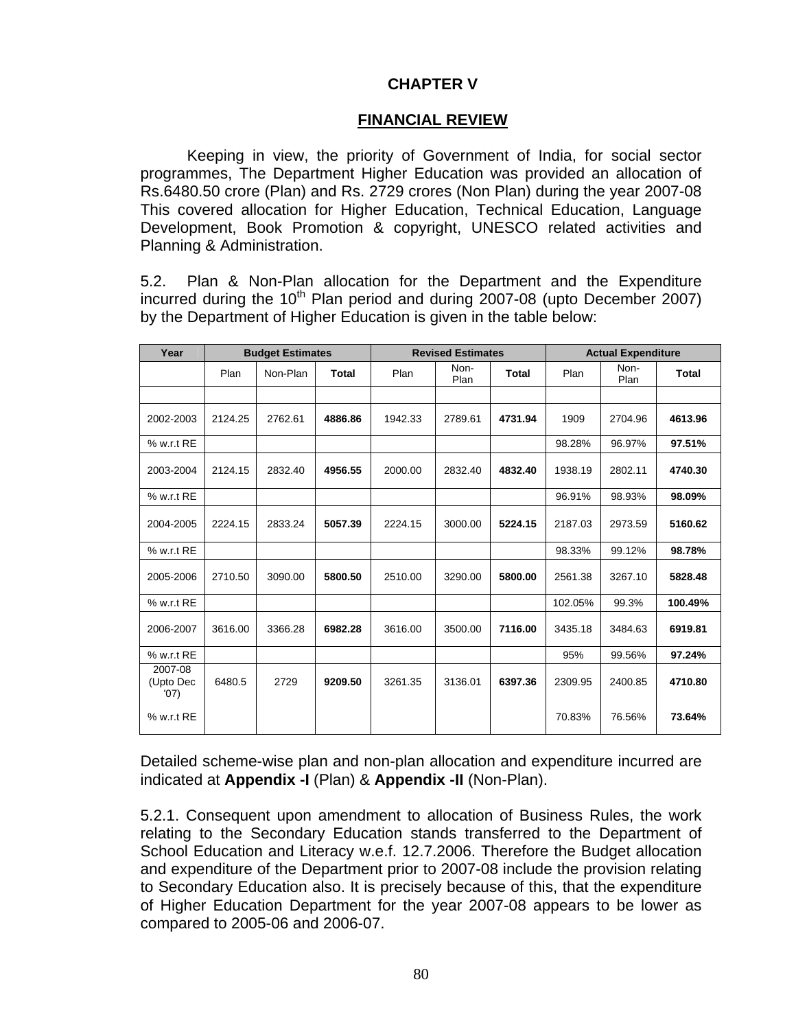# CHAPTER V

## FINANCIAL REVIEW

Keeping in view, the priority of Government of India, for social sector programmes, The Department Higher Education was provided an allocation of Rs.6480.50 crore (Plan) and Rs. 2729 crores (Non Plan) during the year 2007-08 This covered allocation for Higher Education, Technical Education, Language Development, Book Promotion & copyright, UNESCO related activities and Planning & Administration.

5.2. Plan & Non-Plan allocation for the Department and the Expenditure incurred during the 10th Plan period and during 2007-08 (upto December 2007) by the Department of Higher Education is given in the table below:

| Year | Budget Estimates | | | Revised Estimates | | | Actual Expenditure | | |
|---|---|---|---|---|---|---|---|---|---|
| | Plan | Non-Plan | **Total** | Plan | Non-Plan | **Total** | Plan | Non-Plan | **Total** |
| | | | | | | | | | |
| 2002-2003 | 2124.25 | 2762.61 | **4886.86** | 1942.33 | 2789.61 | **4731.94** | 1909 | 2704.96 | **4613.96** |
| % w.r.t RE | | | | | | | 98.28% | 96.97% | **97.51%** |
| 2003-2004 | 2124.15 | 2832.40 | **4956.55** | 2000.00 | 2832.40 | **4832.40** | 1938.19 | 2802.11 | **4740.30** |
| % w.r.t RE | | | | | | | 96.91% | 98.93% | **98.09%** |
| 2004-2005 | 2224.15 | 2833.24 | **5057.39** | 2224.15 | 3000.00 | **5224.15** | 2187.03 | 2973.59 | **5160.62** |
| % w.r.t RE | | | | | | | 98.33% | 99.12% | **98.78%** |
| 2005-2006 | 2710.50 | 3090.00 | **5800.50** | 2510.00 | 3290.00 | **5800.00** | 2561.38 | 3267.10 | **5828.48** |
| % w.r.t RE | | | | | | | 102.05% | 99.3% | **100.49%** |
| 2006-2007 | 3616.00 | 3366.28 | **6982.28** | 3616.00 | 3500.00 | **7116.00** | 3435.18 | 3484.63 | **6919.81** |
| % w.r.t RE | | | | | | | 95% | 99.56% | **97.24%** |
| 2007-08 (Upto Dec '07) | 6480.5 | 2729 | **9209.50** | 3261.35 | 3136.01 | **6397.36** | 2309.95 | 2400.85 | **4710.80** |
| % w.r.t RE | | | | | | | 70.83% | 76.56% | **73.64%** |

Detailed scheme-wise plan and non-plan allocation and expenditure incurred are indicated at **Appendix -I** (Plan) & **Appendix -II** (Non-Plan).

5.2.1. Consequent upon amendment to allocation of Business Rules, the work relating to the Secondary Education stands transferred to the Department of School Education and Literacy w.e.f. 12.7.2006. Therefore the Budget allocation and expenditure of the Department prior to 2007-08 include the provision relating to Secondary Education also. It is precisely because of this, that the expenditure of Higher Education Department for the year 2007-08 appears to be lower as compared to 2005-06 and 2006-07.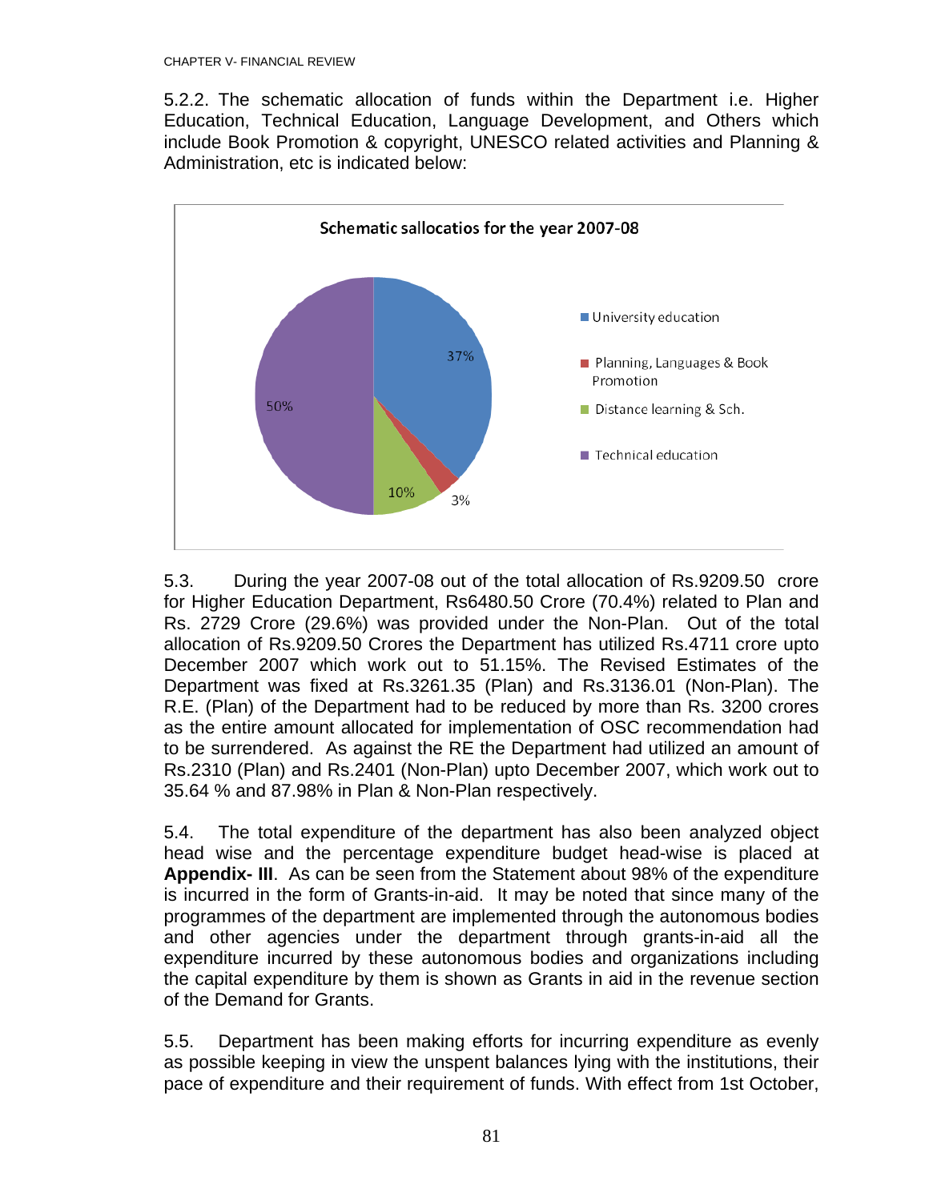5.2.2. The schematic allocation of funds within the Department i.e. Higher Education, Technical Education, Language Development, and Others which include Book Promotion & copyright, UNESCO related activities and Planning & Administration, etc is indicated below:

**Schematic sallocatios for the year 2007-08**

| Category | Share |
| --- | --- |
| University education | 37% |
| Planning, Languages & Book Promotion | 3% |
| Distance learning & Sch. | 10% |
| Technical education | 50% |

5.3. During the year 2007-08 out of the total allocation of Rs.9209.50 crore for Higher Education Department, Rs6480.50 Crore (70.4%) related to Plan and Rs. 2729 Crore (29.6%) was provided under the Non-Plan. Out of the total allocation of Rs.9209.50 Crores the Department has utilized Rs.4711 crore upto December 2007 which work out to 51.15%. The Revised Estimates of the Department was fixed at Rs.3261.35 (Plan) and Rs.3136.01 (Non-Plan). The R.E. (Plan) of the Department had to be reduced by more than Rs. 3200 crores as the entire amount allocated for implementation of OSC recommendation had to be surrendered. As against the RE the Department had utilized an amount of Rs.2310 (Plan) and Rs.2401 (Non-Plan) upto December 2007, which work out to 35.64 % and 87.98% in Plan & Non-Plan respectively.

5.4. The total expenditure of the department has also been analyzed object head wise and the percentage expenditure budget head-wise is placed at **Appendix- III**. As can be seen from the Statement about 98% of the expenditure is incurred in the form of Grants-in-aid. It may be noted that since many of the programmes of the department are implemented through the autonomous bodies and other agencies under the department through grants-in-aid all the expenditure incurred by these autonomous bodies and organizations including the capital expenditure by them is shown as Grants in aid in the revenue section of the Demand for Grants.

5.5. Department has been making efforts for incurring expenditure as evenly as possible keeping in view the unspent balances lying with the institutions, their pace of expenditure and their requirement of funds. With effect from 1st October,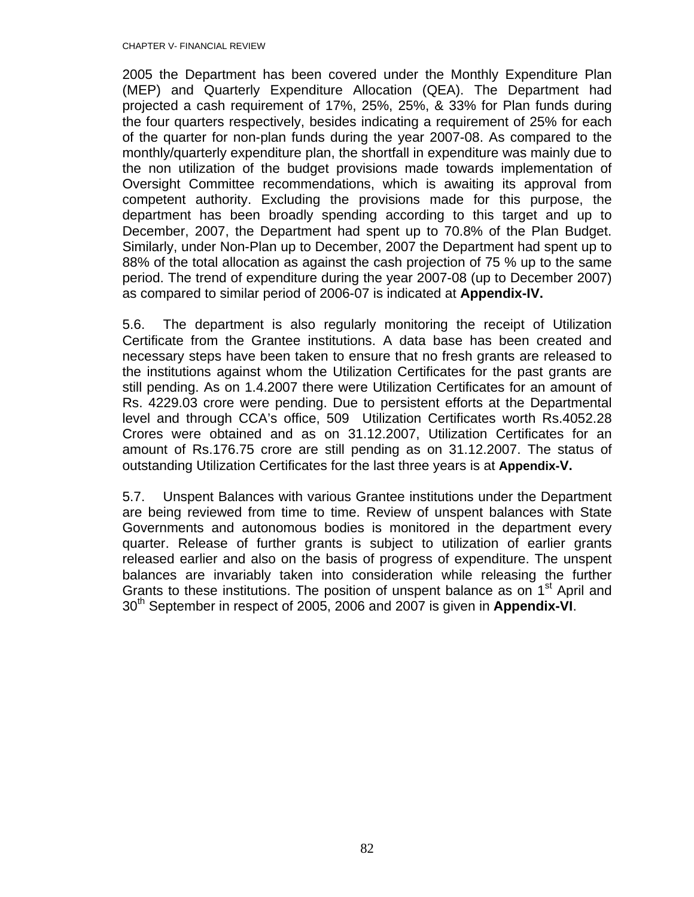2005 the Department has been covered under the Monthly Expenditure Plan (MEP) and Quarterly Expenditure Allocation (QEA). The Department had projected a cash requirement of 17%, 25%, 25%, & 33% for Plan funds during the four quarters respectively, besides indicating a requirement of 25% for each of the quarter for non-plan funds during the year 2007-08. As compared to the monthly/quarterly expenditure plan, the shortfall in expenditure was mainly due to the non utilization of the budget provisions made towards implementation of Oversight Committee recommendations, which is awaiting its approval from competent authority. Excluding the provisions made for this purpose, the department has been broadly spending according to this target and up to December, 2007, the Department had spent up to 70.8% of the Plan Budget. Similarly, under Non-Plan up to December, 2007 the Department had spent up to 88% of the total allocation as against the cash projection of 75 % up to the same period. The trend of expenditure during the year 2007-08 (up to December 2007) as compared to similar period of 2006-07 is indicated at **Appendix-IV.**

5.6. The department is also regularly monitoring the receipt of Utilization Certificate from the Grantee institutions. A data base has been created and necessary steps have been taken to ensure that no fresh grants are released to the institutions against whom the Utilization Certificates for the past grants are still pending. As on 1.4.2007 there were Utilization Certificates for an amount of Rs. 4229.03 crore were pending. Due to persistent efforts at the Departmental level and through CCA's office, 509 Utilization Certificates worth Rs.4052.28 Crores were obtained and as on 31.12.2007, Utilization Certificates for an amount of Rs.176.75 crore are still pending as on 31.12.2007. The status of outstanding Utilization Certificates for the last three years is at **Appendix-V.**

5.7. Unspent Balances with various Grantee institutions under the Department are being reviewed from time to time. Review of unspent balances with State Governments and autonomous bodies is monitored in the department every quarter. Release of further grants is subject to utilization of earlier grants released earlier and also on the basis of progress of expenditure. The unspent balances are invariably taken into consideration while releasing the further Grants to these institutions. The position of unspent balance as on 1st April and 30th September in respect of 2005, 2006 and 2007 is given in **Appendix-VI**.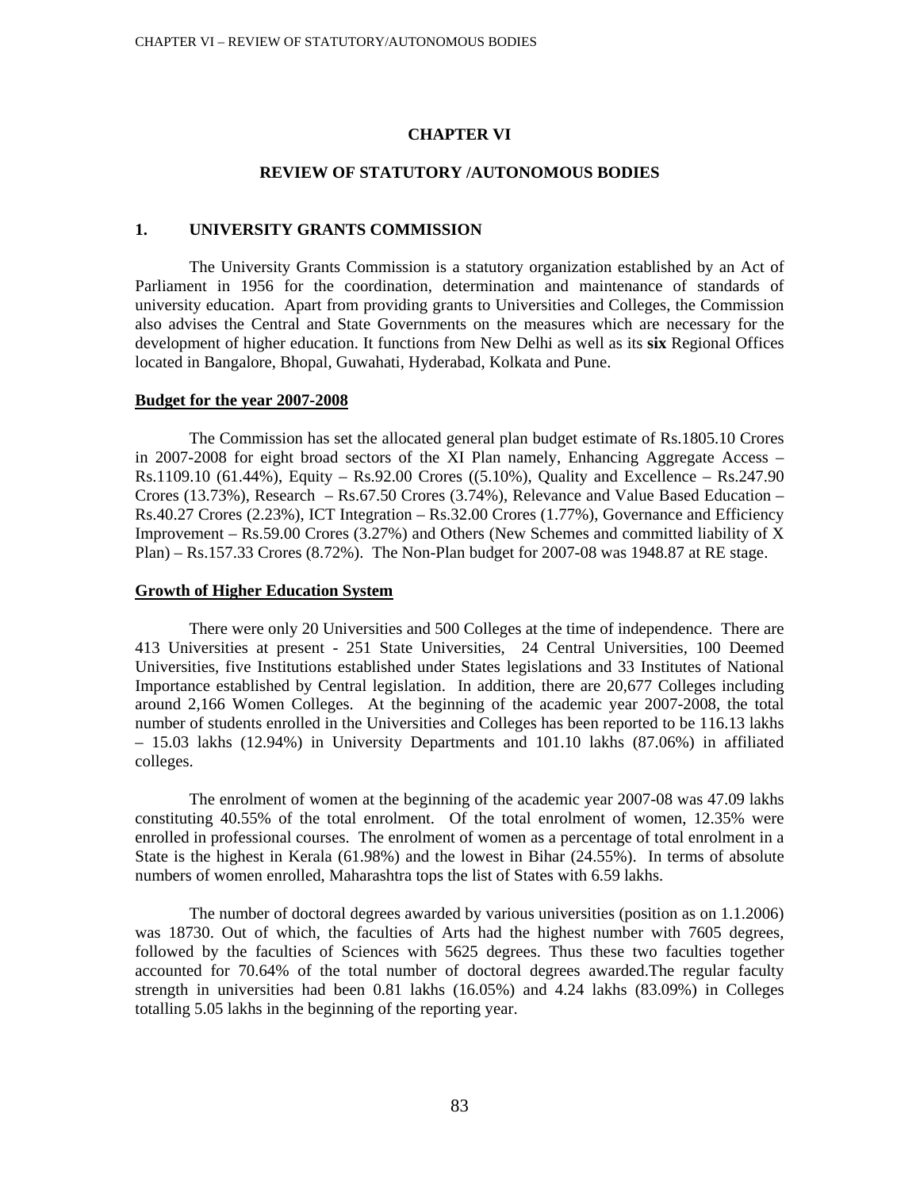# CHAPTER VI

## REVIEW OF STATUTORY /AUTONOMOUS BODIES

### 1. UNIVERSITY GRANTS COMMISSION

The University Grants Commission is a statutory organization established by an Act of Parliament in 1956 for the coordination, determination and maintenance of standards of university education. Apart from providing grants to Universities and Colleges, the Commission also advises the Central and State Governments on the measures which are necessary for the development of higher education. It functions from New Delhi as well as its **six** Regional Offices located in Bangalore, Bhopal, Guwahati, Hyderabad, Kolkata and Pune.

**Budget for the year 2007-2008**

The Commission has set the allocated general plan budget estimate of Rs.1805.10 Crores in 2007-2008 for eight broad sectors of the XI Plan namely, Enhancing Aggregate Access – Rs.1109.10 (61.44%), Equity – Rs.92.00 Crores ((5.10%), Quality and Excellence – Rs.247.90 Crores (13.73%), Research – Rs.67.50 Crores (3.74%), Relevance and Value Based Education – Rs.40.27 Crores (2.23%), ICT Integration – Rs.32.00 Crores (1.77%), Governance and Efficiency Improvement – Rs.59.00 Crores (3.27%) and Others (New Schemes and committed liability of X Plan) – Rs.157.33 Crores (8.72%). The Non-Plan budget for 2007-08 was 1948.87 at RE stage.

**Growth of Higher Education System**

There were only 20 Universities and 500 Colleges at the time of independence. There are 413 Universities at present - 251 State Universities, 24 Central Universities, 100 Deemed Universities, five Institutions established under States legislations and 33 Institutes of National Importance established by Central legislation. In addition, there are 20,677 Colleges including around 2,166 Women Colleges. At the beginning of the academic year 2007-2008, the total number of students enrolled in the Universities and Colleges has been reported to be 116.13 lakhs – 15.03 lakhs (12.94%) in University Departments and 101.10 lakhs (87.06%) in affiliated colleges.

The enrolment of women at the beginning of the academic year 2007-08 was 47.09 lakhs constituting 40.55% of the total enrolment. Of the total enrolment of women, 12.35% were enrolled in professional courses. The enrolment of women as a percentage of total enrolment in a State is the highest in Kerala (61.98%) and the lowest in Bihar (24.55%). In terms of absolute numbers of women enrolled, Maharashtra tops the list of States with 6.59 lakhs.

The number of doctoral degrees awarded by various universities (position as on 1.1.2006) was 18730. Out of which, the faculties of Arts had the highest number with 7605 degrees, followed by the faculties of Sciences with 5625 degrees. Thus these two faculties together accounted for 70.64% of the total number of doctoral degrees awarded.The regular faculty strength in universities had been 0.81 lakhs (16.05%) and 4.24 lakhs (83.09%) in Colleges totalling 5.05 lakhs in the beginning of the reporting year.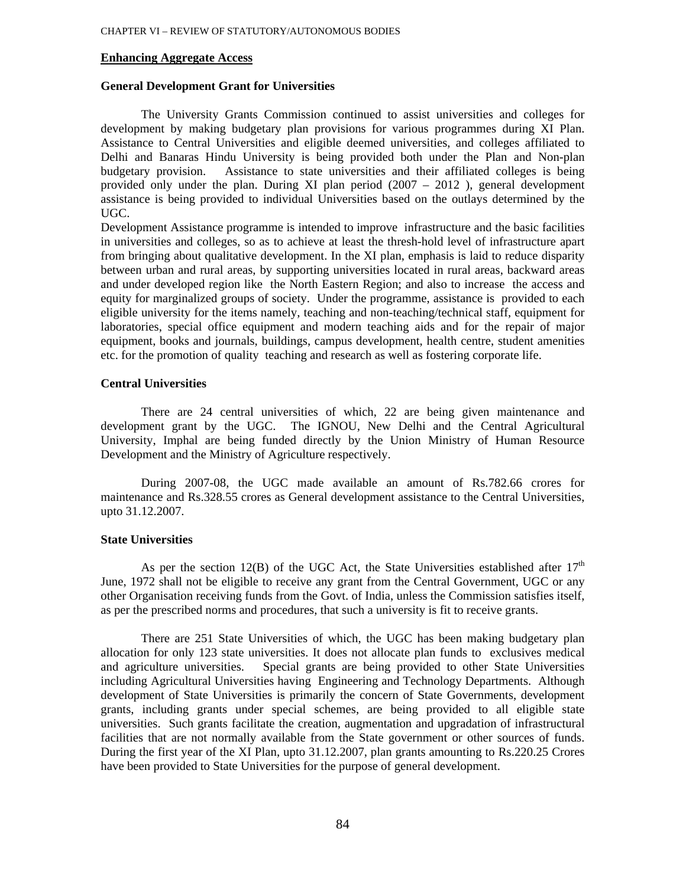## Enhancing Aggregate Access

### General Development Grant for Universities

The University Grants Commission continued to assist universities and colleges for development by making budgetary plan provisions for various programmes during XI Plan. Assistance to Central Universities and eligible deemed universities, and colleges affiliated to Delhi and Banaras Hindu University is being provided both under the Plan and Non-plan budgetary provision. Assistance to state universities and their affiliated colleges is being provided only under the plan. During XI plan period (2007 – 2012 ), general development assistance is being provided to individual Universities based on the outlays determined by the UGC.

Development Assistance programme is intended to improve infrastructure and the basic facilities in universities and colleges, so as to achieve at least the thresh-hold level of infrastructure apart from bringing about qualitative development. In the XI plan, emphasis is laid to reduce disparity between urban and rural areas, by supporting universities located in rural areas, backward areas and under developed region like the North Eastern Region; and also to increase the access and equity for marginalized groups of society. Under the programme, assistance is provided to each eligible university for the items namely, teaching and non-teaching/technical staff, equipment for laboratories, special office equipment and modern teaching aids and for the repair of major equipment, books and journals, buildings, campus development, health centre, student amenities etc. for the promotion of quality teaching and research as well as fostering corporate life.

### Central Universities

There are 24 central universities of which, 22 are being given maintenance and development grant by the UGC. The IGNOU, New Delhi and the Central Agricultural University, Imphal are being funded directly by the Union Ministry of Human Resource Development and the Ministry of Agriculture respectively.

During 2007-08, the UGC made available an amount of Rs.782.66 crores for maintenance and Rs.328.55 crores as General development assistance to the Central Universities, upto 31.12.2007.

### State Universities

As per the section 12(B) of the UGC Act, the State Universities established after 17th June, 1972 shall not be eligible to receive any grant from the Central Government, UGC or any other Organisation receiving funds from the Govt. of India, unless the Commission satisfies itself, as per the prescribed norms and procedures, that such a university is fit to receive grants.

There are 251 State Universities of which, the UGC has been making budgetary plan allocation for only 123 state universities. It does not allocate plan funds to exclusives medical and agriculture universities. Special grants are being provided to other State Universities including Agricultural Universities having Engineering and Technology Departments. Although development of State Universities is primarily the concern of State Governments, development grants, including grants under special schemes, are being provided to all eligible state universities. Such grants facilitate the creation, augmentation and upgradation of infrastructural facilities that are not normally available from the State government or other sources of funds. During the first year of the XI Plan, upto 31.12.2007, plan grants amounting to Rs.220.25 Crores have been provided to State Universities for the purpose of general development.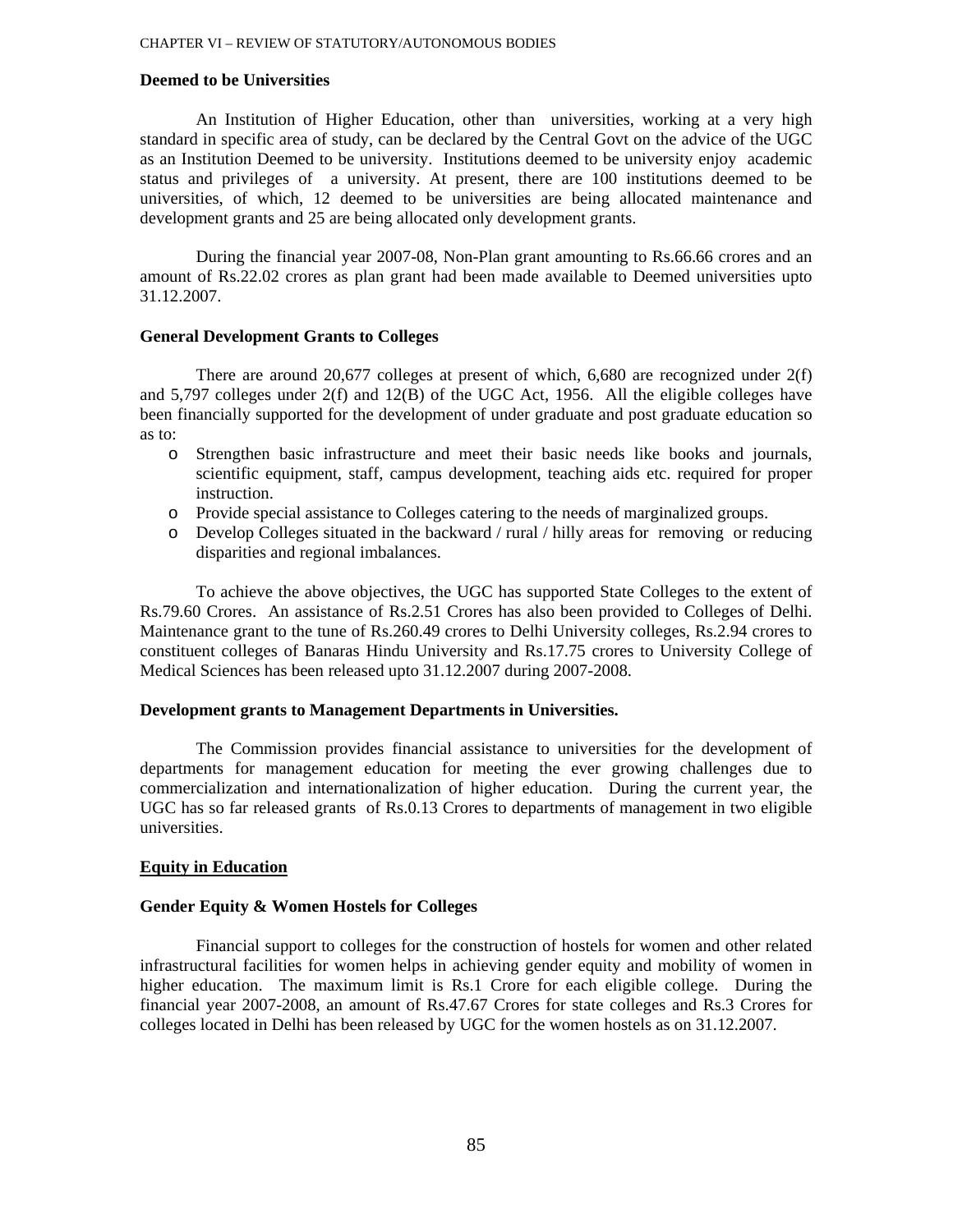**Deemed to be Universities**

An Institution of Higher Education, other than universities, working at a very high standard in specific area of study, can be declared by the Central Govt on the advice of the UGC as an Institution Deemed to be university. Institutions deemed to be university enjoy academic status and privileges of a university. At present, there are 100 institutions deemed to be universities, of which, 12 deemed to be universities are being allocated maintenance and development grants and 25 are being allocated only development grants.

During the financial year 2007-08, Non-Plan grant amounting to Rs.66.66 crores and an amount of Rs.22.02 crores as plan grant had been made available to Deemed universities upto 31.12.2007.

**General Development Grants to Colleges**

There are around 20,677 colleges at present of which, 6,680 are recognized under 2(f) and 5,797 colleges under 2(f) and 12(B) of the UGC Act, 1956. All the eligible colleges have been financially supported for the development of under graduate and post graduate education so as to:

- Strengthen basic infrastructure and meet their basic needs like books and journals, scientific equipment, staff, campus development, teaching aids etc. required for proper instruction.
- Provide special assistance to Colleges catering to the needs of marginalized groups.
- Develop Colleges situated in the backward / rural / hilly areas for removing or reducing disparities and regional imbalances.

To achieve the above objectives, the UGC has supported State Colleges to the extent of Rs.79.60 Crores. An assistance of Rs.2.51 Crores has also been provided to Colleges of Delhi. Maintenance grant to the tune of Rs.260.49 crores to Delhi University colleges, Rs.2.94 crores to constituent colleges of Banaras Hindu University and Rs.17.75 crores to University College of Medical Sciences has been released upto 31.12.2007 during 2007-2008.

**Development grants to Management Departments in Universities.**

The Commission provides financial assistance to universities for the development of departments for management education for meeting the ever growing challenges due to commercialization and internationalization of higher education. During the current year, the UGC has so far released grants of Rs.0.13 Crores to departments of management in two eligible universities.

**Equity in Education**

**Gender Equity & Women Hostels for Colleges**

Financial support to colleges for the construction of hostels for women and other related infrastructural facilities for women helps in achieving gender equity and mobility of women in higher education. The maximum limit is Rs.1 Crore for each eligible college. During the financial year 2007-2008, an amount of Rs.47.67 Crores for state colleges and Rs.3 Crores for colleges located in Delhi has been released by UGC for the women hostels as on 31.12.2007.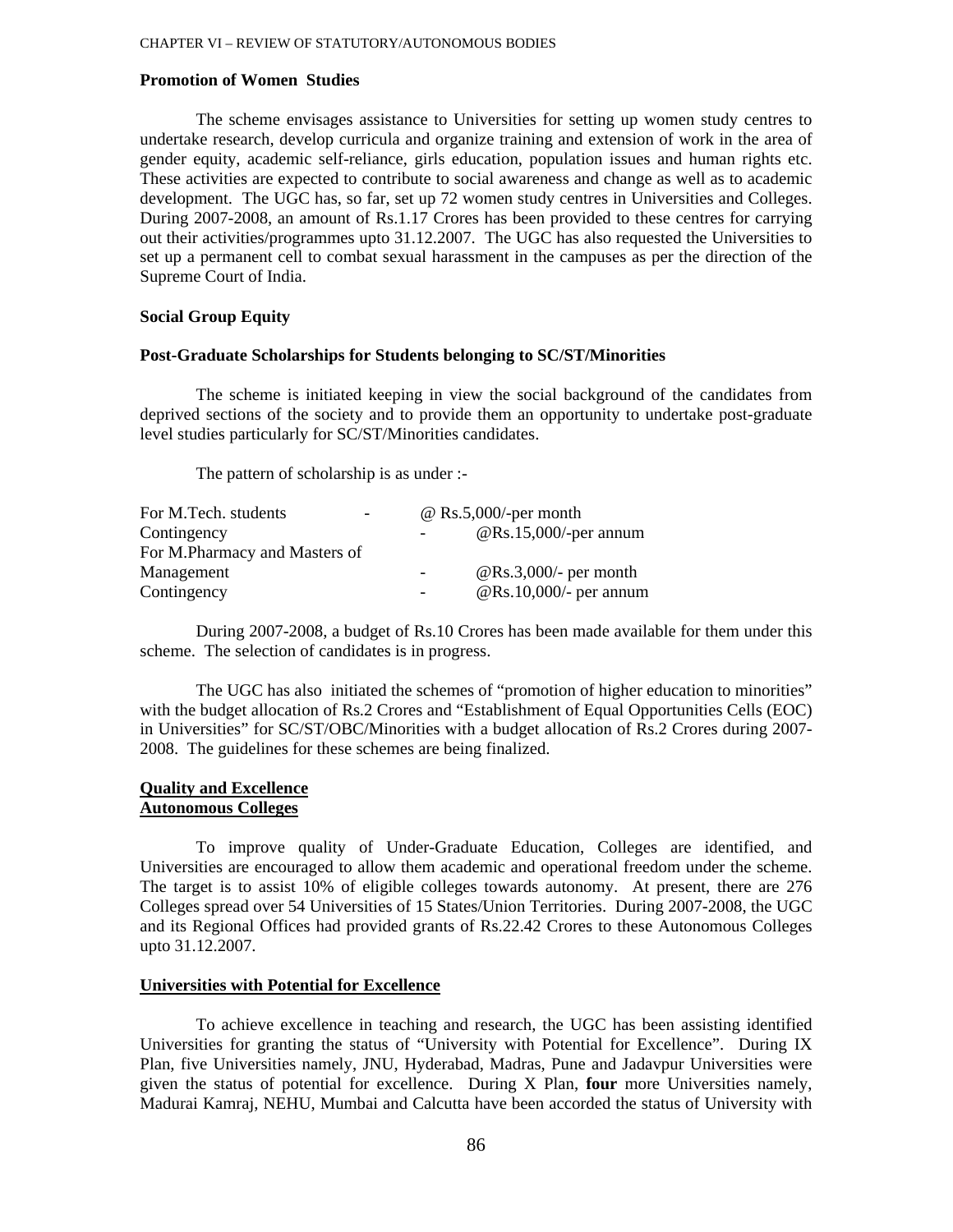**Promotion of Women Studies**

The scheme envisages assistance to Universities for setting up women study centres to undertake research, develop curricula and organize training and extension of work in the area of gender equity, academic self-reliance, girls education, population issues and human rights etc. These activities are expected to contribute to social awareness and change as well as to academic development. The UGC has, so far, set up 72 women study centres in Universities and Colleges. During 2007-2008, an amount of Rs.1.17 Crores has been provided to these centres for carrying out their activities/programmes upto 31.12.2007. The UGC has also requested the Universities to set up a permanent cell to combat sexual harassment in the campuses as per the direction of the Supreme Court of India.

**Social Group Equity**

**Post-Graduate Scholarships for Students belonging to SC/ST/Minorities**

The scheme is initiated keeping in view the social background of the candidates from deprived sections of the society and to provide them an opportunity to undertake post-graduate level studies particularly for SC/ST/Minorities candidates.

The pattern of scholarship is as under :-

| | | |
|---|---|---|
| For M.Tech. students | - | @ Rs.5,000/-per month |
| Contingency | - | @Rs.15,000/-per annum |
| For M.Pharmacy and Masters of Management | - | @Rs.3,000/- per month |
| Contingency | - | @Rs.10,000/- per annum |

During 2007-2008, a budget of Rs.10 Crores has been made available for them under this scheme. The selection of candidates is in progress.

The UGC has also initiated the schemes of "promotion of higher education to minorities" with the budget allocation of Rs.2 Crores and "Establishment of Equal Opportunities Cells (EOC) in Universities" for SC/ST/OBC/Minorities with a budget allocation of Rs.2 Crores during 2007-2008. The guidelines for these schemes are being finalized.

**Quality and Excellence**
**Autonomous Colleges**

To improve quality of Under-Graduate Education, Colleges are identified, and Universities are encouraged to allow them academic and operational freedom under the scheme. The target is to assist 10% of eligible colleges towards autonomy. At present, there are 276 Colleges spread over 54 Universities of 15 States/Union Territories. During 2007-2008, the UGC and its Regional Offices had provided grants of Rs.22.42 Crores to these Autonomous Colleges upto 31.12.2007.

**Universities with Potential for Excellence**

To achieve excellence in teaching and research, the UGC has been assisting identified Universities for granting the status of "University with Potential for Excellence". During IX Plan, five Universities namely, JNU, Hyderabad, Madras, Pune and Jadavpur Universities were given the status of potential for excellence. During X Plan, **four** more Universities namely, Madurai Kamraj, NEHU, Mumbai and Calcutta have been accorded the status of University with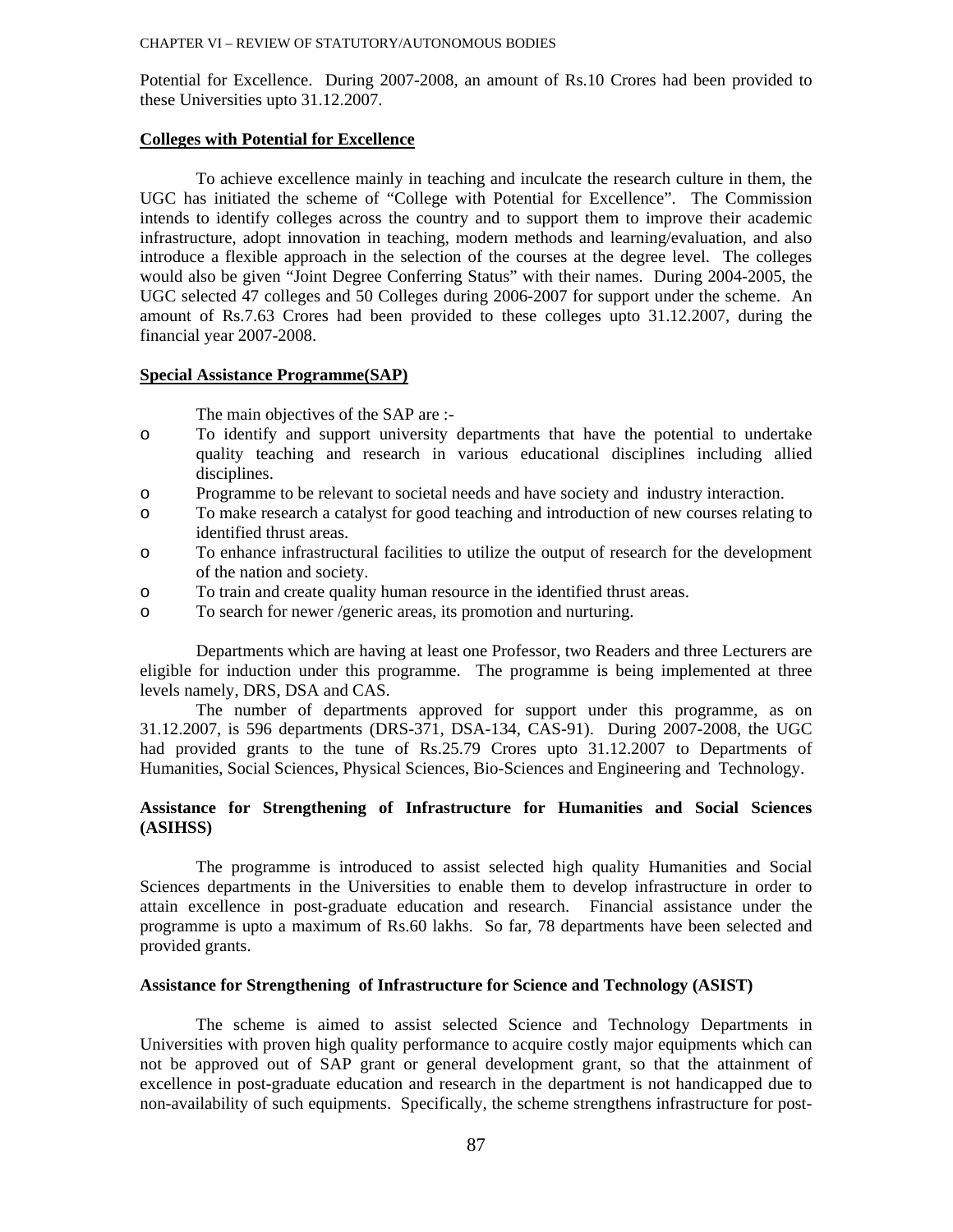Potential for Excellence. During 2007-2008, an amount of Rs.10 Crores had been provided to these Universities upto 31.12.2007.

**Colleges with Potential for Excellence**

To achieve excellence mainly in teaching and inculcate the research culture in them, the UGC has initiated the scheme of "College with Potential for Excellence". The Commission intends to identify colleges across the country and to support them to improve their academic infrastructure, adopt innovation in teaching, modern methods and learning/evaluation, and also introduce a flexible approach in the selection of the courses at the degree level. The colleges would also be given "Joint Degree Conferring Status" with their names. During 2004-2005, the UGC selected 47 colleges and 50 Colleges during 2006-2007 for support under the scheme. An amount of Rs.7.63 Crores had been provided to these colleges upto 31.12.2007, during the financial year 2007-2008.

**Special Assistance Programme(SAP)**

The main objectives of the SAP are :-

- To identify and support university departments that have the potential to undertake quality teaching and research in various educational disciplines including allied disciplines.
- Programme to be relevant to societal needs and have society and industry interaction.
- To make research a catalyst for good teaching and introduction of new courses relating to identified thrust areas.
- To enhance infrastructural facilities to utilize the output of research for the development of the nation and society.
- To train and create quality human resource in the identified thrust areas.
- To search for newer /generic areas, its promotion and nurturing.

Departments which are having at least one Professor, two Readers and three Lecturers are eligible for induction under this programme. The programme is being implemented at three levels namely, DRS, DSA and CAS.

The number of departments approved for support under this programme, as on 31.12.2007, is 596 departments (DRS-371, DSA-134, CAS-91). During 2007-2008, the UGC had provided grants to the tune of Rs.25.79 Crores upto 31.12.2007 to Departments of Humanities, Social Sciences, Physical Sciences, Bio-Sciences and Engineering and Technology.

**Assistance for Strengthening of Infrastructure for Humanities and Social Sciences (ASIHSS)**

The programme is introduced to assist selected high quality Humanities and Social Sciences departments in the Universities to enable them to develop infrastructure in order to attain excellence in post-graduate education and research. Financial assistance under the programme is upto a maximum of Rs.60 lakhs. So far, 78 departments have been selected and provided grants.

**Assistance for Strengthening of Infrastructure for Science and Technology (ASIST)**

The scheme is aimed to assist selected Science and Technology Departments in Universities with proven high quality performance to acquire costly major equipments which can not be approved out of SAP grant or general development grant, so that the attainment of excellence in post-graduate education and research in the department is not handicapped due to non-availability of such equipments. Specifically, the scheme strengthens infrastructure for post-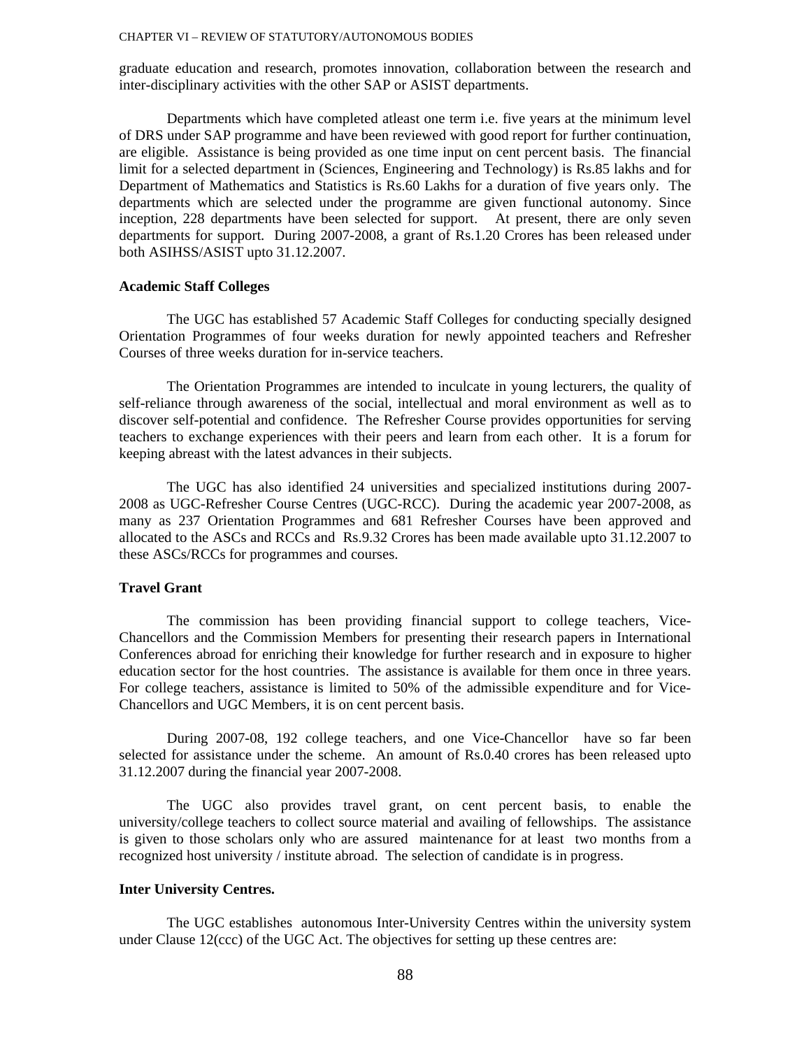graduate education and research, promotes innovation, collaboration between the research and inter-disciplinary activities with the other SAP or ASIST departments.

Departments which have completed atleast one term i.e. five years at the minimum level of DRS under SAP programme and have been reviewed with good report for further continuation, are eligible. Assistance is being provided as one time input on cent percent basis. The financial limit for a selected department in (Sciences, Engineering and Technology) is Rs.85 lakhs and for Department of Mathematics and Statistics is Rs.60 Lakhs for a duration of five years only. The departments which are selected under the programme are given functional autonomy. Since inception, 228 departments have been selected for support. At present, there are only seven departments for support. During 2007-2008, a grant of Rs.1.20 Crores has been released under both ASIHSS/ASIST upto 31.12.2007.

**Academic Staff Colleges**

The UGC has established 57 Academic Staff Colleges for conducting specially designed Orientation Programmes of four weeks duration for newly appointed teachers and Refresher Courses of three weeks duration for in-service teachers.

The Orientation Programmes are intended to inculcate in young lecturers, the quality of self-reliance through awareness of the social, intellectual and moral environment as well as to discover self-potential and confidence. The Refresher Course provides opportunities for serving teachers to exchange experiences with their peers and learn from each other. It is a forum for keeping abreast with the latest advances in their subjects.

The UGC has also identified 24 universities and specialized institutions during 2007-2008 as UGC-Refresher Course Centres (UGC-RCC). During the academic year 2007-2008, as many as 237 Orientation Programmes and 681 Refresher Courses have been approved and allocated to the ASCs and RCCs and Rs.9.32 Crores has been made available upto 31.12.2007 to these ASCs/RCCs for programmes and courses.

**Travel Grant**

The commission has been providing financial support to college teachers, Vice-Chancellors and the Commission Members for presenting their research papers in International Conferences abroad for enriching their knowledge for further research and in exposure to higher education sector for the host countries. The assistance is available for them once in three years. For college teachers, assistance is limited to 50% of the admissible expenditure and for Vice-Chancellors and UGC Members, it is on cent percent basis.

During 2007-08, 192 college teachers, and one Vice-Chancellor have so far been selected for assistance under the scheme. An amount of Rs.0.40 crores has been released upto 31.12.2007 during the financial year 2007-2008.

The UGC also provides travel grant, on cent percent basis, to enable the university/college teachers to collect source material and availing of fellowships. The assistance is given to those scholars only who are assured maintenance for at least two months from a recognized host university / institute abroad. The selection of candidate is in progress.

**Inter University Centres.**

The UGC establishes autonomous Inter-University Centres within the university system under Clause 12(ccc) of the UGC Act. The objectives for setting up these centres are: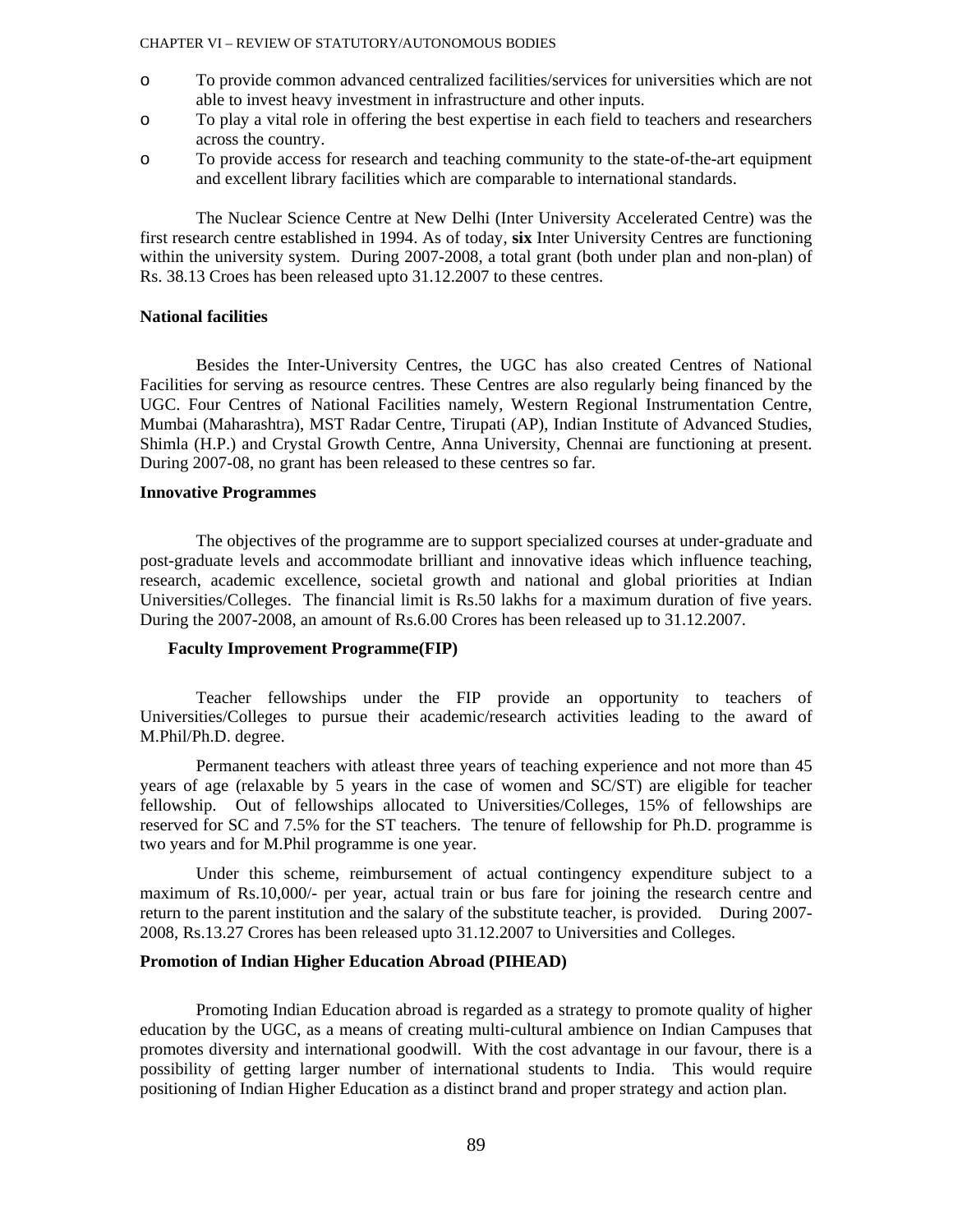- To provide common advanced centralized facilities/services for universities which are not able to invest heavy investment in infrastructure and other inputs.
- To play a vital role in offering the best expertise in each field to teachers and researchers across the country.
- To provide access for research and teaching community to the state-of-the-art equipment and excellent library facilities which are comparable to international standards.

The Nuclear Science Centre at New Delhi (Inter University Accelerated Centre) was the first research centre established in 1994. As of today, **six** Inter University Centres are functioning within the university system. During 2007-2008, a total grant (both under plan and non-plan) of Rs. 38.13 Croes has been released upto 31.12.2007 to these centres.

**National facilities**

Besides the Inter-University Centres, the UGC has also created Centres of National Facilities for serving as resource centres. These Centres are also regularly being financed by the UGC. Four Centres of National Facilities namely, Western Regional Instrumentation Centre, Mumbai (Maharashtra), MST Radar Centre, Tirupati (AP), Indian Institute of Advanced Studies, Shimla (H.P.) and Crystal Growth Centre, Anna University, Chennai are functioning at present. During 2007-08, no grant has been released to these centres so far.

**Innovative Programmes**

The objectives of the programme are to support specialized courses at under-graduate and post-graduate levels and accommodate brilliant and innovative ideas which influence teaching, research, academic excellence, societal growth and national and global priorities at Indian Universities/Colleges. The financial limit is Rs.50 lakhs for a maximum duration of five years. During the 2007-2008, an amount of Rs.6.00 Crores has been released up to 31.12.2007.

**Faculty Improvement Programme(FIP)**

Teacher fellowships under the FIP provide an opportunity to teachers of Universities/Colleges to pursue their academic/research activities leading to the award of M.Phil/Ph.D. degree.

Permanent teachers with atleast three years of teaching experience and not more than 45 years of age (relaxable by 5 years in the case of women and SC/ST) are eligible for teacher fellowship. Out of fellowships allocated to Universities/Colleges, 15% of fellowships are reserved for SC and 7.5% for the ST teachers. The tenure of fellowship for Ph.D. programme is two years and for M.Phil programme is one year.

Under this scheme, reimbursement of actual contingency expenditure subject to a maximum of Rs.10,000/- per year, actual train or bus fare for joining the research centre and return to the parent institution and the salary of the substitute teacher, is provided. During 2007-2008, Rs.13.27 Crores has been released upto 31.12.2007 to Universities and Colleges.

**Promotion of Indian Higher Education Abroad (PIHEAD)**

Promoting Indian Education abroad is regarded as a strategy to promote quality of higher education by the UGC, as a means of creating multi-cultural ambience on Indian Campuses that promotes diversity and international goodwill. With the cost advantage in our favour, there is a possibility of getting larger number of international students to India. This would require positioning of Indian Higher Education as a distinct brand and proper strategy and action plan.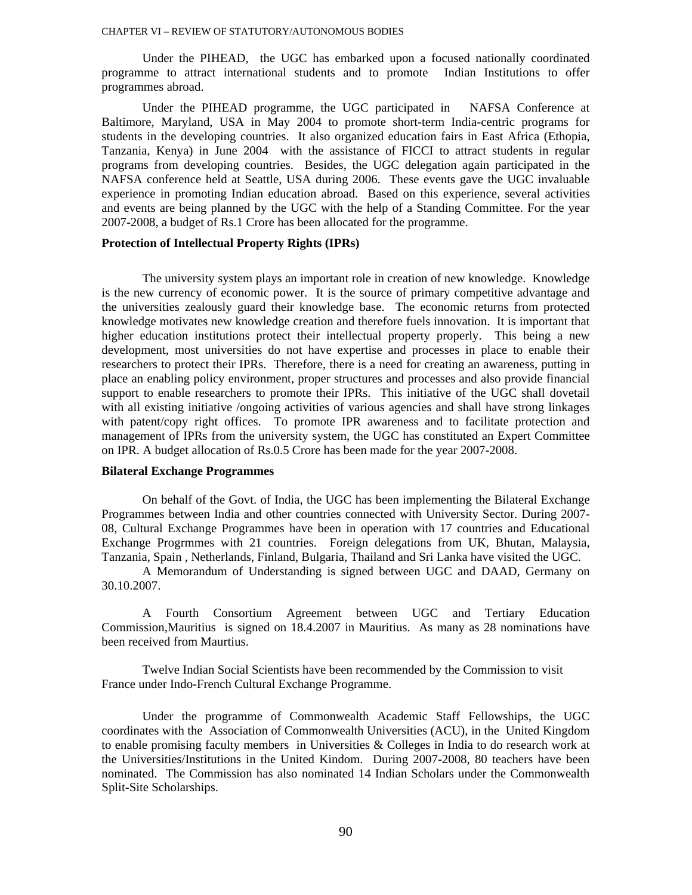Under the PIHEAD, the UGC has embarked upon a focused nationally coordinated programme to attract international students and to promote Indian Institutions to offer programmes abroad.

Under the PIHEAD programme, the UGC participated in NAFSA Conference at Baltimore, Maryland, USA in May 2004 to promote short-term India-centric programs for students in the developing countries. It also organized education fairs in East Africa (Ethopia, Tanzania, Kenya) in June 2004 with the assistance of FICCI to attract students in regular programs from developing countries. Besides, the UGC delegation again participated in the NAFSA conference held at Seattle, USA during 2006. These events gave the UGC invaluable experience in promoting Indian education abroad. Based on this experience, several activities and events are being planned by the UGC with the help of a Standing Committee. For the year 2007-2008, a budget of Rs.1 Crore has been allocated for the programme.

**Protection of Intellectual Property Rights (IPRs)**

The university system plays an important role in creation of new knowledge. Knowledge is the new currency of economic power. It is the source of primary competitive advantage and the universities zealously guard their knowledge base. The economic returns from protected knowledge motivates new knowledge creation and therefore fuels innovation. It is important that higher education institutions protect their intellectual property properly. This being a new development, most universities do not have expertise and processes in place to enable their researchers to protect their IPRs. Therefore, there is a need for creating an awareness, putting in place an enabling policy environment, proper structures and processes and also provide financial support to enable researchers to promote their IPRs. This initiative of the UGC shall dovetail with all existing initiative /ongoing activities of various agencies and shall have strong linkages with patent/copy right offices. To promote IPR awareness and to facilitate protection and management of IPRs from the university system, the UGC has constituted an Expert Committee on IPR. A budget allocation of Rs.0.5 Crore has been made for the year 2007-2008.

**Bilateral Exchange Programmes**

On behalf of the Govt. of India, the UGC has been implementing the Bilateral Exchange Programmes between India and other countries connected with University Sector. During 2007-08, Cultural Exchange Programmes have been in operation with 17 countries and Educational Exchange Progrmmes with 21 countries. Foreign delegations from UK, Bhutan, Malaysia, Tanzania, Spain , Netherlands, Finland, Bulgaria, Thailand and Sri Lanka have visited the UGC.

A Memorandum of Understanding is signed between UGC and DAAD, Germany on 30.10.2007.

A Fourth Consortium Agreement between UGC and Tertiary Education Commission,Mauritius is signed on 18.4.2007 in Mauritius. As many as 28 nominations have been received from Maurtius.

Twelve Indian Social Scientists have been recommended by the Commission to visit France under Indo-French Cultural Exchange Programme.

Under the programme of Commonwealth Academic Staff Fellowships, the UGC coordinates with the Association of Commonwealth Universities (ACU), in the United Kingdom to enable promising faculty members in Universities & Colleges in India to do research work at the Universities/Institutions in the United Kindom. During 2007-2008, 80 teachers have been nominated. The Commission has also nominated 14 Indian Scholars under the Commonwealth Split-Site Scholarships.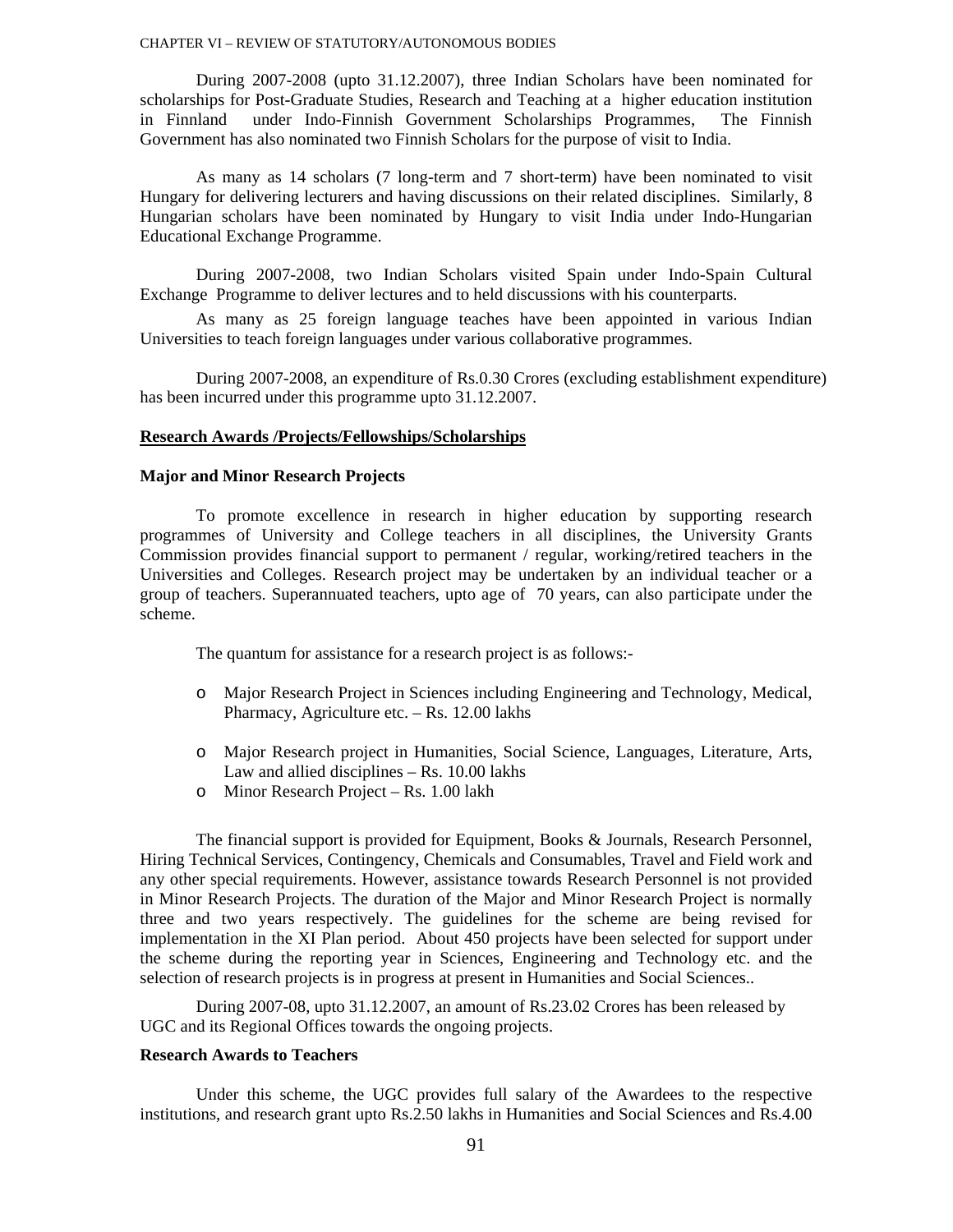During 2007-2008 (upto 31.12.2007), three Indian Scholars have been nominated for scholarships for Post-Graduate Studies, Research and Teaching at a higher education institution in Finnland under Indo-Finnish Government Scholarships Programmes, The Finnish Government has also nominated two Finnish Scholars for the purpose of visit to India.

As many as 14 scholars (7 long-term and 7 short-term) have been nominated to visit Hungary for delivering lecturers and having discussions on their related disciplines. Similarly, 8 Hungarian scholars have been nominated by Hungary to visit India under Indo-Hungarian Educational Exchange Programme.

During 2007-2008, two Indian Scholars visited Spain under Indo-Spain Cultural Exchange Programme to deliver lectures and to held discussions with his counterparts.

As many as 25 foreign language teaches have been appointed in various Indian Universities to teach foreign languages under various collaborative programmes.

During 2007-2008, an expenditure of Rs.0.30 Crores (excluding establishment expenditure) has been incurred under this programme upto 31.12.2007.

## Research Awards /Projects/Fellowships/Scholarships

### Major and Minor Research Projects

To promote excellence in research in higher education by supporting research programmes of University and College teachers in all disciplines, the University Grants Commission provides financial support to permanent / regular, working/retired teachers in the Universities and Colleges. Research project may be undertaken by an individual teacher or a group of teachers. Superannuated teachers, upto age of 70 years, can also participate under the scheme.

The quantum for assistance for a research project is as follows:-

- Major Research Project in Sciences including Engineering and Technology, Medical, Pharmacy, Agriculture etc. – Rs. 12.00 lakhs
- Major Research project in Humanities, Social Science, Languages, Literature, Arts, Law and allied disciplines – Rs. 10.00 lakhs
- Minor Research Project – Rs. 1.00 lakh

The financial support is provided for Equipment, Books & Journals, Research Personnel, Hiring Technical Services, Contingency, Chemicals and Consumables, Travel and Field work and any other special requirements. However, assistance towards Research Personnel is not provided in Minor Research Projects. The duration of the Major and Minor Research Project is normally three and two years respectively. The guidelines for the scheme are being revised for implementation in the XI Plan period. About 450 projects have been selected for support under the scheme during the reporting year in Sciences, Engineering and Technology etc. and the selection of research projects is in progress at present in Humanities and Social Sciences..

During 2007-08, upto 31.12.2007, an amount of Rs.23.02 Crores has been released by UGC and its Regional Offices towards the ongoing projects.

### Research Awards to Teachers

Under this scheme, the UGC provides full salary of the Awardees to the respective institutions, and research grant upto Rs.2.50 lakhs in Humanities and Social Sciences and Rs.4.00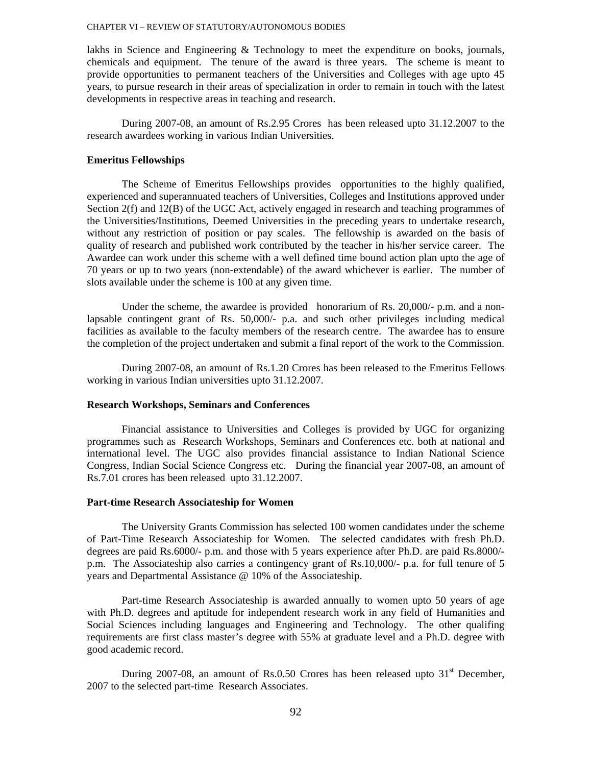lakhs in Science and Engineering & Technology to meet the expenditure on books, journals, chemicals and equipment. The tenure of the award is three years. The scheme is meant to provide opportunities to permanent teachers of the Universities and Colleges with age upto 45 years, to pursue research in their areas of specialization in order to remain in touch with the latest developments in respective areas in teaching and research.

During 2007-08, an amount of Rs.2.95 Crores has been released upto 31.12.2007 to the research awardees working in various Indian Universities.

**Emeritus Fellowships**

The Scheme of Emeritus Fellowships provides opportunities to the highly qualified, experienced and superannuated teachers of Universities, Colleges and Institutions approved under Section 2(f) and 12(B) of the UGC Act, actively engaged in research and teaching programmes of the Universities/Institutions, Deemed Universities in the preceding years to undertake research, without any restriction of position or pay scales. The fellowship is awarded on the basis of quality of research and published work contributed by the teacher in his/her service career. The Awardee can work under this scheme with a well defined time bound action plan upto the age of 70 years or up to two years (non-extendable) of the award whichever is earlier. The number of slots available under the scheme is 100 at any given time.

Under the scheme, the awardee is provided honorarium of Rs. 20,000/- p.m. and a non-lapsable contingent grant of Rs. 50,000/- p.a. and such other privileges including medical facilities as available to the faculty members of the research centre. The awardee has to ensure the completion of the project undertaken and submit a final report of the work to the Commission.

During 2007-08, an amount of Rs.1.20 Crores has been released to the Emeritus Fellows working in various Indian universities upto 31.12.2007.

**Research Workshops, Seminars and Conferences**

Financial assistance to Universities and Colleges is provided by UGC for organizing programmes such as Research Workshops, Seminars and Conferences etc. both at national and international level. The UGC also provides financial assistance to Indian National Science Congress, Indian Social Science Congress etc. During the financial year 2007-08, an amount of Rs.7.01 crores has been released upto 31.12.2007.

**Part-time Research Associateship for Women**

The University Grants Commission has selected 100 women candidates under the scheme of Part-Time Research Associateship for Women. The selected candidates with fresh Ph.D. degrees are paid Rs.6000/- p.m. and those with 5 years experience after Ph.D. are paid Rs.8000/- p.m. The Associateship also carries a contingency grant of Rs.10,000/- p.a. for full tenure of 5 years and Departmental Assistance @ 10% of the Associateship.

Part-time Research Associateship is awarded annually to women upto 50 years of age with Ph.D. degrees and aptitude for independent research work in any field of Humanities and Social Sciences including languages and Engineering and Technology. The other qualifing requirements are first class master's degree with 55% at graduate level and a Ph.D. degree with good academic record.

During 2007-08, an amount of Rs.0.50 Crores has been released upto 31st December, 2007 to the selected part-time Research Associates.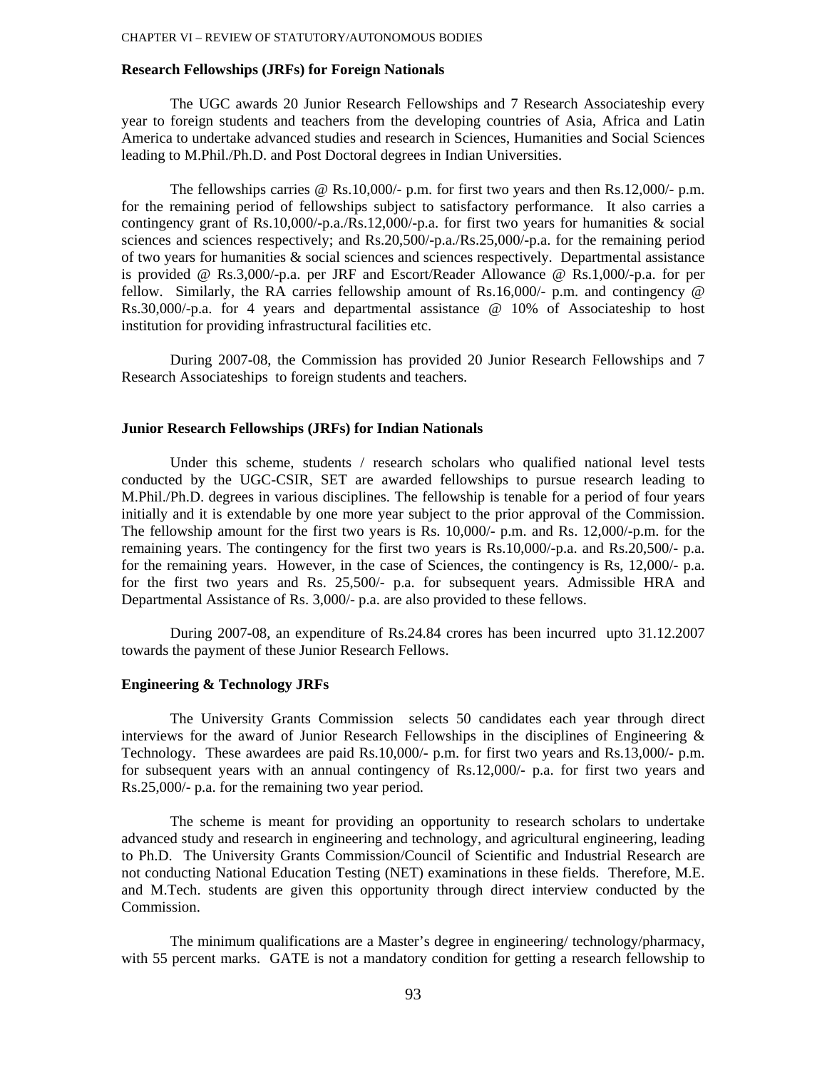### Research Fellowships (JRFs) for Foreign Nationals

The UGC awards 20 Junior Research Fellowships and 7 Research Associateship every year to foreign students and teachers from the developing countries of Asia, Africa and Latin America to undertake advanced studies and research in Sciences, Humanities and Social Sciences leading to M.Phil./Ph.D. and Post Doctoral degrees in Indian Universities.

The fellowships carries @ Rs.10,000/- p.m. for first two years and then Rs.12,000/- p.m. for the remaining period of fellowships subject to satisfactory performance. It also carries a contingency grant of Rs.10,000/-p.a./Rs.12,000/-p.a. for first two years for humanities & social sciences and sciences respectively; and Rs.20,500/-p.a./Rs.25,000/-p.a. for the remaining period of two years for humanities & social sciences and sciences respectively. Departmental assistance is provided @ Rs.3,000/-p.a. per JRF and Escort/Reader Allowance @ Rs.1,000/-p.a. for per fellow. Similarly, the RA carries fellowship amount of Rs.16,000/- p.m. and contingency @ Rs.30,000/-p.a. for 4 years and departmental assistance @ 10% of Associateship to host institution for providing infrastructural facilities etc.

During 2007-08, the Commission has provided 20 Junior Research Fellowships and 7 Research Associateships to foreign students and teachers.

### Junior Research Fellowships (JRFs) for Indian Nationals

Under this scheme, students / research scholars who qualified national level tests conducted by the UGC-CSIR, SET are awarded fellowships to pursue research leading to M.Phil./Ph.D. degrees in various disciplines. The fellowship is tenable for a period of four years initially and it is extendable by one more year subject to the prior approval of the Commission. The fellowship amount for the first two years is Rs. 10,000/- p.m. and Rs. 12,000/-p.m. for the remaining years. The contingency for the first two years is Rs.10,000/-p.a. and Rs.20,500/- p.a. for the remaining years. However, in the case of Sciences, the contingency is Rs, 12,000/- p.a. for the first two years and Rs. 25,500/- p.a. for subsequent years. Admissible HRA and Departmental Assistance of Rs. 3,000/- p.a. are also provided to these fellows.

During 2007-08, an expenditure of Rs.24.84 crores has been incurred upto 31.12.2007 towards the payment of these Junior Research Fellows.

### Engineering & Technology JRFs

The University Grants Commission selects 50 candidates each year through direct interviews for the award of Junior Research Fellowships in the disciplines of Engineering & Technology. These awardees are paid Rs.10,000/- p.m. for first two years and Rs.13,000/- p.m. for subsequent years with an annual contingency of Rs.12,000/- p.a. for first two years and Rs.25,000/- p.a. for the remaining two year period.

The scheme is meant for providing an opportunity to research scholars to undertake advanced study and research in engineering and technology, and agricultural engineering, leading to Ph.D. The University Grants Commission/Council of Scientific and Industrial Research are not conducting National Education Testing (NET) examinations in these fields. Therefore, M.E. and M.Tech. students are given this opportunity through direct interview conducted by the Commission.

The minimum qualifications are a Master's degree in engineering/ technology/pharmacy, with 55 percent marks. GATE is not a mandatory condition for getting a research fellowship to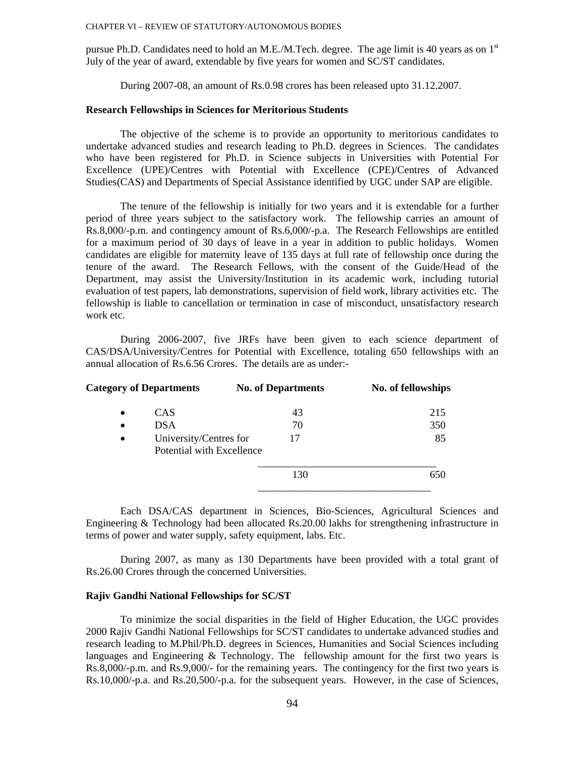pursue Ph.D. Candidates need to hold an M.E./M.Tech. degree. The age limit is 40 years as on 1st July of the year of award, extendable by five years for women and SC/ST candidates.

During 2007-08, an amount of Rs.0.98 crores has been released upto 31.12.2007.

**Research Fellowships in Sciences for Meritorious Students**

The objective of the scheme is to provide an opportunity to meritorious candidates to undertake advanced studies and research leading to Ph.D. degrees in Sciences. The candidates who have been registered for Ph.D. in Science subjects in Universities with Potential For Excellence (UPE)/Centres with Potential with Excellence (CPE)/Centres of Advanced Studies(CAS) and Departments of Special Assistance identified by UGC under SAP are eligible.

The tenure of the fellowship is initially for two years and it is extendable for a further period of three years subject to the satisfactory work. The fellowship carries an amount of Rs.8,000/-p.m. and contingency amount of Rs.6,000/-p.a. The Research Fellowships are entitled for a maximum period of 30 days of leave in a year in addition to public holidays. Women candidates are eligible for maternity leave of 135 days at full rate of fellowship once during the tenure of the award. The Research Fellows, with the consent of the Guide/Head of the Department, may assist the University/Institution in its academic work, including tutorial evaluation of test papers, lab demonstrations, supervision of field work, library activities etc. The fellowship is liable to cancellation or termination in case of misconduct, unsatisfactory research work etc.

During 2006-2007, five JRFs have been given to each science department of CAS/DSA/University/Centres for Potential with Excellence, totaling 650 fellowships with an annual allocation of Rs.6.56 Crores. The details are as under:-

| Category of Departments | No. of Departments | No. of fellowships |
|---|---|---|
| • CAS | 43 | 215 |
| • DSA | 70 | 350 |
| • University/Centres for Potential with Excellence | 17 | 85 |
| | 130 | 650 |

Each DSA/CAS department in Sciences, Bio-Sciences, Agricultural Sciences and Engineering & Technology had been allocated Rs.20.00 lakhs for strengthening infrastructure in terms of power and water supply, safety equipment, labs. Etc.

During 2007, as many as 130 Departments have been provided with a total grant of Rs.26.00 Crores through the concerned Universities.

**Rajiv Gandhi National Fellowships for SC/ST**

To minimize the social disparities in the field of Higher Education, the UGC provides 2000 Rajiv Gandhi National Fellowships for SC/ST candidates to undertake advanced studies and research leading to M.Phil/Ph.D. degrees in Sciences, Humanities and Social Sciences including languages and Engineering & Technology. The fellowship amount for the first two years is Rs.8,000/-p.m. and Rs.9,000/- for the remaining years. The contingency for the first two years is Rs.10,000/-p.a. and Rs.20,500/-p.a. for the subsequent years. However, in the case of Sciences,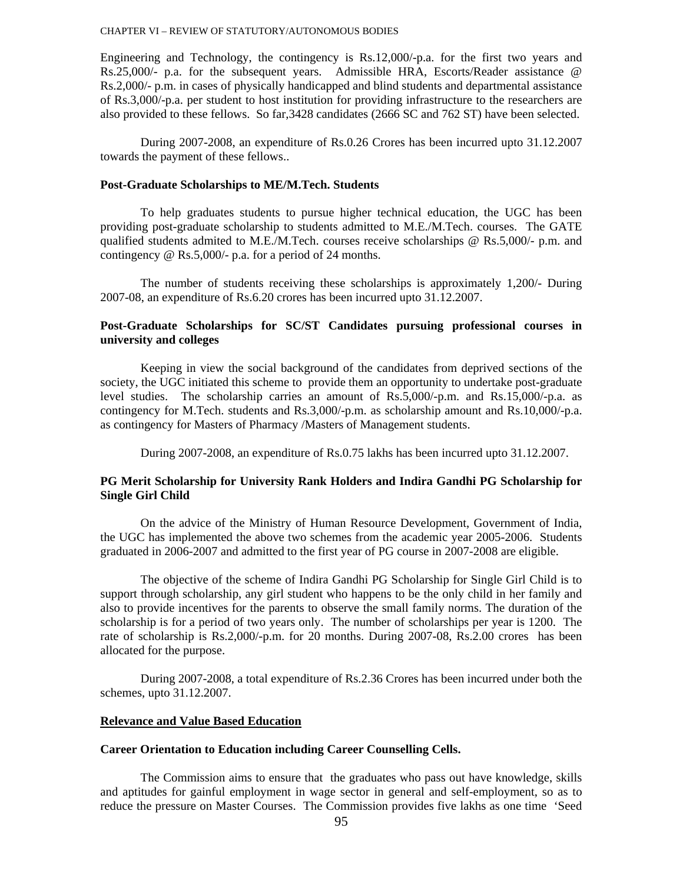Engineering and Technology, the contingency is Rs.12,000/-p.a. for the first two years and Rs.25,000/- p.a. for the subsequent years. Admissible HRA, Escorts/Reader assistance @ Rs.2,000/- p.m. in cases of physically handicapped and blind students and departmental assistance of Rs.3,000/-p.a. per student to host institution for providing infrastructure to the researchers are also provided to these fellows. So far,3428 candidates (2666 SC and 762 ST) have been selected.

During 2007-2008, an expenditure of Rs.0.26 Crores has been incurred upto 31.12.2007 towards the payment of these fellows..

**Post-Graduate Scholarships to ME/M.Tech. Students**

To help graduates students to pursue higher technical education, the UGC has been providing post-graduate scholarship to students admitted to M.E./M.Tech. courses. The GATE qualified students admited to M.E./M.Tech. courses receive scholarships @ Rs.5,000/- p.m. and contingency @ Rs.5,000/- p.a. for a period of 24 months.

The number of students receiving these scholarships is approximately 1,200/- During 2007-08, an expenditure of Rs.6.20 crores has been incurred upto 31.12.2007.

**Post-Graduate Scholarships for SC/ST Candidates pursuing professional courses in university and colleges**

Keeping in view the social background of the candidates from deprived sections of the society, the UGC initiated this scheme to provide them an opportunity to undertake post-graduate level studies. The scholarship carries an amount of Rs.5,000/-p.m. and Rs.15,000/-p.a. as contingency for M.Tech. students and Rs.3,000/-p.m. as scholarship amount and Rs.10,000/-p.a. as contingency for Masters of Pharmacy /Masters of Management students.

During 2007-2008, an expenditure of Rs.0.75 lakhs has been incurred upto 31.12.2007.

**PG Merit Scholarship for University Rank Holders and Indira Gandhi PG Scholarship for Single Girl Child**

On the advice of the Ministry of Human Resource Development, Government of India, the UGC has implemented the above two schemes from the academic year 2005-2006. Students graduated in 2006-2007 and admitted to the first year of PG course in 2007-2008 are eligible.

The objective of the scheme of Indira Gandhi PG Scholarship for Single Girl Child is to support through scholarship, any girl student who happens to be the only child in her family and also to provide incentives for the parents to observe the small family norms. The duration of the scholarship is for a period of two years only. The number of scholarships per year is 1200. The rate of scholarship is Rs.2,000/-p.m. for 20 months. During 2007-08, Rs.2.00 crores has been allocated for the purpose.

During 2007-2008, a total expenditure of Rs.2.36 Crores has been incurred under both the schemes, upto 31.12.2007.

## Relevance and Value Based Education

**Career Orientation to Education including Career Counselling Cells.**

The Commission aims to ensure that the graduates who pass out have knowledge, skills and aptitudes for gainful employment in wage sector in general and self-employment, so as to reduce the pressure on Master Courses. The Commission provides five lakhs as one time 'Seed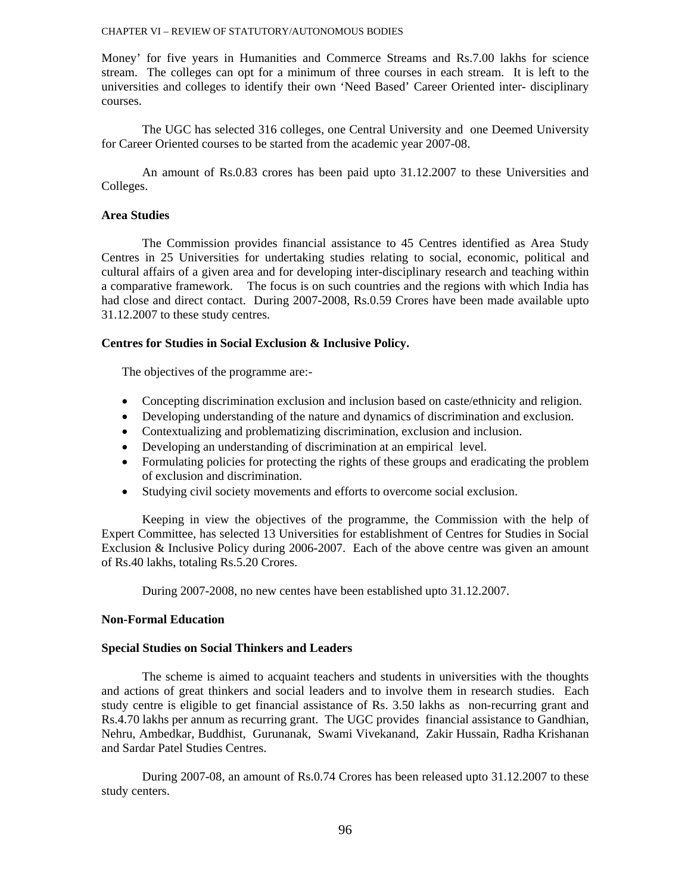Money' for five years in Humanities and Commerce Streams and Rs.7.00 lakhs for science stream. The colleges can opt for a minimum of three courses in each stream. It is left to the universities and colleges to identify their own 'Need Based' Career Oriented inter- disciplinary courses.

The UGC has selected 316 colleges, one Central University and one Deemed University for Career Oriented courses to be started from the academic year 2007-08.

An amount of Rs.0.83 crores has been paid upto 31.12.2007 to these Universities and Colleges.

**Area Studies**

The Commission provides financial assistance to 45 Centres identified as Area Study Centres in 25 Universities for undertaking studies relating to social, economic, political and cultural affairs of a given area and for developing inter-disciplinary research and teaching within a comparative framework. The focus is on such countries and the regions with which India has had close and direct contact. During 2007-2008, Rs.0.59 Crores have been made available upto 31.12.2007 to these study centres.

**Centres for Studies in Social Exclusion & Inclusive Policy.**

The objectives of the programme are:-

- Concepting discrimination exclusion and inclusion based on caste/ethnicity and religion.
- Developing understanding of the nature and dynamics of discrimination and exclusion.
- Contextualizing and problematizing discrimination, exclusion and inclusion.
- Developing an understanding of discrimination at an empirical level.
- Formulating policies for protecting the rights of these groups and eradicating the problem of exclusion and discrimination.
- Studying civil society movements and efforts to overcome social exclusion.

Keeping in view the objectives of the programme, the Commission with the help of Expert Committee, has selected 13 Universities for establishment of Centres for Studies in Social Exclusion & Inclusive Policy during 2006-2007. Each of the above centre was given an amount of Rs.40 lakhs, totaling Rs.5.20 Crores.

During 2007-2008, no new centes have been established upto 31.12.2007.

**Non-Formal Education**

**Special Studies on Social Thinkers and Leaders**

The scheme is aimed to acquaint teachers and students in universities with the thoughts and actions of great thinkers and social leaders and to involve them in research studies. Each study centre is eligible to get financial assistance of Rs. 3.50 lakhs as non-recurring grant and Rs.4.70 lakhs per annum as recurring grant. The UGC provides financial assistance to Gandhian, Nehru, Ambedkar, Buddhist, Gurunanak, Swami Vivekanand, Zakir Hussain, Radha Krishanan and Sardar Patel Studies Centres.

During 2007-08, an amount of Rs.0.74 Crores has been released upto 31.12.2007 to these study centers.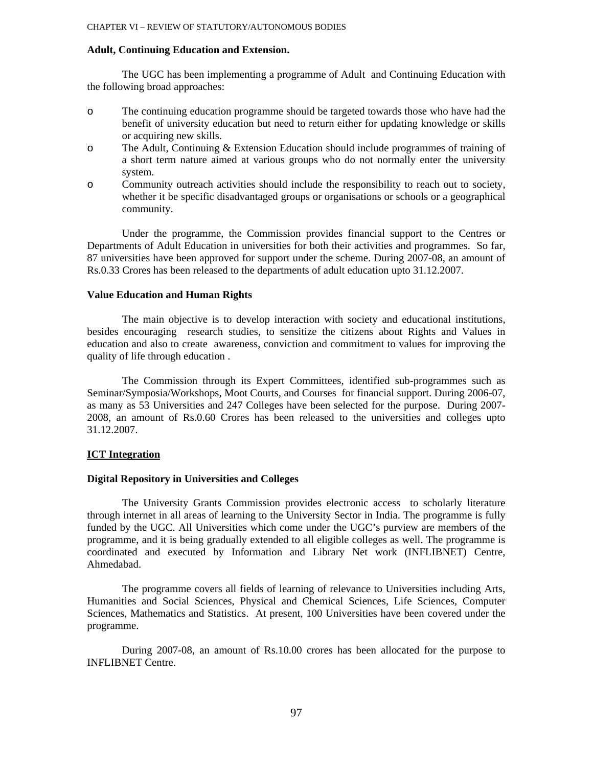### Adult, Continuing Education and Extension.

The UGC has been implementing a programme of Adult and Continuing Education with the following broad approaches:

- The continuing education programme should be targeted towards those who have had the benefit of university education but need to return either for updating knowledge or skills or acquiring new skills.
- The Adult, Continuing & Extension Education should include programmes of training of a short term nature aimed at various groups who do not normally enter the university system.
- Community outreach activities should include the responsibility to reach out to society, whether it be specific disadvantaged groups or organisations or schools or a geographical community.

Under the programme, the Commission provides financial support to the Centres or Departments of Adult Education in universities for both their activities and programmes. So far, 87 universities have been approved for support under the scheme. During 2007-08, an amount of Rs.0.33 Crores has been released to the departments of adult education upto 31.12.2007.

### Value Education and Human Rights

The main objective is to develop interaction with society and educational institutions, besides encouraging research studies, to sensitize the citizens about Rights and Values in education and also to create awareness, conviction and commitment to values for improving the quality of life through education .

The Commission through its Expert Committees, identified sub-programmes such as Seminar/Symposia/Workshops, Moot Courts, and Courses for financial support. During 2006-07, as many as 53 Universities and 247 Colleges have been selected for the purpose. During 2007-2008, an amount of Rs.0.60 Crores has been released to the universities and colleges upto 31.12.2007.

### ICT Integration

### Digital Repository in Universities and Colleges

The University Grants Commission provides electronic access to scholarly literature through internet in all areas of learning to the University Sector in India. The programme is fully funded by the UGC. All Universities which come under the UGC's purview are members of the programme, and it is being gradually extended to all eligible colleges as well. The programme is coordinated and executed by Information and Library Net work (INFLIBNET) Centre, Ahmedabad.

The programme covers all fields of learning of relevance to Universities including Arts, Humanities and Social Sciences, Physical and Chemical Sciences, Life Sciences, Computer Sciences, Mathematics and Statistics. At present, 100 Universities have been covered under the programme.

During 2007-08, an amount of Rs.10.00 crores has been allocated for the purpose to INFLIBNET Centre.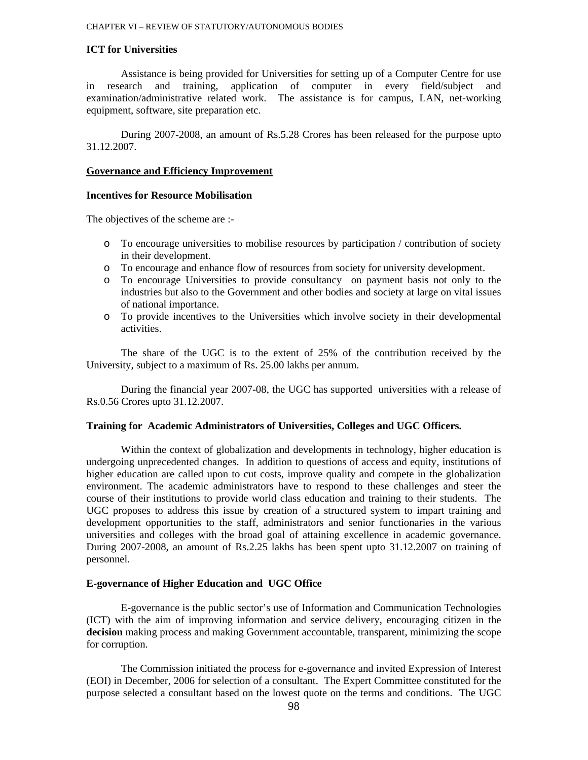### ICT for Universities

Assistance is being provided for Universities for setting up of a Computer Centre for use in research and training, application of computer in every field/subject and examination/administrative related work. The assistance is for campus, LAN, net-working equipment, software, site preparation etc.

During 2007-2008, an amount of Rs.5.28 Crores has been released for the purpose upto 31.12.2007.

## Governance and Efficiency Improvement

### Incentives for Resource Mobilisation

The objectives of the scheme are :-

- To encourage universities to mobilise resources by participation / contribution of society in their development.
- To encourage and enhance flow of resources from society for university development.
- To encourage Universities to provide consultancy on payment basis not only to the industries but also to the Government and other bodies and society at large on vital issues of national importance.
- To provide incentives to the Universities which involve society in their developmental activities.

The share of the UGC is to the extent of 25% of the contribution received by the University, subject to a maximum of Rs. 25.00 lakhs per annum.

During the financial year 2007-08, the UGC has supported universities with a release of Rs.0.56 Crores upto 31.12.2007.

### Training for Academic Administrators of Universities, Colleges and UGC Officers.

Within the context of globalization and developments in technology, higher education is undergoing unprecedented changes. In addition to questions of access and equity, institutions of higher education are called upon to cut costs, improve quality and compete in the globalization environment. The academic administrators have to respond to these challenges and steer the course of their institutions to provide world class education and training to their students. The UGC proposes to address this issue by creation of a structured system to impart training and development opportunities to the staff, administrators and senior functionaries in the various universities and colleges with the broad goal of attaining excellence in academic governance. During 2007-2008, an amount of Rs.2.25 lakhs has been spent upto 31.12.2007 on training of personnel.

### E-governance of Higher Education and UGC Office

E-governance is the public sector's use of Information and Communication Technologies (ICT) with the aim of improving information and service delivery, encouraging citizen in the **decision** making process and making Government accountable, transparent, minimizing the scope for corruption.

The Commission initiated the process for e-governance and invited Expression of Interest (EOI) in December, 2006 for selection of a consultant. The Expert Committee constituted for the purpose selected a consultant based on the lowest quote on the terms and conditions. The UGC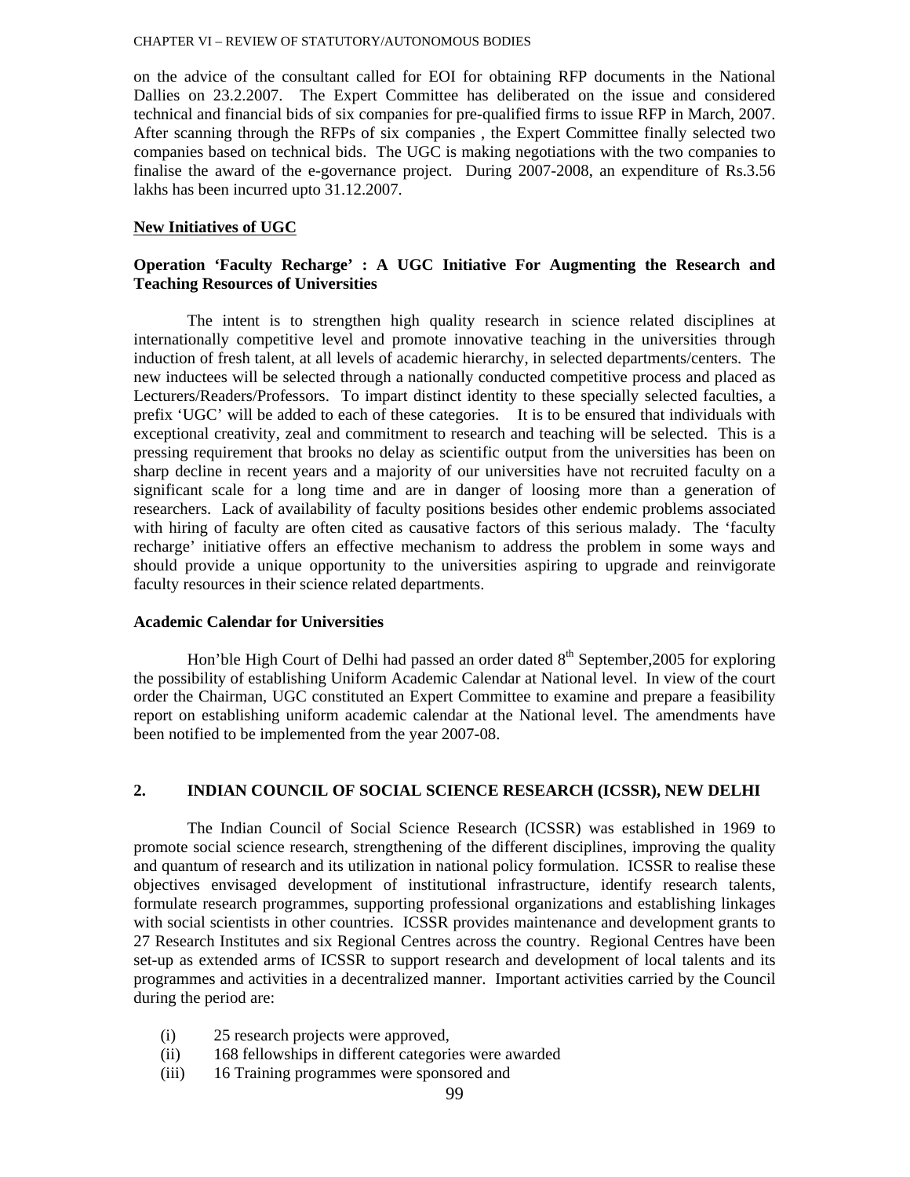on the advice of the consultant called for EOI for obtaining RFP documents in the National Dallies on 23.2.2007. The Expert Committee has deliberated on the issue and considered technical and financial bids of six companies for pre-qualified firms to issue RFP in March, 2007. After scanning through the RFPs of six companies , the Expert Committee finally selected two companies based on technical bids. The UGC is making negotiations with the two companies to finalise the award of the e-governance project. During 2007-2008, an expenditure of Rs.3.56 lakhs has been incurred upto 31.12.2007.

**New Initiatives of UGC**

**Operation 'Faculty Recharge' : A UGC Initiative For Augmenting the Research and Teaching Resources of Universities**

The intent is to strengthen high quality research in science related disciplines at internationally competitive level and promote innovative teaching in the universities through induction of fresh talent, at all levels of academic hierarchy, in selected departments/centers. The new inductees will be selected through a nationally conducted competitive process and placed as Lecturers/Readers/Professors. To impart distinct identity to these specially selected faculties, a prefix 'UGC' will be added to each of these categories. It is to be ensured that individuals with exceptional creativity, zeal and commitment to research and teaching will be selected. This is a pressing requirement that brooks no delay as scientific output from the universities has been on sharp decline in recent years and a majority of our universities have not recruited faculty on a significant scale for a long time and are in danger of loosing more than a generation of researchers. Lack of availability of faculty positions besides other endemic problems associated with hiring of faculty are often cited as causative factors of this serious malady. The 'faculty recharge' initiative offers an effective mechanism to address the problem in some ways and should provide a unique opportunity to the universities aspiring to upgrade and reinvigorate faculty resources in their science related departments.

**Academic Calendar for Universities**

Hon'ble High Court of Delhi had passed an order dated 8th September,2005 for exploring the possibility of establishing Uniform Academic Calendar at National level. In view of the court order the Chairman, UGC constituted an Expert Committee to examine and prepare a feasibility report on establishing uniform academic calendar at the National level. The amendments have been notified to be implemented from the year 2007-08.

## 2. INDIAN COUNCIL OF SOCIAL SCIENCE RESEARCH (ICSSR), NEW DELHI

The Indian Council of Social Science Research (ICSSR) was established in 1969 to promote social science research, strengthening of the different disciplines, improving the quality and quantum of research and its utilization in national policy formulation. ICSSR to realise these objectives envisaged development of institutional infrastructure, identify research talents, formulate research programmes, supporting professional organizations and establishing linkages with social scientists in other countries. ICSSR provides maintenance and development grants to 27 Research Institutes and six Regional Centres across the country. Regional Centres have been set-up as extended arms of ICSSR to support research and development of local talents and its programmes and activities in a decentralized manner. Important activities carried by the Council during the period are:

(i) 25 research projects were approved,
(ii) 168 fellowships in different categories were awarded
(iii) 16 Training programmes were sponsored and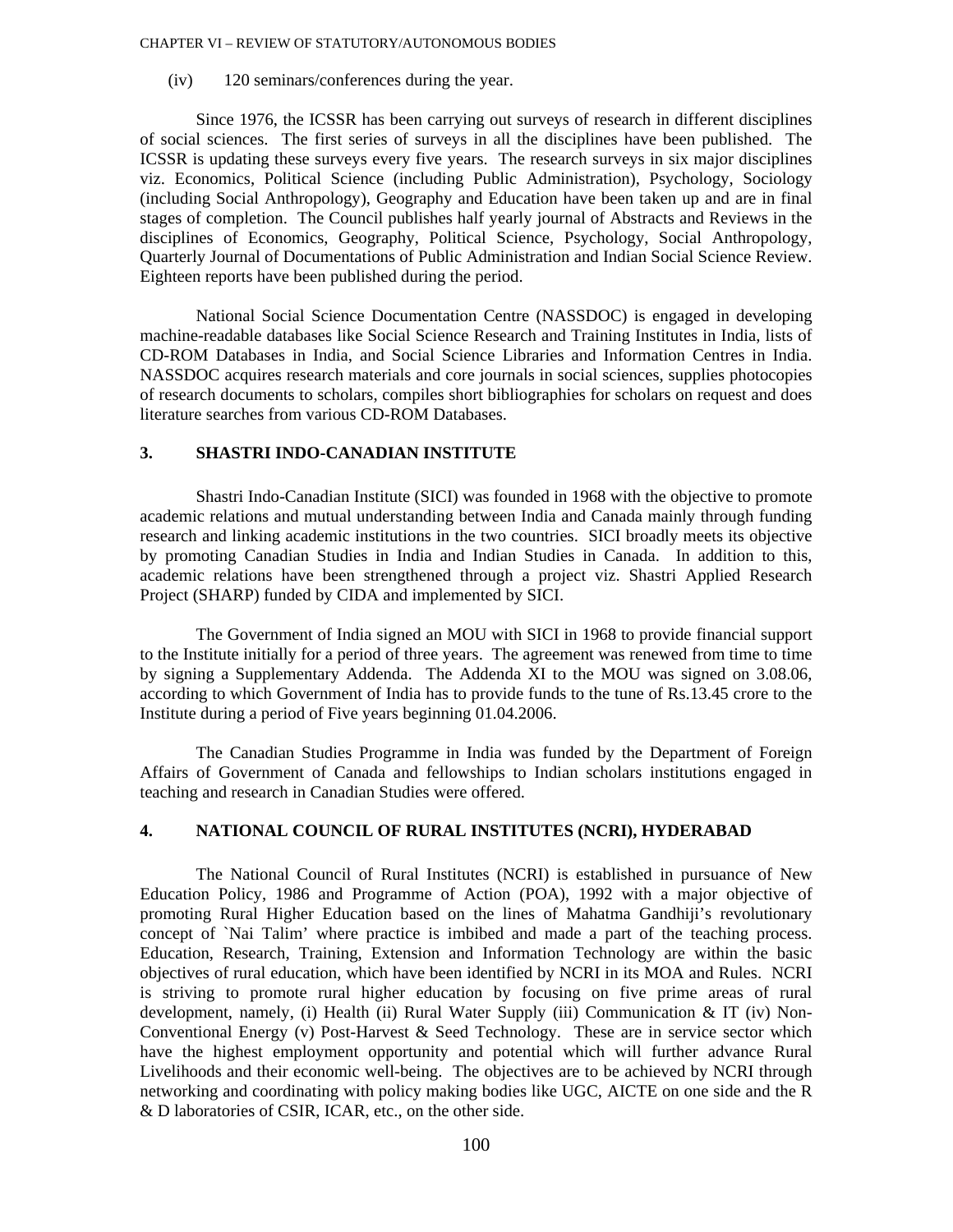(iv) 120 seminars/conferences during the year.

Since 1976, the ICSSR has been carrying out surveys of research in different disciplines of social sciences. The first series of surveys in all the disciplines have been published. The ICSSR is updating these surveys every five years. The research surveys in six major disciplines viz. Economics, Political Science (including Public Administration), Psychology, Sociology (including Social Anthropology), Geography and Education have been taken up and are in final stages of completion. The Council publishes half yearly journal of Abstracts and Reviews in the disciplines of Economics, Geography, Political Science, Psychology, Social Anthropology, Quarterly Journal of Documentations of Public Administration and Indian Social Science Review. Eighteen reports have been published during the period.

National Social Science Documentation Centre (NASSDOC) is engaged in developing machine-readable databases like Social Science Research and Training Institutes in India, lists of CD-ROM Databases in India, and Social Science Libraries and Information Centres in India. NASSDOC acquires research materials and core journals in social sciences, supplies photocopies of research documents to scholars, compiles short bibliographies for scholars on request and does literature searches from various CD-ROM Databases.

## 3. SHASTRI INDO-CANADIAN INSTITUTE

Shastri Indo-Canadian Institute (SICI) was founded in 1968 with the objective to promote academic relations and mutual understanding between India and Canada mainly through funding research and linking academic institutions in the two countries. SICI broadly meets its objective by promoting Canadian Studies in India and Indian Studies in Canada. In addition to this, academic relations have been strengthened through a project viz. Shastri Applied Research Project (SHARP) funded by CIDA and implemented by SICI.

The Government of India signed an MOU with SICI in 1968 to provide financial support to the Institute initially for a period of three years. The agreement was renewed from time to time by signing a Supplementary Addenda. The Addenda XI to the MOU was signed on 3.08.06, according to which Government of India has to provide funds to the tune of Rs.13.45 crore to the Institute during a period of Five years beginning 01.04.2006.

The Canadian Studies Programme in India was funded by the Department of Foreign Affairs of Government of Canada and fellowships to Indian scholars institutions engaged in teaching and research in Canadian Studies were offered.

## 4. NATIONAL COUNCIL OF RURAL INSTITUTES (NCRI), HYDERABAD

The National Council of Rural Institutes (NCRI) is established in pursuance of New Education Policy, 1986 and Programme of Action (POA), 1992 with a major objective of promoting Rural Higher Education based on the lines of Mahatma Gandhiji's revolutionary concept of `Nai Talim' where practice is imbibed and made a part of the teaching process. Education, Research, Training, Extension and Information Technology are within the basic objectives of rural education, which have been identified by NCRI in its MOA and Rules. NCRI is striving to promote rural higher education by focusing on five prime areas of rural development, namely, (i) Health (ii) Rural Water Supply (iii) Communication & IT (iv) Non-Conventional Energy (v) Post-Harvest & Seed Technology. These are in service sector which have the highest employment opportunity and potential which will further advance Rural Livelihoods and their economic well-being. The objectives are to be achieved by NCRI through networking and coordinating with policy making bodies like UGC, AICTE on one side and the R & D laboratories of CSIR, ICAR, etc., on the other side.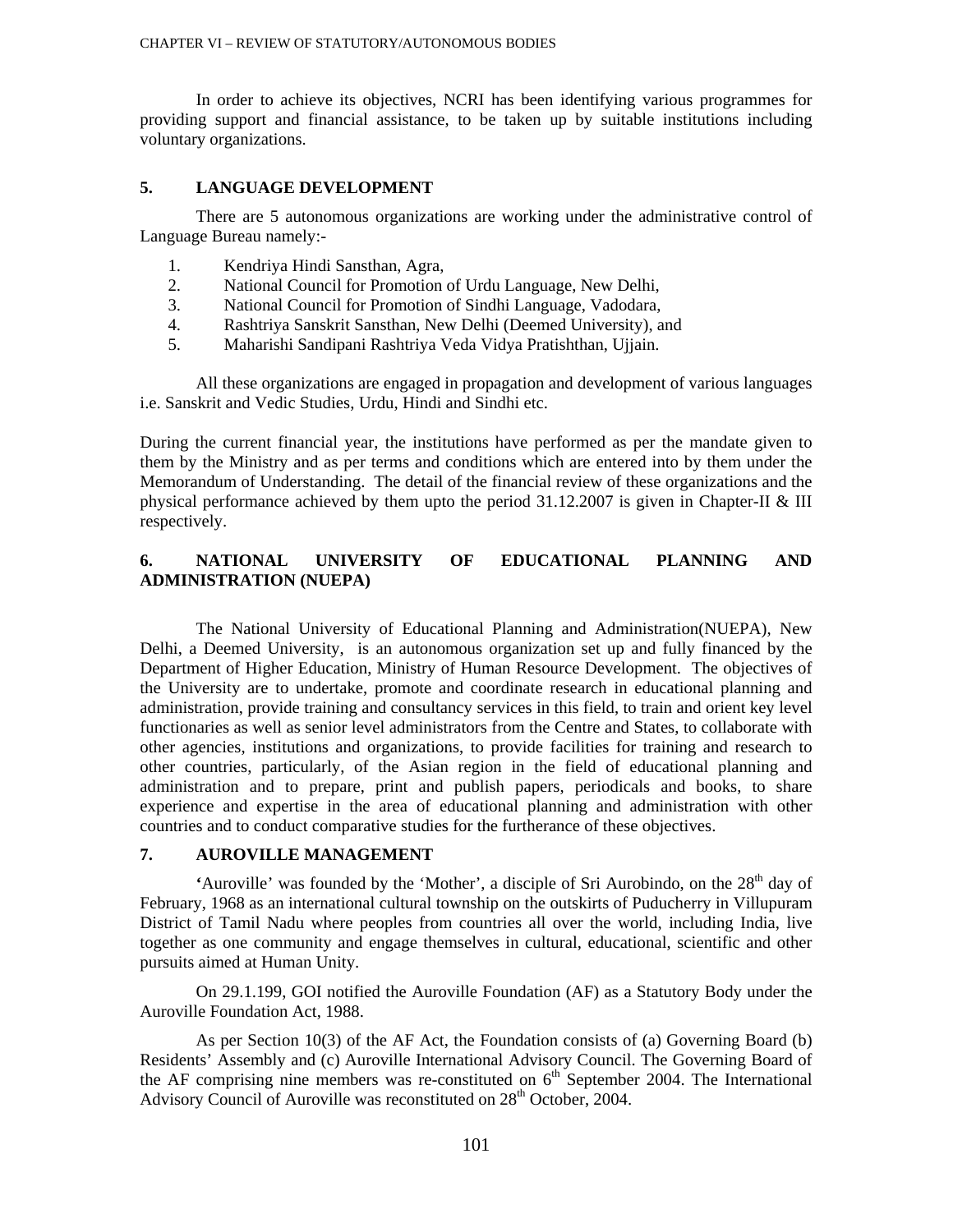In order to achieve its objectives, NCRI has been identifying various programmes for providing support and financial assistance, to be taken up by suitable institutions including voluntary organizations.

## 5. LANGUAGE DEVELOPMENT

There are 5 autonomous organizations are working under the administrative control of Language Bureau namely:-

1. Kendriya Hindi Sansthan, Agra,
2. National Council for Promotion of Urdu Language, New Delhi,
3. National Council for Promotion of Sindhi Language, Vadodara,
4. Rashtriya Sanskrit Sansthan, New Delhi (Deemed University), and
5. Maharishi Sandipani Rashtriya Veda Vidya Pratishthan, Ujjain.

All these organizations are engaged in propagation and development of various languages i.e. Sanskrit and Vedic Studies, Urdu, Hindi and Sindhi etc.

During the current financial year, the institutions have performed as per the mandate given to them by the Ministry and as per terms and conditions which are entered into by them under the Memorandum of Understanding. The detail of the financial review of these organizations and the physical performance achieved by them upto the period 31.12.2007 is given in Chapter-II & III respectively.

## 6. NATIONAL UNIVERSITY OF EDUCATIONAL PLANNING AND ADMINISTRATION (NUEPA)

The National University of Educational Planning and Administration(NUEPA), New Delhi, a Deemed University, is an autonomous organization set up and fully financed by the Department of Higher Education, Ministry of Human Resource Development. The objectives of the University are to undertake, promote and coordinate research in educational planning and administration, provide training and consultancy services in this field, to train and orient key level functionaries as well as senior level administrators from the Centre and States, to collaborate with other agencies, institutions and organizations, to provide facilities for training and research to other countries, particularly, of the Asian region in the field of educational planning and administration and to prepare, print and publish papers, periodicals and books, to share experience and expertise in the area of educational planning and administration with other countries and to conduct comparative studies for the furtherance of these objectives.

## 7. AUROVILLE MANAGEMENT

'Auroville' was founded by the 'Mother', a disciple of Sri Aurobindo, on the 28th day of February, 1968 as an international cultural township on the outskirts of Puducherry in Villupuram District of Tamil Nadu where peoples from countries all over the world, including India, live together as one community and engage themselves in cultural, educational, scientific and other pursuits aimed at Human Unity.

On 29.1.199, GOI notified the Auroville Foundation (AF) as a Statutory Body under the Auroville Foundation Act, 1988.

As per Section 10(3) of the AF Act, the Foundation consists of (a) Governing Board (b) Residents' Assembly and (c) Auroville International Advisory Council. The Governing Board of the AF comprising nine members was re-constituted on 6th September 2004. The International Advisory Council of Auroville was reconstituted on 28th October, 2004.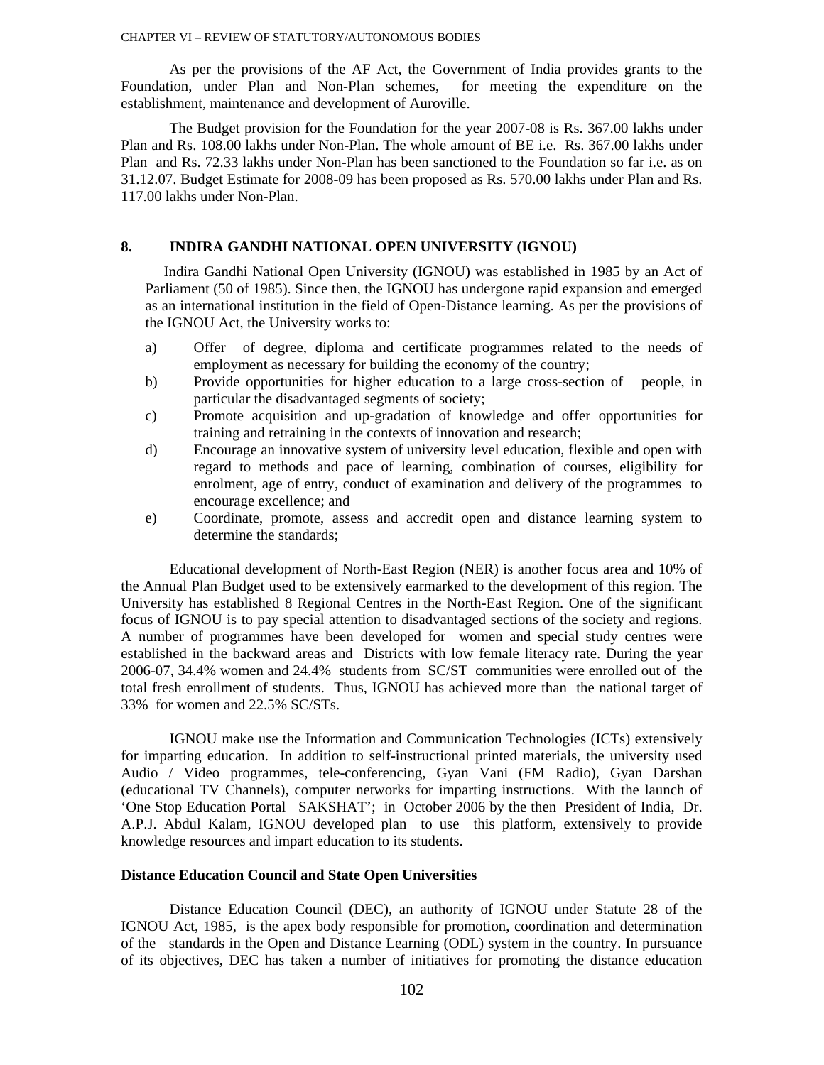As per the provisions of the AF Act, the Government of India provides grants to the Foundation, under Plan and Non-Plan schemes, for meeting the expenditure on the establishment, maintenance and development of Auroville.

The Budget provision for the Foundation for the year 2007-08 is Rs. 367.00 lakhs under Plan and Rs. 108.00 lakhs under Non-Plan. The whole amount of BE i.e. Rs. 367.00 lakhs under Plan and Rs. 72.33 lakhs under Non-Plan has been sanctioned to the Foundation so far i.e. as on 31.12.07. Budget Estimate for 2008-09 has been proposed as Rs. 570.00 lakhs under Plan and Rs. 117.00 lakhs under Non-Plan.

## 8. INDIRA GANDHI NATIONAL OPEN UNIVERSITY (IGNOU)

Indira Gandhi National Open University (IGNOU) was established in 1985 by an Act of Parliament (50 of 1985). Since then, the IGNOU has undergone rapid expansion and emerged as an international institution in the field of Open-Distance learning. As per the provisions of the IGNOU Act, the University works to:

a) Offer of degree, diploma and certificate programmes related to the needs of employment as necessary for building the economy of the country;
b) Provide opportunities for higher education to a large cross-section of people, in particular the disadvantaged segments of society;
c) Promote acquisition and up-gradation of knowledge and offer opportunities for training and retraining in the contexts of innovation and research;
d) Encourage an innovative system of university level education, flexible and open with regard to methods and pace of learning, combination of courses, eligibility for enrolment, age of entry, conduct of examination and delivery of the programmes to encourage excellence; and
e) Coordinate, promote, assess and accredit open and distance learning system to determine the standards;

Educational development of North-East Region (NER) is another focus area and 10% of the Annual Plan Budget used to be extensively earmarked to the development of this region. The University has established 8 Regional Centres in the North-East Region. One of the significant focus of IGNOU is to pay special attention to disadvantaged sections of the society and regions. A number of programmes have been developed for women and special study centres were established in the backward areas and Districts with low female literacy rate. During the year 2006-07, 34.4% women and 24.4% students from SC/ST communities were enrolled out of the total fresh enrollment of students. Thus, IGNOU has achieved more than the national target of 33% for women and 22.5% SC/STs.

IGNOU make use the Information and Communication Technologies (ICTs) extensively for imparting education. In addition to self-instructional printed materials, the university used Audio / Video programmes, tele-conferencing, Gyan Vani (FM Radio), Gyan Darshan (educational TV Channels), computer networks for imparting instructions. With the launch of 'One Stop Education Portal SAKSHAT'; in October 2006 by the then President of India, Dr. A.P.J. Abdul Kalam, IGNOU developed plan to use this platform, extensively to provide knowledge resources and impart education to its students.

### Distance Education Council and State Open Universities

Distance Education Council (DEC), an authority of IGNOU under Statute 28 of the IGNOU Act, 1985, is the apex body responsible for promotion, coordination and determination of the standards in the Open and Distance Learning (ODL) system in the country. In pursuance of its objectives, DEC has taken a number of initiatives for promoting the distance education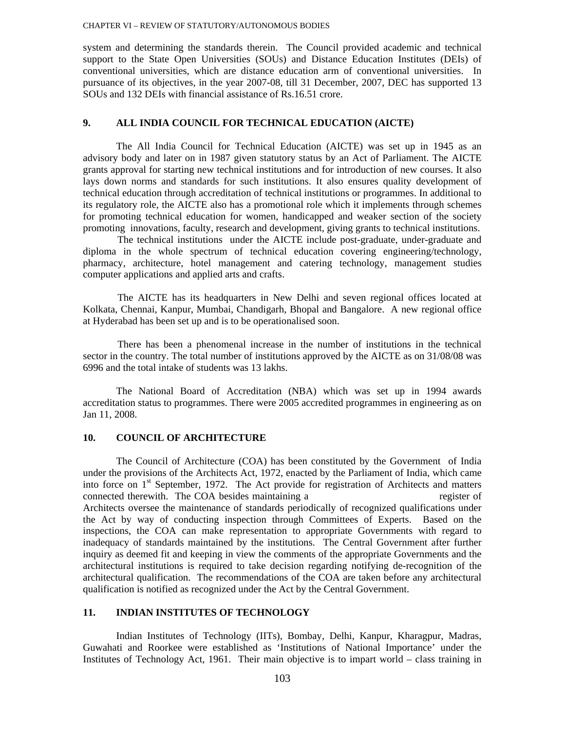system and determining the standards therein. The Council provided academic and technical support to the State Open Universities (SOUs) and Distance Education Institutes (DEIs) of conventional universities, which are distance education arm of conventional universities. In pursuance of its objectives, in the year 2007-08, till 31 December, 2007, DEC has supported 13 SOUs and 132 DEIs with financial assistance of Rs.16.51 crore.

## 9. ALL INDIA COUNCIL FOR TECHNICAL EDUCATION (AICTE)

The All India Council for Technical Education (AICTE) was set up in 1945 as an advisory body and later on in 1987 given statutory status by an Act of Parliament. The AICTE grants approval for starting new technical institutions and for introduction of new courses. It also lays down norms and standards for such institutions. It also ensures quality development of technical education through accreditation of technical institutions or programmes. In additional to its regulatory role, the AICTE also has a promotional role which it implements through schemes for promoting technical education for women, handicapped and weaker section of the society promoting innovations, faculty, research and development, giving grants to technical institutions.

The technical institutions under the AICTE include post-graduate, under-graduate and diploma in the whole spectrum of technical education covering engineering/technology, pharmacy, architecture, hotel management and catering technology, management studies computer applications and applied arts and crafts.

The AICTE has its headquarters in New Delhi and seven regional offices located at Kolkata, Chennai, Kanpur, Mumbai, Chandigarh, Bhopal and Bangalore. A new regional office at Hyderabad has been set up and is to be operationalised soon.

There has been a phenomenal increase in the number of institutions in the technical sector in the country. The total number of institutions approved by the AICTE as on 31/08/08 was 6996 and the total intake of students was 13 lakhs.

The National Board of Accreditation (NBA) which was set up in 1994 awards accreditation status to programmes. There were 2005 accredited programmes in engineering as on Jan 11, 2008.

## 10. COUNCIL OF ARCHITECTURE

The Council of Architecture (COA) has been constituted by the Government of India under the provisions of the Architects Act, 1972, enacted by the Parliament of India, which came into force on 1st September, 1972. The Act provide for registration of Architects and matters connected therewith. The COA besides maintaining a register of Architects oversee the maintenance of standards periodically of recognized qualifications under the Act by way of conducting inspection through Committees of Experts. Based on the inspections, the COA can make representation to appropriate Governments with regard to inadequacy of standards maintained by the institutions. The Central Government after further inquiry as deemed fit and keeping in view the comments of the appropriate Governments and the architectural institutions is required to take decision regarding notifying de-recognition of the architectural qualification. The recommendations of the COA are taken before any architectural qualification is notified as recognized under the Act by the Central Government.

## 11. INDIAN INSTITUTES OF TECHNOLOGY

Indian Institutes of Technology (IITs), Bombay, Delhi, Kanpur, Kharagpur, Madras, Guwahati and Roorkee were established as 'Institutions of National Importance' under the Institutes of Technology Act, 1961. Their main objective is to impart world – class training in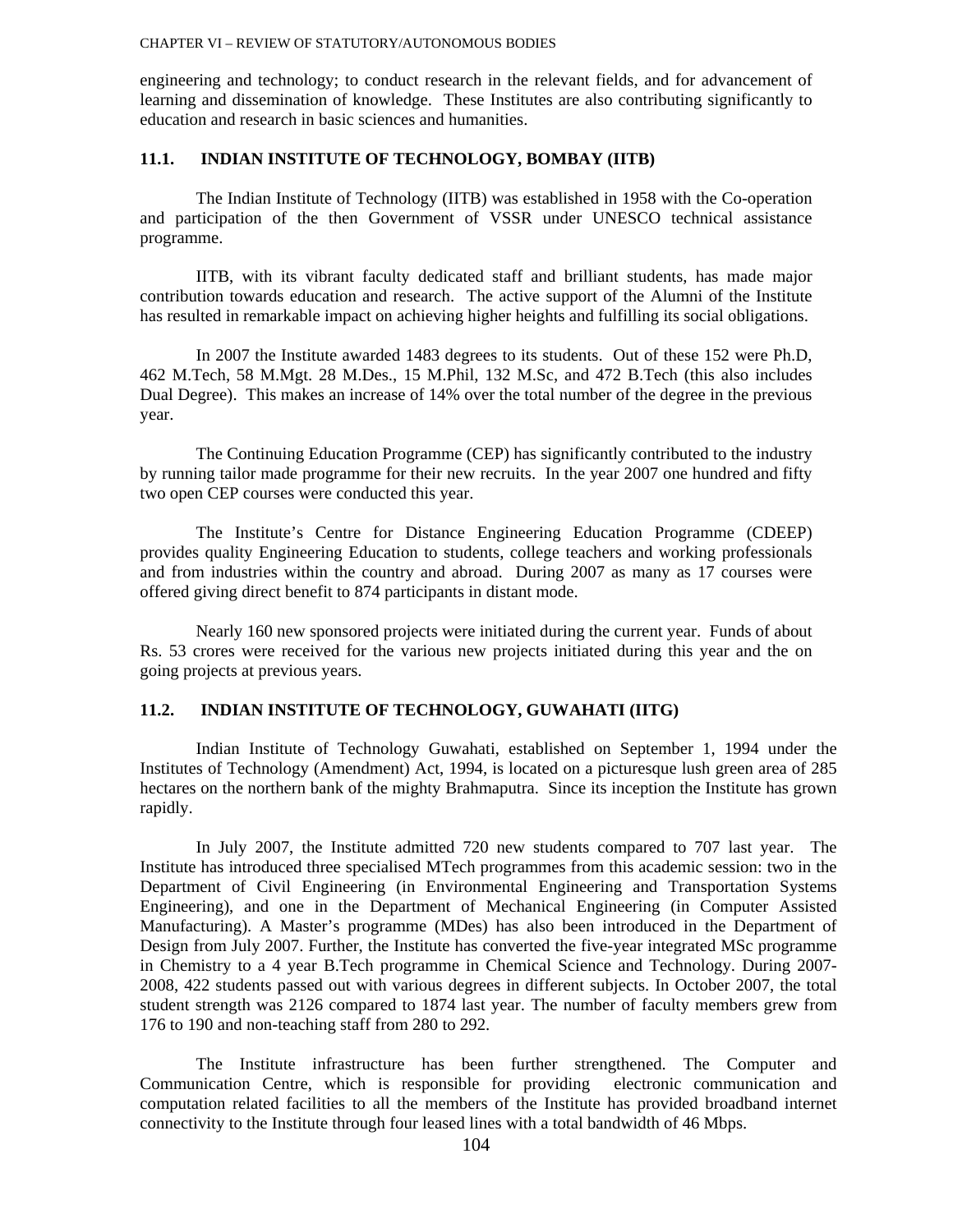engineering and technology; to conduct research in the relevant fields, and for advancement of learning and dissemination of knowledge. These Institutes are also contributing significantly to education and research in basic sciences and humanities.

### 11.1. INDIAN INSTITUTE OF TECHNOLOGY, BOMBAY (IITB)

The Indian Institute of Technology (IITB) was established in 1958 with the Co-operation and participation of the then Government of VSSR under UNESCO technical assistance programme.

IITB, with its vibrant faculty dedicated staff and brilliant students, has made major contribution towards education and research. The active support of the Alumni of the Institute has resulted in remarkable impact on achieving higher heights and fulfilling its social obligations.

In 2007 the Institute awarded 1483 degrees to its students. Out of these 152 were Ph.D, 462 M.Tech, 58 M.Mgt. 28 M.Des., 15 M.Phil, 132 M.Sc, and 472 B.Tech (this also includes Dual Degree). This makes an increase of 14% over the total number of the degree in the previous year.

The Continuing Education Programme (CEP) has significantly contributed to the industry by running tailor made programme for their new recruits. In the year 2007 one hundred and fifty two open CEP courses were conducted this year.

The Institute's Centre for Distance Engineering Education Programme (CDEEP) provides quality Engineering Education to students, college teachers and working professionals and from industries within the country and abroad. During 2007 as many as 17 courses were offered giving direct benefit to 874 participants in distant mode.

Nearly 160 new sponsored projects were initiated during the current year. Funds of about Rs. 53 crores were received for the various new projects initiated during this year and the on going projects at previous years.

### 11.2. INDIAN INSTITUTE OF TECHNOLOGY, GUWAHATI (IITG)

Indian Institute of Technology Guwahati, established on September 1, 1994 under the Institutes of Technology (Amendment) Act, 1994, is located on a picturesque lush green area of 285 hectares on the northern bank of the mighty Brahmaputra. Since its inception the Institute has grown rapidly.

In July 2007, the Institute admitted 720 new students compared to 707 last year. The Institute has introduced three specialised MTech programmes from this academic session: two in the Department of Civil Engineering (in Environmental Engineering and Transportation Systems Engineering), and one in the Department of Mechanical Engineering (in Computer Assisted Manufacturing). A Master's programme (MDes) has also been introduced in the Department of Design from July 2007. Further, the Institute has converted the five-year integrated MSc programme in Chemistry to a 4 year B.Tech programme in Chemical Science and Technology. During 2007-2008, 422 students passed out with various degrees in different subjects. In October 2007, the total student strength was 2126 compared to 1874 last year. The number of faculty members grew from 176 to 190 and non-teaching staff from 280 to 292.

The Institute infrastructure has been further strengthened. The Computer and Communication Centre, which is responsible for providing electronic communication and computation related facilities to all the members of the Institute has provided broadband internet connectivity to the Institute through four leased lines with a total bandwidth of 46 Mbps.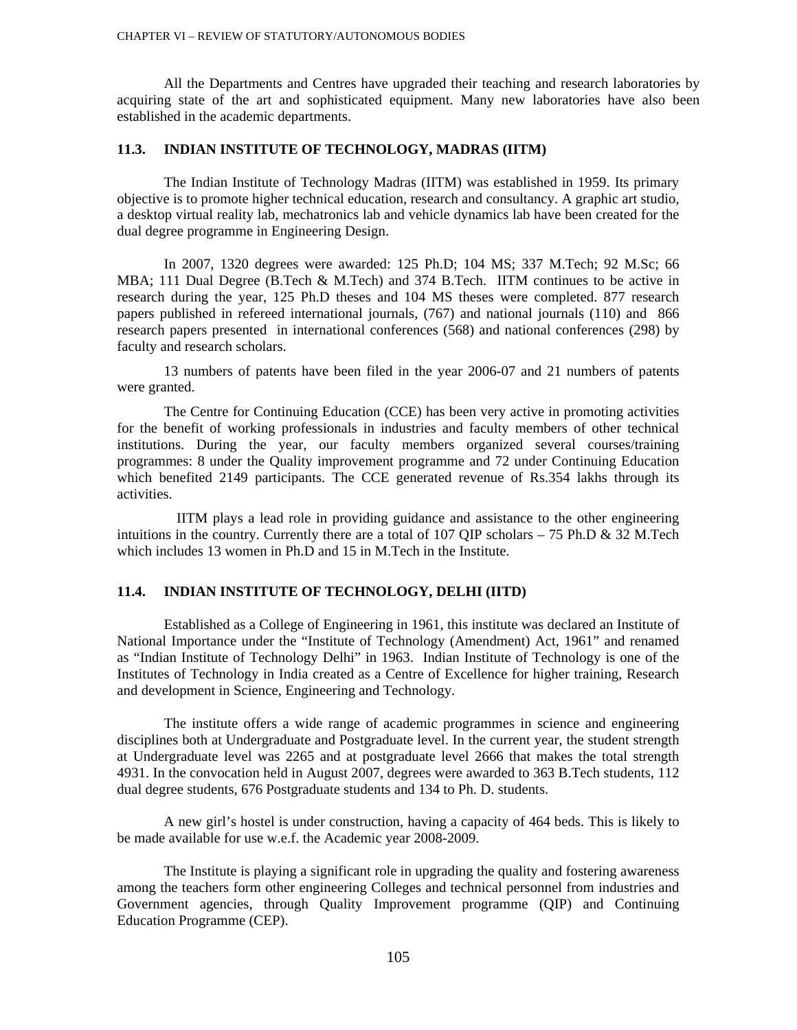All the Departments and Centres have upgraded their teaching and research laboratories by acquiring state of the art and sophisticated equipment. Many new laboratories have also been established in the academic departments.

### 11.3. INDIAN INSTITUTE OF TECHNOLOGY, MADRAS (IITM)

The Indian Institute of Technology Madras (IITM) was established in 1959. Its primary objective is to promote higher technical education, research and consultancy. A graphic art studio, a desktop virtual reality lab, mechatronics lab and vehicle dynamics lab have been created for the dual degree programme in Engineering Design.

In 2007, 1320 degrees were awarded: 125 Ph.D; 104 MS; 337 M.Tech; 92 M.Sc; 66 MBA; 111 Dual Degree (B.Tech & M.Tech) and 374 B.Tech. IITM continues to be active in research during the year, 125 Ph.D theses and 104 MS theses were completed. 877 research papers published in refereed international journals, (767) and national journals (110) and 866 research papers presented in international conferences (568) and national conferences (298) by faculty and research scholars.

13 numbers of patents have been filed in the year 2006-07 and 21 numbers of patents were granted.

The Centre for Continuing Education (CCE) has been very active in promoting activities for the benefit of working professionals in industries and faculty members of other technical institutions. During the year, our faculty members organized several courses/training programmes: 8 under the Quality improvement programme and 72 under Continuing Education which benefited 2149 participants. The CCE generated revenue of Rs.354 lakhs through its activities.

IITM plays a lead role in providing guidance and assistance to the other engineering intuitions in the country. Currently there are a total of 107 QIP scholars – 75 Ph.D & 32 M.Tech which includes 13 women in Ph.D and 15 in M.Tech in the Institute.

### 11.4. INDIAN INSTITUTE OF TECHNOLOGY, DELHI (IITD)

Established as a College of Engineering in 1961, this institute was declared an Institute of National Importance under the "Institute of Technology (Amendment) Act, 1961" and renamed as "Indian Institute of Technology Delhi" in 1963. Indian Institute of Technology is one of the Institutes of Technology in India created as a Centre of Excellence for higher training, Research and development in Science, Engineering and Technology.

The institute offers a wide range of academic programmes in science and engineering disciplines both at Undergraduate and Postgraduate level. In the current year, the student strength at Undergraduate level was 2265 and at postgraduate level 2666 that makes the total strength 4931. In the convocation held in August 2007, degrees were awarded to 363 B.Tech students, 112 dual degree students, 676 Postgraduate students and 134 to Ph. D. students.

A new girl's hostel is under construction, having a capacity of 464 beds. This is likely to be made available for use w.e.f. the Academic year 2008-2009.

The Institute is playing a significant role in upgrading the quality and fostering awareness among the teachers form other engineering Colleges and technical personnel from industries and Government agencies, through Quality Improvement programme (QIP) and Continuing Education Programme (CEP).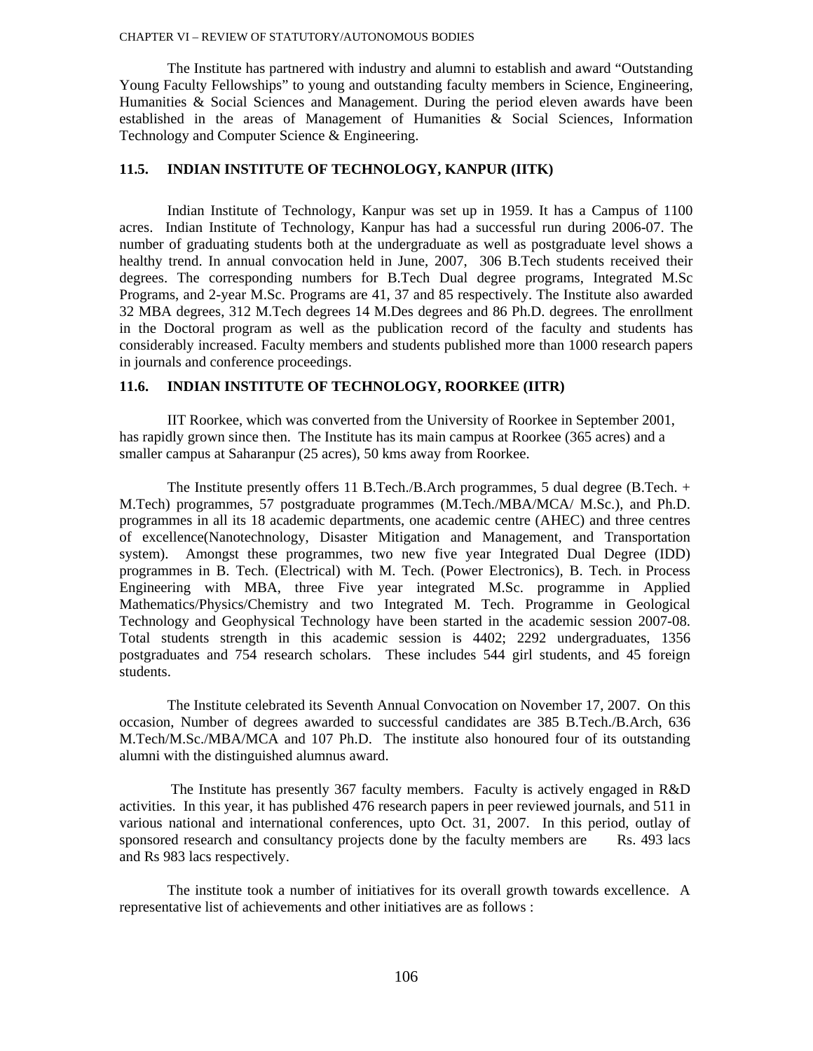The Institute has partnered with industry and alumni to establish and award "Outstanding Young Faculty Fellowships" to young and outstanding faculty members in Science, Engineering, Humanities & Social Sciences and Management. During the period eleven awards have been established in the areas of Management of Humanities & Social Sciences, Information Technology and Computer Science & Engineering.

## 11.5. INDIAN INSTITUTE OF TECHNOLOGY, KANPUR (IITK)

Indian Institute of Technology, Kanpur was set up in 1959. It has a Campus of 1100 acres. Indian Institute of Technology, Kanpur has had a successful run during 2006-07. The number of graduating students both at the undergraduate as well as postgraduate level shows a healthy trend. In annual convocation held in June, 2007, 306 B.Tech students received their degrees. The corresponding numbers for B.Tech Dual degree programs, Integrated M.Sc Programs, and 2-year M.Sc. Programs are 41, 37 and 85 respectively. The Institute also awarded 32 MBA degrees, 312 M.Tech degrees 14 M.Des degrees and 86 Ph.D. degrees. The enrollment in the Doctoral program as well as the publication record of the faculty and students has considerably increased. Faculty members and students published more than 1000 research papers in journals and conference proceedings.

## 11.6. INDIAN INSTITUTE OF TECHNOLOGY, ROORKEE (IITR)

IIT Roorkee, which was converted from the University of Roorkee in September 2001, has rapidly grown since then. The Institute has its main campus at Roorkee (365 acres) and a smaller campus at Saharanpur (25 acres), 50 kms away from Roorkee.

The Institute presently offers 11 B.Tech./B.Arch programmes, 5 dual degree (B.Tech. + M.Tech) programmes, 57 postgraduate programmes (M.Tech./MBA/MCA/ M.Sc.), and Ph.D. programmes in all its 18 academic departments, one academic centre (AHEC) and three centres of excellence(Nanotechnology, Disaster Mitigation and Management, and Transportation system). Amongst these programmes, two new five year Integrated Dual Degree (IDD) programmes in B. Tech. (Electrical) with M. Tech. (Power Electronics), B. Tech. in Process Engineering with MBA, three Five year integrated M.Sc. programme in Applied Mathematics/Physics/Chemistry and two Integrated M. Tech. Programme in Geological Technology and Geophysical Technology have been started in the academic session 2007-08. Total students strength in this academic session is 4402; 2292 undergraduates, 1356 postgraduates and 754 research scholars. These includes 544 girl students, and 45 foreign students.

The Institute celebrated its Seventh Annual Convocation on November 17, 2007. On this occasion, Number of degrees awarded to successful candidates are 385 B.Tech./B.Arch, 636 M.Tech/M.Sc./MBA/MCA and 107 Ph.D. The institute also honoured four of its outstanding alumni with the distinguished alumnus award.

The Institute has presently 367 faculty members. Faculty is actively engaged in R&D activities. In this year, it has published 476 research papers in peer reviewed journals, and 511 in various national and international conferences, upto Oct. 31, 2007. In this period, outlay of sponsored research and consultancy projects done by the faculty members are Rs. 493 lacs and Rs 983 lacs respectively.

The institute took a number of initiatives for its overall growth towards excellence. A representative list of achievements and other initiatives are as follows :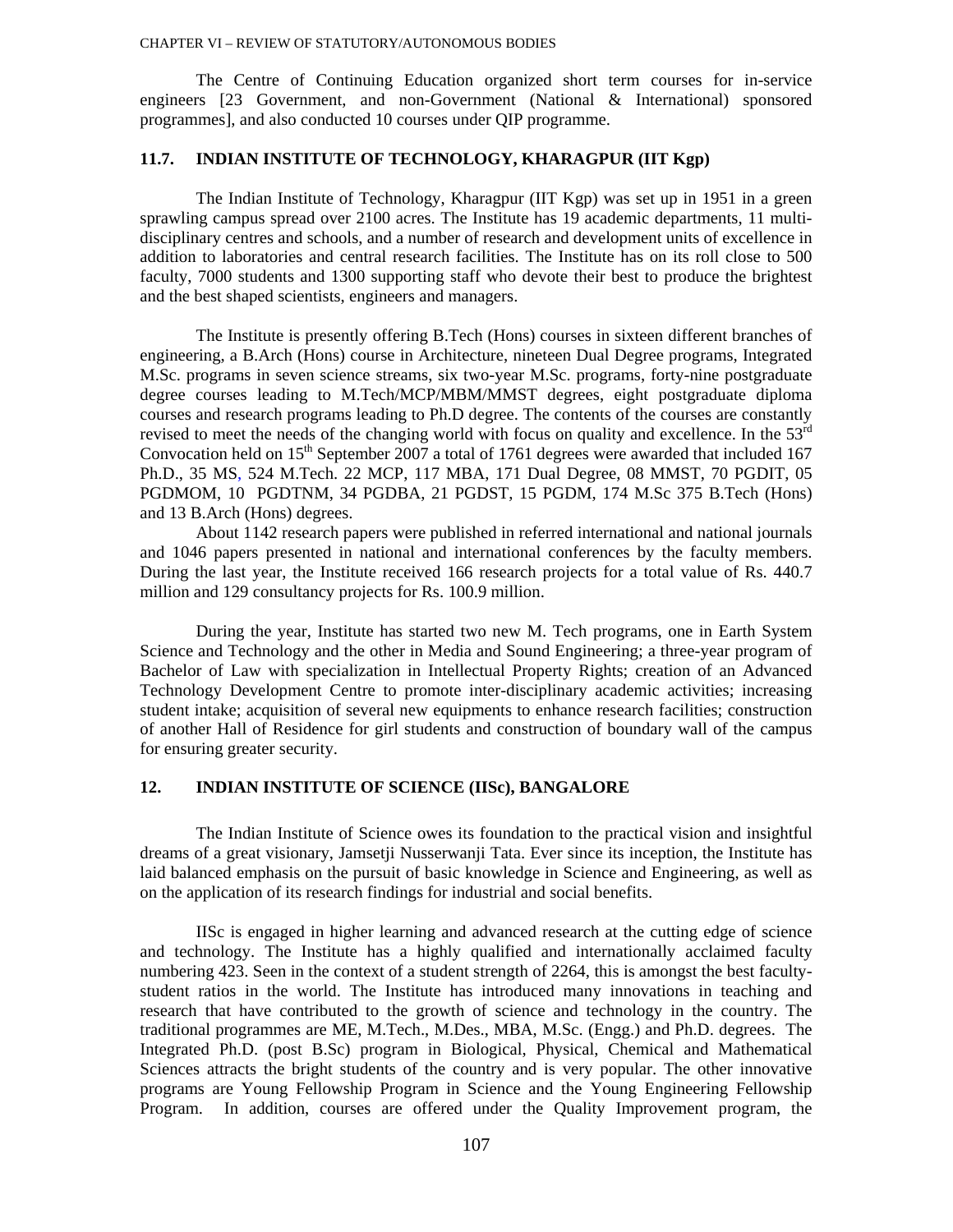The Centre of Continuing Education organized short term courses for in-service engineers [23 Government, and non-Government (National & International) sponsored programmes], and also conducted 10 courses under QIP programme.

## 11.7. INDIAN INSTITUTE OF TECHNOLOGY, KHARAGPUR (IIT Kgp)

The Indian Institute of Technology, Kharagpur (IIT Kgp) was set up in 1951 in a green sprawling campus spread over 2100 acres. The Institute has 19 academic departments, 11 multi-disciplinary centres and schools, and a number of research and development units of excellence in addition to laboratories and central research facilities. The Institute has on its roll close to 500 faculty, 7000 students and 1300 supporting staff who devote their best to produce the brightest and the best shaped scientists, engineers and managers.

The Institute is presently offering B.Tech (Hons) courses in sixteen different branches of engineering, a B.Arch (Hons) course in Architecture, nineteen Dual Degree programs, Integrated M.Sc. programs in seven science streams, six two-year M.Sc. programs, forty-nine postgraduate degree courses leading to M.Tech/MCP/MBM/MMST degrees, eight postgraduate diploma courses and research programs leading to Ph.D degree. The contents of the courses are constantly revised to meet the needs of the changing world with focus on quality and excellence. In the 53rd Convocation held on 15th September 2007 a total of 1761 degrees were awarded that included 167 Ph.D., 35 MS, 524 M.Tech. 22 MCP, 117 MBA, 171 Dual Degree, 08 MMST, 70 PGDIT, 05 PGDMOM, 10 PGDTNM, 34 PGDBA, 21 PGDST, 15 PGDM, 174 M.Sc 375 B.Tech (Hons) and 13 B.Arch (Hons) degrees.

About 1142 research papers were published in referred international and national journals and 1046 papers presented in national and international conferences by the faculty members. During the last year, the Institute received 166 research projects for a total value of Rs. 440.7 million and 129 consultancy projects for Rs. 100.9 million.

During the year, Institute has started two new M. Tech programs, one in Earth System Science and Technology and the other in Media and Sound Engineering; a three-year program of Bachelor of Law with specialization in Intellectual Property Rights; creation of an Advanced Technology Development Centre to promote inter-disciplinary academic activities; increasing student intake; acquisition of several new equipments to enhance research facilities; construction of another Hall of Residence for girl students and construction of boundary wall of the campus for ensuring greater security.

## 12. INDIAN INSTITUTE OF SCIENCE (IISc), BANGALORE

The Indian Institute of Science owes its foundation to the practical vision and insightful dreams of a great visionary, Jamsetji Nusserwanji Tata. Ever since its inception, the Institute has laid balanced emphasis on the pursuit of basic knowledge in Science and Engineering, as well as on the application of its research findings for industrial and social benefits.

IISc is engaged in higher learning and advanced research at the cutting edge of science and technology. The Institute has a highly qualified and internationally acclaimed faculty numbering 423. Seen in the context of a student strength of 2264, this is amongst the best faculty-student ratios in the world. The Institute has introduced many innovations in teaching and research that have contributed to the growth of science and technology in the country. The traditional programmes are ME, M.Tech., M.Des., MBA, M.Sc. (Engg.) and Ph.D. degrees. The Integrated Ph.D. (post B.Sc) program in Biological, Physical, Chemical and Mathematical Sciences attracts the bright students of the country and is very popular. The other innovative programs are Young Fellowship Program in Science and the Young Engineering Fellowship Program. In addition, courses are offered under the Quality Improvement program, the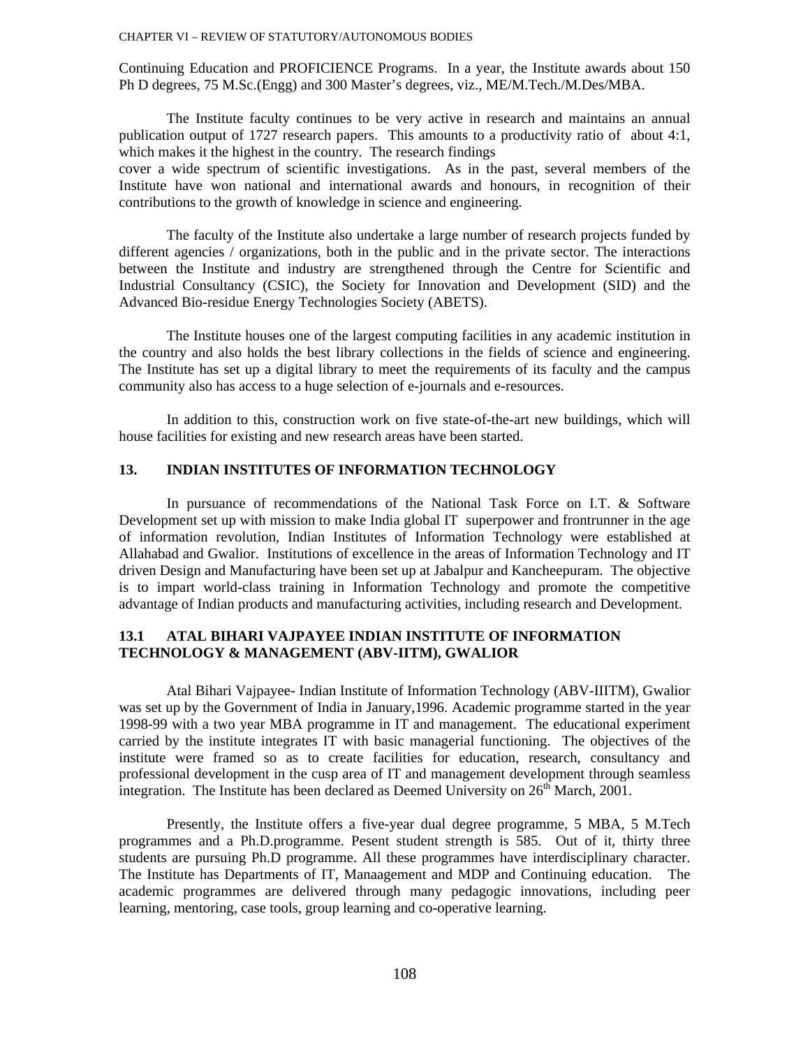Continuing Education and PROFICIENCE Programs. In a year, the Institute awards about 150 Ph D degrees, 75 M.Sc.(Engg) and 300 Master's degrees, viz., ME/M.Tech./M.Des/MBA.

The Institute faculty continues to be very active in research and maintains an annual publication output of 1727 research papers. This amounts to a productivity ratio of about 4:1, which makes it the highest in the country. The research findings cover a wide spectrum of scientific investigations. As in the past, several members of the Institute have won national and international awards and honours, in recognition of their contributions to the growth of knowledge in science and engineering.

The faculty of the Institute also undertake a large number of research projects funded by different agencies / organizations, both in the public and in the private sector. The interactions between the Institute and industry are strengthened through the Centre for Scientific and Industrial Consultancy (CSIC), the Society for Innovation and Development (SID) and the Advanced Bio-residue Energy Technologies Society (ABETS).

The Institute houses one of the largest computing facilities in any academic institution in the country and also holds the best library collections in the fields of science and engineering. The Institute has set up a digital library to meet the requirements of its faculty and the campus community also has access to a huge selection of e-journals and e-resources.

In addition to this, construction work on five state-of-the-art new buildings, which will house facilities for existing and new research areas have been started.

## 13. INDIAN INSTITUTES OF INFORMATION TECHNOLOGY

In pursuance of recommendations of the National Task Force on I.T. & Software Development set up with mission to make India global IT superpower and frontrunner in the age of information revolution, Indian Institutes of Information Technology were established at Allahabad and Gwalior. Institutions of excellence in the areas of Information Technology and IT driven Design and Manufacturing have been set up at Jabalpur and Kancheepuram. The objective is to impart world-class training in Information Technology and promote the competitive advantage of Indian products and manufacturing activities, including research and Development.

### 13.1 ATAL BIHARI VAJPAYEE INDIAN INSTITUTE OF INFORMATION TECHNOLOGY & MANAGEMENT (ABV-IITM), GWALIOR

Atal Bihari Vajpayee- Indian Institute of Information Technology (ABV-IIITM), Gwalior was set up by the Government of India in January,1996. Academic programme started in the year 1998-99 with a two year MBA programme in IT and management. The educational experiment carried by the institute integrates IT with basic managerial functioning. The objectives of the institute were framed so as to create facilities for education, research, consultancy and professional development in the cusp area of IT and management development through seamless integration. The Institute has been declared as Deemed University on 26th March, 2001.

Presently, the Institute offers a five-year dual degree programme, 5 MBA, 5 M.Tech programmes and a Ph.D.programme. Pesent student strength is 585. Out of it, thirty three students are pursuing Ph.D programme. All these programmes have interdisciplinary character. The Institute has Departments of IT, Manaagement and MDP and Continuing education. The academic programmes are delivered through many pedagogic innovations, including peer learning, mentoring, case tools, group learning and co-operative learning.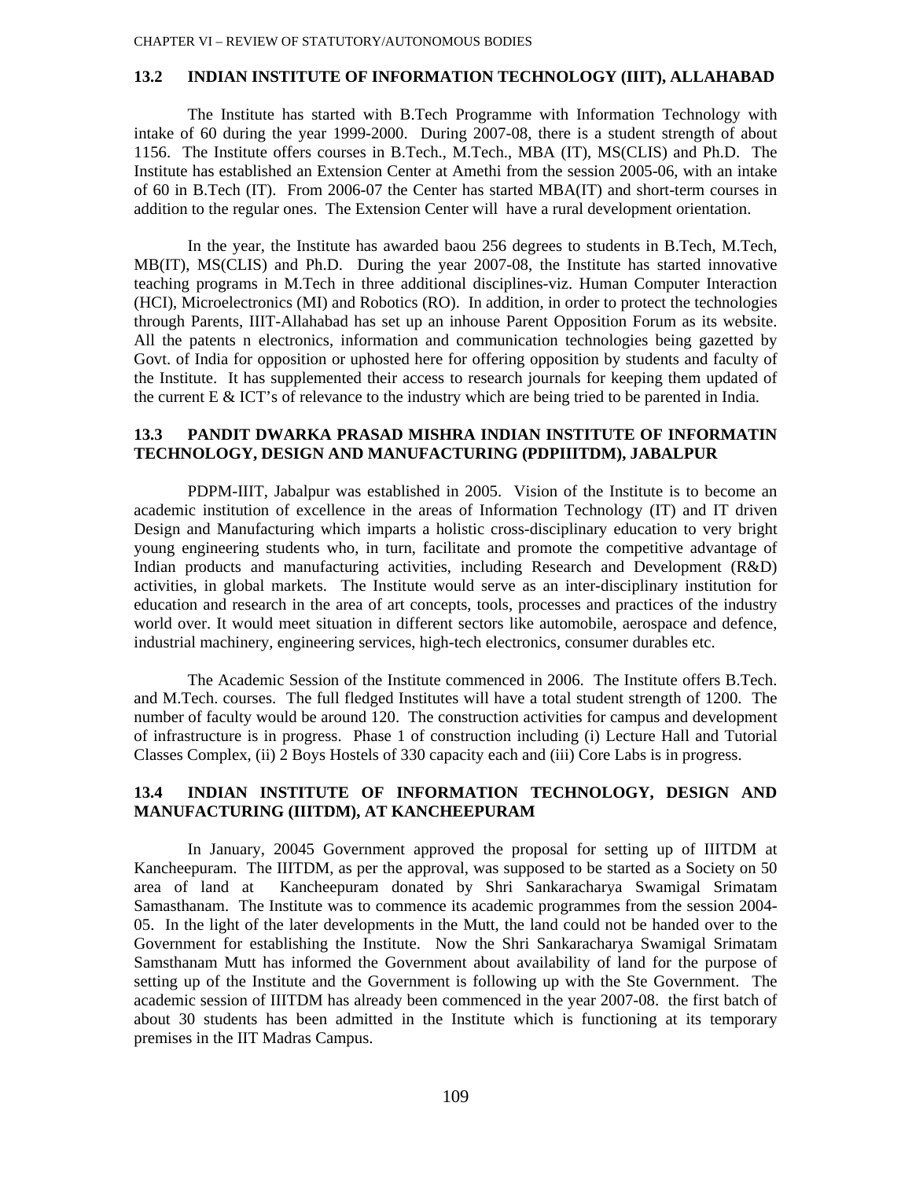### 13.2 INDIAN INSTITUTE OF INFORMATION TECHNOLOGY (IIIT), ALLAHABAD

The Institute has started with B.Tech Programme with Information Technology with intake of 60 during the year 1999-2000. During 2007-08, there is a student strength of about 1156. The Institute offers courses in B.Tech., M.Tech., MBA (IT), MS(CLIS) and Ph.D. The Institute has established an Extension Center at Amethi from the session 2005-06, with an intake of 60 in B.Tech (IT). From 2006-07 the Center has started MBA(IT) and short-term courses in addition to the regular ones. The Extension Center will have a rural development orientation.

In the year, the Institute has awarded baou 256 degrees to students in B.Tech, M.Tech, MB(IT), MS(CLIS) and Ph.D. During the year 2007-08, the Institute has started innovative teaching programs in M.Tech in three additional disciplines-viz. Human Computer Interaction (HCI), Microelectronics (MI) and Robotics (RO). In addition, in order to protect the technologies through Parents, IIIT-Allahabad has set up an inhouse Parent Opposition Forum as its website. All the patents n electronics, information and communication technologies being gazetted by Govt. of India for opposition or uphosted here for offering opposition by students and faculty of the Institute. It has supplemented their access to research journals for keeping them updated of the current E & ICT's of relevance to the industry which are being tried to be parented in India.

### 13.3 PANDIT DWARKA PRASAD MISHRA INDIAN INSTITUTE OF INFORMATIN TECHNOLOGY, DESIGN AND MANUFACTURING (PDPIIITDM), JABALPUR

PDPM-IIIT, Jabalpur was established in 2005. Vision of the Institute is to become an academic institution of excellence in the areas of Information Technology (IT) and IT driven Design and Manufacturing which imparts a holistic cross-disciplinary education to very bright young engineering students who, in turn, facilitate and promote the competitive advantage of Indian products and manufacturing activities, including Research and Development (R&D) activities, in global markets. The Institute would serve as an inter-disciplinary institution for education and research in the area of art concepts, tools, processes and practices of the industry world over. It would meet situation in different sectors like automobile, aerospace and defence, industrial machinery, engineering services, high-tech electronics, consumer durables etc.

The Academic Session of the Institute commenced in 2006. The Institute offers B.Tech. and M.Tech. courses. The full fledged Institutes will have a total student strength of 1200. The number of faculty would be around 120. The construction activities for campus and development of infrastructure is in progress. Phase 1 of construction including (i) Lecture Hall and Tutorial Classes Complex, (ii) 2 Boys Hostels of 330 capacity each and (iii) Core Labs is in progress.

### 13.4 INDIAN INSTITUTE OF INFORMATION TECHNOLOGY, DESIGN AND MANUFACTURING (IIITDM), AT KANCHEEPURAM

In January, 20045 Government approved the proposal for setting up of IIITDM at Kancheepuram. The IIITDM, as per the approval, was supposed to be started as a Society on 50 area of land at Kancheepuram donated by Shri Sankaracharya Swamigal Srimatam Samasthanam. The Institute was to commence its academic programmes from the session 2004-05. In the light of the later developments in the Mutt, the land could not be handed over to the Government for establishing the Institute. Now the Shri Sankaracharya Swamigal Srimatam Samsthanam Mutt has informed the Government about availability of land for the purpose of setting up of the Institute and the Government is following up with the Ste Government. The academic session of IIITDM has already been commenced in the year 2007-08. the first batch of about 30 students has been admitted in the Institute which is functioning at its temporary premises in the IIT Madras Campus.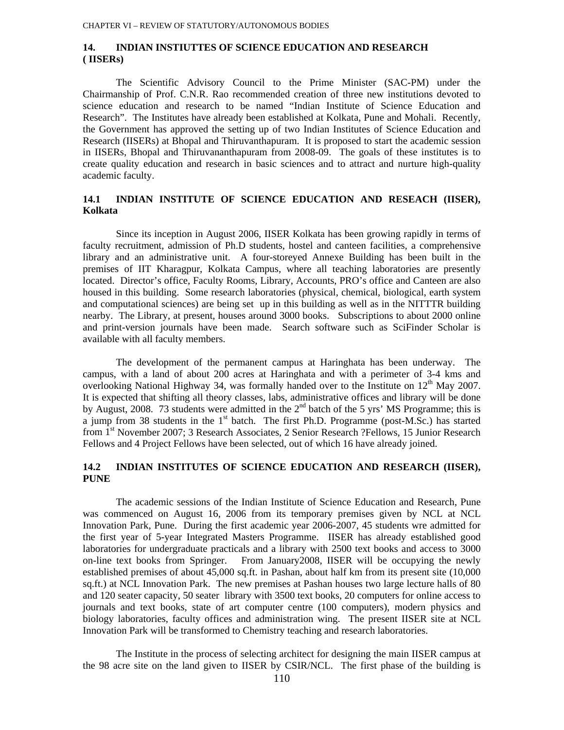## 14. INDIAN INSTIUTTES OF SCIENCE EDUCATION AND RESEARCH ( IISERs)

The Scientific Advisory Council to the Prime Minister (SAC-PM) under the Chairmanship of Prof. C.N.R. Rao recommended creation of three new institutions devoted to science education and research to be named "Indian Institute of Science Education and Research". The Institutes have already been established at Kolkata, Pune and Mohali. Recently, the Government has approved the setting up of two Indian Institutes of Science Education and Research (IISERs) at Bhopal and Thiruvanthapuram. It is proposed to start the academic session in IISERs, Bhopal and Thiruvananthapuram from 2008-09. The goals of these institutes is to create quality education and research in basic sciences and to attract and nurture high-quality academic faculty.

### 14.1 INDIAN INSTITUTE OF SCIENCE EDUCATION AND RESEACH (IISER), Kolkata

Since its inception in August 2006, IISER Kolkata has been growing rapidly in terms of faculty recruitment, admission of Ph.D students, hostel and canteen facilities, a comprehensive library and an administrative unit. A four-storeyed Annexe Building has been built in the premises of IIT Kharagpur, Kolkata Campus, where all teaching laboratories are presently located. Director's office, Faculty Rooms, Library, Accounts, PRO's office and Canteen are also housed in this building. Some research laboratories (physical, chemical, biological, earth system and computational sciences) are being set up in this building as well as in the NITTTR building nearby. The Library, at present, houses around 3000 books. Subscriptions to about 2000 online and print-version journals have been made. Search software such as SciFinder Scholar is available with all faculty members.

The development of the permanent campus at Haringhata has been underway. The campus, with a land of about 200 acres at Haringhata and with a perimeter of 3-4 kms and overlooking National Highway 34, was formally handed over to the Institute on 12th May 2007. It is expected that shifting all theory classes, labs, administrative offices and library will be done by August, 2008. 73 students were admitted in the 2nd batch of the 5 yrs' MS Programme; this is a jump from 38 students in the 1st batch. The first Ph.D. Programme (post-M.Sc.) has started from 1st November 2007; 3 Research Associates, 2 Senior Research ?Fellows, 15 Junior Research Fellows and 4 Project Fellows have been selected, out of which 16 have already joined.

### 14.2 INDIAN INSTITUTES OF SCIENCE EDUCATION AND RESEARCH (IISER), PUNE

The academic sessions of the Indian Institute of Science Education and Research, Pune was commenced on August 16, 2006 from its temporary premises given by NCL at NCL Innovation Park, Pune. During the first academic year 2006-2007, 45 students wre admitted for the first year of 5-year Integrated Masters Programme. IISER has already established good laboratories for undergraduate practicals and a library with 2500 text books and access to 3000 on-line text books from Springer. From January2008, IISER will be occupying the newly established premises of about 45,000 sq.ft. in Pashan, about half km from its present site (10,000 sq.ft.) at NCL Innovation Park. The new premises at Pashan houses two large lecture halls of 80 and 120 seater capacity, 50 seater library with 3500 text books, 20 computers for online access to journals and text books, state of art computer centre (100 computers), modern physics and biology laboratories, faculty offices and administration wing. The present IISER site at NCL Innovation Park will be transformed to Chemistry teaching and research laboratories.

The Institute in the process of selecting architect for designing the main IISER campus at the 98 acre site on the land given to IISER by CSIR/NCL. The first phase of the building is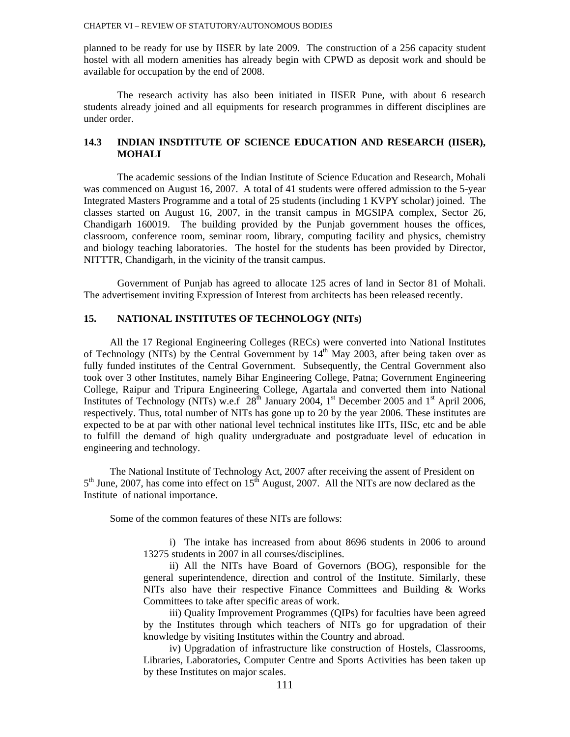planned to be ready for use by IISER by late 2009. The construction of a 256 capacity student hostel with all modern amenities has already begin with CPWD as deposit work and should be available for occupation by the end of 2008.

The research activity has also been initiated in IISER Pune, with about 6 research students already joined and all equipments for research programmes in different disciplines are under order.

### 14.3 INDIAN INSDTITUTE OF SCIENCE EDUCATION AND RESEARCH (IISER), MOHALI

The academic sessions of the Indian Institute of Science Education and Research, Mohali was commenced on August 16, 2007. A total of 41 students were offered admission to the 5-year Integrated Masters Programme and a total of 25 students (including 1 KVPY scholar) joined. The classes started on August 16, 2007, in the transit campus in MGSIPA complex, Sector 26, Chandigarh 160019. The building provided by the Punjab government houses the offices, classroom, conference room, seminar room, library, computing facility and physics, chemistry and biology teaching laboratories. The hostel for the students has been provided by Director, NITTTR, Chandigarh, in the vicinity of the transit campus.

Government of Punjab has agreed to allocate 125 acres of land in Sector 81 of Mohali. The advertisement inviting Expression of Interest from architects has been released recently.

## 15. NATIONAL INSTITUTES OF TECHNOLOGY (NITs)

All the 17 Regional Engineering Colleges (RECs) were converted into National Institutes of Technology (NITs) by the Central Government by 14th May 2003, after being taken over as fully funded institutes of the Central Government. Subsequently, the Central Government also took over 3 other Institutes, namely Bihar Engineering College, Patna; Government Engineering College, Raipur and Tripura Engineering College, Agartala and converted them into National Institutes of Technology (NITs) w.e.f 28th January 2004, 1st December 2005 and 1st April 2006, respectively. Thus, total number of NITs has gone up to 20 by the year 2006. These institutes are expected to be at par with other national level technical institutes like IITs, IISc, etc and be able to fulfill the demand of high quality undergraduate and postgraduate level of education in engineering and technology.

The National Institute of Technology Act, 2007 after receiving the assent of President on 5th June, 2007, has come into effect on 15th August, 2007. All the NITs are now declared as the Institute of national importance.

Some of the common features of these NITs are follows:

i) The intake has increased from about 8696 students in 2006 to around 13275 students in 2007 in all courses/disciplines.

ii) All the NITs have Board of Governors (BOG), responsible for the general superintendence, direction and control of the Institute. Similarly, these NITs also have their respective Finance Committees and Building & Works Committees to take after specific areas of work.

iii) Quality Improvement Programmes (QIPs) for faculties have been agreed by the Institutes through which teachers of NITs go for upgradation of their knowledge by visiting Institutes within the Country and abroad.

iv) Upgradation of infrastructure like construction of Hostels, Classrooms, Libraries, Laboratories, Computer Centre and Sports Activities has been taken up by these Institutes on major scales.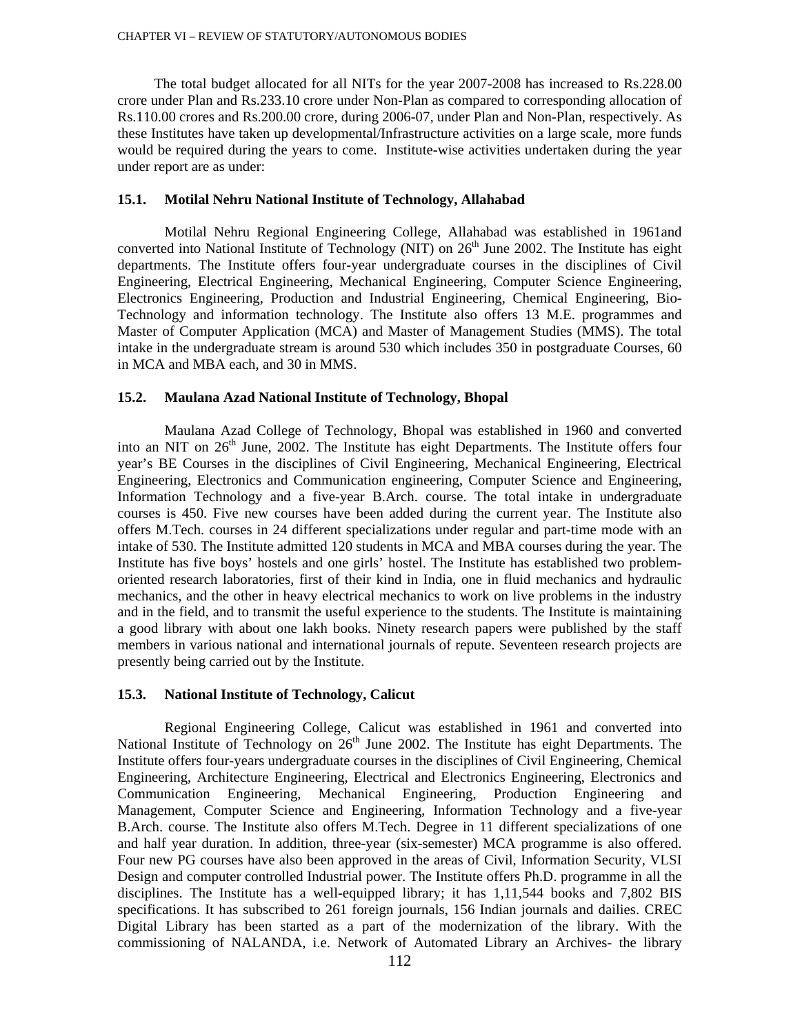The total budget allocated for all NITs for the year 2007-2008 has increased to Rs.228.00 crore under Plan and Rs.233.10 crore under Non-Plan as compared to corresponding allocation of Rs.110.00 crores and Rs.200.00 crore, during 2006-07, under Plan and Non-Plan, respectively. As these Institutes have taken up developmental/Infrastructure activities on a large scale, more funds would be required during the years to come. Institute-wise activities undertaken during the year under report are as under:

### 15.1. Motilal Nehru National Institute of Technology, Allahabad

Motilal Nehru Regional Engineering College, Allahabad was established in 1961and converted into National Institute of Technology (NIT) on 26th June 2002. The Institute has eight departments. The Institute offers four-year undergraduate courses in the disciplines of Civil Engineering, Electrical Engineering, Mechanical Engineering, Computer Science Engineering, Electronics Engineering, Production and Industrial Engineering, Chemical Engineering, Bio-Technology and information technology. The Institute also offers 13 M.E. programmes and Master of Computer Application (MCA) and Master of Management Studies (MMS). The total intake in the undergraduate stream is around 530 which includes 350 in postgraduate Courses, 60 in MCA and MBA each, and 30 in MMS.

### 15.2. Maulana Azad National Institute of Technology, Bhopal

Maulana Azad College of Technology, Bhopal was established in 1960 and converted into an NIT on 26th June, 2002. The Institute has eight Departments. The Institute offers four year's BE Courses in the disciplines of Civil Engineering, Mechanical Engineering, Electrical Engineering, Electronics and Communication engineering, Computer Science and Engineering, Information Technology and a five-year B.Arch. course. The total intake in undergraduate courses is 450. Five new courses have been added during the current year. The Institute also offers M.Tech. courses in 24 different specializations under regular and part-time mode with an intake of 530. The Institute admitted 120 students in MCA and MBA courses during the year. The Institute has five boys' hostels and one girls' hostel. The Institute has established two problem-oriented research laboratories, first of their kind in India, one in fluid mechanics and hydraulic mechanics, and the other in heavy electrical mechanics to work on live problems in the industry and in the field, and to transmit the useful experience to the students. The Institute is maintaining a good library with about one lakh books. Ninety research papers were published by the staff members in various national and international journals of repute. Seventeen research projects are presently being carried out by the Institute.

### 15.3. National Institute of Technology, Calicut

Regional Engineering College, Calicut was established in 1961 and converted into National Institute of Technology on 26th June 2002. The Institute has eight Departments. The Institute offers four-years undergraduate courses in the disciplines of Civil Engineering, Chemical Engineering, Architecture Engineering, Electrical and Electronics Engineering, Electronics and Communication Engineering, Mechanical Engineering, Production Engineering and Management, Computer Science and Engineering, Information Technology and a five-year B.Arch. course. The Institute also offers M.Tech. Degree in 11 different specializations of one and half year duration. In addition, three-year (six-semester) MCA programme is also offered. Four new PG courses have also been approved in the areas of Civil, Information Security, VLSI Design and computer controlled Industrial power. The Institute offers Ph.D. programme in all the disciplines. The Institute has a well-equipped library; it has 1,11,544 books and 7,802 BIS specifications. It has subscribed to 261 foreign journals, 156 Indian journals and dailies. CREC Digital Library has been started as a part of the modernization of the library. With the commissioning of NALANDA, i.e. Network of Automated Library an Archives- the library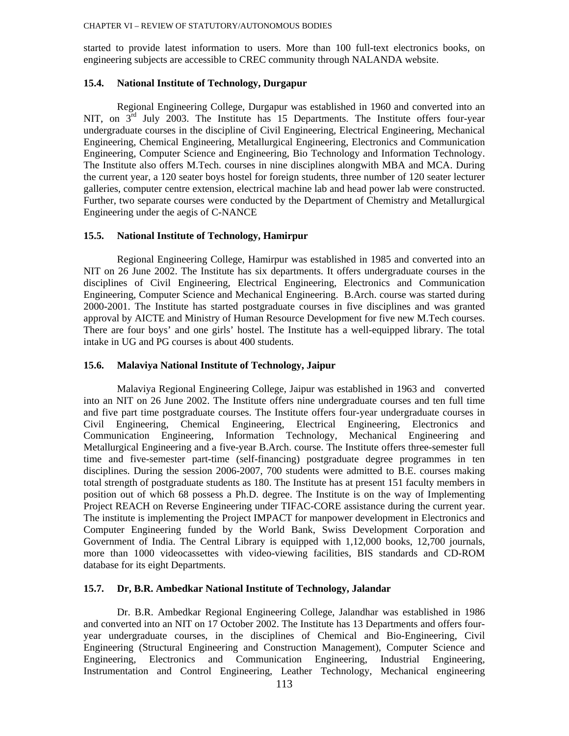started to provide latest information to users. More than 100 full-text electronics books, on engineering subjects are accessible to CREC community through NALANDA website.

### 15.4. National Institute of Technology, Durgapur

Regional Engineering College, Durgapur was established in 1960 and converted into an NIT, on 3rd July 2003. The Institute has 15 Departments. The Institute offers four-year undergraduate courses in the discipline of Civil Engineering, Electrical Engineering, Mechanical Engineering, Chemical Engineering, Metallurgical Engineering, Electronics and Communication Engineering, Computer Science and Engineering, Bio Technology and Information Technology. The Institute also offers M.Tech. courses in nine disciplines alongwith MBA and MCA. During the current year, a 120 seater boys hostel for foreign students, three number of 120 seater lecturer galleries, computer centre extension, electrical machine lab and head power lab were constructed. Further, two separate courses were conducted by the Department of Chemistry and Metallurgical Engineering under the aegis of C-NANCE

### 15.5. National Institute of Technology, Hamirpur

Regional Engineering College, Hamirpur was established in 1985 and converted into an NIT on 26 June 2002. The Institute has six departments. It offers undergraduate courses in the disciplines of Civil Engineering, Electrical Engineering, Electronics and Communication Engineering, Computer Science and Mechanical Engineering. B.Arch. course was started during 2000-2001. The Institute has started postgraduate courses in five disciplines and was granted approval by AICTE and Ministry of Human Resource Development for five new M.Tech courses. There are four boys' and one girls' hostel. The Institute has a well-equipped library. The total intake in UG and PG courses is about 400 students.

### 15.6. Malaviya National Institute of Technology, Jaipur

Malaviya Regional Engineering College, Jaipur was established in 1963 and converted into an NIT on 26 June 2002. The Institute offers nine undergraduate courses and ten full time and five part time postgraduate courses. The Institute offers four-year undergraduate courses in Civil Engineering, Chemical Engineering, Electrical Engineering, Electronics and Communication Engineering, Information Technology, Mechanical Engineering and Metallurgical Engineering and a five-year B.Arch. course. The Institute offers three-semester full time and five-semester part-time (self-financing) postgraduate degree programmes in ten disciplines. During the session 2006-2007, 700 students were admitted to B.E. courses making total strength of postgraduate students as 180. The Institute has at present 151 faculty members in position out of which 68 possess a Ph.D. degree. The Institute is on the way of Implementing Project REACH on Reverse Engineering under TIFAC-CORE assistance during the current year. The institute is implementing the Project IMPACT for manpower development in Electronics and Computer Engineering funded by the World Bank, Swiss Development Corporation and Government of India. The Central Library is equipped with 1,12,000 books, 12,700 journals, more than 1000 videocassettes with video-viewing facilities, BIS standards and CD-ROM database for its eight Departments.

### 15.7. Dr, B.R. Ambedkar National Institute of Technology, Jalandar

Dr. B.R. Ambedkar Regional Engineering College, Jalandhar was established in 1986 and converted into an NIT on 17 October 2002. The Institute has 13 Departments and offers four-year undergraduate courses, in the disciplines of Chemical and Bio-Engineering, Civil Engineering (Structural Engineering and Construction Management), Computer Science and Engineering, Electronics and Communication Engineering, Industrial Engineering, Instrumentation and Control Engineering, Leather Technology, Mechanical engineering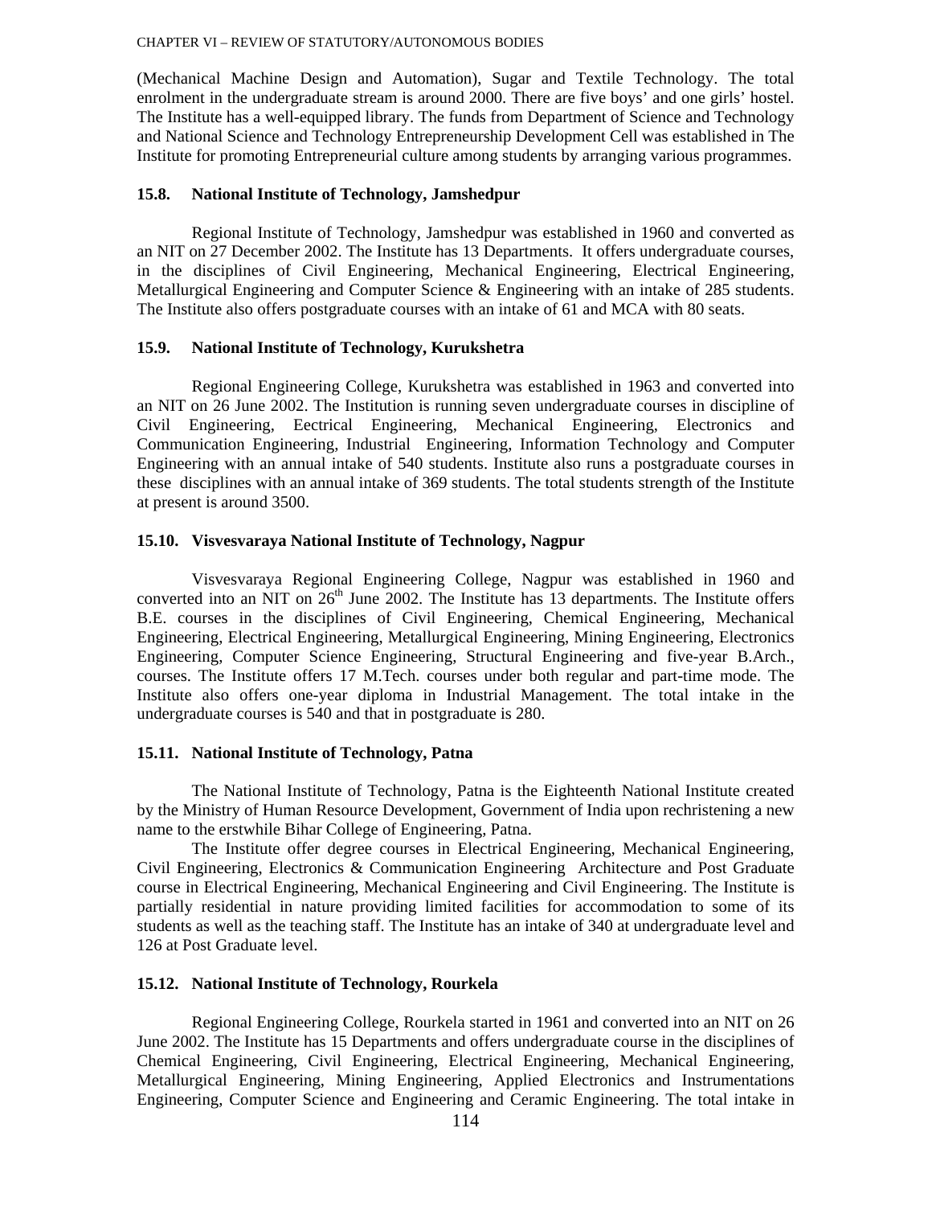(Mechanical Machine Design and Automation), Sugar and Textile Technology. The total enrolment in the undergraduate stream is around 2000. There are five boys' and one girls' hostel. The Institute has a well-equipped library. The funds from Department of Science and Technology and National Science and Technology Entrepreneurship Development Cell was established in The Institute for promoting Entrepreneurial culture among students by arranging various programmes.

### 15.8. National Institute of Technology, Jamshedpur

Regional Institute of Technology, Jamshedpur was established in 1960 and converted as an NIT on 27 December 2002. The Institute has 13 Departments. It offers undergraduate courses, in the disciplines of Civil Engineering, Mechanical Engineering, Electrical Engineering, Metallurgical Engineering and Computer Science & Engineering with an intake of 285 students. The Institute also offers postgraduate courses with an intake of 61 and MCA with 80 seats.

### 15.9. National Institute of Technology, Kurukshetra

Regional Engineering College, Kurukshetra was established in 1963 and converted into an NIT on 26 June 2002. The Institution is running seven undergraduate courses in discipline of Civil Engineering, Eectrical Engineering, Mechanical Engineering, Electronics and Communication Engineering, Industrial Engineering, Information Technology and Computer Engineering with an annual intake of 540 students. Institute also runs a postgraduate courses in these disciplines with an annual intake of 369 students. The total students strength of the Institute at present is around 3500.

### 15.10. Visvesvaraya National Institute of Technology, Nagpur

Visvesvaraya Regional Engineering College, Nagpur was established in 1960 and converted into an NIT on 26th June 2002. The Institute has 13 departments. The Institute offers B.E. courses in the disciplines of Civil Engineering, Chemical Engineering, Mechanical Engineering, Electrical Engineering, Metallurgical Engineering, Mining Engineering, Electronics Engineering, Computer Science Engineering, Structural Engineering and five-year B.Arch., courses. The Institute offers 17 M.Tech. courses under both regular and part-time mode. The Institute also offers one-year diploma in Industrial Management. The total intake in the undergraduate courses is 540 and that in postgraduate is 280.

### 15.11. National Institute of Technology, Patna

The National Institute of Technology, Patna is the Eighteenth National Institute created by the Ministry of Human Resource Development, Government of India upon rechristening a new name to the erstwhile Bihar College of Engineering, Patna.

The Institute offer degree courses in Electrical Engineering, Mechanical Engineering, Civil Engineering, Electronics & Communication Engineering Architecture and Post Graduate course in Electrical Engineering, Mechanical Engineering and Civil Engineering. The Institute is partially residential in nature providing limited facilities for accommodation to some of its students as well as the teaching staff. The Institute has an intake of 340 at undergraduate level and 126 at Post Graduate level.

### 15.12. National Institute of Technology, Rourkela

Regional Engineering College, Rourkela started in 1961 and converted into an NIT on 26 June 2002. The Institute has 15 Departments and offers undergraduate course in the disciplines of Chemical Engineering, Civil Engineering, Electrical Engineering, Mechanical Engineering, Metallurgical Engineering, Mining Engineering, Applied Electronics and Instrumentations Engineering, Computer Science and Engineering and Ceramic Engineering. The total intake in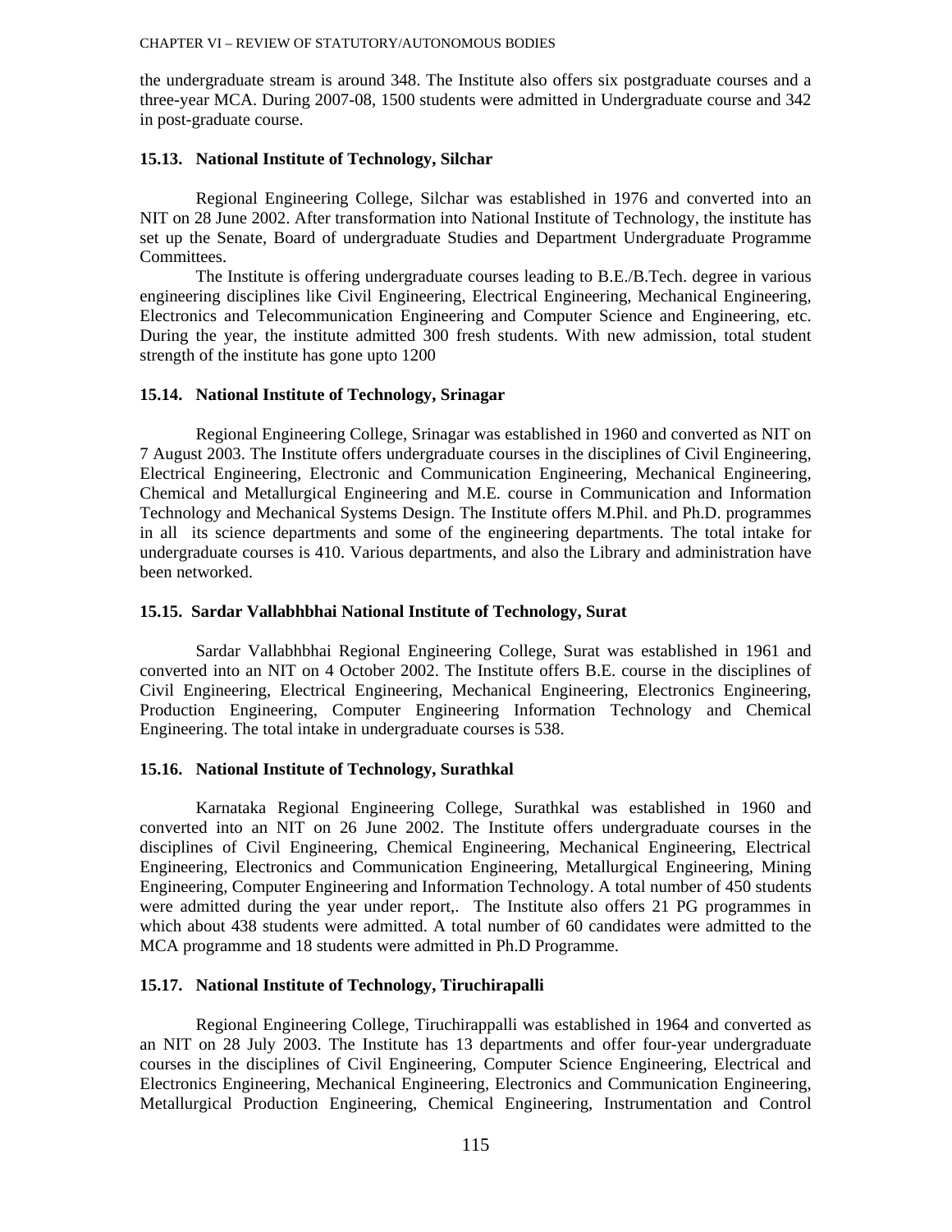the undergraduate stream is around 348. The Institute also offers six postgraduate courses and a three-year MCA. During 2007-08, 1500 students were admitted in Undergraduate course and 342 in post-graduate course.

### 15.13. National Institute of Technology, Silchar

Regional Engineering College, Silchar was established in 1976 and converted into an NIT on 28 June 2002. After transformation into National Institute of Technology, the institute has set up the Senate, Board of undergraduate Studies and Department Undergraduate Programme Committees.

The Institute is offering undergraduate courses leading to B.E./B.Tech. degree in various engineering disciplines like Civil Engineering, Electrical Engineering, Mechanical Engineering, Electronics and Telecommunication Engineering and Computer Science and Engineering, etc. During the year, the institute admitted 300 fresh students. With new admission, total student strength of the institute has gone upto 1200

### 15.14. National Institute of Technology, Srinagar

Regional Engineering College, Srinagar was established in 1960 and converted as NIT on 7 August 2003. The Institute offers undergraduate courses in the disciplines of Civil Engineering, Electrical Engineering, Electronic and Communication Engineering, Mechanical Engineering, Chemical and Metallurgical Engineering and M.E. course in Communication and Information Technology and Mechanical Systems Design. The Institute offers M.Phil. and Ph.D. programmes in all its science departments and some of the engineering departments. The total intake for undergraduate courses is 410. Various departments, and also the Library and administration have been networked.

### 15.15. Sardar Vallabhbhai National Institute of Technology, Surat

Sardar Vallabhbhai Regional Engineering College, Surat was established in 1961 and converted into an NIT on 4 October 2002. The Institute offers B.E. course in the disciplines of Civil Engineering, Electrical Engineering, Mechanical Engineering, Electronics Engineering, Production Engineering, Computer Engineering Information Technology and Chemical Engineering. The total intake in undergraduate courses is 538.

### 15.16. National Institute of Technology, Surathkal

Karnataka Regional Engineering College, Surathkal was established in 1960 and converted into an NIT on 26 June 2002. The Institute offers undergraduate courses in the disciplines of Civil Engineering, Chemical Engineering, Mechanical Engineering, Electrical Engineering, Electronics and Communication Engineering, Metallurgical Engineering, Mining Engineering, Computer Engineering and Information Technology. A total number of 450 students were admitted during the year under report,. The Institute also offers 21 PG programmes in which about 438 students were admitted. A total number of 60 candidates were admitted to the MCA programme and 18 students were admitted in Ph.D Programme.

### 15.17. National Institute of Technology, Tiruchirapalli

Regional Engineering College, Tiruchirappalli was established in 1964 and converted as an NIT on 28 July 2003. The Institute has 13 departments and offer four-year undergraduate courses in the disciplines of Civil Engineering, Computer Science Engineering, Electrical and Electronics Engineering, Mechanical Engineering, Electronics and Communication Engineering, Metallurgical Production Engineering, Chemical Engineering, Instrumentation and Control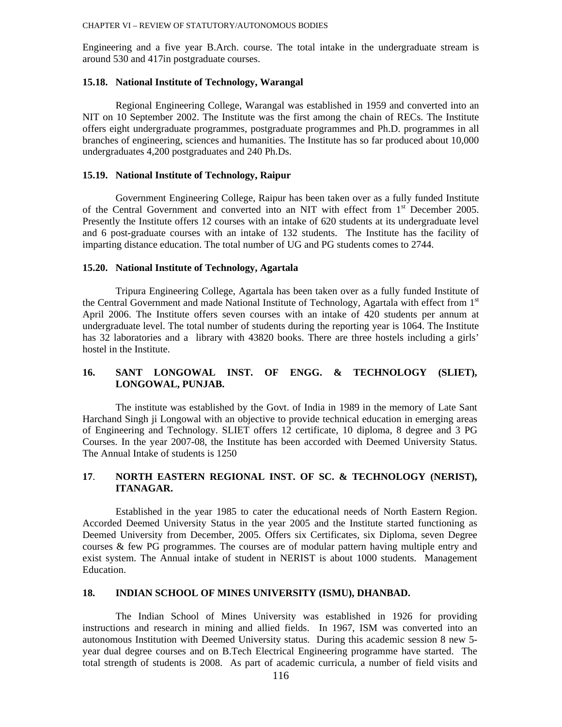Engineering and a five year B.Arch. course. The total intake in the undergraduate stream is around 530 and 417in postgraduate courses.

### 15.18. National Institute of Technology, Warangal

Regional Engineering College, Warangal was established in 1959 and converted into an NIT on 10 September 2002. The Institute was the first among the chain of RECs. The Institute offers eight undergraduate programmes, postgraduate programmes and Ph.D. programmes in all branches of engineering, sciences and humanities. The Institute has so far produced about 10,000 undergraduates 4,200 postgraduates and 240 Ph.Ds.

### 15.19. National Institute of Technology, Raipur

Government Engineering College, Raipur has been taken over as a fully funded Institute of the Central Government and converted into an NIT with effect from 1st December 2005. Presently the Institute offers 12 courses with an intake of 620 students at its undergraduate level and 6 post-graduate courses with an intake of 132 students. The Institute has the facility of imparting distance education. The total number of UG and PG students comes to 2744.

### 15.20. National Institute of Technology, Agartala

Tripura Engineering College, Agartala has been taken over as a fully funded Institute of the Central Government and made National Institute of Technology, Agartala with effect from 1st April 2006. The Institute offers seven courses with an intake of 420 students per annum at undergraduate level. The total number of students during the reporting year is 1064. The Institute has 32 laboratories and a library with 43820 books. There are three hostels including a girls' hostel in the Institute.

## 16. SANT LONGOWAL INST. OF ENGG. & TECHNOLOGY (SLIET), LONGOWAL, PUNJAB.

The institute was established by the Govt. of India in 1989 in the memory of Late Sant Harchand Singh ji Longowal with an objective to provide technical education in emerging areas of Engineering and Technology. SLIET offers 12 certificate, 10 diploma, 8 degree and 3 PG Courses. In the year 2007-08, the Institute has been accorded with Deemed University Status. The Annual Intake of students is 1250

## 17. NORTH EASTERN REGIONAL INST. OF SC. & TECHNOLOGY (NERIST), ITANAGAR.

Established in the year 1985 to cater the educational needs of North Eastern Region. Accorded Deemed University Status in the year 2005 and the Institute started functioning as Deemed University from December, 2005. Offers six Certificates, six Diploma, seven Degree courses & few PG programmes. The courses are of modular pattern having multiple entry and exist system. The Annual intake of student in NERIST is about 1000 students. Management Education.

## 18. INDIAN SCHOOL OF MINES UNIVERSITY (ISMU), DHANBAD.

The Indian School of Mines University was established in 1926 for providing instructions and research in mining and allied fields. In 1967, ISM was converted into an autonomous Institution with Deemed University status. During this academic session 8 new 5-year dual degree courses and on B.Tech Electrical Engineering programme have started. The total strength of students is 2008. As part of academic curricula, a number of field visits and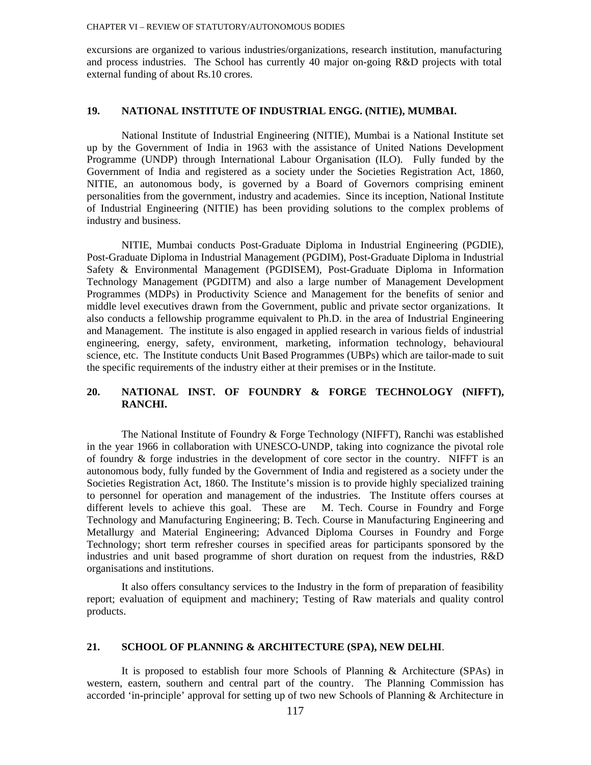excursions are organized to various industries/organizations, research institution, manufacturing and process industries. The School has currently 40 major on-going R&D projects with total external funding of about Rs.10 crores.

## 19. NATIONAL INSTITUTE OF INDUSTRIAL ENGG. (NITIE), MUMBAI.

National Institute of Industrial Engineering (NITIE), Mumbai is a National Institute set up by the Government of India in 1963 with the assistance of United Nations Development Programme (UNDP) through International Labour Organisation (ILO). Fully funded by the Government of India and registered as a society under the Societies Registration Act, 1860, NITIE, an autonomous body, is governed by a Board of Governors comprising eminent personalities from the government, industry and academies. Since its inception, National Institute of Industrial Engineering (NITIE) has been providing solutions to the complex problems of industry and business.

NITIE, Mumbai conducts Post-Graduate Diploma in Industrial Engineering (PGDIE), Post-Graduate Diploma in Industrial Management (PGDIM), Post-Graduate Diploma in Industrial Safety & Environmental Management (PGDISEM), Post-Graduate Diploma in Information Technology Management (PGDITM) and also a large number of Management Development Programmes (MDPs) in Productivity Science and Management for the benefits of senior and middle level executives drawn from the Government, public and private sector organizations. It also conducts a fellowship programme equivalent to Ph.D. in the area of Industrial Engineering and Management. The institute is also engaged in applied research in various fields of industrial engineering, energy, safety, environment, marketing, information technology, behavioural science, etc. The Institute conducts Unit Based Programmes (UBPs) which are tailor-made to suit the specific requirements of the industry either at their premises or in the Institute.

## 20. NATIONAL INST. OF FOUNDRY & FORGE TECHNOLOGY (NIFFT), RANCHI.

The National Institute of Foundry & Forge Technology (NIFFT), Ranchi was established in the year 1966 in collaboration with UNESCO-UNDP, taking into cognizance the pivotal role of foundry & forge industries in the development of core sector in the country. NIFFT is an autonomous body, fully funded by the Government of India and registered as a society under the Societies Registration Act, 1860. The Institute's mission is to provide highly specialized training to personnel for operation and management of the industries. The Institute offers courses at different levels to achieve this goal. These are M. Tech. Course in Foundry and Forge Technology and Manufacturing Engineering; B. Tech. Course in Manufacturing Engineering and Metallurgy and Material Engineering; Advanced Diploma Courses in Foundry and Forge Technology; short term refresher courses in specified areas for participants sponsored by the industries and unit based programme of short duration on request from the industries, R&D organisations and institutions.

It also offers consultancy services to the Industry in the form of preparation of feasibility report; evaluation of equipment and machinery; Testing of Raw materials and quality control products.

## 21. SCHOOL OF PLANNING & ARCHITECTURE (SPA), NEW DELHI.

It is proposed to establish four more Schools of Planning & Architecture (SPAs) in western, eastern, southern and central part of the country. The Planning Commission has accorded 'in-principle' approval for setting up of two new Schools of Planning & Architecture in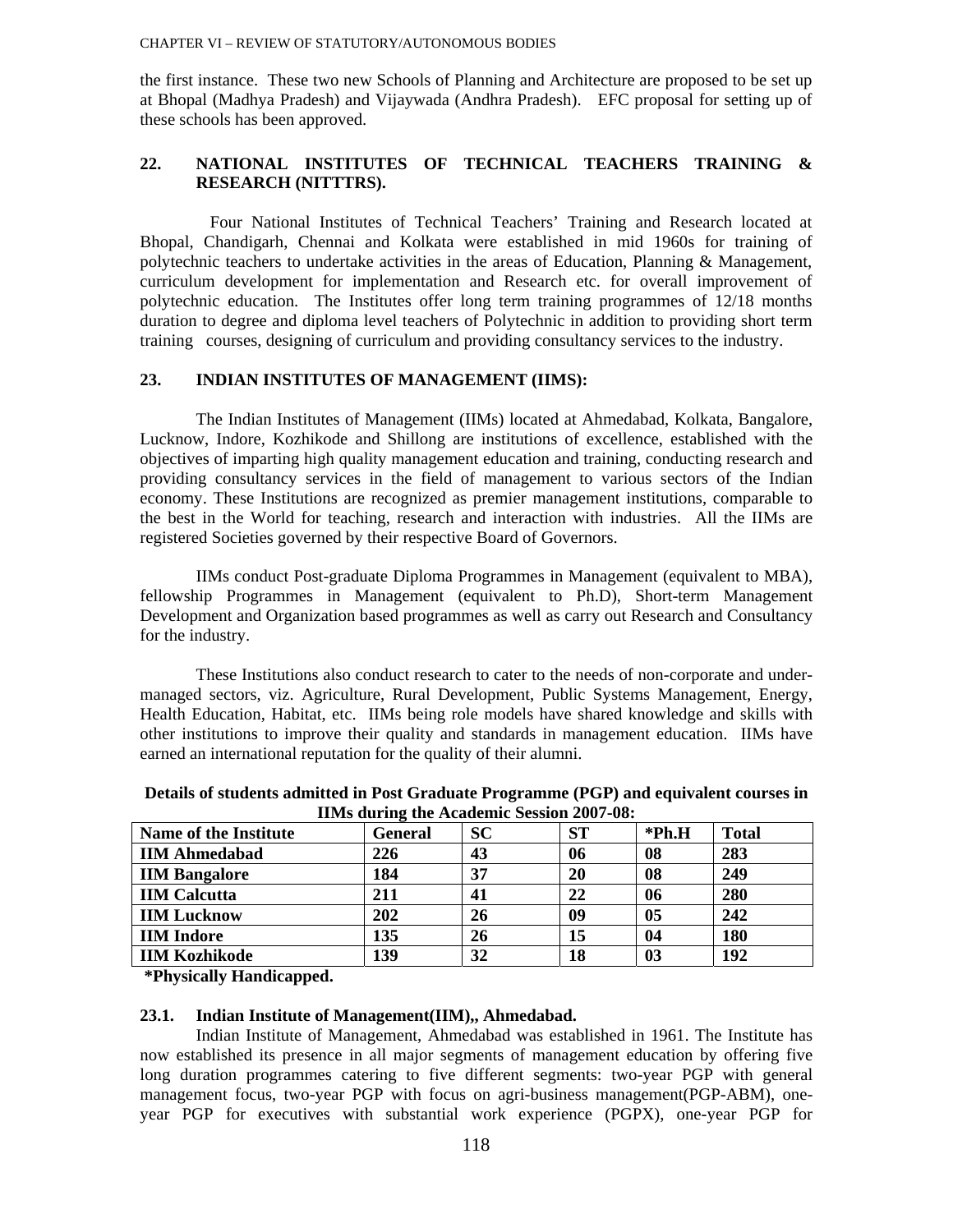the first instance. These two new Schools of Planning and Architecture are proposed to be set up at Bhopal (Madhya Pradesh) and Vijaywada (Andhra Pradesh). EFC proposal for setting up of these schools has been approved.

## 22. NATIONAL INSTITUTES OF TECHNICAL TEACHERS TRAINING & RESEARCH (NITTTRS).

Four National Institutes of Technical Teachers' Training and Research located at Bhopal, Chandigarh, Chennai and Kolkata were established in mid 1960s for training of polytechnic teachers to undertake activities in the areas of Education, Planning & Management, curriculum development for implementation and Research etc. for overall improvement of polytechnic education. The Institutes offer long term training programmes of 12/18 months duration to degree and diploma level teachers of Polytechnic in addition to providing short term training courses, designing of curriculum and providing consultancy services to the industry.

## 23. INDIAN INSTITUTES OF MANAGEMENT (IIMS):

The Indian Institutes of Management (IIMs) located at Ahmedabad, Kolkata, Bangalore, Lucknow, Indore, Kozhikode and Shillong are institutions of excellence, established with the objectives of imparting high quality management education and training, conducting research and providing consultancy services in the field of management to various sectors of the Indian economy. These Institutions are recognized as premier management institutions, comparable to the best in the World for teaching, research and interaction with industries. All the IIMs are registered Societies governed by their respective Board of Governors.

IIMs conduct Post-graduate Diploma Programmes in Management (equivalent to MBA), fellowship Programmes in Management (equivalent to Ph.D), Short-term Management Development and Organization based programmes as well as carry out Research and Consultancy for the industry.

These Institutions also conduct research to cater to the needs of non-corporate and under-managed sectors, viz. Agriculture, Rural Development, Public Systems Management, Energy, Health Education, Habitat, etc. IIMs being role models have shared knowledge and skills with other institutions to improve their quality and standards in management education. IIMs have earned an international reputation for the quality of their alumni.

**Details of students admitted in Post Graduate Programme (PGP) and equivalent courses in IIMs during the Academic Session 2007-08:**

| Name of the Institute | General | SC | ST | *Ph.H | Total |
|---|---|---|---|---|---|
| IIM Ahmedabad | 226 | 43 | 06 | 08 | 283 |
| IIM Bangalore | 184 | 37 | 20 | 08 | 249 |
| IIM Calcutta | 211 | 41 | 22 | 06 | 280 |
| IIM Lucknow | 202 | 26 | 09 | 05 | 242 |
| IIM Indore | 135 | 26 | 15 | 04 | 180 |
| IIM Kozhikode | 139 | 32 | 18 | 03 | 192 |

**\*Physically Handicapped.**

### 23.1. Indian Institute of Management(IIM),, Ahmedabad.

Indian Institute of Management, Ahmedabad was established in 1961. The Institute has now established its presence in all major segments of management education by offering five long duration programmes catering to five different segments: two-year PGP with general management focus, two-year PGP with focus on agri-business management(PGP-ABM), one-year PGP for executives with substantial work experience (PGPX), one-year PGP for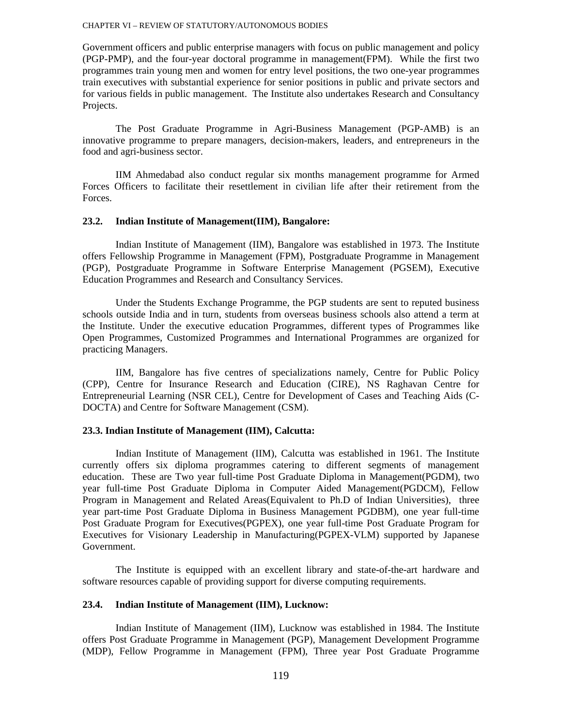Government officers and public enterprise managers with focus on public management and policy (PGP-PMP), and the four-year doctoral programme in management(FPM). While the first two programmes train young men and women for entry level positions, the two one-year programmes train executives with substantial experience for senior positions in public and private sectors and for various fields in public management. The Institute also undertakes Research and Consultancy Projects.

The Post Graduate Programme in Agri-Business Management (PGP-AMB) is an innovative programme to prepare managers, decision-makers, leaders, and entrepreneurs in the food and agri-business sector.

IIM Ahmedabad also conduct regular six months management programme for Armed Forces Officers to facilitate their resettlement in civilian life after their retirement from the Forces.

### 23.2. Indian Institute of Management(IIM), Bangalore:

Indian Institute of Management (IIM), Bangalore was established in 1973. The Institute offers Fellowship Programme in Management (FPM), Postgraduate Programme in Management (PGP), Postgraduate Programme in Software Enterprise Management (PGSEM), Executive Education Programmes and Research and Consultancy Services.

Under the Students Exchange Programme, the PGP students are sent to reputed business schools outside India and in turn, students from overseas business schools also attend a term at the Institute. Under the executive education Programmes, different types of Programmes like Open Programmes, Customized Programmes and International Programmes are organized for practicing Managers.

IIM, Bangalore has five centres of specializations namely, Centre for Public Policy (CPP), Centre for Insurance Research and Education (CIRE), NS Raghavan Centre for Entrepreneurial Learning (NSR CEL), Centre for Development of Cases and Teaching Aids (C-DOCTA) and Centre for Software Management (CSM).

### 23.3. Indian Institute of Management (IIM), Calcutta:

Indian Institute of Management (IIM), Calcutta was established in 1961. The Institute currently offers six diploma programmes catering to different segments of management education. These are Two year full-time Post Graduate Diploma in Management(PGDM), two year full-time Post Graduate Diploma in Computer Aided Management(PGDCM), Fellow Program in Management and Related Areas(Equivalent to Ph.D of Indian Universities), three year part-time Post Graduate Diploma in Business Management PGDBM), one year full-time Post Graduate Program for Executives(PGPEX), one year full-time Post Graduate Program for Executives for Visionary Leadership in Manufacturing(PGPEX-VLM) supported by Japanese Government.

The Institute is equipped with an excellent library and state-of-the-art hardware and software resources capable of providing support for diverse computing requirements.

### 23.4. Indian Institute of Management (IIM), Lucknow:

Indian Institute of Management (IIM), Lucknow was established in 1984. The Institute offers Post Graduate Programme in Management (PGP), Management Development Programme (MDP), Fellow Programme in Management (FPM), Three year Post Graduate Programme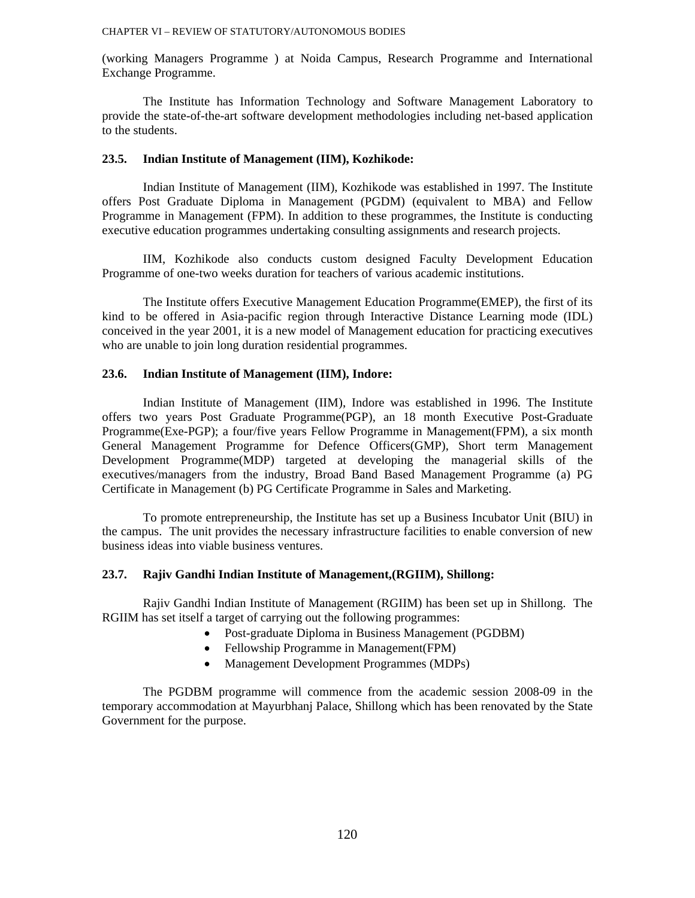(working Managers Programme ) at Noida Campus, Research Programme and International Exchange Programme.

The Institute has Information Technology and Software Management Laboratory to provide the state-of-the-art software development methodologies including net-based application to the students.

### 23.5. Indian Institute of Management (IIM), Kozhikode:

Indian Institute of Management (IIM), Kozhikode was established in 1997. The Institute offers Post Graduate Diploma in Management (PGDM) (equivalent to MBA) and Fellow Programme in Management (FPM). In addition to these programmes, the Institute is conducting executive education programmes undertaking consulting assignments and research projects.

IIM, Kozhikode also conducts custom designed Faculty Development Education Programme of one-two weeks duration for teachers of various academic institutions.

The Institute offers Executive Management Education Programme(EMEP), the first of its kind to be offered in Asia-pacific region through Interactive Distance Learning mode (IDL) conceived in the year 2001, it is a new model of Management education for practicing executives who are unable to join long duration residential programmes.

### 23.6. Indian Institute of Management (IIM), Indore:

Indian Institute of Management (IIM), Indore was established in 1996. The Institute offers two years Post Graduate Programme(PGP), an 18 month Executive Post-Graduate Programme(Exe-PGP); a four/five years Fellow Programme in Management(FPM), a six month General Management Programme for Defence Officers(GMP), Short term Management Development Programme(MDP) targeted at developing the managerial skills of the executives/managers from the industry, Broad Band Based Management Programme (a) PG Certificate in Management (b) PG Certificate Programme in Sales and Marketing.

To promote entrepreneurship, the Institute has set up a Business Incubator Unit (BIU) in the campus. The unit provides the necessary infrastructure facilities to enable conversion of new business ideas into viable business ventures.

### 23.7. Rajiv Gandhi Indian Institute of Management,(RGIIM), Shillong:

Rajiv Gandhi Indian Institute of Management (RGIIM) has been set up in Shillong. The RGIIM has set itself a target of carrying out the following programmes:

- Post-graduate Diploma in Business Management (PGDBM)
- Fellowship Programme in Management(FPM)
- Management Development Programmes (MDPs)

The PGDBM programme will commence from the academic session 2008-09 in the temporary accommodation at Mayurbhanj Palace, Shillong which has been renovated by the State Government for the purpose.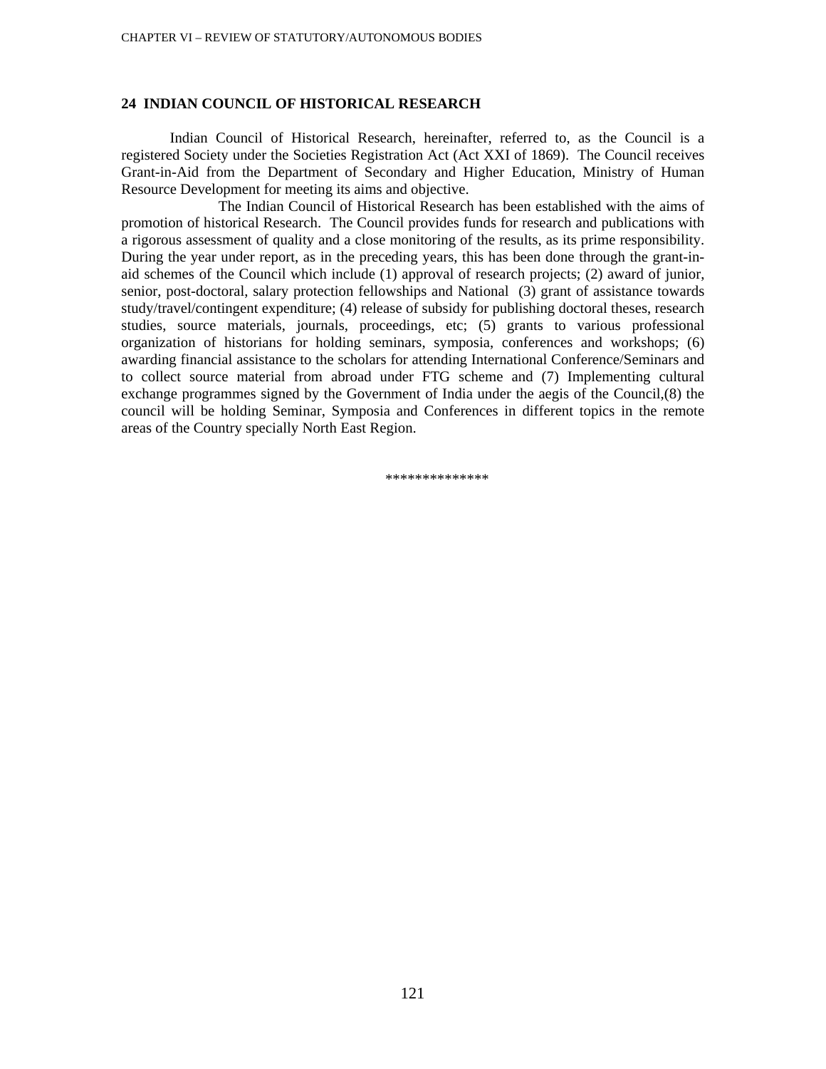## 24 INDIAN COUNCIL OF HISTORICAL RESEARCH

Indian Council of Historical Research, hereinafter, referred to, as the Council is a registered Society under the Societies Registration Act (Act XXI of 1869). The Council receives Grant-in-Aid from the Department of Secondary and Higher Education, Ministry of Human Resource Development for meeting its aims and objective.

The Indian Council of Historical Research has been established with the aims of promotion of historical Research. The Council provides funds for research and publications with a rigorous assessment of quality and a close monitoring of the results, as its prime responsibility. During the year under report, as in the preceding years, this has been done through the grant-in-aid schemes of the Council which include (1) approval of research projects; (2) award of junior, senior, post-doctoral, salary protection fellowships and National (3) grant of assistance towards study/travel/contingent expenditure; (4) release of subsidy for publishing doctoral theses, research studies, source materials, journals, proceedings, etc; (5) grants to various professional organization of historians for holding seminars, symposia, conferences and workshops; (6) awarding financial assistance to the scholars for attending International Conference/Seminars and to collect source material from abroad under FTG scheme and (7) Implementing cultural exchange programmes signed by the Government of India under the aegis of the Council,(8) the council will be holding Seminar, Symposia and Conferences in different topics in the remote areas of the Country specially North East Region.

**************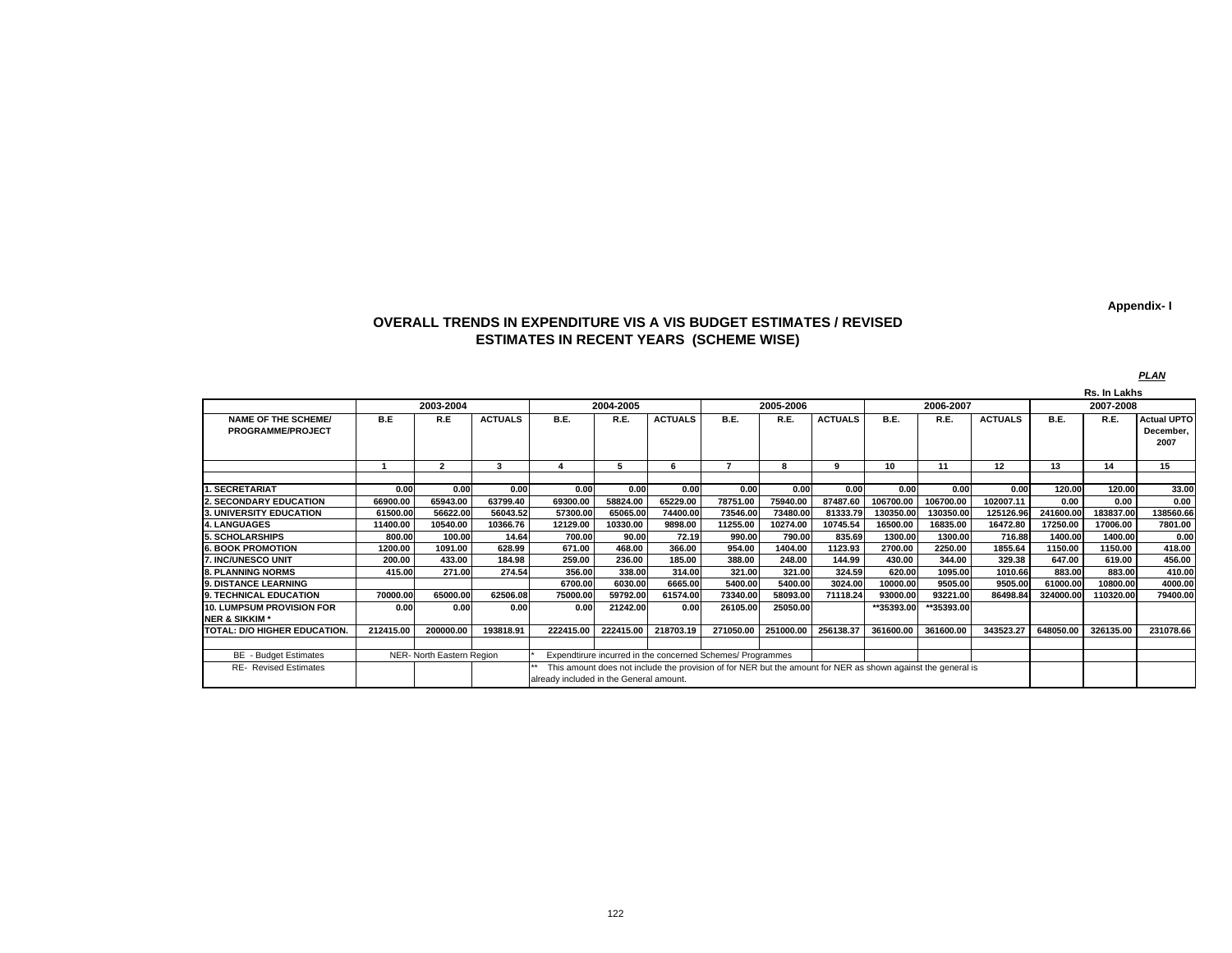Appendix- I

# OVERALL TRENDS IN EXPENDITURE VIS A VIS BUDGET ESTIMATES / REVISED ESTIMATES IN RECENT YEARS (SCHEME WISE)

*PLAN*

Rs. In Lakhs

| | 2003-2004 | | | 2004-2005 | | | 2005-2006 | | | 2006-2007 | | | 2007-2008 | | |
|---|---|---|---|---|---|---|---|---|---|---|---|---|---|---|---|
| NAME OF THE SCHEME/ PROGRAMME/PROJECT | B.E | R.E | ACTUALS | B.E. | R.E. | ACTUALS | B.E. | R.E. | ACTUALS | B.E. | R.E. | ACTUALS | B.E. | R.E. | Actual UPTO December, 2007 |
| | 1 | 2 | 3 | 4 | 5 | 6 | 7 | 8 | 9 | 10 | 11 | 12 | 13 | 14 | 15 |
| 1. SECRETARIAT | 0.00 | 0.00 | 0.00 | 0.00 | 0.00 | 0.00 | 0.00 | 0.00 | 0.00 | 0.00 | 0.00 | 0.00 | 120.00 | 120.00 | 33.00 |
| 2. SECONDARY EDUCATION | 66900.00 | 65943.00 | 63799.40 | 69300.00 | 58824.00 | 65229.00 | 78751.00 | 75940.00 | 87487.60 | 106700.00 | 106700.00 | 102007.11 | 0.00 | 0.00 | 0.00 |
| 3. UNIVERSITY EDUCATION | 61500.00 | 56622.00 | 56043.52 | 57300.00 | 65065.00 | 74400.00 | 73546.00 | 73480.00 | 81333.79 | 130350.00 | 130350.00 | 125126.96 | 241600.00 | 183837.00 | 138560.66 |
| 4. LANGUAGES | 11400.00 | 10540.00 | 10366.76 | 12129.00 | 10330.00 | 9898.00 | 11255.00 | 10274.00 | 10745.54 | 16500.00 | 16835.00 | 16472.80 | 17250.00 | 17006.00 | 7801.00 |
| 5. SCHOLARSHIPS | 800.00 | 100.00 | 14.64 | 700.00 | 90.00 | 72.19 | 990.00 | 790.00 | 835.69 | 1300.00 | 1300.00 | 716.88 | 1400.00 | 1400.00 | 0.00 |
| 6. BOOK PROMOTION | 1200.00 | 1091.00 | 628.99 | 671.00 | 468.00 | 366.00 | 954.00 | 1404.00 | 1123.93 | 2700.00 | 2250.00 | 1855.64 | 1150.00 | 1150.00 | 418.00 |
| 7. INC/UNESCO UNIT | 200.00 | 433.00 | 184.98 | 259.00 | 236.00 | 185.00 | 388.00 | 248.00 | 144.99 | 430.00 | 344.00 | 329.38 | 647.00 | 619.00 | 456.00 |
| 8. PLANNING NORMS | 415.00 | 271.00 | 274.54 | 356.00 | 338.00 | 314.00 | 321.00 | 321.00 | 324.59 | 620.00 | 1095.00 | 1010.66 | 883.00 | 883.00 | 410.00 |
| 9. DISTANCE LEARNING | | | | 6700.00 | 6030.00 | 6665.00 | 5400.00 | 5400.00 | 3024.00 | 10000.00 | 9505.00 | 9505.00 | 61000.00 | 10800.00 | 4000.00 |
| 9. TECHNICAL EDUCATION | 70000.00 | 65000.00 | 62506.08 | 75000.00 | 59792.00 | 61574.00 | 73340.00 | 58093.00 | 71118.24 | 93000.00 | 93221.00 | 86498.84 | 324000.00 | 110320.00 | 79400.00 |
| 10. LUMPSUM PROVISION FOR NER & SIKKIM * | 0.00 | 0.00 | 0.00 | 0.00 | 21242.00 | 0.00 | 26105.00 | 25050.00 | | **35393.00 | **35393.00 | | | | |
| TOTAL: D/O HIGHER EDUCATION. | 212415.00 | 200000.00 | 193818.91 | 222415.00 | 222415.00 | 218703.19 | 271050.00 | 251000.00 | 256138.37 | 361600.00 | 361600.00 | 343523.27 | 648050.00 | 326135.00 | 231078.66 |

BE - Budget Estimates
RE- Revised Estimates
NER- North Eastern Region

\* Expendtirure incurred in the concerned Schemes/ Programmes

** This amount does not include the provision of for NER but the amount for NER as shown against the general is already included in the General amount.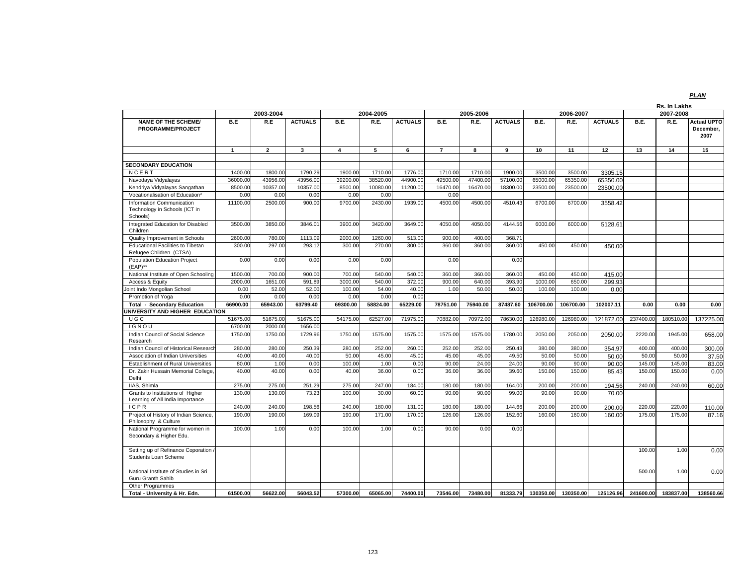*PLAN*

Rs. In Lakhs

| NAME OF THE SCHEME/ PROGRAMME/PROJECT | 2003-2004 | | | 2004-2005 | | | 2005-2006 | | | 2006-2007 | | | 2007-2008 | | |
|---|---|---|---|---|---|---|---|---|---|---|---|---|---|---|---|
| | B.E | R.E | ACTUALS | B.E. | R.E. | ACTUALS | B.E. | R.E. | ACTUALS | B.E. | R.E. | ACTUALS | B.E. | R.E. | Actual UPTO December, 2007 |
| | 1 | 2 | 3 | 4 | 5 | 6 | 7 | 8 | 9 | 10 | 11 | 12 | 13 | 14 | 15 |
| **SECONDARY EDUCATION** | | | | | | | | | | | | | | | |
| N C E R T | 1400.00 | 1800.00 | 1790.29 | 1900.00 | 1710.00 | 1776.00 | 1710.00 | 1710.00 | 1900.00 | 3500.00 | 3500.00 | 3305.15 | | | |
| Navodaya Vidyalayas | 36000.00 | 43956.00 | 43956.00 | 39200.00 | 38520.00 | 44900.00 | 49500.00 | 47400.00 | 57100.00 | 65000.00 | 65350.00 | 65350.00 | | | |
| Kendriya Vidyalayas Sangathan | 8500.00 | 10357.00 | 10357.00 | 8500.00 | 10080.00 | 11200.00 | 16470.00 | 16470.00 | 18300.00 | 23500.00 | 23500.00 | 23500.00 | | | |
| Vocationalisation of Education* | 0.00 | 0.00 | 0.00 | 0.00 | 0.00 | | 0.00 | | | | | | | | |
| Information Communication Technology in Schools (ICT in Schools) | 11100.00 | 2500.00 | 900.00 | 9700.00 | 2430.00 | 1939.00 | 4500.00 | 4500.00 | 4510.43 | 6700.00 | 6700.00 | 3558.42 | | | |
| Integrated Education for Disabled Children | 3500.00 | 3850.00 | 3846.01 | 3900.00 | 3420.00 | 3649.00 | 4050.00 | 4050.00 | 4144.56 | 6000.00 | 6000.00 | 5128.61 | | | |
| Quality Improvement in Schools | 2600.00 | 780.00 | 1113.09 | 2000.00 | 1260.00 | 513.00 | 900.00 | 400.00 | 368.71 | | | | | | |
| Educational Facilities to Tibetan Refugee Children (CTSA) | 300.00 | 297.00 | 293.12 | 300.00 | 270.00 | 300.00 | 360.00 | 360.00 | 360.00 | 450.00 | 450.00 | 450.00 | | | |
| Population Education Project (EAP)** | 0.00 | 0.00 | 0.00 | 0.00 | 0.00 | | 0.00 | | 0.00 | | | | | | |
| National Institute of Open Schooling | 1500.00 | 700.00 | 900.00 | 700.00 | 540.00 | 540.00 | 360.00 | 360.00 | 360.00 | 450.00 | 450.00 | 415.00 | | | |
| Access & Equity | 2000.00 | 1651.00 | 591.89 | 3000.00 | 540.00 | 372.00 | 900.00 | 640.00 | 393.90 | 1000.00 | 650.00 | 299.93 | | | |
| Joint Indo Mongolian School | 0.00 | 52.00 | 52.00 | 100.00 | 54.00 | 40.00 | 1.00 | 50.00 | 50.00 | 100.00 | 100.00 | 0.00 | | | |
| Promotion of Yoga | 0.00 | 0.00 | 0.00 | 0.00 | 0.00 | 0.00 | | | | | | | | | |
| **Total - Secondary Education** | **66900.00** | **65943.00** | **63799.40** | **69300.00** | **58824.00** | **65229.00** | **78751.00** | **75940.00** | **87487.60** | **106700.00** | **106700.00** | **102007.11** | **0.00** | **0.00** | **0.00** |
| **UNIVERSITY AND HIGHER EDUCATION** | | | | | | | | | | | | | | | |
| U G C | 51675.00 | 51675.00 | 51675.00 | 54175.00 | 62527.00 | 71975.00 | 70882.00 | 70972.00 | 78630.00 | 126980.00 | 126980.00 | 121872.00 | 237400.00 | 180510.00 | 137225.00 |
| I G N O U | 6700.00 | 2000.00 | 1656.00 | | | | | | | | | | | | |
| Indian Council of Social Science Research | 1750.00 | 1750.00 | 1729.96 | 1750.00 | 1575.00 | 1575.00 | 1575.00 | 1575.00 | 1780.00 | 2050.00 | 2050.00 | 2050.00 | 2220.00 | 1945.00 | 658.00 |
| Indian Council of Historical Research | 280.00 | 280.00 | 250.39 | 280.00 | 252.00 | 260.00 | 252.00 | 252.00 | 250.43 | 380.00 | 380.00 | 354.97 | 400.00 | 400.00 | 300.00 |
| Association of Indian Universities | 40.00 | 40.00 | 40.00 | 50.00 | 45.00 | 45.00 | 45.00 | 45.00 | 49.50 | 50.00 | 50.00 | 50.00 | 50.00 | 50.00 | 37.50 |
| Establishment of Rural Universities | 80.00 | 1.00 | 0.00 | 100.00 | 1.00 | 0.00 | 90.00 | 24.00 | 24.00 | 90.00 | 90.00 | 90.00 | 145.00 | 145.00 | 83.00 |
| Dr. Zakir Hussain Memorial College, Delhi | 40.00 | 40.00 | 0.00 | 40.00 | 36.00 | 0.00 | 36.00 | 36.00 | 39.60 | 150.00 | 150.00 | 85.43 | 150.00 | 150.00 | 0.00 |
| IIAS, Shimla | 275.00 | 275.00 | 251.29 | 275.00 | 247.00 | 184.00 | 180.00 | 180.00 | 164.00 | 200.00 | 200.00 | 194.56 | 240.00 | 240.00 | 60.00 |
| Grants to Institutions of Higher Learning of All India Importance | 130.00 | 130.00 | 73.23 | 100.00 | 30.00 | 60.00 | 90.00 | 90.00 | 99.00 | 90.00 | 90.00 | 70.00 | | | |
| I C P R | 240.00 | 240.00 | 198.56 | 240.00 | 180.00 | 131.00 | 180.00 | 180.00 | 144.66 | 200.00 | 200.00 | 200.00 | 220.00 | 220.00 | 110.00 |
| Project of History of Indian Science, Philosophy & Culture | 190.00 | 190.00 | 169.09 | 190.00 | 171.00 | 170.00 | 126.00 | 126.00 | 152.60 | 160.00 | 160.00 | 160.00 | 175.00 | 175.00 | 87.16 |
| National Programme for women in Secondary & Higher Edu. | 100.00 | 1.00 | 0.00 | 100.00 | 1.00 | 0.00 | 90.00 | 0.00 | 0.00 | | | | | | |
| Setting up of Refinance Coporation / Students Loan Scheme | | | | | | | | | | | | | 100.00 | 1.00 | 0.00 |
| National Institute of Studies in Sri Guru Granth Sahib | | | | | | | | | | | | | 500.00 | 1.00 | 0.00 |
| Other Programmes | | | | | | | | | | | | | | | |
| **Total - University & Hr. Edn.** | **61500.00** | **56622.00** | **56043.52** | **57300.00** | **65065.00** | **74400.00** | **73546.00** | **73480.00** | **81333.79** | **130350.00** | **130350.00** | **125126.96** | **241600.00** | **183837.00** | **138560.66** |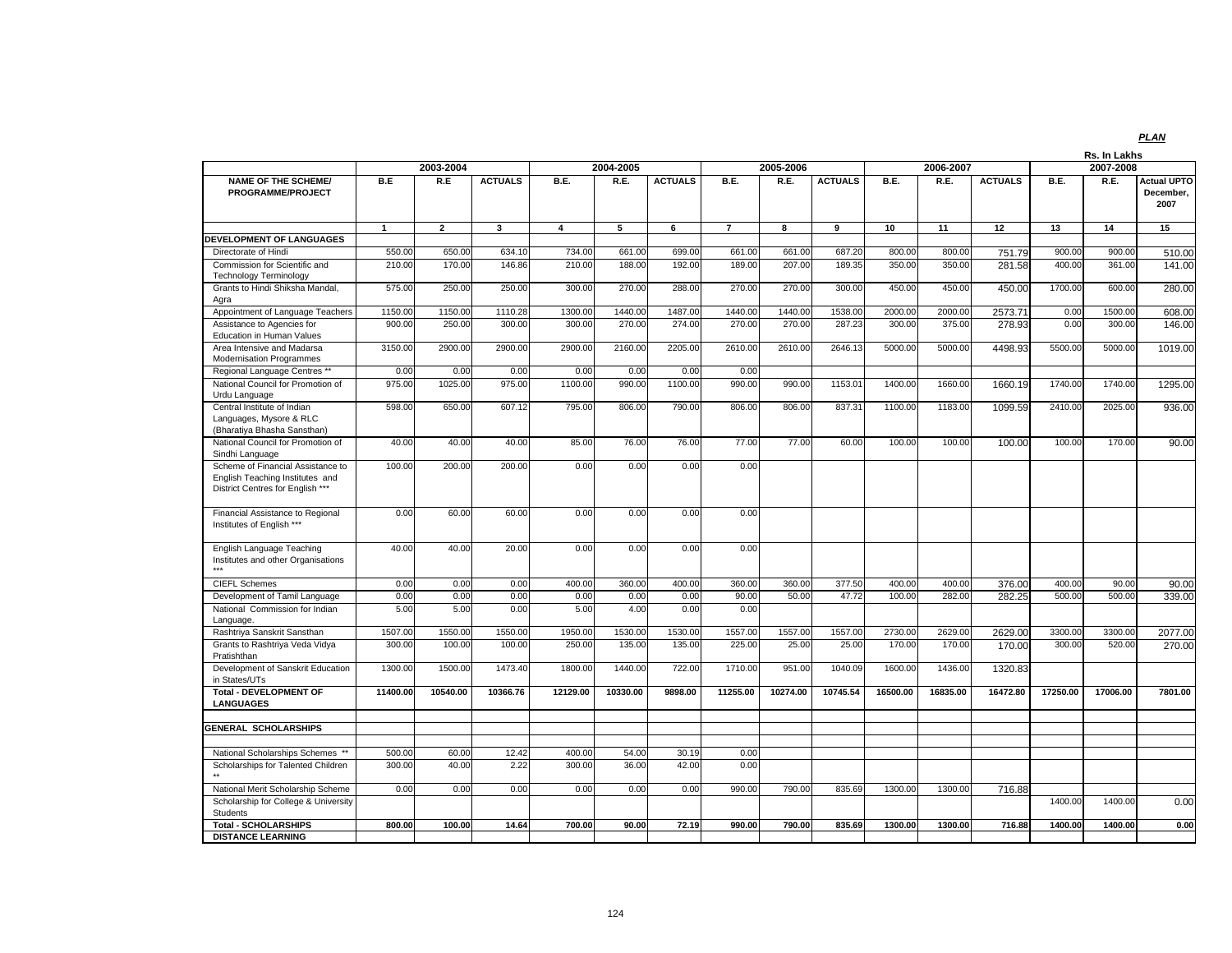***PLAN***

Rs. In Lakhs

| NAME OF THE SCHEME/ PROGRAMME/PROJECT | 2003-2004 | | | 2004-2005 | | | 2005-2006 | | | 2006-2007 | | | 2007-2008 | | |
|---|---|---|---|---|---|---|---|---|---|---|---|---|---|---|---|
| | B.E | R.E | ACTUALS | B.E. | R.E. | ACTUALS | B.E. | R.E. | ACTUALS | B.E. | R.E. | ACTUALS | B.E. | R.E. | Actual UPTO December, 2007 |
| | 1 | 2 | 3 | 4 | 5 | 6 | 7 | 8 | 9 | 10 | 11 | 12 | 13 | 14 | 15 |
| **DEVELOPMENT OF LANGUAGES** | | | | | | | | | | | | | | | |
| Directorate of Hindi | 550.00 | 650.00 | 634.10 | 734.00 | 661.00 | 699.00 | 661.00 | 661.00 | 687.20 | 800.00 | 800.00 | 751.79 | 900.00 | 900.00 | 510.00 |
| Commission for Scientific and Technology Terminology | 210.00 | 170.00 | 146.86 | 210.00 | 188.00 | 192.00 | 189.00 | 207.00 | 189.35 | 350.00 | 350.00 | 281.58 | 400.00 | 361.00 | 141.00 |
| Grants to Hindi Shiksha Mandal, Agra | 575.00 | 250.00 | 250.00 | 300.00 | 270.00 | 288.00 | 270.00 | 270.00 | 300.00 | 450.00 | 450.00 | 450.00 | 1700.00 | 600.00 | 280.00 |
| Appointment of Language Teachers | 1150.00 | 1150.00 | 1110.28 | 1300.00 | 1440.00 | 1487.00 | 1440.00 | 1440.00 | 1538.00 | 2000.00 | 2000.00 | 2573.71 | 0.00 | 1500.00 | 608.00 |
| Assistance to Agencies for Education in Human Values | 900.00 | 250.00 | 300.00 | 300.00 | 270.00 | 274.00 | 270.00 | 270.00 | 287.23 | 300.00 | 375.00 | 278.93 | 0.00 | 300.00 | 146.00 |
| Area Intensive and Madarsa Modernisation Programmes | 3150.00 | 2900.00 | 2900.00 | 2900.00 | 2160.00 | 2205.00 | 2610.00 | 2610.00 | 2646.13 | 5000.00 | 5000.00 | 4498.93 | 5500.00 | 5000.00 | 1019.00 |
| Regional Language Centres ** | 0.00 | 0.00 | 0.00 | 0.00 | 0.00 | 0.00 | 0.00 | | | | | | | | |
| National Council for Promotion of Urdu Language | 975.00 | 1025.00 | 975.00 | 1100.00 | 990.00 | 1100.00 | 990.00 | 990.00 | 1153.01 | 1400.00 | 1660.00 | 1660.19 | 1740.00 | 1740.00 | 1295.00 |
| Central Institute of Indian Languages, Mysore & RLC (Bharatiya Bhasha Sansthan) | 598.00 | 650.00 | 607.12 | 795.00 | 806.00 | 790.00 | 806.00 | 806.00 | 837.31 | 1100.00 | 1183.00 | 1099.59 | 2410.00 | 2025.00 | 936.00 |
| National Council for Promotion of Sindhi Language | 40.00 | 40.00 | 40.00 | 85.00 | 76.00 | 76.00 | 77.00 | 77.00 | 60.00 | 100.00 | 100.00 | 100.00 | 100.00 | 170.00 | 90.00 |
| Scheme of Financial Assistance to English Teaching Institutes and District Centres for English *** | 100.00 | 200.00 | 200.00 | 0.00 | 0.00 | 0.00 | 0.00 | | | | | | | | |
| Financial Assistance to Regional Institutes of English *** | 0.00 | 60.00 | 60.00 | 0.00 | 0.00 | 0.00 | 0.00 | | | | | | | | |
| English Language Teaching Institutes and other Organisations *** | 40.00 | 40.00 | 20.00 | 0.00 | 0.00 | 0.00 | 0.00 | | | | | | | | |
| CIEFL Schemes | 0.00 | 0.00 | 0.00 | 400.00 | 360.00 | 400.00 | 360.00 | 360.00 | 377.50 | 400.00 | 400.00 | 376.00 | 400.00 | 90.00 | 90.00 |
| Development of Tamil Language | 0.00 | 0.00 | 0.00 | 0.00 | 0.00 | 0.00 | 90.00 | 50.00 | 47.72 | 100.00 | 282.00 | 282.25 | 500.00 | 500.00 | 339.00 |
| National Commission for Indian Language. | 5.00 | 5.00 | 0.00 | 5.00 | 4.00 | 0.00 | 0.00 | | | | | | | | |
| Rashtriya Sanskrit Sansthan | 1507.00 | 1550.00 | 1550.00 | 1950.00 | 1530.00 | 1530.00 | 1557.00 | 1557.00 | 1557.00 | 2730.00 | 2629.00 | 2629.00 | 3300.00 | 3300.00 | 2077.00 |
| Grants to Rashtriya Veda Vidya Pratishthan | 300.00 | 100.00 | 100.00 | 250.00 | 135.00 | 135.00 | 225.00 | 25.00 | 25.00 | 170.00 | 170.00 | 170.00 | 300.00 | 520.00 | 270.00 |
| Development of Sanskrit Education in States/UTs | 1300.00 | 1500.00 | 1473.40 | 1800.00 | 1440.00 | 722.00 | 1710.00 | 951.00 | 1040.09 | 1600.00 | 1436.00 | 1320.83 | | | |
| **Total - DEVELOPMENT OF LANGUAGES** | **11400.00** | **10540.00** | **10366.76** | **12129.00** | **10330.00** | **9898.00** | **11255.00** | **10274.00** | **10745.54** | **16500.00** | **16835.00** | **16472.80** | **17250.00** | **17006.00** | **7801.00** |
| **GENERAL SCHOLARSHIPS** | | | | | | | | | | | | | | | |
| National Scholarships Schemes ** | 500.00 | 60.00 | 12.42 | 400.00 | 54.00 | 30.19 | 0.00 | | | | | | | | |
| Scholarships for Talented Children ** | 300.00 | 40.00 | 2.22 | 300.00 | 36.00 | 42.00 | 0.00 | | | | | | | | |
| National Merit Scholarship Scheme | 0.00 | 0.00 | 0.00 | 0.00 | 0.00 | 0.00 | 990.00 | 790.00 | 835.69 | 1300.00 | 1300.00 | 716.88 | | | |
| Scholarship for College & University Students | | | | | | | | | | | | | 1400.00 | 1400.00 | 0.00 |
| **Total - SCHOLARSHIPS** | **800.00** | **100.00** | **14.64** | **700.00** | **90.00** | **72.19** | **990.00** | **790.00** | **835.69** | **1300.00** | **1300.00** | **716.88** | **1400.00** | **1400.00** | **0.00** |
| **DISTANCE LEARNING** | | | | | | | | | | | | | | | |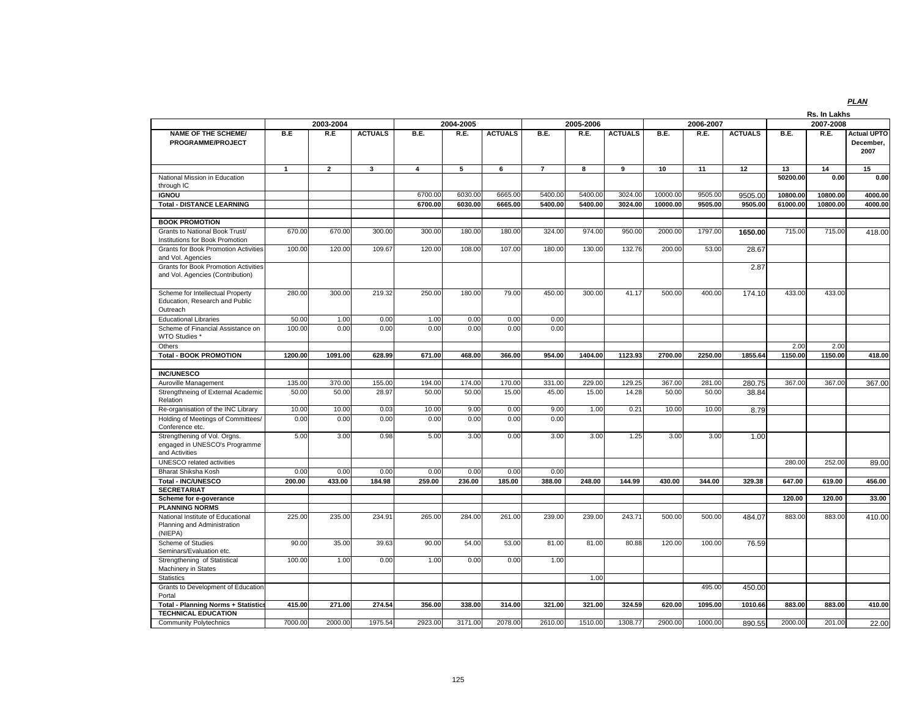***PLAN***

**Rs. In Lakhs**

| NAME OF THE SCHEME/ PROGRAMME/PROJECT | 2003-2004 | | | 2004-2005 | | | 2005-2006 | | | 2006-2007 | | | 2007-2008 | | |
|---|---|---|---|---|---|---|---|---|---|---|---|---|---|---|---|
| | B.E | R.E | ACTUALS | B.E. | R.E. | ACTUALS | B.E. | R.E. | ACTUALS | B.E. | R.E. | ACTUALS | B.E. | R.E. | Actual UPTO December, 2007 |
| | 1 | 2 | 3 | 4 | 5 | 6 | 7 | 8 | 9 | 10 | 11 | 12 | 13 | 14 | 15 |
| National Mission in Education through IC | | | | | | | | | | | | | 50200.00 | 0.00 | 0.00 |
| **IGNOU** | | | | 6700.00 | 6030.00 | 6665.00 | 5400.00 | 5400.00 | 3024.00 | 10000.00 | 9505.00 | 9505.00 | 10800.00 | 10800.00 | 4000.00 |
| **Total - DISTANCE LEARNING** | | | | 6700.00 | 6030.00 | 6665.00 | 5400.00 | 5400.00 | 3024.00 | 10000.00 | 9505.00 | 9505.00 | 61000.00 | 10800.00 | 4000.00 |
| | | | | | | | | | | | | | | | |
| **BOOK PROMOTION** | | | | | | | | | | | | | | | |
| Grants to National Book Trust/ Institutions for Book Promotion | 670.00 | 670.00 | 300.00 | 300.00 | 180.00 | 180.00 | 324.00 | 974.00 | 950.00 | 2000.00 | 1797.00 | 1650.00 | 715.00 | 715.00 | 418.00 |
| Grants for Book Promotion Activities and Vol. Agencies | 100.00 | 120.00 | 109.67 | 120.00 | 108.00 | 107.00 | 180.00 | 130.00 | 132.76 | 200.00 | 53.00 | 28.67 | | | |
| Grants for Book Promotion Activities and Vol. Agencies (Contribution) | | | | | | | | | | | | 2.87 | | | |
| Scheme for Intellectual Property Education, Research and Public Outreach | 280.00 | 300.00 | 219.32 | 250.00 | 180.00 | 79.00 | 450.00 | 300.00 | 41.17 | 500.00 | 400.00 | 174.10 | 433.00 | 433.00 | |
| Educational Libraries | 50.00 | 1.00 | 0.00 | 1.00 | 0.00 | 0.00 | 0.00 | | | | | | | | |
| Scheme of Financial Assistance on WTO Studies * | 100.00 | 0.00 | 0.00 | 0.00 | 0.00 | 0.00 | 0.00 | | | | | | | | |
| Others | | | | | | | | | | | | | 2.00 | 2.00 | |
| **Total - BOOK PROMOTION** | 1200.00 | 1091.00 | 628.99 | 671.00 | 468.00 | 366.00 | 954.00 | 1404.00 | 1123.93 | 2700.00 | 2250.00 | 1855.64 | 1150.00 | 1150.00 | 418.00 |
| | | | | | | | | | | | | | | | |
| **INC/UNESCO** | | | | | | | | | | | | | | | |
| Auroville Management | 135.00 | 370.00 | 155.00 | 194.00 | 174.00 | 170.00 | 331.00 | 229.00 | 129.25 | 367.00 | 281.00 | 280.75 | 367.00 | 367.00 | 367.00 |
| Strengthneing of External Academic Relation | 50.00 | 50.00 | 28.97 | 50.00 | 50.00 | 15.00 | 45.00 | 15.00 | 14.28 | 50.00 | 50.00 | 38.84 | | | |
| Re-organisation of the INC Library | 10.00 | 10.00 | 0.03 | 10.00 | 9.00 | 0.00 | 9.00 | 1.00 | 0.21 | 10.00 | 10.00 | 8.79 | | | |
| Holding of Meetings of Committees/ Conference etc. | 0.00 | 0.00 | 0.00 | 0.00 | 0.00 | 0.00 | 0.00 | | | | | | | | |
| Strengthening of Vol. Orgns. engaged in UNESCO's Programme and Activities | 5.00 | 3.00 | 0.98 | 5.00 | 3.00 | 0.00 | 3.00 | 3.00 | 1.25 | 3.00 | 3.00 | 1.00 | | | |
| UNESCO related activities | | | | | | | | | | | | | 280.00 | 252.00 | 89.00 |
| Bharat Shiksha Kosh | 0.00 | 0.00 | 0.00 | 0.00 | 0.00 | 0.00 | 0.00 | | | | | | | | |
| **Total - INC/UNESCO** | 200.00 | 433.00 | 184.98 | 259.00 | 236.00 | 185.00 | 388.00 | 248.00 | 144.99 | 430.00 | 344.00 | 329.38 | 647.00 | 619.00 | 456.00 |
| **SECRETARIAT** | | | | | | | | | | | | | | | |
| **Scheme for e-goverance** | | | | | | | | | | | | | 120.00 | 120.00 | 33.00 |
| **PLANNING NORMS** | | | | | | | | | | | | | | | |
| National Institute of Educational Planning and Administration (NIEPA) | 225.00 | 235.00 | 234.91 | 265.00 | 284.00 | 261.00 | 239.00 | 239.00 | 243.71 | 500.00 | 500.00 | 484.07 | 883.00 | 883.00 | 410.00 |
| Scheme of Studies Seminars/Evaluation etc. | 90.00 | 35.00 | 39.63 | 90.00 | 54.00 | 53.00 | 81.00 | 81.00 | 80.88 | 120.00 | 100.00 | 76.59 | | | |
| Strengthening of Statistical Machinery in States | 100.00 | 1.00 | 0.00 | 1.00 | 0.00 | 0.00 | 1.00 | | | | | | | | |
| Statistics | | | | | | | | 1.00 | | | | | | | |
| Grants to Development of Education Portal | | | | | | | | | | | 495.00 | 450.00 | | | |
| **Total - Planning Norms + Statistics** | 415.00 | 271.00 | 274.54 | 356.00 | 338.00 | 314.00 | 321.00 | 321.00 | 324.59 | 620.00 | 1095.00 | 1010.66 | 883.00 | 883.00 | 410.00 |
| **TECHNICAL EDUCATION** | | | | | | | | | | | | | | | |
| Community Polytechnics | 7000.00 | 2000.00 | 1975.54 | 2923.00 | 3171.00 | 2078.00 | 2610.00 | 1510.00 | 1308.77 | 2900.00 | 1000.00 | 890.55 | 2000.00 | 201.00 | 22.00 |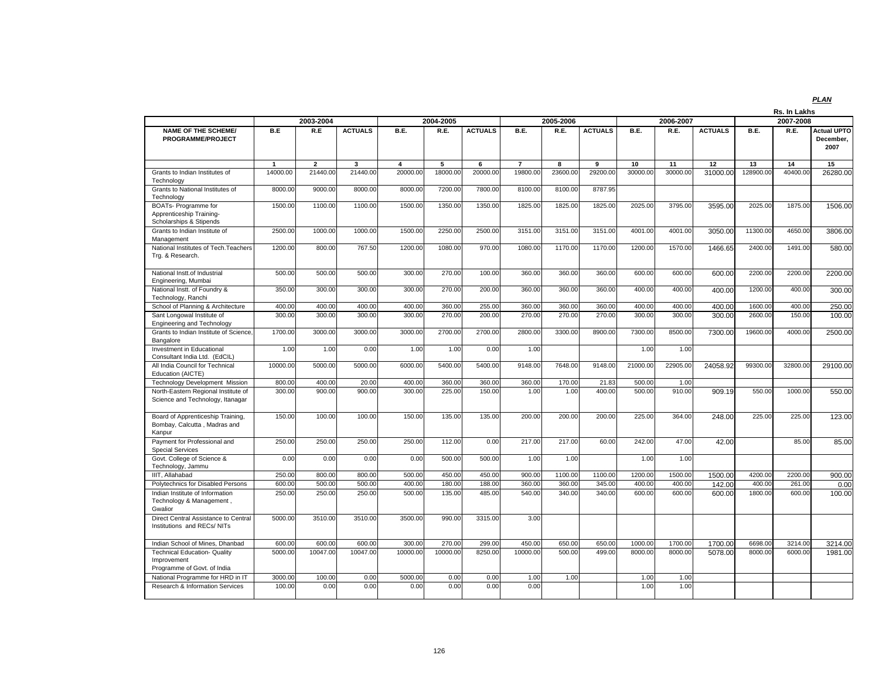***PLAN***

Rs. In Lakhs

| NAME OF THE SCHEME/ PROGRAMME/PROJECT | 2003-2004 | | | 2004-2005 | | | 2005-2006 | | | 2006-2007 | | | 2007-2008 | | |
|---|---|---|---|---|---|---|---|---|---|---|---|---|---|---|---|
| | B.E | R.E | ACTUALS | B.E. | R.E. | ACTUALS | B.E. | R.E. | ACTUALS | B.E. | R.E. | ACTUALS | B.E. | R.E. | Actual UPTO December, 2007 |
| | 1 | 2 | 3 | 4 | 5 | 6 | 7 | 8 | 9 | 10 | 11 | 12 | 13 | 14 | 15 |
| Grants to Indian Institutes of Technology | 14000.00 | 21440.00 | 21440.00 | 20000.00 | 18000.00 | 20000.00 | 19800.00 | 23600.00 | 29200.00 | 30000.00 | 30000.00 | 31000.00 | 128900.00 | 40400.00 | 26280.00 |
| Grants to National Institutes of Technology | 8000.00 | 9000.00 | 8000.00 | 8000.00 | 7200.00 | 7800.00 | 8100.00 | 8100.00 | 8787.95 | | | | | | |
| BOATs- Programme for Apprenticeship Training-Scholarships & Stipends | 1500.00 | 1100.00 | 1100.00 | 1500.00 | 1350.00 | 1350.00 | 1825.00 | 1825.00 | 1825.00 | 2025.00 | 3795.00 | 3595.00 | 2025.00 | 1875.00 | 1506.00 |
| Grants to Indian Institute of Management | 2500.00 | 1000.00 | 1000.00 | 1500.00 | 2250.00 | 2500.00 | 3151.00 | 3151.00 | 3151.00 | 4001.00 | 4001.00 | 3050.00 | 11300.00 | 4650.00 | 3806.00 |
| National Institutes of Tech.Teachers Trg. & Research. | 1200.00 | 800.00 | 767.50 | 1200.00 | 1080.00 | 970.00 | 1080.00 | 1170.00 | 1170.00 | 1200.00 | 1570.00 | 1466.65 | 2400.00 | 1491.00 | 580.00 |
| National Instt.of Industrial Engineering, Mumbai | 500.00 | 500.00 | 500.00 | 300.00 | 270.00 | 100.00 | 360.00 | 360.00 | 360.00 | 600.00 | 600.00 | 600.00 | 2200.00 | 2200.00 | 2200.00 |
| National Instt. of Foundry & Technology, Ranchi | 350.00 | 300.00 | 300.00 | 300.00 | 270.00 | 200.00 | 360.00 | 360.00 | 360.00 | 400.00 | 400.00 | 400.00 | 1200.00 | 400.00 | 300.00 |
| School of Planning & Architecture | 400.00 | 400.00 | 400.00 | 400.00 | 360.00 | 255.00 | 360.00 | 360.00 | 360.00 | 400.00 | 400.00 | 400.00 | 1600.00 | 400.00 | 250.00 |
| Sant Longowal Institute of Engineering and Technology | 300.00 | 300.00 | 300.00 | 300.00 | 270.00 | 200.00 | 270.00 | 270.00 | 270.00 | 300.00 | 300.00 | 300.00 | 2600.00 | 150.00 | 100.00 |
| Grants to Indian Institute of Science, Bangalore | 1700.00 | 3000.00 | 3000.00 | 3000.00 | 2700.00 | 2700.00 | 2800.00 | 3300.00 | 8900.00 | 7300.00 | 8500.00 | 7300.00 | 19600.00 | 4000.00 | 2500.00 |
| Investment in Educational Consultant India Ltd. (EdCIL) | 1.00 | 1.00 | 0.00 | 1.00 | 1.00 | 0.00 | 1.00 | | | 1.00 | 1.00 | | | | |
| All India Council for Technical Education (AICTE) | 10000.00 | 5000.00 | 5000.00 | 6000.00 | 5400.00 | 5400.00 | 9148.00 | 7648.00 | 9148.00 | 21000.00 | 22905.00 | 24058.92 | 99300.00 | 32800.00 | 29100.00 |
| Technology Development Mission | 800.00 | 400.00 | 20.00 | 400.00 | 360.00 | 360.00 | 360.00 | 170.00 | 21.83 | 500.00 | 1.00 | | | | |
| North-Eastern Regional Institute of Science and Technology, Itanagar | 300.00 | 900.00 | 900.00 | 300.00 | 225.00 | 150.00 | 1.00 | 1.00 | 400.00 | 500.00 | 910.00 | 909.19 | 550.00 | 1000.00 | 550.00 |
| Board of Apprenticeship Training, Bombay, Calcutta , Madras and Kanpur | 150.00 | 100.00 | 100.00 | 150.00 | 135.00 | 135.00 | 200.00 | 200.00 | 200.00 | 225.00 | 364.00 | 248.00 | 225.00 | 225.00 | 123.00 |
| Payment for Professional and Special Services | 250.00 | 250.00 | 250.00 | 250.00 | 112.00 | 0.00 | 217.00 | 217.00 | 60.00 | 242.00 | 47.00 | 42.00 | | 85.00 | 85.00 |
| Govt. College of Science & Technology, Jammu | 0.00 | 0.00 | 0.00 | 0.00 | 500.00 | 500.00 | 1.00 | 1.00 | | 1.00 | 1.00 | | | | |
| IIIT, Allahabad | 250.00 | 800.00 | 800.00 | 500.00 | 450.00 | 450.00 | 900.00 | 1100.00 | 1100.00 | 1200.00 | 1500.00 | 1500.00 | 4200.00 | 2200.00 | 900.00 |
| Polytechnics for Disabled Persons | 600.00 | 500.00 | 500.00 | 400.00 | 180.00 | 188.00 | 360.00 | 360.00 | 345.00 | 400.00 | 400.00 | 142.00 | 400.00 | 261.00 | 0.00 |
| Indian Institute of Information Technology & Management , Gwalior | 250.00 | 250.00 | 250.00 | 500.00 | 135.00 | 485.00 | 540.00 | 340.00 | 340.00 | 600.00 | 600.00 | 600.00 | 1800.00 | 600.00 | 100.00 |
| Direct Central Assistance to Central Institutions and RECs/ NITs | 5000.00 | 3510.00 | 3510.00 | 3500.00 | 990.00 | 3315.00 | 3.00 | | | | | | | | |
| Indian School of Mines, Dhanbad | 600.00 | 600.00 | 600.00 | 300.00 | 270.00 | 299.00 | 450.00 | 650.00 | 650.00 | 1000.00 | 1700.00 | 1700.00 | 6698.00 | 3214.00 | 3214.00 |
| Technical Education- Quality Improvement Programme of Govt. of India | 5000.00 | 10047.00 | 10047.00 | 10000.00 | 10000.00 | 8250.00 | 10000.00 | 500.00 | 499.00 | 8000.00 | 8000.00 | 5078.00 | 8000.00 | 6000.00 | 1981.00 |
| National Programme for HRD in IT | 3000.00 | 100.00 | 0.00 | 5000.00 | 0.00 | 0.00 | 1.00 | 1.00 | | 1.00 | 1.00 | | | | |
| Research & Information Services | 100.00 | 0.00 | 0.00 | 0.00 | 0.00 | 0.00 | 0.00 | | | 1.00 | 1.00 | | | | |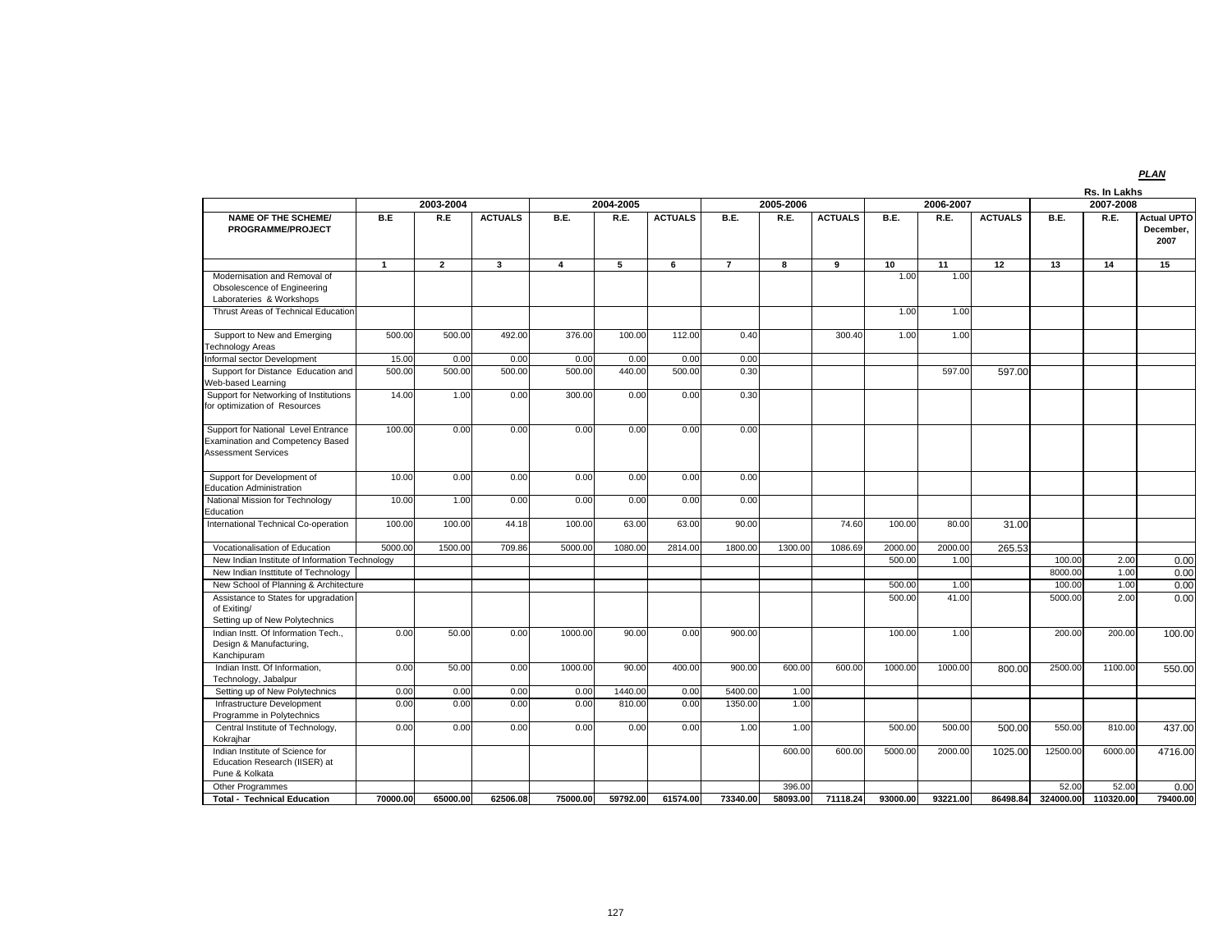*PLAN*

Rs. In Lakhs

| NAME OF THE SCHEME/ PROGRAMME/PROJECT | 2003-2004 | | | 2004-2005 | | | 2005-2006 | | | 2006-2007 | | | 2007-2008 | | |
|---|---|---|---|---|---|---|---|---|---|---|---|---|---|---|---|
| | B.E | R.E | ACTUALS | B.E. | R.E. | ACTUALS | B.E. | R.E. | ACTUALS | B.E. | R.E. | ACTUALS | B.E. | R.E. | Actual UPTO December, 2007 |
| | 1 | 2 | 3 | 4 | 5 | 6 | 7 | 8 | 9 | 10 | 11 | 12 | 13 | 14 | 15 |
| Modernisation and Removal of Obsolescence of Engineering Laborateries & Workshops | | | | | | | | | | 1.00 | 1.00 | | | | |
| Thrust Areas of Technical Education | | | | | | | | | | 1.00 | 1.00 | | | | |
| Support to New and Emerging Technology Areas | 500.00 | 500.00 | 492.00 | 376.00 | 100.00 | 112.00 | 0.40 | | 300.40 | 1.00 | 1.00 | | | | |
| Informal sector Development | 15.00 | 0.00 | 0.00 | 0.00 | 0.00 | 0.00 | 0.00 | | | | | | | | |
| Support for Distance Education and Web-based Learning | 500.00 | 500.00 | 500.00 | 500.00 | 440.00 | 500.00 | 0.30 | | | | 597.00 | 597.00 | | | |
| Support for Networking of Institutions for optimization of Resources | 14.00 | 1.00 | 0.00 | 300.00 | 0.00 | 0.00 | 0.30 | | | | | | | | |
| Support for National Level Entrance Examination and Competency Based Assessment Services | 100.00 | 0.00 | 0.00 | 0.00 | 0.00 | 0.00 | 0.00 | | | | | | | | |
| Support for Development of Education Administration | 10.00 | 0.00 | 0.00 | 0.00 | 0.00 | 0.00 | 0.00 | | | | | | | | |
| National Mission for Technology Education | 10.00 | 1.00 | 0.00 | 0.00 | 0.00 | 0.00 | 0.00 | | | | | | | | |
| International Technical Co-operation | 100.00 | 100.00 | 44.18 | 100.00 | 63.00 | 63.00 | 90.00 | | 74.60 | 100.00 | 80.00 | 31.00 | | | |
| Vocationalisation of Education | 5000.00 | 1500.00 | 709.86 | 5000.00 | 1080.00 | 2814.00 | 1800.00 | 1300.00 | 1086.69 | 2000.00 | 2000.00 | 265.53 | | | |
| New Indian Institute of Information Technology | | | | | | | | | | 500.00 | 1.00 | | 100.00 | 2.00 | 0.00 |
| New Indian Insttitute of Technology | | | | | | | | | | | | | 8000.00 | 1.00 | 0.00 |
| New School of Planning & Architecture | | | | | | | | | | 500.00 | 1.00 | | 100.00 | 1.00 | 0.00 |
| Assistance to States for upgradation of Exiting/ Setting up of New Polytechnics | | | | | | | | | | 500.00 | 41.00 | | 5000.00 | 2.00 | 0.00 |
| Indian Instt. Of Information Tech., Design & Manufacturing, Kanchipuram | 0.00 | 50.00 | 0.00 | 1000.00 | 90.00 | 0.00 | 900.00 | | | 100.00 | 1.00 | | 200.00 | 200.00 | 100.00 |
| Indian Instt. Of Information, Technology, Jabalpur | 0.00 | 50.00 | 0.00 | 1000.00 | 90.00 | 400.00 | 900.00 | 600.00 | 600.00 | 1000.00 | 1000.00 | 800.00 | 2500.00 | 1100.00 | 550.00 |
| Setting up of New Polytechnics | 0.00 | 0.00 | 0.00 | 0.00 | 1440.00 | 0.00 | 5400.00 | 1.00 | | | | | | | |
| Infrastructure Development Programme in Polytechnics | 0.00 | 0.00 | 0.00 | 0.00 | 810.00 | 0.00 | 1350.00 | 1.00 | | | | | | | |
| Central Institute of Technology, Kokrajhar | 0.00 | 0.00 | 0.00 | 0.00 | 0.00 | 0.00 | 1.00 | 1.00 | | 500.00 | 500.00 | 500.00 | 550.00 | 810.00 | 437.00 |
| Indian Institute of Science for Education Research (IISER) at Pune & Kolkata | | | | | | | | 600.00 | 600.00 | 5000.00 | 2000.00 | 1025.00 | 12500.00 | 6000.00 | 4716.00 |
| Other Programmes | | | | | | | | 396.00 | | | | | 52.00 | 52.00 | 0.00 |
| **Total - Technical Education** | **70000.00** | **65000.00** | **62506.08** | **75000.00** | **59792.00** | **61574.00** | **73340.00** | **58093.00** | **71118.24** | **93000.00** | **93221.00** | **86498.84** | **324000.00** | **110320.00** | **79400.00** |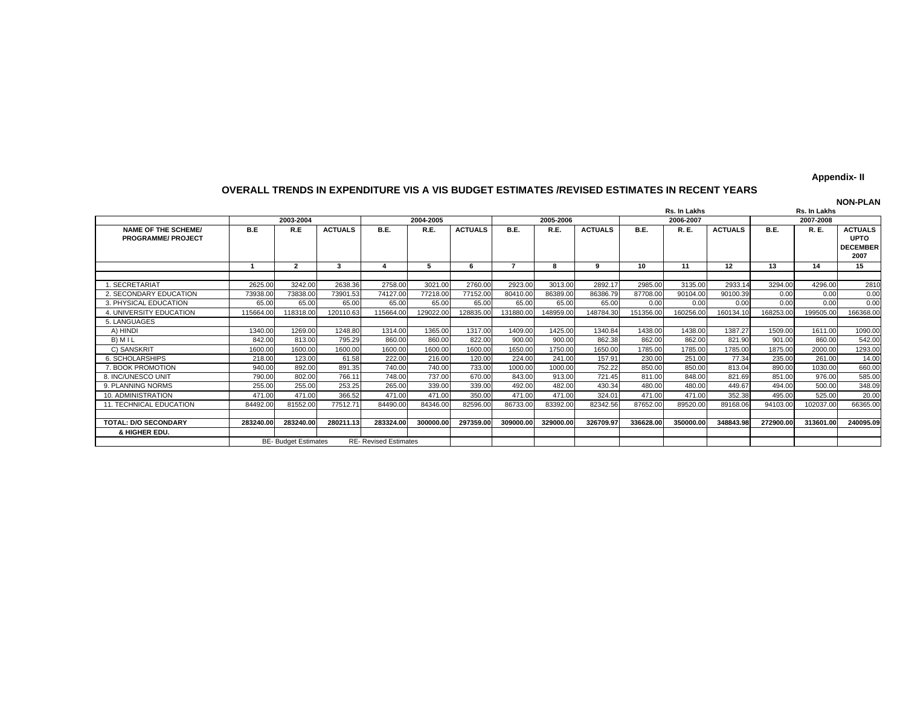**Appendix- II**

## OVERALL TRENDS IN EXPENDITURE VIS A VIS BUDGET ESTIMATES /REVISED ESTIMATES IN RECENT YEARS

**NON-PLAN**

| | 2003-2004 | | | 2004-2005 | | | 2005-2006 | | | 2006-2007 (Rs. In Lakhs) | | | 2007-2008 (Rs. In Lakhs) | | |
|---|---|---|---|---|---|---|---|---|---|---|---|---|---|---|---|
| **NAME OF THE SCHEME/ PROGRAMME/ PROJECT** | **B.E** | **R.E** | **ACTUALS** | **B.E.** | **R.E.** | **ACTUALS** | **B.E.** | **R.E.** | **ACTUALS** | **B.E.** | **R. E.** | **ACTUALS** | **B.E.** | **R. E.** | **ACTUALS UPTO DECEMBER 2007** |
| | **1** | **2** | **3** | **4** | **5** | **6** | **7** | **8** | **9** | **10** | **11** | **12** | **13** | **14** | **15** |
| 1. SECRETARIAT | 2625.00 | 3242.00 | 2638.36 | 2758.00 | 3021.00 | 2760.00 | 2923.00 | 3013.00 | 2892.17 | 2985.00 | 3135.00 | 2933.14 | 3294.00 | 4296.00 | 2810 |
| 2. SECONDARY EDUCATION | 73938.00 | 73838.00 | 73901.53 | 74127.00 | 77218.00 | 77152.00 | 80410.00 | 86389.00 | 86386.79 | 87708.00 | 90104.00 | 90100.39 | 0.00 | 0.00 | 0.00 |
| 3. PHYSICAL EDUCATION | 65.00 | 65.00 | 65.00 | 65.00 | 65.00 | 65.00 | 65.00 | 65.00 | 65.00 | 0.00 | 0.00 | 0.00 | 0.00 | 0.00 | 0.00 |
| 4. UNIVERSITY EDUCATION | 115664.00 | 118318.00 | 120110.63 | 115664.00 | 129022.00 | 128835.00 | 131880.00 | 148959.00 | 148784.30 | 151356.00 | 160256.00 | 160134.10 | 168253.00 | 199505.00 | 166368.00 |
| 5. LANGUAGES | | | | | | | | | | | | | | | |
| A) HINDI | 1340.00 | 1269.00 | 1248.80 | 1314.00 | 1365.00 | 1317.00 | 1409.00 | 1425.00 | 1340.84 | 1438.00 | 1438.00 | 1387.27 | 1509.00 | 1611.00 | 1090.00 |
| B) M I L | 842.00 | 813.00 | 795.29 | 860.00 | 860.00 | 822.00 | 900.00 | 900.00 | 862.38 | 862.00 | 862.00 | 821.90 | 901.00 | 860.00 | 542.00 |
| C) SANSKRIT | 1600.00 | 1600.00 | 1600.00 | 1600.00 | 1600.00 | 1600.00 | 1650.00 | 1750.00 | 1650.00 | 1785.00 | 1785.00 | 1785.00 | 1875.00 | 2000.00 | 1293.00 |
| 6. SCHOLARSHIPS | 218.00 | 123.00 | 61.58 | 222.00 | 216.00 | 120.00 | 224.00 | 241.00 | 157.91 | 230.00 | 251.00 | 77.34 | 235.00 | 261.00 | 14.00 |
| 7. BOOK PROMOTION | 940.00 | 892.00 | 891.35 | 740.00 | 740.00 | 733.00 | 1000.00 | 1000.00 | 752.22 | 850.00 | 850.00 | 813.04 | 890.00 | 1030.00 | 660.00 |
| 8. INC/UNESCO UNIT | 790.00 | 802.00 | 766.11 | 748.00 | 737.00 | 670.00 | 843.00 | 913.00 | 721.45 | 811.00 | 848.00 | 821.69 | 851.00 | 976.00 | 585.00 |
| 9. PLANNING NORMS | 255.00 | 255.00 | 253.25 | 265.00 | 339.00 | 339.00 | 492.00 | 482.00 | 430.34 | 480.00 | 480.00 | 449.67 | 494.00 | 500.00 | 348.09 |
| 10. ADMINISTRATION | 471.00 | 471.00 | 366.52 | 471.00 | 471.00 | 350.00 | 471.00 | 471.00 | 324.01 | 471.00 | 471.00 | 352.38 | 495.00 | 525.00 | 20.00 |
| 11. TECHNICAL EDUCATION | 84492.00 | 81552.00 | 77512.71 | 84490.00 | 84346.00 | 82596.00 | 86733.00 | 83392.00 | 82342.56 | 87652.00 | 89520.00 | 89168.06 | 94103.00 | 102037.00 | 66365.00 |
| **TOTAL: D/O SECONDARY & HIGHER EDU.** | **283240.00** | **283240.00** | **280211.13** | **283324.00** | **300000.00** | **297359.00** | **309000.00** | **329000.00** | **326709.97** | **336628.00** | **350000.00** | **348843.98** | **272900.00** | **313601.00** | **240095.09** |
| | BE- Budget Estimates | | | RE- Revised Estimates | | | | | | | | | | | |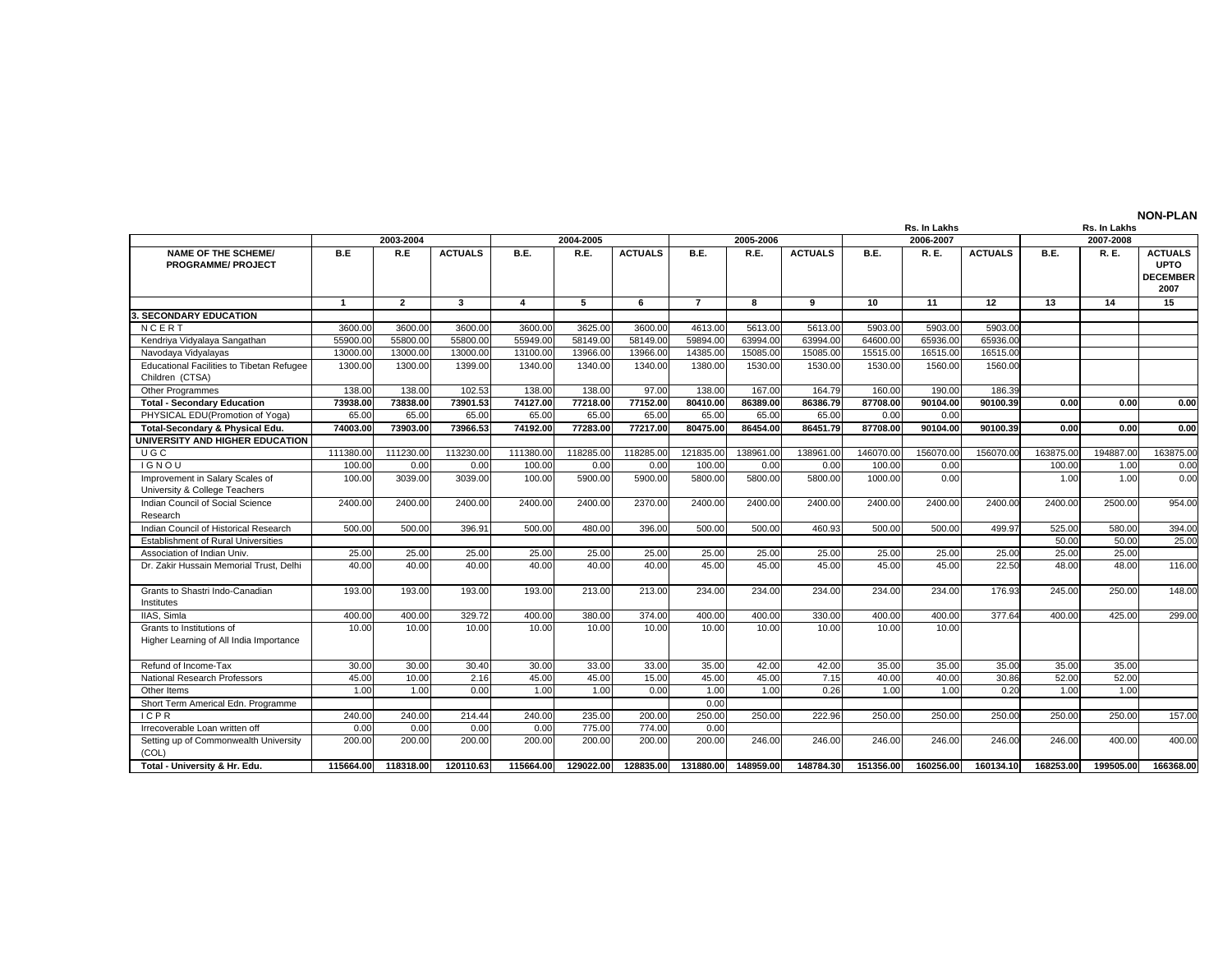**NON-PLAN**

| NAME OF THE SCHEME/ PROGRAMME/ PROJECT | 2003-2004 | | | 2004-2005 | | | 2005-2006 | | | 2006-2007 (Rs. In Lakhs) | | | 2007-2008 (Rs. In Lakhs) | | |
|---|---|---|---|---|---|---|---|---|---|---|---|---|---|---|---|
| | B.E | R.E | ACTUALS | B.E. | R.E. | ACTUALS | B.E. | R.E. | ACTUALS | B.E. | R. E. | ACTUALS | B.E. | R. E. | ACTUALS UPTO DECEMBER 2007 |
| | 1 | 2 | 3 | 4 | 5 | 6 | 7 | 8 | 9 | 10 | 11 | 12 | 13 | 14 | 15 |
| **3. SECONDARY EDUCATION** | | | | | | | | | | | | | | | |
| N C E R T | 3600.00 | 3600.00 | 3600.00 | 3600.00 | 3625.00 | 3600.00 | 4613.00 | 5613.00 | 5613.00 | 5903.00 | 5903.00 | 5903.00 | | | |
| Kendriya Vidyalaya Sangathan | 55900.00 | 55800.00 | 55800.00 | 55949.00 | 58149.00 | 58149.00 | 59894.00 | 63994.00 | 63994.00 | 64600.00 | 65936.00 | 65936.00 | | | |
| Navodaya Vidyalayas | 13000.00 | 13000.00 | 13000.00 | 13100.00 | 13966.00 | 13966.00 | 14385.00 | 15085.00 | 15085.00 | 15515.00 | 16515.00 | 16515.00 | | | |
| Educational Facilities to Tibetan Refugee Children (CTSA) | 1300.00 | 1300.00 | 1399.00 | 1340.00 | 1340.00 | 1340.00 | 1380.00 | 1530.00 | 1530.00 | 1530.00 | 1560.00 | 1560.00 | | | |
| Other Programmes | 138.00 | 138.00 | 102.53 | 138.00 | 138.00 | 97.00 | 138.00 | 167.00 | 164.79 | 160.00 | 190.00 | 186.39 | | | |
| **Total - Secondary Education** | **73938.00** | **73838.00** | **73901.53** | **74127.00** | **77218.00** | **77152.00** | **80410.00** | **86389.00** | **86386.79** | **87708.00** | **90104.00** | **90100.39** | **0.00** | **0.00** | **0.00** |
| PHYSICAL EDU(Promotion of Yoga) | 65.00 | 65.00 | 65.00 | 65.00 | 65.00 | 65.00 | 65.00 | 65.00 | 65.00 | 0.00 | 0.00 | | | | |
| **Total-Secondary & Physical Edu.** | **74003.00** | **73903.00** | **73966.53** | **74192.00** | **77283.00** | **77217.00** | **80475.00** | **86454.00** | **86451.79** | **87708.00** | **90104.00** | **90100.39** | **0.00** | **0.00** | **0.00** |
| **UNIVERSITY AND HIGHER EDUCATION** | | | | | | | | | | | | | | | |
| U G C | 111380.00 | 111230.00 | 113230.00 | 111380.00 | 118285.00 | 118285.00 | 121835.00 | 138961.00 | 138961.00 | 146070.00 | 156070.00 | 156070.00 | 163875.00 | 194887.00 | 163875.00 |
| I G N O U | 100.00 | 0.00 | 0.00 | 100.00 | 0.00 | 0.00 | 100.00 | 0.00 | 0.00 | 100.00 | 0.00 | | 100.00 | 1.00 | 0.00 |
| Improvement in Salary Scales of University & College Teachers | 100.00 | 3039.00 | 3039.00 | 100.00 | 5900.00 | 5900.00 | 5800.00 | 5800.00 | 5800.00 | 1000.00 | 0.00 | | 1.00 | 1.00 | 0.00 |
| Indian Council of Social Science Research | 2400.00 | 2400.00 | 2400.00 | 2400.00 | 2400.00 | 2370.00 | 2400.00 | 2400.00 | 2400.00 | 2400.00 | 2400.00 | 2400.00 | 2400.00 | 2500.00 | 954.00 |
| Indian Council of Historical Research | 500.00 | 500.00 | 396.91 | 500.00 | 480.00 | 396.00 | 500.00 | 500.00 | 460.93 | 500.00 | 500.00 | 499.97 | 525.00 | 580.00 | 394.00 |
| Establishment of Rural Universities | | | | | | | | | | | | | 50.00 | 50.00 | 25.00 |
| Association of Indian Univ. | 25.00 | 25.00 | 25.00 | 25.00 | 25.00 | 25.00 | 25.00 | 25.00 | 25.00 | 25.00 | 25.00 | 25.00 | 25.00 | 25.00 | |
| Dr. Zakir Hussain Memorial Trust, Delhi | 40.00 | 40.00 | 40.00 | 40.00 | 40.00 | 40.00 | 45.00 | 45.00 | 45.00 | 45.00 | 45.00 | 22.50 | 48.00 | 48.00 | 116.00 |
| Grants to Shastri Indo-Canadian Institutes | 193.00 | 193.00 | 193.00 | 193.00 | 213.00 | 213.00 | 234.00 | 234.00 | 234.00 | 234.00 | 234.00 | 176.93 | 245.00 | 250.00 | 148.00 |
| IIAS, Simla | 400.00 | 400.00 | 329.72 | 400.00 | 380.00 | 374.00 | 400.00 | 400.00 | 330.00 | 400.00 | 400.00 | 377.64 | 400.00 | 425.00 | 299.00 |
| Grants to Institutions of Higher Learning of All India Importance | 10.00 | 10.00 | 10.00 | 10.00 | 10.00 | 10.00 | 10.00 | 10.00 | 10.00 | 10.00 | 10.00 | | | | |
| Refund of Income-Tax | 30.00 | 30.00 | 30.40 | 30.00 | 33.00 | 33.00 | 35.00 | 42.00 | 42.00 | 35.00 | 35.00 | 35.00 | 35.00 | 35.00 | |
| National Research Professors | 45.00 | 10.00 | 2.16 | 45.00 | 45.00 | 15.00 | 45.00 | 45.00 | 7.15 | 40.00 | 40.00 | 30.86 | 52.00 | 52.00 | |
| Other Items | 1.00 | 1.00 | 0.00 | 1.00 | 1.00 | 0.00 | 1.00 | 1.00 | 0.26 | 1.00 | 1.00 | 0.20 | 1.00 | 1.00 | |
| Short Term Americal Edn. Programme | | | | | | | 0.00 | | | | | | | | |
| I C P R | 240.00 | 240.00 | 214.44 | 240.00 | 235.00 | 200.00 | 250.00 | 250.00 | 222.96 | 250.00 | 250.00 | 250.00 | 250.00 | 250.00 | 157.00 |
| Irrecoverable Loan written off | 0.00 | 0.00 | 0.00 | 0.00 | 775.00 | 774.00 | 0.00 | | | | | | | | |
| Setting up of Commonwealth University (COL) | 200.00 | 200.00 | 200.00 | 200.00 | 200.00 | 200.00 | 200.00 | 246.00 | 246.00 | 246.00 | 246.00 | 246.00 | 246.00 | 400.00 | 400.00 |
| **Total - University & Hr. Edu.** | **115664.00** | **118318.00** | **120110.63** | **115664.00** | **129022.00** | **128835.00** | **131880.00** | **148959.00** | **148784.30** | **151356.00** | **160256.00** | **160134.10** | **168253.00** | **199505.00** | **166368.00** |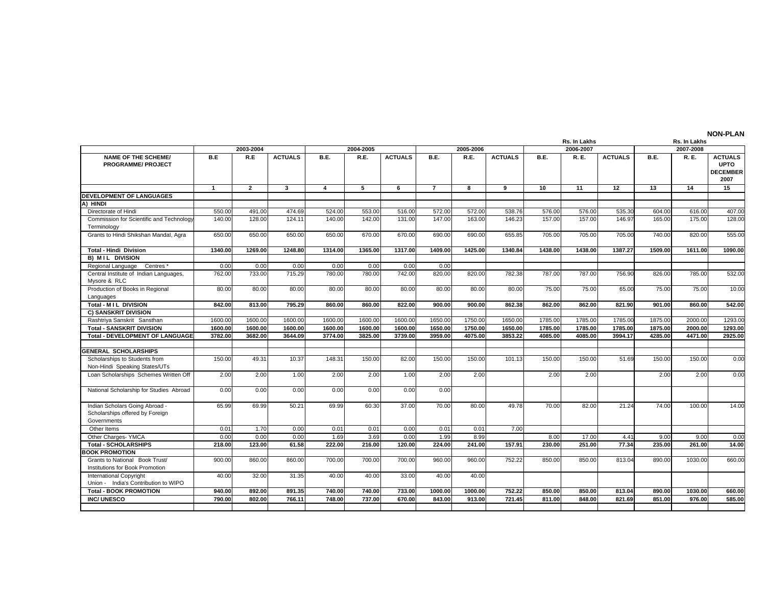**NON-PLAN**

| | 2003-2004 | | | 2004-2005 | | | 2005-2006 | | | 2006-2007 (Rs. In Lakhs) | | | 2007-2008 (Rs. In Lakhs) | | |
|---|---|---|---|---|---|---|---|---|---|---|---|---|---|---|---|
| **NAME OF THE SCHEME/ PROGRAMME/ PROJECT** | **B.E** | **R.E** | **ACTUALS** | **B.E.** | **R.E.** | **ACTUALS** | **B.E.** | **R.E.** | **ACTUALS** | **B.E.** | **R. E.** | **ACTUALS** | **B.E.** | **R. E.** | **ACTUALS UPTO DECEMBER 2007** |
| | **1** | **2** | **3** | **4** | **5** | **6** | **7** | **8** | **9** | **10** | **11** | **12** | **13** | **14** | **15** |
| **DEVELOPMENT OF LANGUAGES** | | | | | | | | | | | | | | | |
| **A) HINDI** | | | | | | | | | | | | | | | |
| Directorate of Hindi | 550.00 | 491.00 | 474.69 | 524.00 | 553.00 | 516.00 | 572.00 | 572.00 | 538.76 | 576.00 | 576.00 | 535.30 | 604.00 | 616.00 | 407.00 |
| Commission for Scientific and Technology Terminology | 140.00 | 128.00 | 124.11 | 140.00 | 142.00 | 131.00 | 147.00 | 163.00 | 146.23 | 157.00 | 157.00 | 146.97 | 165.00 | 175.00 | 128.00 |
| Grants to Hindi Shikshan Mandal, Agra | 650.00 | 650.00 | 650.00 | 650.00 | 670.00 | 670.00 | 690.00 | 690.00 | 655.85 | 705.00 | 705.00 | 705.00 | 740.00 | 820.00 | 555.00 |
| **Total - Hindi Division** | **1340.00** | **1269.00** | **1248.80** | **1314.00** | **1365.00** | **1317.00** | **1409.00** | **1425.00** | **1340.84** | **1438.00** | **1438.00** | **1387.27** | **1509.00** | **1611.00** | **1090.00** |
| **B) M I L DIVISION** | | | | | | | | | | | | | | | |
| Regional Language Centres * | 0.00 | 0.00 | 0.00 | 0.00 | 0.00 | 0.00 | 0.00 | | | | | | | | |
| Central Institute of Indian Languages, Mysore & RLC | 762.00 | 733.00 | 715.29 | 780.00 | 780.00 | 742.00 | 820.00 | 820.00 | 782.38 | 787.00 | 787.00 | 756.90 | 826.00 | 785.00 | 532.00 |
| Production of Books in Regional Languages | 80.00 | 80.00 | 80.00 | 80.00 | 80.00 | 80.00 | 80.00 | 80.00 | 80.00 | 75.00 | 75.00 | 65.00 | 75.00 | 75.00 | 10.00 |
| **Total - M I L DIVISION** | **842.00** | **813.00** | **795.29** | **860.00** | **860.00** | **822.00** | **900.00** | **900.00** | **862.38** | **862.00** | **862.00** | **821.90** | **901.00** | **860.00** | **542.00** |
| **C) SANSKRIT DIVISION** | | | | | | | | | | | | | | | |
| Rashtriya Sanskrit Sansthan | 1600.00 | 1600.00 | 1600.00 | 1600.00 | 1600.00 | 1600.00 | 1650.00 | 1750.00 | 1650.00 | 1785.00 | 1785.00 | 1785.00 | 1875.00 | 2000.00 | 1293.00 |
| **Total - SANSKRIT DIVISION** | **1600.00** | **1600.00** | **1600.00** | **1600.00** | **1600.00** | **1600.00** | **1650.00** | **1750.00** | **1650.00** | **1785.00** | **1785.00** | **1785.00** | **1875.00** | **2000.00** | **1293.00** |
| **Total - DEVELOPMENT OF LANGUAGE** | **3782.00** | **3682.00** | **3644.09** | **3774.00** | **3825.00** | **3739.00** | **3959.00** | **4075.00** | **3853.22** | **4085.00** | **4085.00** | **3994.17** | **4285.00** | **4471.00** | **2925.00** |
| **GENERAL SCHOLARSHIPS** | | | | | | | | | | | | | | | |
| Scholarships to Students from Non-Hindi Speaking States/UTs | 150.00 | 49.31 | 10.37 | 148.31 | 150.00 | 82.00 | 150.00 | 150.00 | 101.13 | 150.00 | 150.00 | 51.69 | 150.00 | 150.00 | 0.00 |
| Loan Scholarships Schemes Written Off | 2.00 | 2.00 | 1.00 | 2.00 | 2.00 | 1.00 | 2.00 | 2.00 | | 2.00 | 2.00 | | 2.00 | 2.00 | 0.00 |
| National Scholarship for Studies Abroad | 0.00 | 0.00 | 0.00 | 0.00 | 0.00 | 0.00 | 0.00 | | | | | | | | |
| Indian Scholars Going Abroad - Scholarships offered by Foreign Governments | 65.99 | 69.99 | 50.21 | 69.99 | 60.30 | 37.00 | 70.00 | 80.00 | 49.78 | 70.00 | 82.00 | 21.24 | 74.00 | 100.00 | 14.00 |
| Other Items | 0.01 | 1.70 | 0.00 | 0.01 | 0.01 | 0.00 | 0.01 | 0.01 | 7.00 | | | | | | |
| Other Charges- YMCA | 0.00 | 0.00 | 0.00 | 1.69 | 3.69 | 0.00 | 1.99 | 8.99 | | 8.00 | 17.00 | 4.41 | 9.00 | 9.00 | 0.00 |
| **Total - SCHOLARSHIPS** | **218.00** | **123.00** | **61.58** | **222.00** | **216.00** | **120.00** | **224.00** | **241.00** | **157.91** | **230.00** | **251.00** | **77.34** | **235.00** | **261.00** | **14.00** |
| **BOOK PROMOTION** | | | | | | | | | | | | | | | |
| Grants to National Book Trust/ Institutions for Book Promotion | 900.00 | 860.00 | 860.00 | 700.00 | 700.00 | 700.00 | 960.00 | 960.00 | 752.22 | 850.00 | 850.00 | 813.04 | 890.00 | 1030.00 | 660.00 |
| International Copyright Union - India's Contribution to WIPO | 40.00 | 32.00 | 31.35 | 40.00 | 40.00 | 33.00 | 40.00 | 40.00 | | | | | | | |
| **Total - BOOK PROMOTION** | **940.00** | **892.00** | **891.35** | **740.00** | **740.00** | **733.00** | **1000.00** | **1000.00** | **752.22** | **850.00** | **850.00** | **813.04** | **890.00** | **1030.00** | **660.00** |
| **INC/ UNESCO** | **790.00** | **802.00** | **766.11** | **748.00** | **737.00** | **670.00** | **843.00** | **913.00** | **721.45** | **811.00** | **848.00** | **821.69** | **851.00** | **976.00** | **585.00** |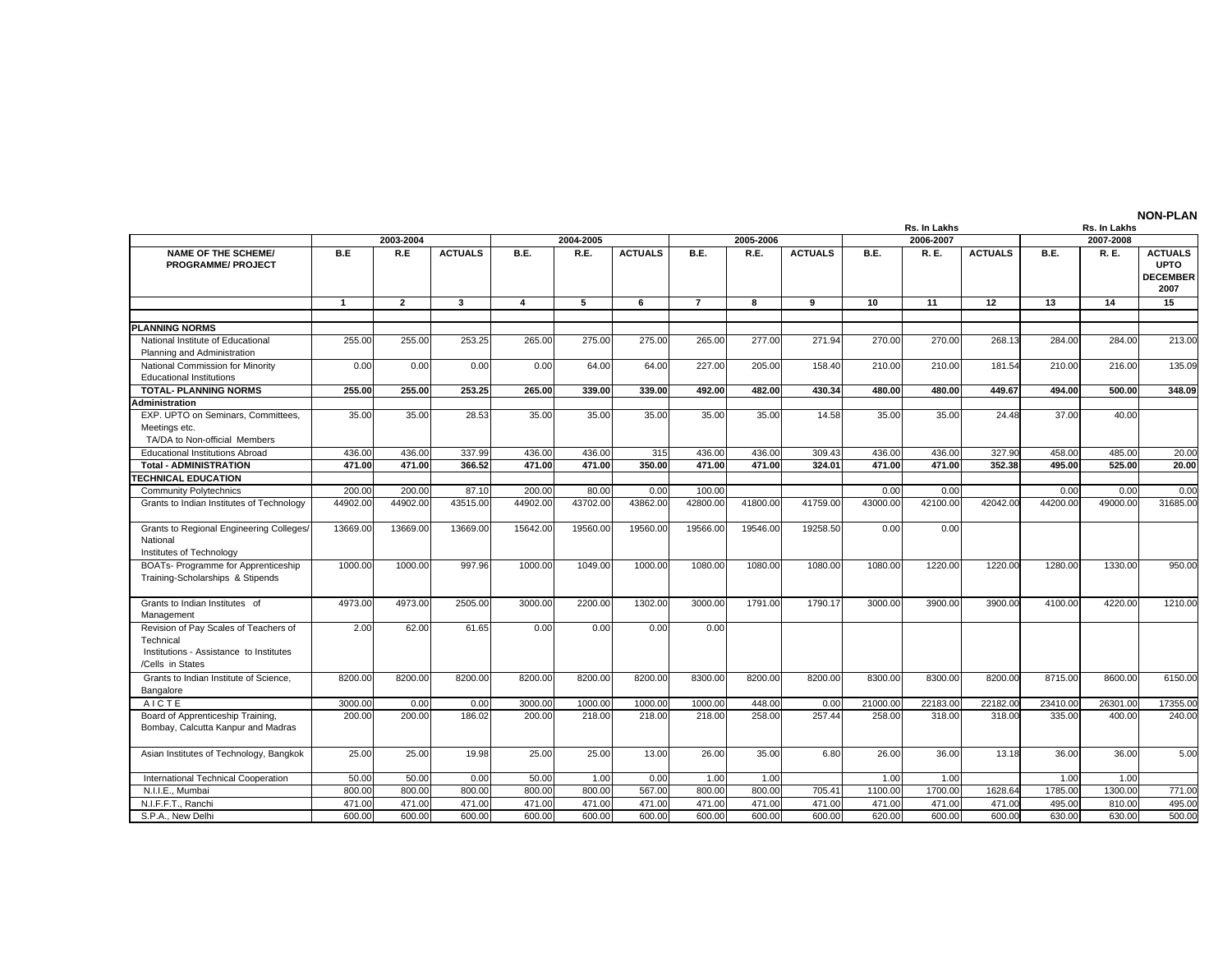**NON-PLAN**

Rs. In Lakhs

| NAME OF THE SCHEME/ PROGRAMME/ PROJECT | 2003-2004 | | | 2004-2005 | | | 2005-2006 | | | 2006-2007 | | | 2007-2008 | | |
|---|---|---|---|---|---|---|---|---|---|---|---|---|---|---|---|
| | B.E | R.E | ACTUALS | B.E. | R.E. | ACTUALS | B.E. | R.E. | ACTUALS | B.E. | R. E. | ACTUALS | B.E. | R. E. | ACTUALS UPTO DECEMBER 2007 |
| | 1 | 2 | 3 | 4 | 5 | 6 | 7 | 8 | 9 | 10 | 11 | 12 | 13 | 14 | 15 |
| **PLANNING NORMS** | | | | | | | | | | | | | | | |
| National Institute of Educational Planning and Administration | 255.00 | 255.00 | 253.25 | 265.00 | 275.00 | 275.00 | 265.00 | 277.00 | 271.94 | 270.00 | 270.00 | 268.13 | 284.00 | 284.00 | 213.00 |
| National Commission for Minority Educational Institutions | 0.00 | 0.00 | 0.00 | 0.00 | 64.00 | 64.00 | 227.00 | 205.00 | 158.40 | 210.00 | 210.00 | 181.54 | 210.00 | 216.00 | 135.09 |
| **TOTAL- PLANNING NORMS** | **255.00** | **255.00** | **253.25** | **265.00** | **339.00** | **339.00** | **492.00** | **482.00** | **430.34** | **480.00** | **480.00** | **449.67** | **494.00** | **500.00** | **348.09** |
| **Administration** | | | | | | | | | | | | | | | |
| EXP. UPTO on Seminars, Committees, Meetings etc. TA/DA to Non-official Members | 35.00 | 35.00 | 28.53 | 35.00 | 35.00 | 35.00 | 35.00 | 35.00 | 14.58 | 35.00 | 35.00 | 24.48 | 37.00 | 40.00 | |
| Educational Institutions Abroad | 436.00 | 436.00 | 337.99 | 436.00 | 436.00 | 315 | 436.00 | 436.00 | 309.43 | 436.00 | 436.00 | 327.90 | 458.00 | 485.00 | 20.00 |
| **Total - ADMINISTRATION** | **471.00** | **471.00** | **366.52** | **471.00** | **471.00** | **350.00** | **471.00** | **471.00** | **324.01** | **471.00** | **471.00** | **352.38** | **495.00** | **525.00** | **20.00** |
| **TECHNICAL EDUCATION** | | | | | | | | | | | | | | | |
| Community Polytechnics | 200.00 | 200.00 | 87.10 | 200.00 | 80.00 | 0.00 | 100.00 | | | 0.00 | 0.00 | | 0.00 | 0.00 | 0.00 |
| Grants to Indian Institutes of Technology | 44902.00 | 44902.00 | 43515.00 | 44902.00 | 43702.00 | 43862.00 | 42800.00 | 41800.00 | 41759.00 | 43000.00 | 42100.00 | 42042.00 | 44200.00 | 49000.00 | 31685.00 |
| Grants to Regional Engineering Colleges/ National Institutes of Technology | 13669.00 | 13669.00 | 13669.00 | 15642.00 | 19560.00 | 19560.00 | 19566.00 | 19546.00 | 19258.50 | 0.00 | 0.00 | | | | |
| BOATs- Programme for Apprenticeship Training-Scholarships & Stipends | 1000.00 | 1000.00 | 997.96 | 1000.00 | 1049.00 | 1000.00 | 1080.00 | 1080.00 | 1080.00 | 1080.00 | 1220.00 | 1220.00 | 1280.00 | 1330.00 | 950.00 |
| Grants to Indian Institutes of Management | 4973.00 | 4973.00 | 2505.00 | 3000.00 | 2200.00 | 1302.00 | 3000.00 | 1791.00 | 1790.17 | 3000.00 | 3900.00 | 3900.00 | 4100.00 | 4220.00 | 1210.00 |
| Revision of Pay Scales of Teachers of Technical Institutions - Assistance to Institutes /Cells in States | 2.00 | 62.00 | 61.65 | 0.00 | 0.00 | 0.00 | 0.00 | | | | | | | | |
| Grants to Indian Institute of Science, Bangalore | 8200.00 | 8200.00 | 8200.00 | 8200.00 | 8200.00 | 8200.00 | 8300.00 | 8200.00 | 8200.00 | 8300.00 | 8300.00 | 8200.00 | 8715.00 | 8600.00 | 6150.00 |
| A I C T E | 3000.00 | 0.00 | 0.00 | 3000.00 | 1000.00 | 1000.00 | 1000.00 | 448.00 | 0.00 | 21000.00 | 22183.00 | 22182.00 | 23410.00 | 26301.00 | 17355.00 |
| Board of Apprenticeship Training, Bombay, Calcutta Kanpur and Madras | 200.00 | 200.00 | 186.02 | 200.00 | 218.00 | 218.00 | 218.00 | 258.00 | 257.44 | 258.00 | 318.00 | 318.00 | 335.00 | 400.00 | 240.00 |
| Asian Institutes of Technology, Bangkok | 25.00 | 25.00 | 19.98 | 25.00 | 25.00 | 13.00 | 26.00 | 35.00 | 6.80 | 26.00 | 36.00 | 13.18 | 36.00 | 36.00 | 5.00 |
| International Technical Cooperation | 50.00 | 50.00 | 0.00 | 50.00 | 1.00 | 0.00 | 1.00 | 1.00 | | 1.00 | 1.00 | | 1.00 | 1.00 | |
| N.I.I.E., Mumbai | 800.00 | 800.00 | 800.00 | 800.00 | 800.00 | 567.00 | 800.00 | 800.00 | 705.41 | 1100.00 | 1700.00 | 1628.64 | 1785.00 | 1300.00 | 771.00 |
| N.I.F.F.T., Ranchi | 471.00 | 471.00 | 471.00 | 471.00 | 471.00 | 471.00 | 471.00 | 471.00 | 471.00 | 471.00 | 471.00 | 471.00 | 495.00 | 810.00 | 495.00 |
| S.P.A., New Delhi | 600.00 | 600.00 | 600.00 | 600.00 | 600.00 | 600.00 | 600.00 | 600.00 | 600.00 | 620.00 | 600.00 | 600.00 | 630.00 | 630.00 | 500.00 |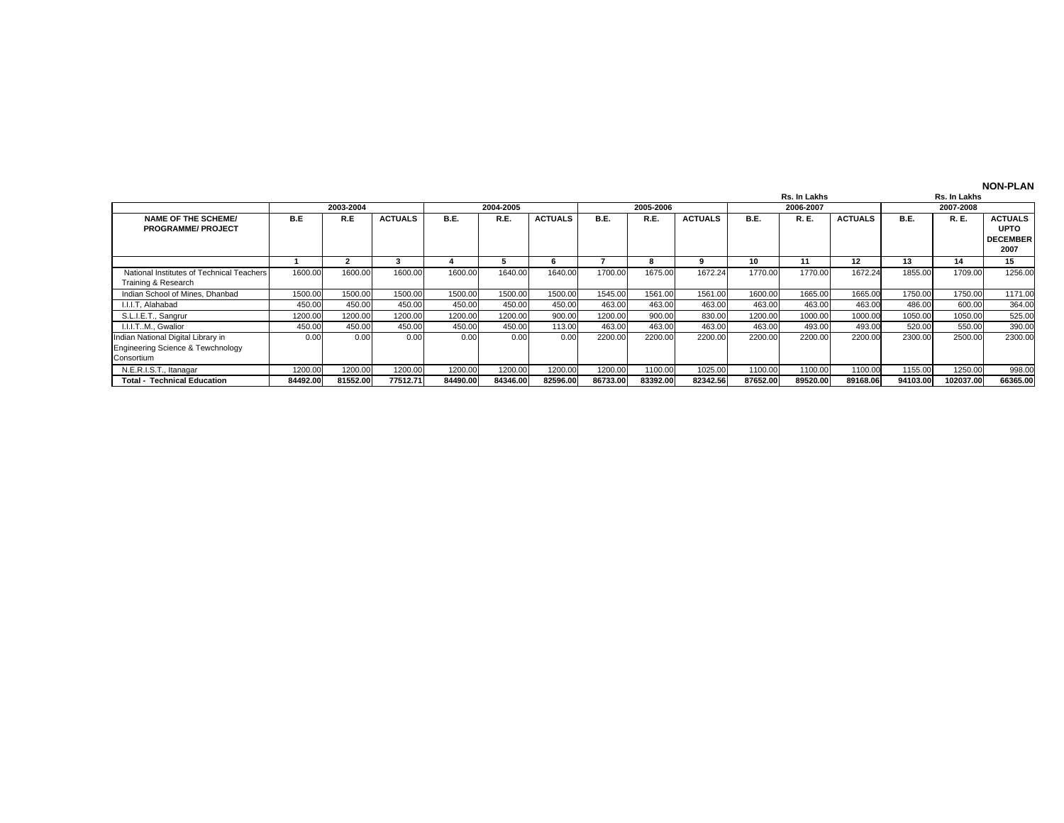**NON-PLAN**

Rs. In Lakhs　　Rs. In Lakhs

| NAME OF THE SCHEME/ PROGRAMME/ PROJECT | 2003-2004 | | | 2004-2005 | | | 2005-2006 | | | 2006-2007 | | | 2007-2008 | | |
|---|---|---|---|---|---|---|---|---|---|---|---|---|---|---|---|
| | B.E | R.E | ACTUALS | B.E. | R.E. | ACTUALS | B.E. | R.E. | ACTUALS | B.E. | R. E. | ACTUALS | B.E. | R. E. | ACTUALS UPTO DECEMBER 2007 |
| | 1 | 2 | 3 | 4 | 5 | 6 | 7 | 8 | 9 | 10 | 11 | 12 | 13 | 14 | 15 |
| National Institutes of Technical Teachers Training & Research | 1600.00 | 1600.00 | 1600.00 | 1600.00 | 1640.00 | 1640.00 | 1700.00 | 1675.00 | 1672.24 | 1770.00 | 1770.00 | 1672.24 | 1855.00 | 1709.00 | 1256.00 |
| Indian School of Mines, Dhanbad | 1500.00 | 1500.00 | 1500.00 | 1500.00 | 1500.00 | 1500.00 | 1545.00 | 1561.00 | 1561.00 | 1600.00 | 1665.00 | 1665.00 | 1750.00 | 1750.00 | 1171.00 |
| I.I.I.T, Alahabad | 450.00 | 450.00 | 450.00 | 450.00 | 450.00 | 450.00 | 463.00 | 463.00 | 463.00 | 463.00 | 463.00 | 463.00 | 486.00 | 600.00 | 364.00 |
| S.L.I.E.T., Sangrur | 1200.00 | 1200.00 | 1200.00 | 1200.00 | 1200.00 | 900.00 | 1200.00 | 900.00 | 830.00 | 1200.00 | 1000.00 | 1000.00 | 1050.00 | 1050.00 | 525.00 |
| I.I.I.T..M., Gwalior | 450.00 | 450.00 | 450.00 | 450.00 | 450.00 | 113.00 | 463.00 | 463.00 | 463.00 | 463.00 | 493.00 | 493.00 | 520.00 | 550.00 | 390.00 |
| Indian National Digital Library in Engineering Science & Tewchnology Consortium | 0.00 | 0.00 | 0.00 | 0.00 | 0.00 | 0.00 | 2200.00 | 2200.00 | 2200.00 | 2200.00 | 2200.00 | 2200.00 | 2300.00 | 2500.00 | 2300.00 |
| N.E.R.I.S.T., Itanagar | 1200.00 | 1200.00 | 1200.00 | 1200.00 | 1200.00 | 1200.00 | 1200.00 | 1100.00 | 1025.00 | 1100.00 | 1100.00 | 1100.00 | 1155.00 | 1250.00 | 998.00 |
| **Total - Technical Education** | **84492.00** | **81552.00** | **77512.71** | **84490.00** | **84346.00** | **82596.00** | **86733.00** | **83392.00** | **82342.56** | **87652.00** | **89520.00** | **89168.06** | **94103.00** | **102037.00** | **66365.00** |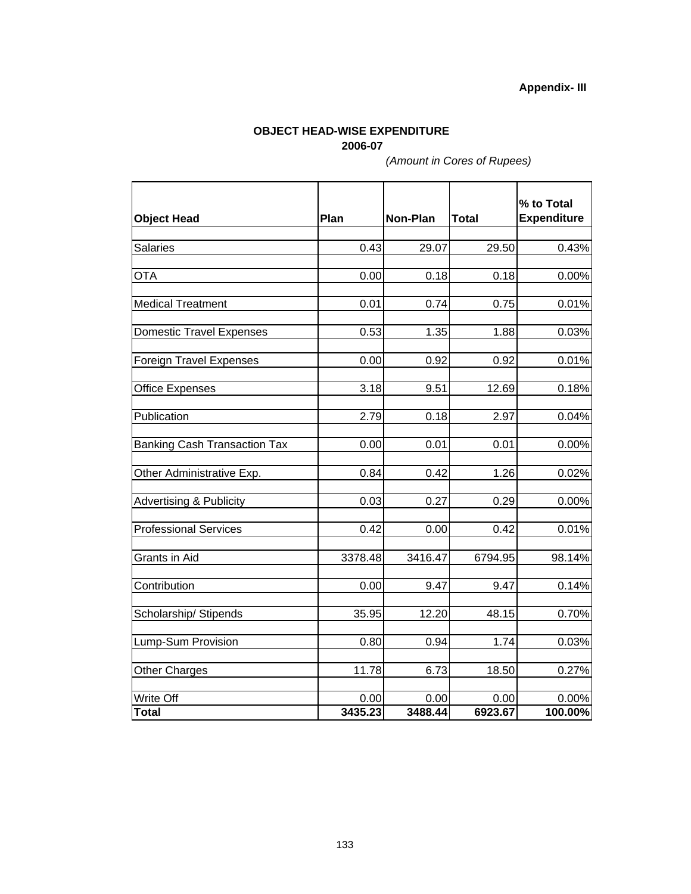**Appendix- III**

## OBJECT HEAD-WISE EXPENDITURE
## 2006-07

*(Amount in Cores of Rupees)*

| Object Head | Plan | Non-Plan | Total | % to Total Expenditure |
|---|---|---|---|---|
| Salaries | 0.43 | 29.07 | 29.50 | 0.43% |
| OTA | 0.00 | 0.18 | 0.18 | 0.00% |
| Medical Treatment | 0.01 | 0.74 | 0.75 | 0.01% |
| Domestic Travel Expenses | 0.53 | 1.35 | 1.88 | 0.03% |
| Foreign Travel Expenses | 0.00 | 0.92 | 0.92 | 0.01% |
| Office Expenses | 3.18 | 9.51 | 12.69 | 0.18% |
| Publication | 2.79 | 0.18 | 2.97 | 0.04% |
| Banking Cash Transaction Tax | 0.00 | 0.01 | 0.01 | 0.00% |
| Other Administrative Exp. | 0.84 | 0.42 | 1.26 | 0.02% |
| Advertising & Publicity | 0.03 | 0.27 | 0.29 | 0.00% |
| Professional Services | 0.42 | 0.00 | 0.42 | 0.01% |
| Grants in Aid | 3378.48 | 3416.47 | 6794.95 | 98.14% |
| Contribution | 0.00 | 9.47 | 9.47 | 0.14% |
| Scholarship/ Stipends | 35.95 | 12.20 | 48.15 | 0.70% |
| Lump-Sum Provision | 0.80 | 0.94 | 1.74 | 0.03% |
| Other Charges | 11.78 | 6.73 | 18.50 | 0.27% |
| Write Off | 0.00 | 0.00 | 0.00 | 0.00% |
| **Total** | **3435.23** | **3488.44** | **6923.67** | **100.00%** |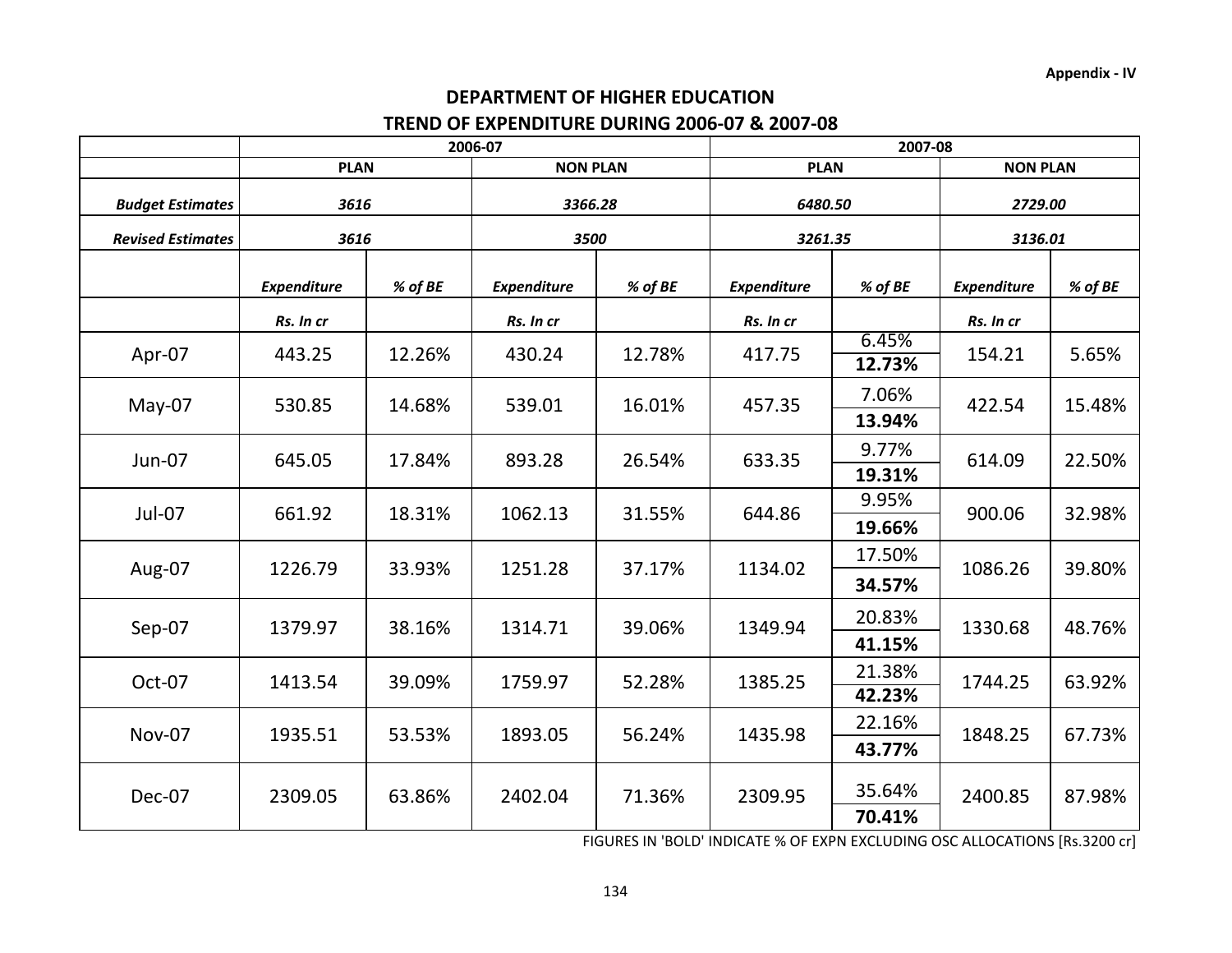Appendix - IV

## DEPARTMENT OF HIGHER EDUCATION

## TREND OF EXPENDITURE DURING 2006-07 & 2007-08

| | 2006-07 | | | | 2007-08 | | | |
|---|---|---|---|---|---|---|---|---|
| | PLAN | | NON PLAN | | PLAN | | NON PLAN | |
| ***Budget Estimates*** | ***3616*** | | ***3366.28*** | | ***6480.50*** | | ***2729.00*** | |
| ***Revised Estimates*** | ***3616*** | | ***3500*** | | ***3261.35*** | | ***3136.01*** | |
| | ***Expenditure*** | ***% of BE*** | ***Expenditure*** | ***% of BE*** | ***Expenditure*** | ***% of BE*** | ***Expenditure*** | ***% of BE*** |
| | ***Rs. In cr*** | | ***Rs. In cr*** | | ***Rs. In cr*** | | ***Rs. In cr*** | |
| Apr-07 | 443.25 | 12.26% | 430.24 | 12.78% | 417.75 | 6.45% **12.73%** | 154.21 | 5.65% |
| May-07 | 530.85 | 14.68% | 539.01 | 16.01% | 457.35 | 7.06% **13.94%** | 422.54 | 15.48% |
| Jun-07 | 645.05 | 17.84% | 893.28 | 26.54% | 633.35 | 9.77% **19.31%** | 614.09 | 22.50% |
| Jul-07 | 661.92 | 18.31% | 1062.13 | 31.55% | 644.86 | 9.95% **19.66%** | 900.06 | 32.98% |
| Aug-07 | 1226.79 | 33.93% | 1251.28 | 37.17% | 1134.02 | 17.50% **34.57%** | 1086.26 | 39.80% |
| Sep-07 | 1379.97 | 38.16% | 1314.71 | 39.06% | 1349.94 | 20.83% **41.15%** | 1330.68 | 48.76% |
| Oct-07 | 1413.54 | 39.09% | 1759.97 | 52.28% | 1385.25 | 21.38% **42.23%** | 1744.25 | 63.92% |
| Nov-07 | 1935.51 | 53.53% | 1893.05 | 56.24% | 1435.98 | 22.16% **43.77%** | 1848.25 | 67.73% |
| Dec-07 | 2309.05 | 63.86% | 2402.04 | 71.36% | 2309.95 | 35.64% **70.41%** | 2400.85 | 87.98% |

FIGURES IN 'BOLD' INDICATE % OF EXPN EXCLUDING OSC ALLOCATIONS [Rs.3200 cr]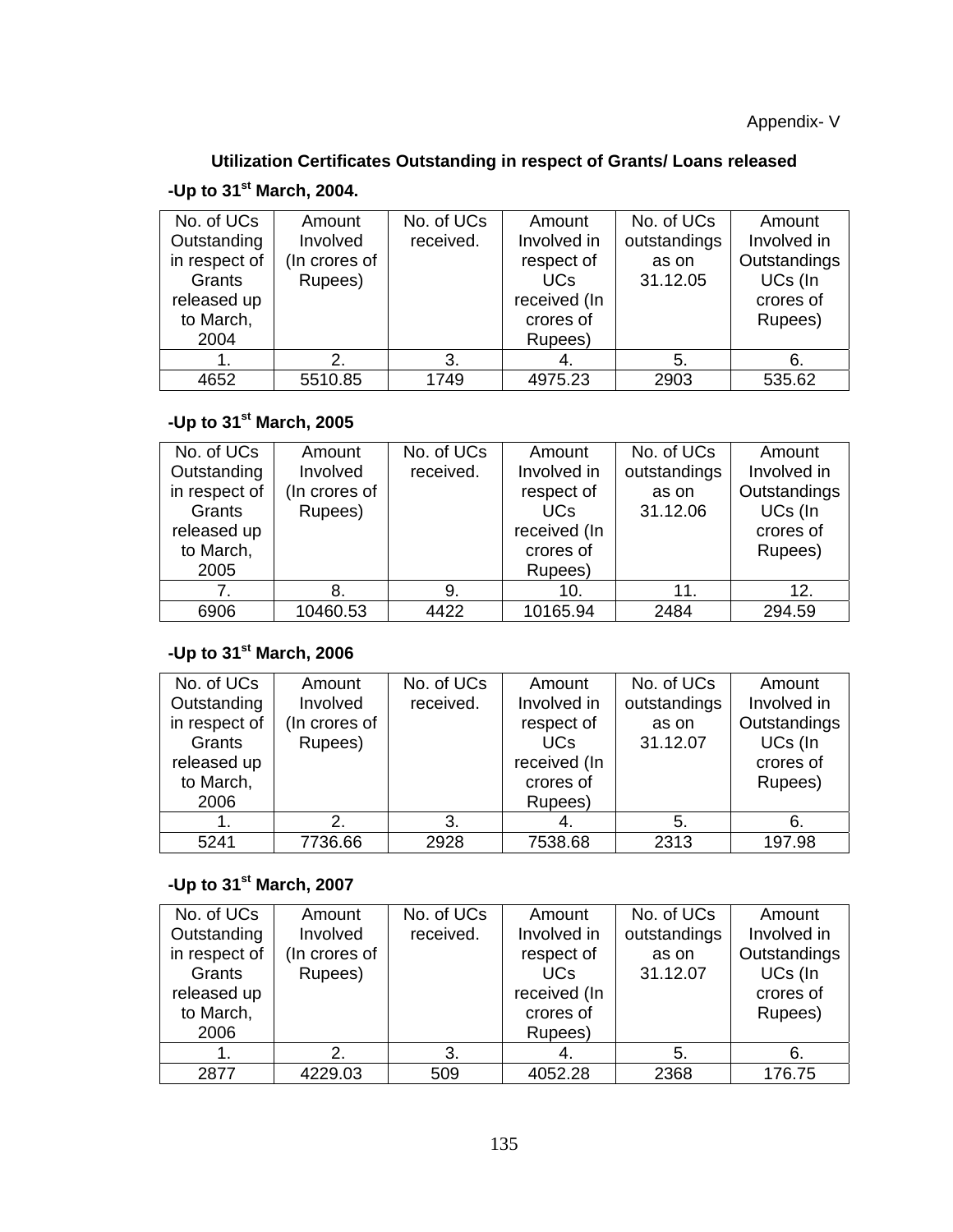Appendix- V

### Utilization Certificates Outstanding in respect of Grants/ Loans released

**-Up to 31st March, 2004.**

| No. of UCs Outstanding in respect of Grants released up to March, 2004 | Amount Involved (In crores of Rupees) | No. of UCs received. | Amount Involved in respect of UCs received (In crores of Rupees) | No. of UCs outstandings as on 31.12.05 | Amount Involved in Outstandings UCs (In crores of Rupees) |
|---|---|---|---|---|---|
| 1. | 2. | 3. | 4. | 5. | 6. |
| 4652 | 5510.85 | 1749 | 4975.23 | 2903 | 535.62 |

**-Up to 31st March, 2005**

| No. of UCs Outstanding in respect of Grants released up to March, 2005 | Amount Involved (In crores of Rupees) | No. of UCs received. | Amount Involved in respect of UCs received (In crores of Rupees) | No. of UCs outstandings as on 31.12.06 | Amount Involved in Outstandings UCs (In crores of Rupees) |
|---|---|---|---|---|---|
| 7. | 8. | 9. | 10. | 11. | 12. |
| 6906 | 10460.53 | 4422 | 10165.94 | 2484 | 294.59 |

**-Up to 31st March, 2006**

| No. of UCs Outstanding in respect of Grants released up to March, 2006 | Amount Involved (In crores of Rupees) | No. of UCs received. | Amount Involved in respect of UCs received (In crores of Rupees) | No. of UCs outstandings as on 31.12.07 | Amount Involved in Outstandings UCs (In crores of Rupees) |
|---|---|---|---|---|---|
| 1. | 2. | 3. | 4. | 5. | 6. |
| 5241 | 7736.66 | 2928 | 7538.68 | 2313 | 197.98 |

**-Up to 31st March, 2007**

| No. of UCs Outstanding in respect of Grants released up to March, 2006 | Amount Involved (In crores of Rupees) | No. of UCs received. | Amount Involved in respect of UCs received (In crores of Rupees) | No. of UCs outstandings as on 31.12.07 | Amount Involved in Outstandings UCs (In crores of Rupees) |
|---|---|---|---|---|---|
| 1. | 2. | 3. | 4. | 5. | 6. |
| 2877 | 4229.03 | 509 | 4052.28 | 2368 | 176.75 |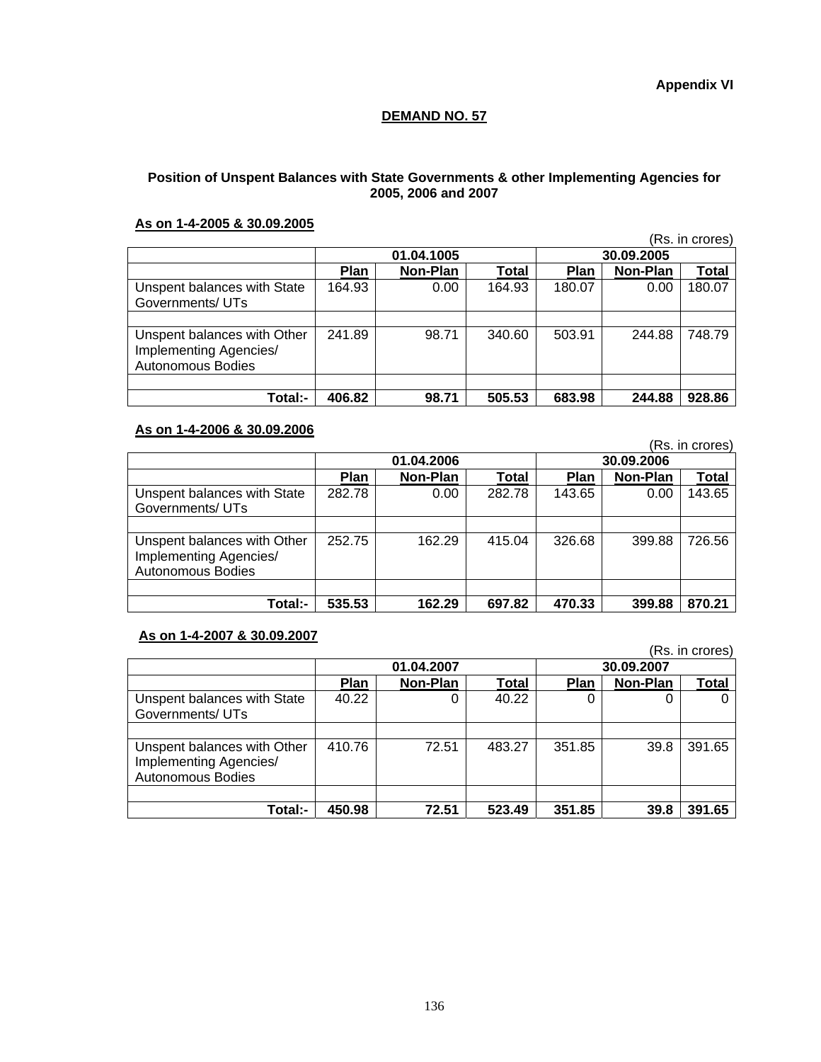**Appendix VI**

# DEMAND NO. 57

### Position of Unspent Balances with State Governments & other Implementing Agencies for 2005, 2006 and 2007

**As on 1-4-2005 & 30.09.2005**

(Rs. in crores)

| | 01.04.1005 | | | 30.09.2005 | | |
|---|---|---|---|---|---|---|
| | **Plan** | **Non-Plan** | **Total** | **Plan** | **Non-Plan** | **Total** |
| Unspent balances with State Governments/ UTs | 164.93 | 0.00 | 164.93 | 180.07 | 0.00 | 180.07 |
| | | | | | | |
| Unspent balances with Other Implementing Agencies/ Autonomous Bodies | 241.89 | 98.71 | 340.60 | 503.91 | 244.88 | 748.79 |
| | | | | | | |
| **Total:-** | **406.82** | **98.71** | **505.53** | **683.98** | **244.88** | **928.86** |

**As on 1-4-2006 & 30.09.2006**

(Rs. in crores)

| | 01.04.2006 | | | 30.09.2006 | | |
|---|---|---|---|---|---|---|
| | **Plan** | **Non-Plan** | **Total** | **Plan** | **Non-Plan** | **Total** |
| Unspent balances with State Governments/ UTs | 282.78 | 0.00 | 282.78 | 143.65 | 0.00 | 143.65 |
| | | | | | | |
| Unspent balances with Other Implementing Agencies/ Autonomous Bodies | 252.75 | 162.29 | 415.04 | 326.68 | 399.88 | 726.56 |
| | | | | | | |
| **Total:-** | **535.53** | **162.29** | **697.82** | **470.33** | **399.88** | **870.21** |

**As on 1-4-2007 & 30.09.2007**

(Rs. in crores)

| | 01.04.2007 | | | 30.09.2007 | | |
|---|---|---|---|---|---|---|
| | **Plan** | **Non-Plan** | **Total** | **Plan** | **Non-Plan** | **Total** |
| Unspent balances with State Governments/ UTs | 40.22 | 0 | 40.22 | 0 | 0 | 0 |
| | | | | | | |
| Unspent balances with Other Implementing Agencies/ Autonomous Bodies | 410.76 | 72.51 | 483.27 | 351.85 | 39.8 | 391.65 |
| | | | | | | |
| **Total:-** | **450.98** | **72.51** | **523.49** | **351.85** | **39.8** | **391.65** |